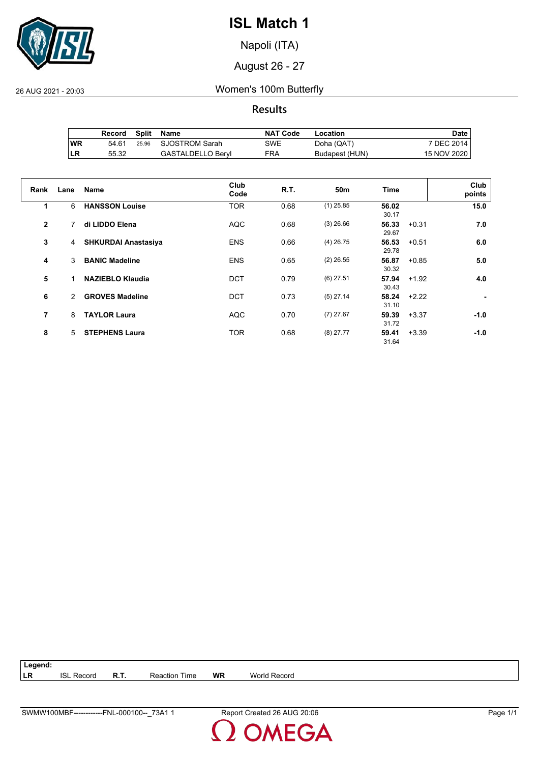# ISL Match 1

Napoli (ITA)

August 26 - 27

26 AUG 2021 - 20:03

## Women's 100m Butterfly

### Results

| | Record | Split | Name | NAT Code | Location | Date |
|---|---|---|---|---|---|---|
| WR | 54.61 | 25.96 | SJOSTROM Sarah | SWE | Doha (QAT) | 7 DEC 2014 |
| LR | 55.32 | | GASTALDELLO Beryl | FRA | Budapest (HUN) | 15 NOV 2020 |

| Rank | Lane | Name | Club Code | R.T. | 50m | Time | | Club points |
|---|---|---|---|---|---|---|---|---|
| 1 | 6 | **HANSSON Louise** | TOR | 0.68 | (1) 25.85 | **56.02** 30.17 | | **15.0** |
| 2 | 7 | **di LIDDO Elena** | AQC | 0.68 | (3) 26.66 | **56.33** 29.67 | +0.31 | **7.0** |
| 3 | 4 | **SHKURDAI Anastasiya** | ENS | 0.66 | (4) 26.75 | **56.53** 29.78 | +0.51 | **6.0** |
| 4 | 3 | **BANIC Madeline** | ENS | 0.65 | (2) 26.55 | **56.87** 30.32 | +0.85 | **5.0** |
| 5 | 1 | **NAZIEBLO Klaudia** | DCT | 0.79 | (6) 27.51 | **57.94** 30.43 | +1.92 | **4.0** |
| 6 | 2 | **GROVES Madeline** | DCT | 0.73 | (5) 27.14 | **58.24** 31.10 | +2.22 | **-** |
| 7 | 8 | **TAYLOR Laura** | AQC | 0.70 | (7) 27.67 | **59.39** 31.72 | +3.37 | **-1.0** |
| 8 | 5 | **STEPHENS Laura** | TOR | 0.68 | (8) 27.77 | **59.41** 31.64 | +3.39 | **-1.0** |

**Legend:**

| | | | | | |
|---|---|---|---|---|---|
| LR | ISL Record | R.T. | Reaction Time | WR | World Record |

SWMW100MBF------------FNL-000100--_73A1 1 Report Created 26 AUG 20:06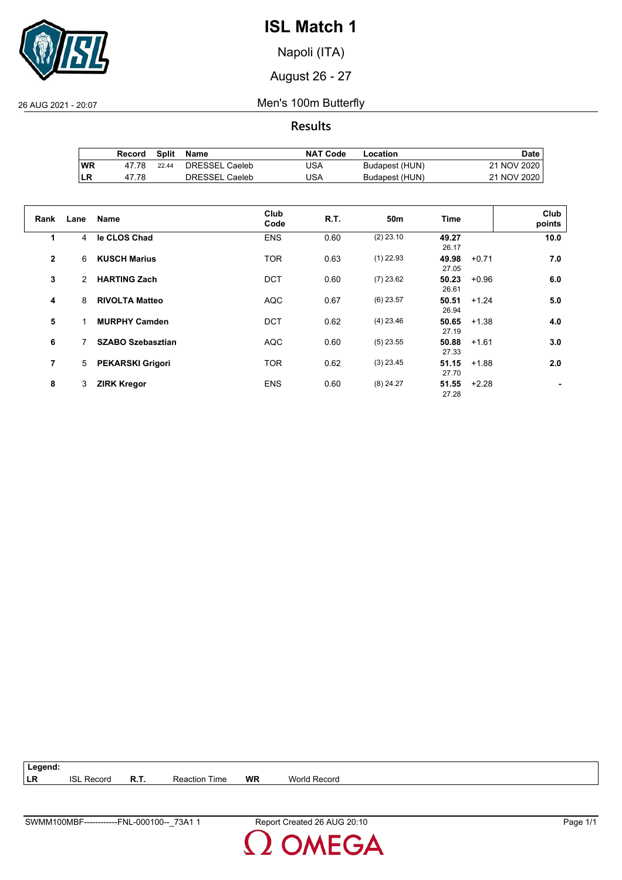# ISL Match 1

Napoli (ITA)

August 26 - 27

26 AUG 2021 - 20:07

## Men's 100m Butterfly

### Results

| | Record | Split | Name | NAT Code | Location | Date |
|---|---|---|---|---|---|---|
| WR | 47.78 | 22.44 | DRESSEL Caeleb | USA | Budapest (HUN) | 21 NOV 2020 |
| LR | 47.78 | | DRESSEL Caeleb | USA | Budapest (HUN) | 21 NOV 2020 |

| Rank | Lane | Name | Club Code | R.T. | 50m | Time | | Club points |
|---|---|---|---|---|---|---|---|---|
| 1 | 4 | **le CLOS Chad** | ENS | 0.60 | (2) 23.10 | **49.27** 26.17 | | **10.0** |
| 2 | 6 | **KUSCH Marius** | TOR | 0.63 | (1) 22.93 | **49.98** 27.05 | +0.71 | **7.0** |
| 3 | 2 | **HARTING Zach** | DCT | 0.60 | (7) 23.62 | **50.23** 26.61 | +0.96 | **6.0** |
| 4 | 8 | **RIVOLTA Matteo** | AQC | 0.67 | (6) 23.57 | **50.51** 26.94 | +1.24 | **5.0** |
| 5 | 1 | **MURPHY Camden** | DCT | 0.62 | (4) 23.46 | **50.65** 27.19 | +1.38 | **4.0** |
| 6 | 7 | **SZABO Szebasztian** | AQC | 0.60 | (5) 23.55 | **50.88** 27.33 | +1.61 | **3.0** |
| 7 | 5 | **PEKARSKI Grigori** | TOR | 0.62 | (3) 23.45 | **51.15** 27.70 | +1.88 | **2.0** |
| 8 | 3 | **ZIRK Kregor** | ENS | 0.60 | (8) 24.27 | **51.55** 27.28 | +2.28 | **-** |

**Legend:**

| | | | | | |
|---|---|---|---|---|---|
| **LR** | ISL Record | **R.T.** | Reaction Time | **WR** | World Record |

SWMM100MBF------------FNL-000100--_73A1 1 Report Created 26 AUG 20:10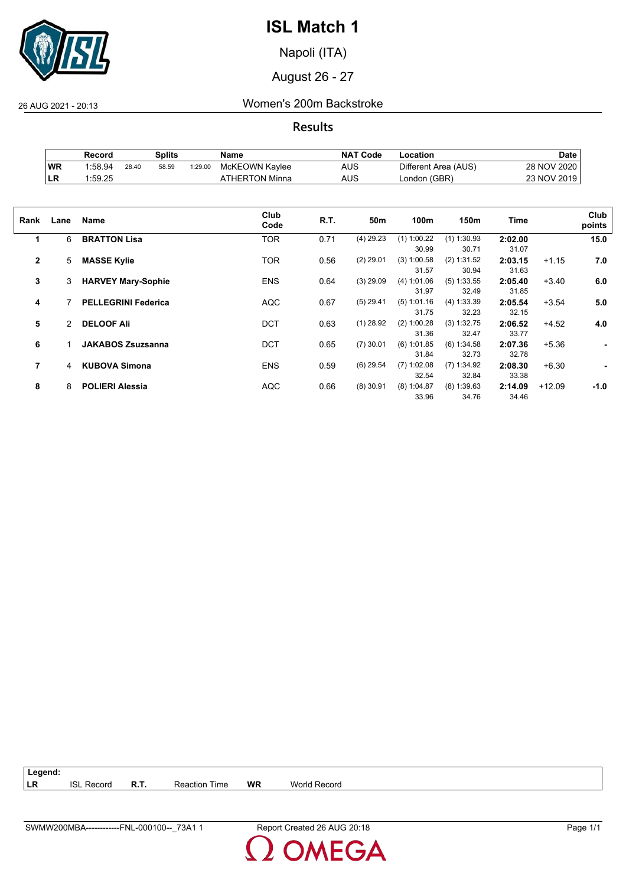# ISL Match 1

Napoli (ITA)

August 26 - 27

26 AUG 2021 - 20:13

## Women's 200m Backstroke

### Results

| | Record | Splits | | | Name | NAT Code | Location | Date |
|---|---|---|---|---|---|---|---|---|
| WR | 1:58.94 | 28.40 | 58.59 | 1:29.00 | McKEOWN Kaylee | AUS | Different Area (AUS) | 28 NOV 2020 |
| LR | 1:59.25 | | | | ATHERTON Minna | AUS | London (GBR) | 23 NOV 2019 |

| Rank | Lane | Name | Club Code | R.T. | 50m | 100m | 150m | Time | | Club points |
|---|---|---|---|---|---|---|---|---|---|---|
| 1 | 6 | **BRATTON Lisa** | TOR | 0.71 | (4) 29.23 | (1) 1:00.22<br>30.99 | (1) 1:30.93<br>30.71 | **2:02.00**<br>31.07 | | **15.0** |
| 2 | 5 | **MASSE Kylie** | TOR | 0.56 | (2) 29.01 | (3) 1:00.58<br>31.57 | (2) 1:31.52<br>30.94 | **2:03.15**<br>31.63 | +1.15 | **7.0** |
| 3 | 3 | **HARVEY Mary-Sophie** | ENS | 0.64 | (3) 29.09 | (4) 1:01.06<br>31.97 | (5) 1:33.55<br>32.49 | **2:05.40**<br>31.85 | +3.40 | **6.0** |
| 4 | 7 | **PELLEGRINI Federica** | AQC | 0.67 | (5) 29.41 | (5) 1:01.16<br>31.75 | (4) 1:33.39<br>32.23 | **2:05.54**<br>32.15 | +3.54 | **5.0** |
| 5 | 2 | **DELOOF Ali** | DCT | 0.63 | (1) 28.92 | (2) 1:00.28<br>31.36 | (3) 1:32.75<br>32.47 | **2:06.52**<br>33.77 | +4.52 | **4.0** |
| 6 | 1 | **JAKABOS Zsuzsanna** | DCT | 0.65 | (7) 30.01 | (6) 1:01.85<br>31.84 | (6) 1:34.58<br>32.73 | **2:07.36**<br>32.78 | +5.36 | **-** |
| 7 | 4 | **KUBOVA Simona** | ENS | 0.59 | (6) 29.54 | (7) 1:02.08<br>32.54 | (7) 1:34.92<br>32.84 | **2:08.30**<br>33.38 | +6.30 | **-** |
| 8 | 8 | **POLIERI Alessia** | AQC | 0.66 | (8) 30.91 | (8) 1:04.87<br>33.96 | (8) 1:39.63<br>34.76 | **2:14.09**<br>34.46 | +12.09 | **-1.0** |

**Legend:**

| | | | | | |
|---|---|---|---|---|---|
| LR | ISL Record | R.T. | Reaction Time | WR | World Record |

SWMW200MBA------------FNL-000100--_73A1 1 — Report Created 26 AUG 20:18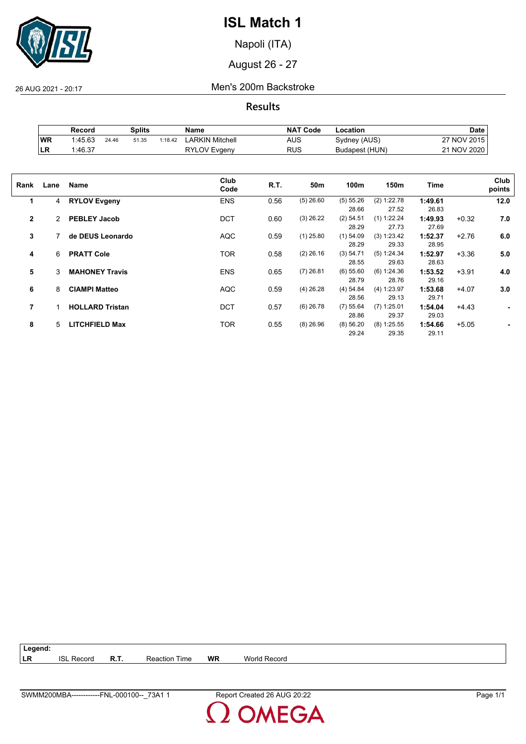# ISL Match 1

Napoli (ITA)

August 26 - 27

26 AUG 2021 - 20:17

## Men's 200m Backstroke

### Results

| | Record | Splits | | | Name | NAT Code | Location | Date |
|---|---|---|---|---|---|---|---|---|
| WR | 1:45.63 | 24.46 | 51.35 | 1:18.42 | LARKIN Mitchell | AUS | Sydney (AUS) | 27 NOV 2015 |
| LR | 1:46.37 | | | | RYLOV Evgeny | RUS | Budapest (HUN) | 21 NOV 2020 |

| Rank | Lane | Name | Club Code | R.T. | 50m | 100m | 150m | Time | | Club points |
|---|---|---|---|---|---|---|---|---|---|---|
| 1 | 4 | **RYLOV Evgeny** | ENS | 0.56 | (5) 26.60 | (5) 55.26<br>28.66 | (2) 1:22.78<br>27.52 | **1:49.61**<br>26.83 | | **12.0** |
| 2 | 2 | **PEBLEY Jacob** | DCT | 0.60 | (3) 26.22 | (2) 54.51<br>28.29 | (1) 1:22.24<br>27.73 | **1:49.93**<br>27.69 | +0.32 | **7.0** |
| 3 | 7 | **de DEUS Leonardo** | AQC | 0.59 | (1) 25.80 | (1) 54.09<br>28.29 | (3) 1:23.42<br>29.33 | **1:52.37**<br>28.95 | +2.76 | **6.0** |
| 4 | 6 | **PRATT Cole** | TOR | 0.58 | (2) 26.16 | (3) 54.71<br>28.55 | (5) 1:24.34<br>29.63 | **1:52.97**<br>28.63 | +3.36 | **5.0** |
| 5 | 3 | **MAHONEY Travis** | ENS | 0.65 | (7) 26.81 | (6) 55.60<br>28.79 | (6) 1:24.36<br>28.76 | **1:53.52**<br>29.16 | +3.91 | **4.0** |
| 6 | 8 | **CIAMPI Matteo** | AQC | 0.59 | (4) 26.28 | (4) 54.84<br>28.56 | (4) 1:23.97<br>29.13 | **1:53.68**<br>29.71 | +4.07 | **3.0** |
| 7 | 1 | **HOLLARD Tristan** | DCT | 0.57 | (6) 26.78 | (7) 55.64<br>28.86 | (7) 1:25.01<br>29.37 | **1:54.04**<br>29.03 | +4.43 | **-** |
| 8 | 5 | **LITCHFIELD Max** | TOR | 0.55 | (8) 26.96 | (8) 56.20<br>29.24 | (8) 1:25.55<br>29.35 | **1:54.66**<br>29.11 | +5.05 | **-** |

**Legend:**

| | | | | | |
|---|---|---|---|---|---|
| **LR** | ISL Record | **R.T.** | Reaction Time | **WR** | World Record |

SWMM200MBA------------FNL-000100--_73A1 1

Report Created 26 AUG 20:22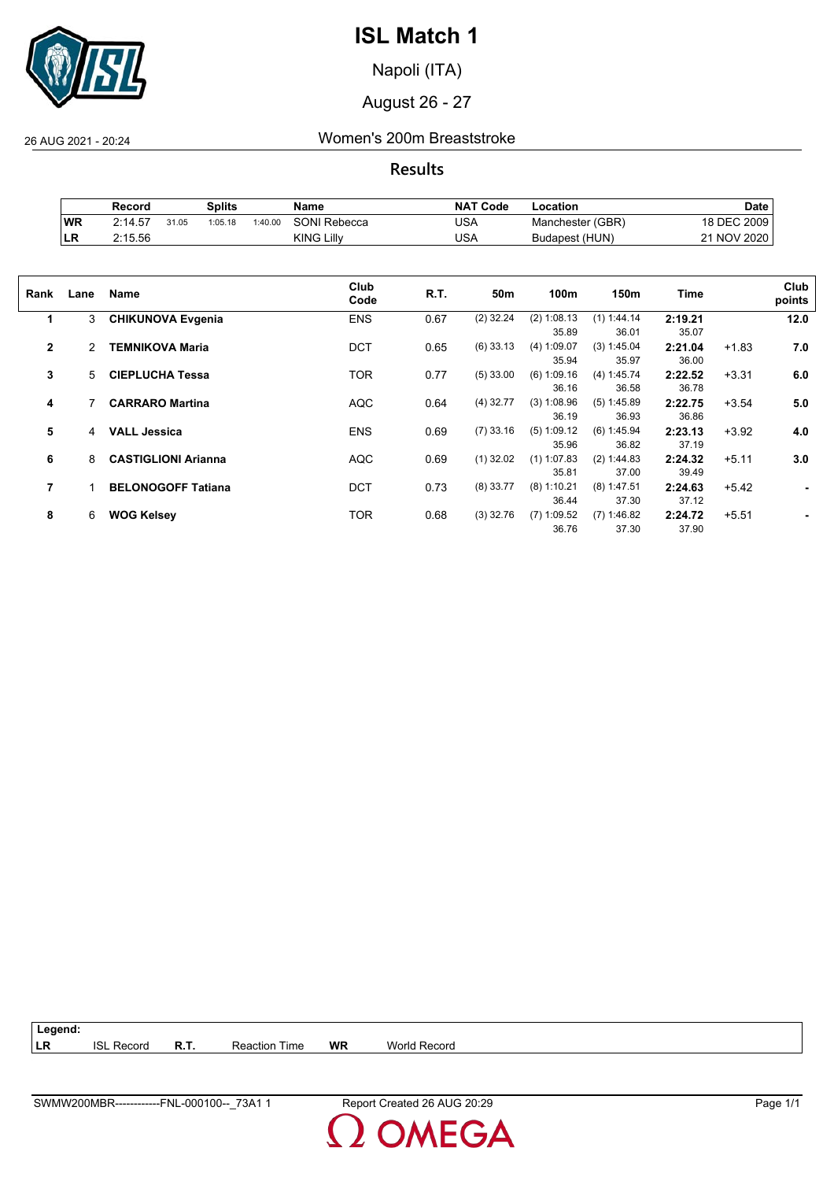# ISL Match 1

Napoli (ITA)

August 26 - 27

26 AUG 2021 - 20:24

## Women's 200m Breaststroke

### Results

| | Record | Splits | | | Name | NAT Code | Location | Date |
|---|---|---|---|---|---|---|---|---|
| WR | 2:14.57 | 31.05 | 1:05.18 | 1:40.00 | SONI Rebecca | USA | Manchester (GBR) | 18 DEC 2009 |
| LR | 2:15.56 | | | | KING Lilly | USA | Budapest (HUN) | 21 NOV 2020 |

| Rank | Lane | Name | Club Code | R.T. | 50m | 100m | 150m | Time | | Club points |
|---|---|---|---|---|---|---|---|---|---|---|
| 1 | 3 | **CHIKUNOVA Evgenia** | ENS | 0.67 | (2) 32.24 | (2) 1:08.13<br>35.89 | (1) 1:44.14<br>36.01 | **2:19.21**<br>35.07 | | **12.0** |
| 2 | 2 | **TEMNIKOVA Maria** | DCT | 0.65 | (6) 33.13 | (4) 1:09.07<br>35.94 | (3) 1:45.04<br>35.97 | **2:21.04**<br>36.00 | +1.83 | **7.0** |
| 3 | 5 | **CIEPLUCHA Tessa** | TOR | 0.77 | (5) 33.00 | (6) 1:09.16<br>36.16 | (4) 1:45.74<br>36.58 | **2:22.52**<br>36.78 | +3.31 | **6.0** |
| 4 | 7 | **CARRARO Martina** | AQC | 0.64 | (4) 32.77 | (3) 1:08.96<br>36.19 | (5) 1:45.89<br>36.93 | **2:22.75**<br>36.86 | +3.54 | **5.0** |
| 5 | 4 | **VALL Jessica** | ENS | 0.69 | (7) 33.16 | (5) 1:09.12<br>35.96 | (6) 1:45.94<br>36.82 | **2:23.13**<br>37.19 | +3.92 | **4.0** |
| 6 | 8 | **CASTIGLIONI Arianna** | AQC | 0.69 | (1) 32.02 | (1) 1:07.83<br>35.81 | (2) 1:44.83<br>37.00 | **2:24.32**<br>39.49 | +5.11 | **3.0** |
| 7 | 1 | **BELONOGOFF Tatiana** | DCT | 0.73 | (8) 33.77 | (8) 1:10.21<br>36.44 | (8) 1:47.51<br>37.30 | **2:24.63**<br>37.12 | +5.42 | **-** |
| 8 | 6 | **WOG Kelsey** | TOR | 0.68 | (3) 32.76 | (7) 1:09.52<br>36.76 | (7) 1:46.82<br>37.30 | **2:24.72**<br>37.90 | +5.51 | **-** |

**Legend:**

| | | | | | |
|---|---|---|---|---|---|
| **LR** | ISL Record | **R.T.** | Reaction Time | **WR** | World Record |

SWMW200MBR------------FNL-000100--_73A1 1 — Report Created 26 AUG 20:29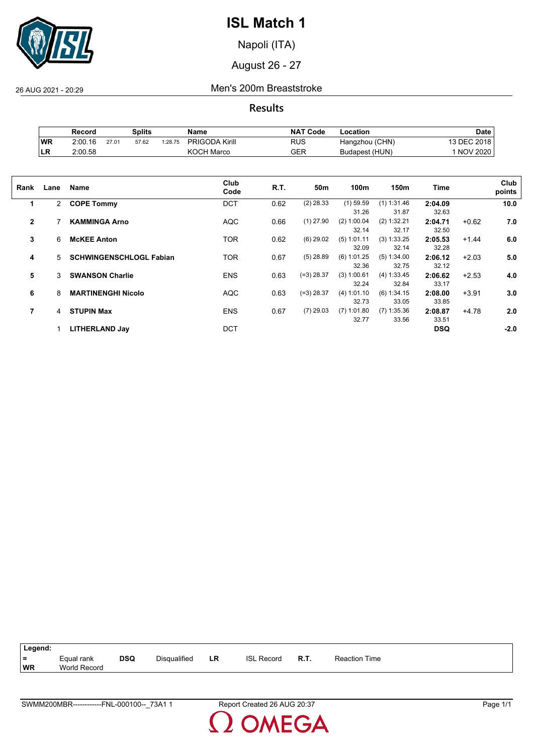# ISL Match 1

Napoli (ITA)

August 26 - 27

26 AUG 2021 - 20:29

## Men's 200m Breaststroke

### Results

| | Record | Splits | | | Name | NAT Code | Location | Date |
|---|---|---|---|---|---|---|---|---|
| WR | 2:00.16 | 27.01 | 57.62 | 1:28.75 | PRIGODA Kirill | RUS | Hangzhou (CHN) | 13 DEC 2018 |
| LR | 2:00.58 | | | | KOCH Marco | GER | Budapest (HUN) | 1 NOV 2020 |

| Rank | Lane | Name | Club Code | R.T. | 50m | 100m | 150m | Time | | Club points |
|---|---|---|---|---|---|---|---|---|---|---|
| 1 | 2 | **COPE Tommy** | DCT | 0.62 | (2) 28.33 | (1) 59.59<br>31.26 | (1) 1:31.46<br>31.87 | **2:04.09**<br>32.63 | | **10.0** |
| 2 | 7 | **KAMMINGA Arno** | AQC | 0.66 | (1) 27.90 | (2) 1:00.04<br>32.14 | (2) 1:32.21<br>32.17 | **2:04.71**<br>32.50 | +0.62 | **7.0** |
| 3 | 6 | **McKEE Anton** | TOR | 0.62 | (6) 29.02 | (5) 1:01.11<br>32.09 | (3) 1:33.25<br>32.14 | **2:05.53**<br>32.28 | +1.44 | **6.0** |
| 4 | 5 | **SCHWINGENSCHLOGL Fabian** | TOR | 0.67 | (5) 28.89 | (6) 1:01.25<br>32.36 | (5) 1:34.00<br>32.75 | **2:06.12**<br>32.12 | +2.03 | **5.0** |
| 5 | 3 | **SWANSON Charlie** | ENS | 0.63 | (=3) 28.37 | (3) 1:00.61<br>32.24 | (4) 1:33.45<br>32.84 | **2:06.62**<br>33.17 | +2.53 | **4.0** |
| 6 | 8 | **MARTINENGHI Nicolo** | AQC | 0.63 | (=3) 28.37 | (4) 1:01.10<br>32.73 | (6) 1:34.15<br>33.05 | **2:08.00**<br>33.85 | +3.91 | **3.0** |
| 7 | 4 | **STUPIN Max** | ENS | 0.67 | (7) 29.03 | (7) 1:01.80<br>32.77 | (7) 1:35.36<br>33.56 | **2:08.87**<br>33.51 | +4.78 | **2.0** |
| | 1 | **LITHERLAND Jay** | DCT | | | | | **DSQ** | | **-2.0** |

| Legend: | | | | | | | |
|---|---|---|---|---|---|---|---|
| = | Equal rank | DSQ | Disqualified | LR | ISL Record | R.T. | Reaction Time |
| WR | World Record | | | | | | |

SWMM200MBR------------FNL-000100--_73A1 1 Report Created 26 AUG 20:37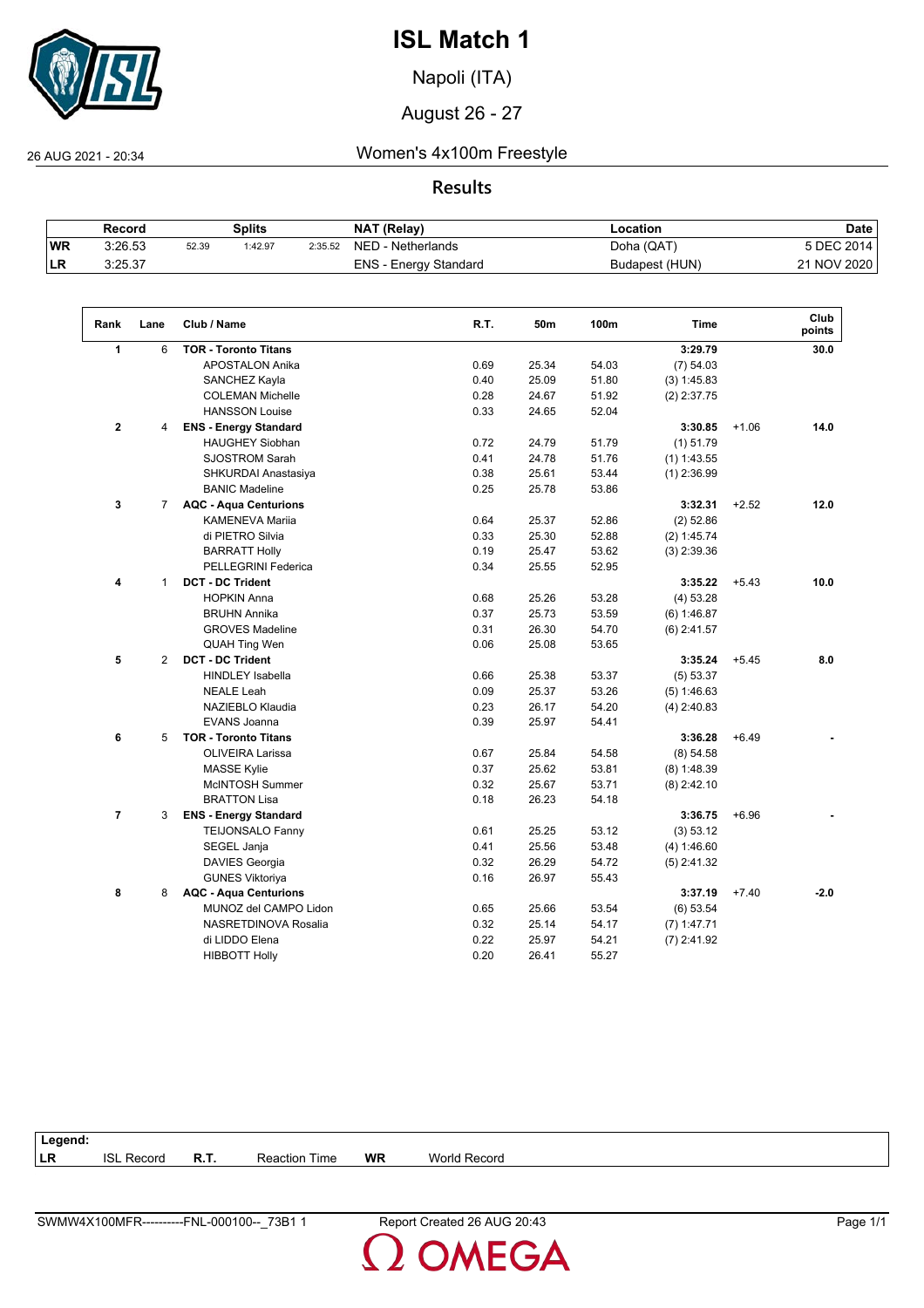# ISL Match 1

Napoli (ITA)

August 26 - 27

26 AUG 2021 - 20:34

## Women's 4x100m Freestyle

### Results

| | Record | Splits | | | NAT (Relay) | Location | Date |
|---|---|---|---|---|---|---|---|
| WR | 3:26.53 | 52.39 | 1:42.97 | 2:35.52 | NED - Netherlands | Doha (QAT) | 5 DEC 2014 |
| LR | 3:25.37 | | | | ENS - Energy Standard | Budapest (HUN) | 21 NOV 2020 |

| Rank | Lane | Club / Name | R.T. | 50m | 100m | Time | | Club points |
|---|---|---|---|---|---|---|---|---|
| 1 | 6 | **TOR - Toronto Titans** | | | | **3:29.79** | | **30.0** |
| | | APOSTALON Anika | 0.69 | 25.34 | 54.03 | (7) 54.03 | | |
| | | SANCHEZ Kayla | 0.40 | 25.09 | 51.80 | (3) 1:45.83 | | |
| | | COLEMAN Michelle | 0.28 | 24.67 | 51.92 | (2) 2:37.75 | | |
| | | HANSSON Louise | 0.33 | 24.65 | 52.04 | | | |
| 2 | 4 | **ENS - Energy Standard** | | | | **3:30.85** | +1.06 | **14.0** |
| | | HAUGHEY Siobhan | 0.72 | 24.79 | 51.79 | (1) 51.79 | | |
| | | SJOSTROM Sarah | 0.41 | 24.78 | 51.76 | (1) 1:43.55 | | |
| | | SHKURDAI Anastasiya | 0.38 | 25.61 | 53.44 | (1) 2:36.99 | | |
| | | BANIC Madeline | 0.25 | 25.78 | 53.86 | | | |
| 3 | 7 | **AQC - Aqua Centurions** | | | | **3:32.31** | +2.52 | **12.0** |
| | | KAMENEVA Mariia | 0.64 | 25.37 | 52.86 | (2) 52.86 | | |
| | | di PIETRO Silvia | 0.33 | 25.30 | 52.88 | (2) 1:45.74 | | |
| | | BARRATT Holly | 0.19 | 25.47 | 53.62 | (3) 2:39.36 | | |
| | | PELLEGRINI Federica | 0.34 | 25.55 | 52.95 | | | |
| 4 | 1 | **DCT - DC Trident** | | | | **3:35.22** | +5.43 | **10.0** |
| | | HOPKIN Anna | 0.68 | 25.26 | 53.28 | (4) 53.28 | | |
| | | BRUHN Annika | 0.37 | 25.73 | 53.59 | (6) 1:46.87 | | |
| | | GROVES Madeline | 0.31 | 26.30 | 54.70 | (6) 2:41.57 | | |
| | | QUAH Ting Wen | 0.06 | 25.08 | 53.65 | | | |
| 5 | 2 | **DCT - DC Trident** | | | | **3:35.24** | +5.45 | **8.0** |
| | | HINDLEY Isabella | 0.66 | 25.38 | 53.37 | (5) 53.37 | | |
| | | NEALE Leah | 0.09 | 25.37 | 53.26 | (5) 1:46.63 | | |
| | | NAZIEBLO Klaudia | 0.23 | 26.17 | 54.20 | (4) 2:40.83 | | |
| | | EVANS Joanna | 0.39 | 25.97 | 54.41 | | | |
| 6 | 5 | **TOR - Toronto Titans** | | | | **3:36.28** | +6.49 | **-** |
| | | OLIVEIRA Larissa | 0.67 | 25.84 | 54.58 | (8) 54.58 | | |
| | | MASSE Kylie | 0.37 | 25.62 | 53.81 | (8) 1:48.39 | | |
| | | McINTOSH Summer | 0.32 | 25.67 | 53.71 | (8) 2:42.10 | | |
| | | BRATTON Lisa | 0.18 | 26.23 | 54.18 | | | |
| 7 | 3 | **ENS - Energy Standard** | | | | **3:36.75** | +6.96 | **-** |
| | | TEIJONSALO Fanny | 0.61 | 25.25 | 53.12 | (3) 53.12 | | |
| | | SEGEL Janja | 0.41 | 25.56 | 53.48 | (4) 1:46.60 | | |
| | | DAVIES Georgia | 0.32 | 26.29 | 54.72 | (5) 2:41.32 | | |
| | | GUNES Viktoriya | 0.16 | 26.97 | 55.43 | | | |
| 8 | 8 | **AQC - Aqua Centurions** | | | | **3:37.19** | +7.40 | **-2.0** |
| | | MUNOZ del CAMPO Lidon | 0.65 | 25.66 | 53.54 | (6) 53.54 | | |
| | | NASRETDINOVA Rosalia | 0.32 | 25.14 | 54.17 | (7) 1:47.71 | | |
| | | di LIDDO Elena | 0.22 | 25.97 | 54.21 | (7) 2:41.92 | | |
| | | HIBBOTT Holly | 0.20 | 26.41 | 55.27 | | | |

**Legend:**

| LR | ISL Record | R.T. | Reaction Time | WR | World Record |
|---|---|---|---|---|---|

SWMW4X100MFR----------FNL-000100--_73B1 1 Report Created 26 AUG 20:43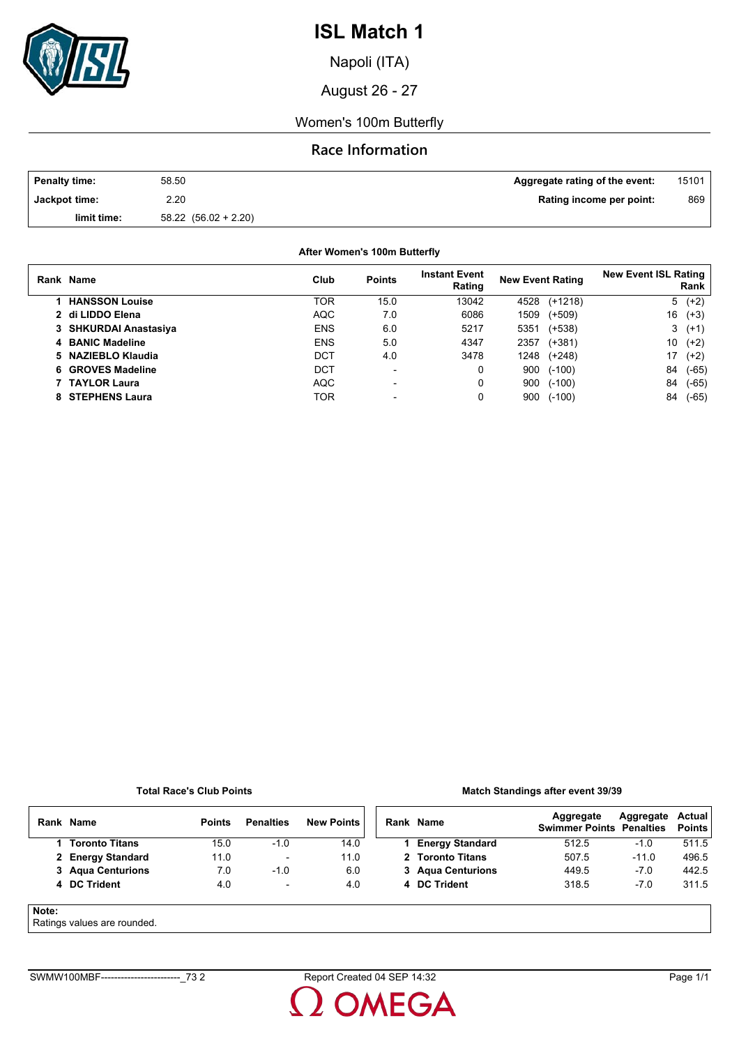# ISL Match 1

Napoli (ITA)

August 26 - 27

Women's 100m Butterfly

## Race Information

| | | | |
|---|---|---|---|
| **Penalty time:** | 58.50 | **Aggregate rating of the event:** | 15101 |
| **Jackpot time:** | 2.20 | **Rating income per point:** | 869 |
| **limit time:** | 58.22 (56.02 + 2.20) | | |

### After Women's 100m Butterfly

| Rank | Name | Club | Points | Instant Event Rating | New Event Rating | New Event ISL Rating Rank |
|---|---|---|---|---|---|---|
| 1 | **HANSSON Louise** | TOR | 15.0 | 13042 | 4528 (+1218) | 5 (+2) |
| 2 | **di LIDDO Elena** | AQC | 7.0 | 6086 | 1509 (+509) | 16 (+3) |
| 3 | **SHKURDAI Anastasiya** | ENS | 6.0 | 5217 | 5351 (+538) | 3 (+1) |
| 4 | **BANIC Madeline** | ENS | 5.0 | 4347 | 2357 (+381) | 10 (+2) |
| 5 | **NAZIEBLO Klaudia** | DCT | 4.0 | 3478 | 1248 (+248) | 17 (+2) |
| 6 | **GROVES Madeline** | DCT | - | 0 | 900 (-100) | 84 (-65) |
| 7 | **TAYLOR Laura** | AQC | - | 0 | 900 (-100) | 84 (-65) |
| 8 | **STEPHENS Laura** | TOR | - | 0 | 900 (-100) | 84 (-65) |

### Total Race's Club Points

| Rank | Name | Points | Penalties | New Points |
|---|---|---|---|---|
| 1 | **Toronto Titans** | 15.0 | -1.0 | 14.0 |
| 2 | **Energy Standard** | 11.0 | - | 11.0 |
| 3 | **Aqua Centurions** | 7.0 | -1.0 | 6.0 |
| 4 | **DC Trident** | 4.0 | - | 4.0 |

### Match Standings after event 39/39

| Rank | Name | Aggregate Swimmer Points | Aggregate Penalties | Actual Points |
|---|---|---|---|---|
| 1 | **Energy Standard** | 512.5 | -1.0 | 511.5 |
| 2 | **Toronto Titans** | 507.5 | -11.0 | 496.5 |
| 3 | **Aqua Centurions** | 449.5 | -7.0 | 442.5 |
| 4 | **DC Trident** | 318.5 | -7.0 | 311.5 |

**Note:**
Ratings values are rounded.

SWMW100MBF------------------------_73 2 | Report Created 04 SEP 14:32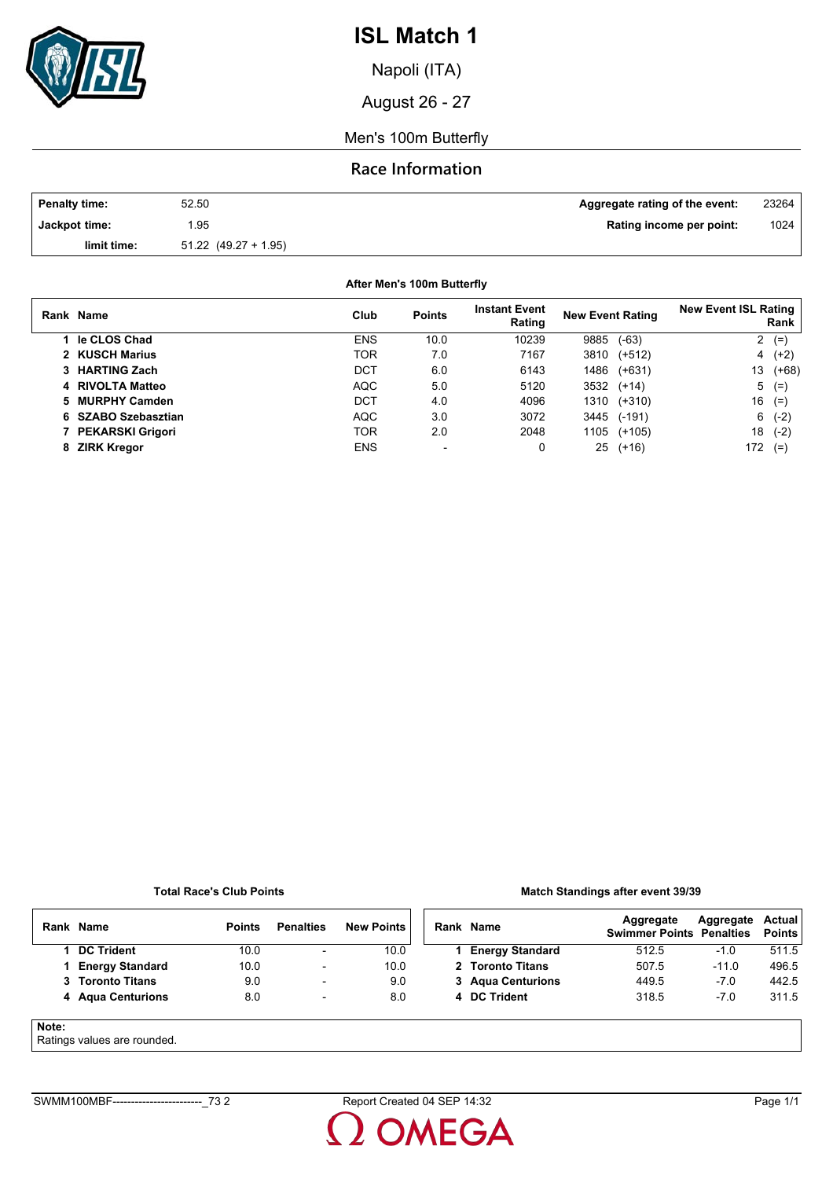# ISL Match 1

Napoli (ITA)

August 26 - 27

Men's 100m Butterfly

## Race Information

| | | | |
|---|---|---|---|
| **Penalty time:** | 52.50 | **Aggregate rating of the event:** | 23264 |
| **Jackpot time:** | 1.95 | **Rating income per point:** | 1024 |
| **limit time:** | 51.22 (49.27 + 1.95) | | |

### After Men's 100m Butterfly

| Rank | Name | Club | Points | Instant Event Rating | New Event Rating | New Event ISL Rating Rank |
|---|---|---|---|---|---|---|
| 1 | **le CLOS Chad** | ENS | 10.0 | 10239 | 9885 (-63) | 2 (=) |
| 2 | **KUSCH Marius** | TOR | 7.0 | 7167 | 3810 (+512) | 4 (+2) |
| 3 | **HARTING Zach** | DCT | 6.0 | 6143 | 1486 (+631) | 13 (+68) |
| 4 | **RIVOLTA Matteo** | AQC | 5.0 | 5120 | 3532 (+14) | 5 (=) |
| 5 | **MURPHY Camden** | DCT | 4.0 | 4096 | 1310 (+310) | 16 (=) |
| 6 | **SZABO Szebasztian** | AQC | 3.0 | 3072 | 3445 (-191) | 6 (-2) |
| 7 | **PEKARSKI Grigori** | TOR | 2.0 | 2048 | 1105 (+105) | 18 (-2) |
| 8 | **ZIRK Kregor** | ENS | - | 0 | 25 (+16) | 172 (=) |

### Total Race's Club Points

| Rank | Name | Points | Penalties | New Points |
|---|---|---|---|---|
| 1 | **DC Trident** | 10.0 | - | 10.0 |
| 1 | **Energy Standard** | 10.0 | - | 10.0 |
| 3 | **Toronto Titans** | 9.0 | - | 9.0 |
| 4 | **Aqua Centurions** | 8.0 | - | 8.0 |

### Match Standings after event 39/39

| Rank | Name | Aggregate Swimmer Points | Aggregate Penalties | Actual Points |
|---|---|---|---|---|
| 1 | **Energy Standard** | 512.5 | -1.0 | 511.5 |
| 2 | **Toronto Titans** | 507.5 | -11.0 | 496.5 |
| 3 | **Aqua Centurions** | 449.5 | -7.0 | 442.5 |
| 4 | **DC Trident** | 318.5 | -7.0 | 311.5 |

**Note:**
Ratings values are rounded.

SWMM100MBF------------------------_73 2 Report Created 04 SEP 14:32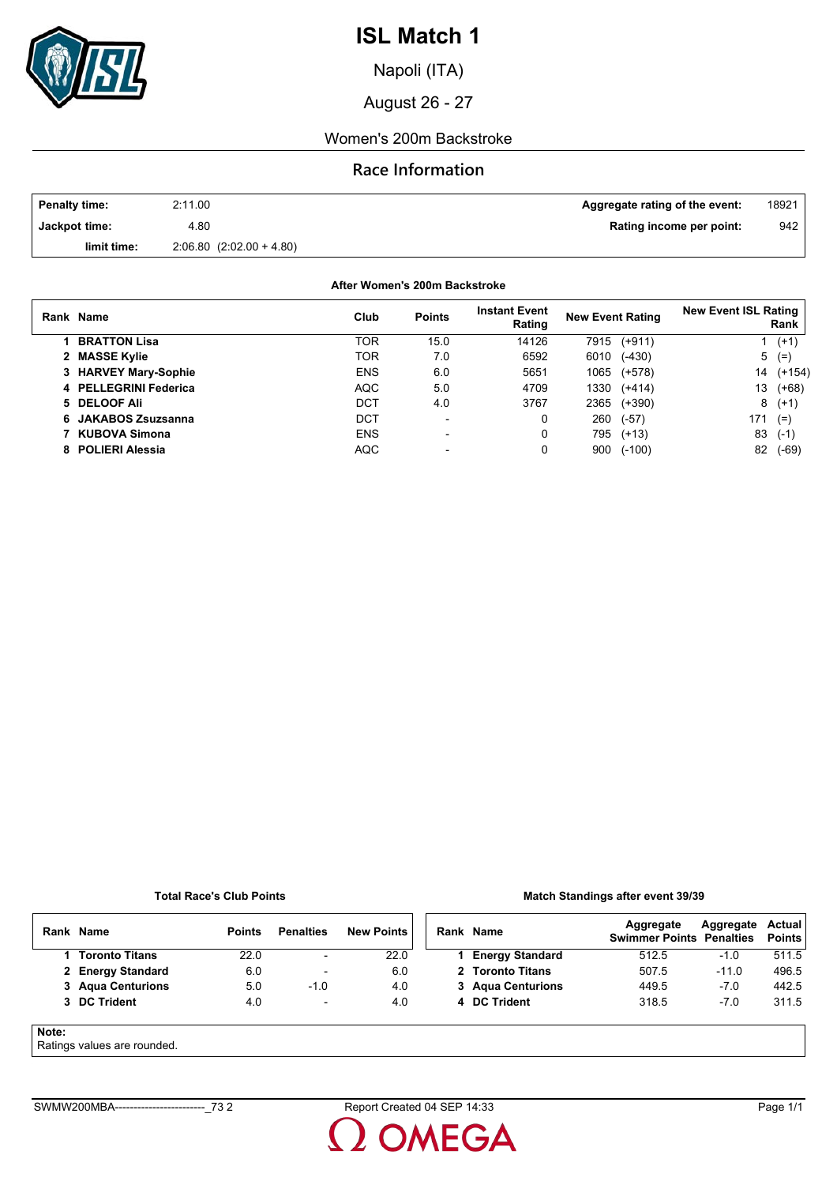# ISL Match 1

Napoli (ITA)

August 26 - 27

Women's 200m Backstroke

## Race Information

| | | | |
|---|---|---|---|
| **Penalty time:** | 2:11.00 | **Aggregate rating of the event:** | 18921 |
| **Jackpot time:** | 4.80 | **Rating income per point:** | 942 |
| **limit time:** | 2:06.80 (2:02.00 + 4.80) | | |

**After Women's 200m Backstroke**

| Rank | Name | Club | Points | Instant Event Rating | New Event Rating | New Event ISL Rating Rank |
|---|---|---|---|---|---|---|
| 1 | **BRATTON Lisa** | TOR | 15.0 | 14126 | 7915 (+911) | 1 (+1) |
| 2 | **MASSE Kylie** | TOR | 7.0 | 6592 | 6010 (-430) | 5 (=) |
| 3 | **HARVEY Mary-Sophie** | ENS | 6.0 | 5651 | 1065 (+578) | 14 (+154) |
| 4 | **PELLEGRINI Federica** | AQC | 5.0 | 4709 | 1330 (+414) | 13 (+68) |
| 5 | **DELOOF Ali** | DCT | 4.0 | 3767 | 2365 (+390) | 8 (+1) |
| 6 | **JAKABOS Zsuzsanna** | DCT | - | 0 | 260 (-57) | 171 (=) |
| 7 | **KUBOVA Simona** | ENS | - | 0 | 795 (+13) | 83 (-1) |
| 8 | **POLIERI Alessia** | AQC | - | 0 | 900 (-100) | 82 (-69) |

**Total Race's Club Points**

| Rank | Name | Points | Penalties | New Points |
|---|---|---|---|---|
| 1 | **Toronto Titans** | 22.0 | - | 22.0 |
| 2 | **Energy Standard** | 6.0 | - | 6.0 |
| 3 | **Aqua Centurions** | 5.0 | -1.0 | 4.0 |
| 3 | **DC Trident** | 4.0 | - | 4.0 |

**Match Standings after event 39/39**

| Rank | Name | Aggregate Swimmer Points | Aggregate Penalties | Actual Points |
|---|---|---|---|---|
| 1 | **Energy Standard** | 512.5 | -1.0 | 511.5 |
| 2 | **Toronto Titans** | 507.5 | -11.0 | 496.5 |
| 3 | **Aqua Centurions** | 449.5 | -7.0 | 442.5 |
| 4 | **DC Trident** | 318.5 | -7.0 | 311.5 |

**Note:**
Ratings values are rounded.

SWMW200MBA------------------------_73 2 Report Created 04 SEP 14:33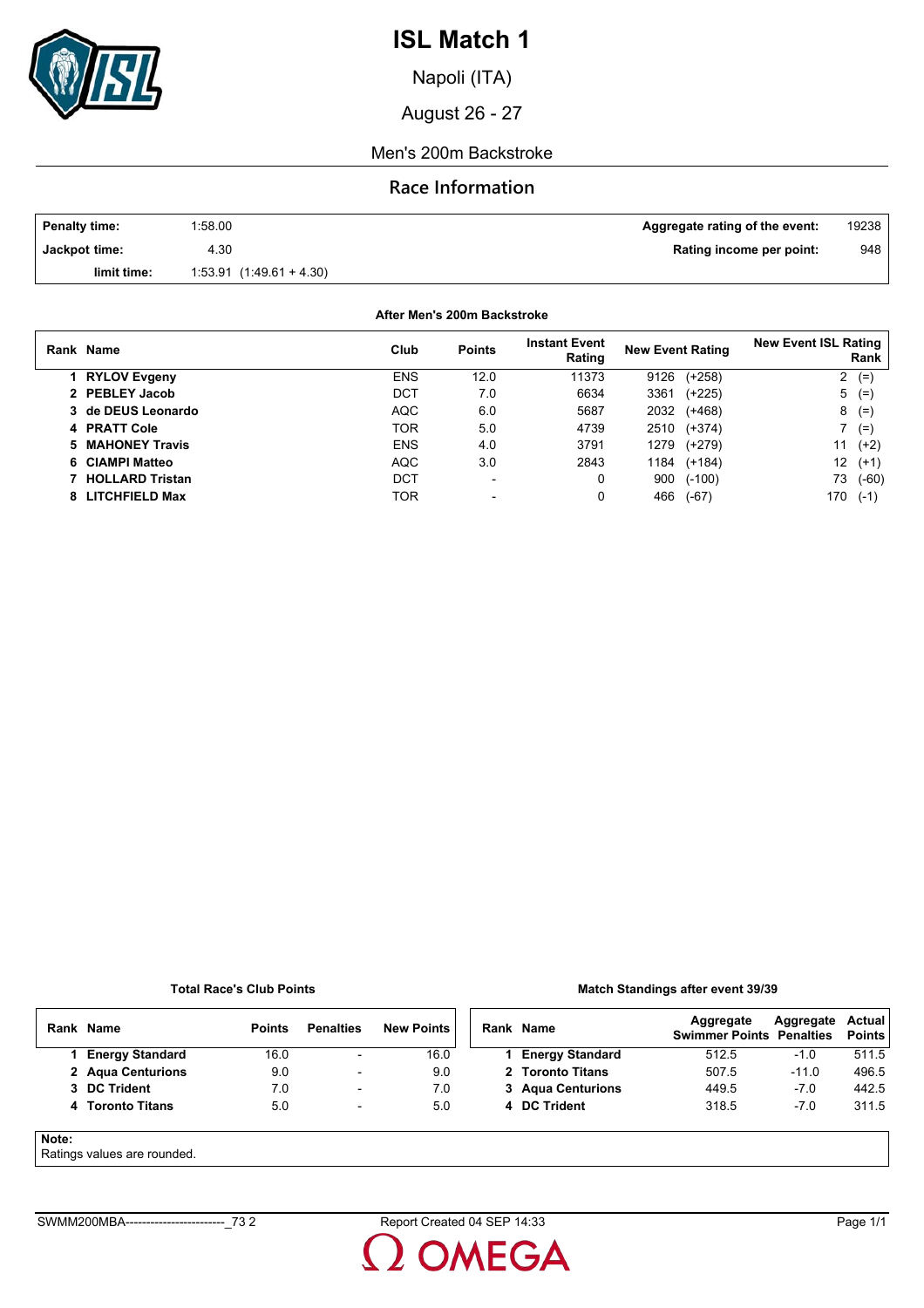# ISL Match 1

Napoli (ITA)

August 26 - 27

Men's 200m Backstroke

## Race Information

| | | | |
|---|---|---|---|
| **Penalty time:** | 1:58.00 | **Aggregate rating of the event:** | 19238 |
| **Jackpot time:** | 4.30 | **Rating income per point:** | 948 |
| **limit time:** | 1:53.91 (1:49.61 + 4.30) | | |

**After Men's 200m Backstroke**

| Rank | Name | Club | Points | Instant Event Rating | New Event Rating | New Event ISL Rating Rank |
|---|---|---|---|---|---|---|
| 1 | **RYLOV Evgeny** | ENS | 12.0 | 11373 | 9126 (+258) | 2 (=) |
| 2 | **PEBLEY Jacob** | DCT | 7.0 | 6634 | 3361 (+225) | 5 (=) |
| 3 | **de DEUS Leonardo** | AQC | 6.0 | 5687 | 2032 (+468) | 8 (=) |
| 4 | **PRATT Cole** | TOR | 5.0 | 4739 | 2510 (+374) | 7 (=) |
| 5 | **MAHONEY Travis** | ENS | 4.0 | 3791 | 1279 (+279) | 11 (+2) |
| 6 | **CIAMPI Matteo** | AQC | 3.0 | 2843 | 1184 (+184) | 12 (+1) |
| 7 | **HOLLARD Tristan** | DCT | - | 0 | 900 (-100) | 73 (-60) |
| 8 | **LITCHFIELD Max** | TOR | - | 0 | 466 (-67) | 170 (-1) |

**Total Race's Club Points**

| Rank | Name | Points | Penalties | New Points |
|---|---|---|---|---|
| 1 | **Energy Standard** | 16.0 | - | 16.0 |
| 2 | **Aqua Centurions** | 9.0 | - | 9.0 |
| 3 | **DC Trident** | 7.0 | - | 7.0 |
| 4 | **Toronto Titans** | 5.0 | - | 5.0 |

**Match Standings after event 39/39**

| Rank | Name | Aggregate Swimmer Points | Aggregate Penalties | Actual Points |
|---|---|---|---|---|
| 1 | **Energy Standard** | 512.5 | -1.0 | 511.5 |
| 2 | **Toronto Titans** | 507.5 | -11.0 | 496.5 |
| 3 | **Aqua Centurions** | 449.5 | -7.0 | 442.5 |
| 4 | **DC Trident** | 318.5 | -7.0 | 311.5 |

**Note:**
Ratings values are rounded.

SWMM200MBA------------------------_73 2 Report Created 04 SEP 14:33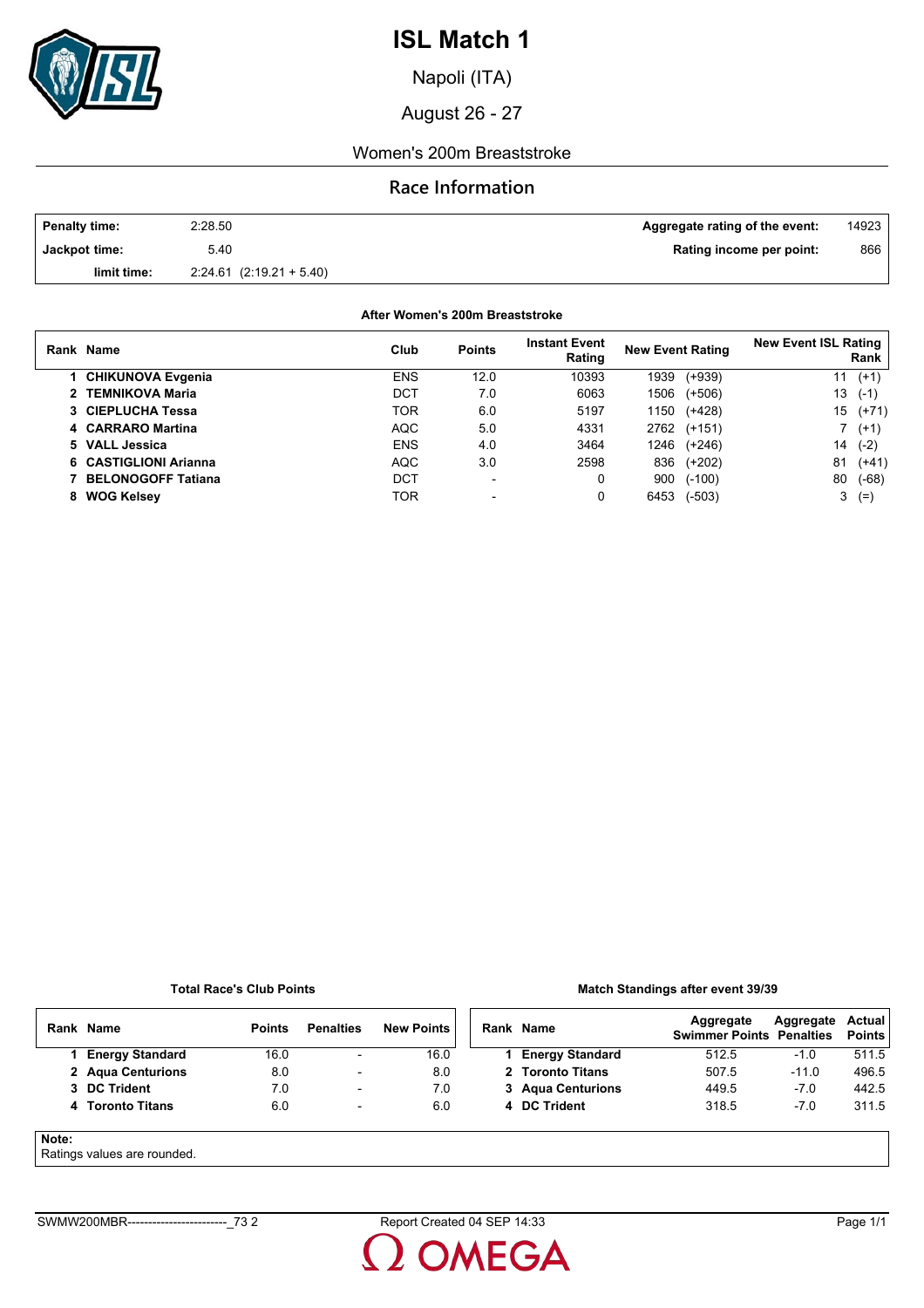# ISL Match 1

Napoli (ITA)

August 26 - 27

Women's 200m Breaststroke

## Race Information

| | | | |
|---|---|---|---|
| **Penalty time:** | 2:28.50 | **Aggregate rating of the event:** | 14923 |
| **Jackpot time:** | 5.40 | **Rating income per point:** | 866 |
| **limit time:** | 2:24.61 (2:19.21 + 5.40) | | |

### After Women's 200m Breaststroke

| Rank | Name | Club | Points | Instant Event Rating | New Event Rating | New Event ISL Rating Rank |
|---|---|---|---|---|---|---|
| 1 | **CHIKUNOVA Evgenia** | ENS | 12.0 | 10393 | 1939 (+939) | 11 (+1) |
| 2 | **TEMNIKOVA Maria** | DCT | 7.0 | 6063 | 1506 (+506) | 13 (-1) |
| 3 | **CIEPLUCHA Tessa** | TOR | 6.0 | 5197 | 1150 (+428) | 15 (+71) |
| 4 | **CARRARO Martina** | AQC | 5.0 | 4331 | 2762 (+151) | 7 (+1) |
| 5 | **VALL Jessica** | ENS | 4.0 | 3464 | 1246 (+246) | 14 (-2) |
| 6 | **CASTIGLIONI Arianna** | AQC | 3.0 | 2598 | 836 (+202) | 81 (+41) |
| 7 | **BELONOGOFF Tatiana** | DCT | - | 0 | 900 (-100) | 80 (-68) |
| 8 | **WOG Kelsey** | TOR | - | 0 | 6453 (-503) | 3 (=) |

### Total Race's Club Points

| Rank | Name | Points | Penalties | New Points |
|---|---|---|---|---|
| 1 | **Energy Standard** | 16.0 | - | 16.0 |
| 2 | **Aqua Centurions** | 8.0 | - | 8.0 |
| 3 | **DC Trident** | 7.0 | - | 7.0 |
| 4 | **Toronto Titans** | 6.0 | - | 6.0 |

### Match Standings after event 39/39

| Rank | Name | Aggregate Swimmer Points | Aggregate Penalties | Actual Points |
|---|---|---|---|---|
| 1 | **Energy Standard** | 512.5 | -1.0 | 511.5 |
| 2 | **Toronto Titans** | 507.5 | -11.0 | 496.5 |
| 3 | **Aqua Centurions** | 449.5 | -7.0 | 442.5 |
| 4 | **DC Trident** | 318.5 | -7.0 | 311.5 |

**Note:**
Ratings values are rounded.

SWMW200MBR------------------------_73 2 Report Created 04 SEP 14:33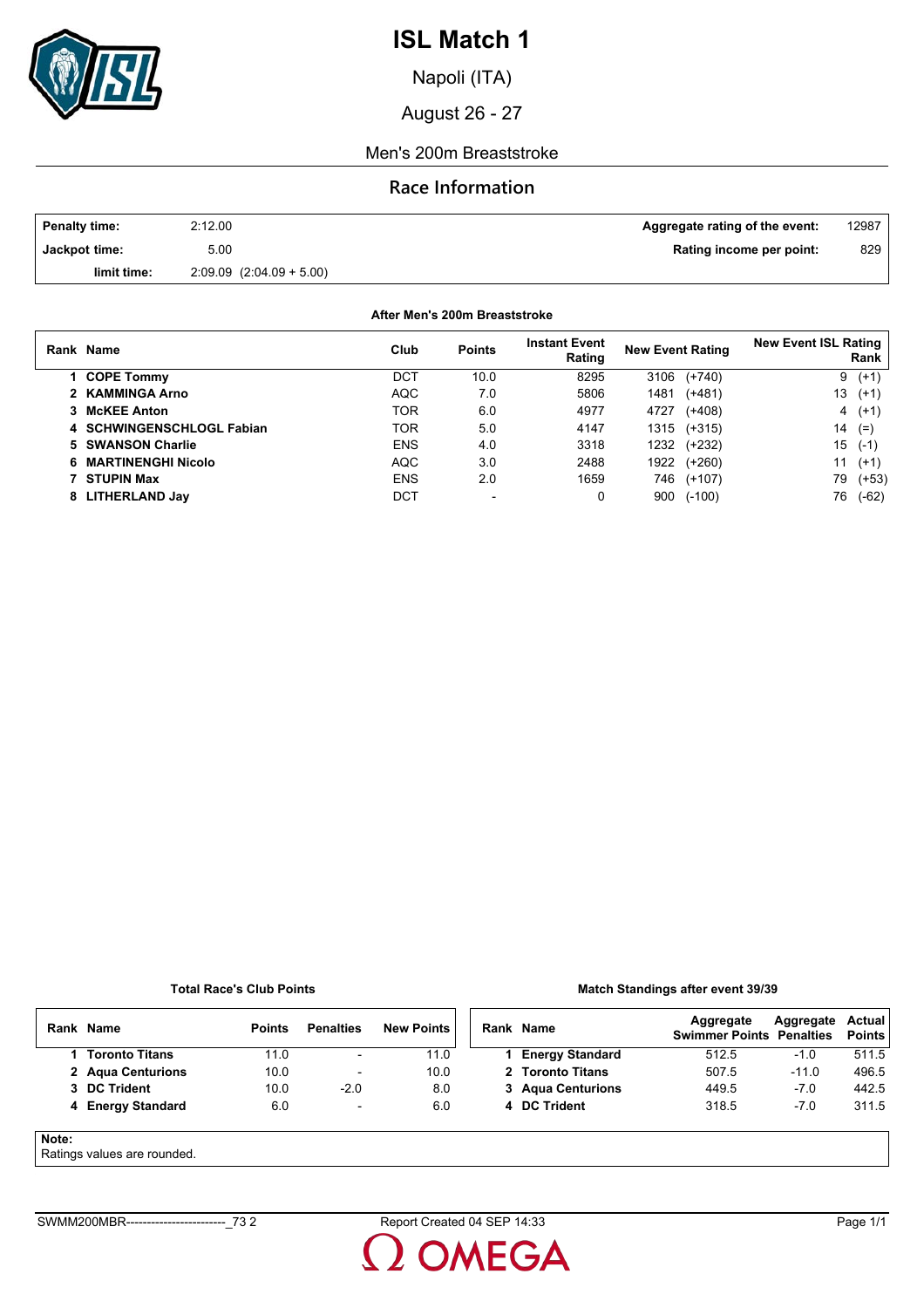# ISL Match 1

Napoli (ITA)

August 26 - 27

Men's 200m Breaststroke

## Race Information

| | | | |
|---|---|---|---|
| **Penalty time:** | 2:12.00 | **Aggregate rating of the event:** | 12987 |
| **Jackpot time:** | 5.00 | **Rating income per point:** | 829 |
| **limit time:** | 2:09.09 (2:04.09 + 5.00) | | |

**After Men's 200m Breaststroke**

| Rank | Name | Club | Points | Instant Event Rating | New Event Rating | New Event ISL Rating Rank |
|---|---|---|---|---|---|---|
| 1 | **COPE Tommy** | DCT | 10.0 | 8295 | 3106 (+740) | 9 (+1) |
| 2 | **KAMMINGA Arno** | AQC | 7.0 | 5806 | 1481 (+481) | 13 (+1) |
| 3 | **McKEE Anton** | TOR | 6.0 | 4977 | 4727 (+408) | 4 (+1) |
| 4 | **SCHWINGENSCHLOGL Fabian** | TOR | 5.0 | 4147 | 1315 (+315) | 14 (=) |
| 5 | **SWANSON Charlie** | ENS | 4.0 | 3318 | 1232 (+232) | 15 (-1) |
| 6 | **MARTINENGHI Nicolo** | AQC | 3.0 | 2488 | 1922 (+260) | 11 (+1) |
| 7 | **STUPIN Max** | ENS | 2.0 | 1659 | 746 (+107) | 79 (+53) |
| 8 | **LITHERLAND Jay** | DCT | - | 0 | 900 (-100) | 76 (-62) |

**Total Race's Club Points**

| Rank | Name | Points | Penalties | New Points |
|---|---|---|---|---|
| 1 | **Toronto Titans** | 11.0 | - | 11.0 |
| 2 | **Aqua Centurions** | 10.0 | - | 10.0 |
| 3 | **DC Trident** | 10.0 | -2.0 | 8.0 |
| 4 | **Energy Standard** | 6.0 | - | 6.0 |

**Match Standings after event 39/39**

| Rank | Name | Aggregate Swimmer Points | Aggregate Penalties | Actual Points |
|---|---|---|---|---|
| 1 | **Energy Standard** | 512.5 | -1.0 | 511.5 |
| 2 | **Toronto Titans** | 507.5 | -11.0 | 496.5 |
| 3 | **Aqua Centurions** | 449.5 | -7.0 | 442.5 |
| 4 | **DC Trident** | 318.5 | -7.0 | 311.5 |

**Note:**
Ratings values are rounded.

SWMM200MBR------------------------_73 2 Report Created 04 SEP 14:33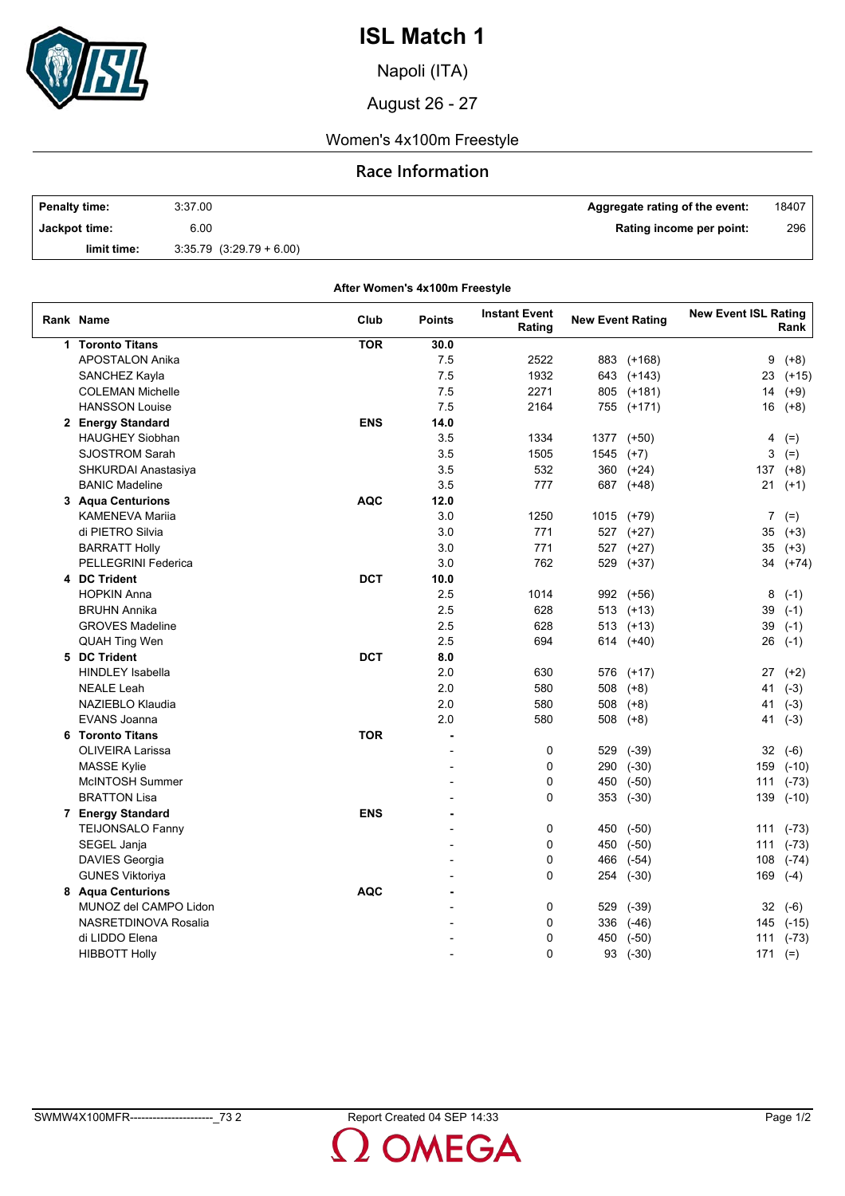# ISL Match 1

Napoli (ITA)

August 26 - 27

Women's 4x100m Freestyle

## Race Information

| | | | |
|---|---|---|---|
| **Penalty time:** | 3:37.00 | **Aggregate rating of the event:** | 18407 |
| **Jackpot time:** | 6.00 | **Rating income per point:** | 296 |
| **limit time:** | 3:35.79 (3:29.79 + 6.00) | | |

**After Women's 4x100m Freestyle**

| Rank | Name | Club | Points | Instant Event Rating | New Event Rating | New Event ISL Rating Rank |
|---|---|---|---|---|---|---|
| 1 | **Toronto Titans** | **TOR** | **30.0** | | | |
| | APOSTALON Anika | | 7.5 | 2522 | 883 (+168) | 9 (+8) |
| | SANCHEZ Kayla | | 7.5 | 1932 | 643 (+143) | 23 (+15) |
| | COLEMAN Michelle | | 7.5 | 2271 | 805 (+181) | 14 (+9) |
| | HANSSON Louise | | 7.5 | 2164 | 755 (+171) | 16 (+8) |
| 2 | **Energy Standard** | **ENS** | **14.0** | | | |
| | HAUGHEY Siobhan | | 3.5 | 1334 | 1377 (+50) | 4 (=) |
| | SJOSTROM Sarah | | 3.5 | 1505 | 1545 (+7) | 3 (=) |
| | SHKURDAI Anastasiya | | 3.5 | 532 | 360 (+24) | 137 (+8) |
| | BANIC Madeline | | 3.5 | 777 | 687 (+48) | 21 (+1) |
| 3 | **Aqua Centurions** | **AQC** | **12.0** | | | |
| | KAMENEVA Mariia | | 3.0 | 1250 | 1015 (+79) | 7 (=) |
| | di PIETRO Silvia | | 3.0 | 771 | 527 (+27) | 35 (+3) |
| | BARRATT Holly | | 3.0 | 771 | 527 (+27) | 35 (+3) |
| | PELLEGRINI Federica | | 3.0 | 762 | 529 (+37) | 34 (+74) |
| 4 | **DC Trident** | **DCT** | **10.0** | | | |
| | HOPKIN Anna | | 2.5 | 1014 | 992 (+56) | 8 (-1) |
| | BRUHN Annika | | 2.5 | 628 | 513 (+13) | 39 (-1) |
| | GROVES Madeline | | 2.5 | 628 | 513 (+13) | 39 (-1) |
| | QUAH Ting Wen | | 2.5 | 694 | 614 (+40) | 26 (-1) |
| 5 | **DC Trident** | **DCT** | **8.0** | | | |
| | HINDLEY Isabella | | 2.0 | 630 | 576 (+17) | 27 (+2) |
| | NEALE Leah | | 2.0 | 580 | 508 (+8) | 41 (-3) |
| | NAZIEBLO Klaudia | | 2.0 | 580 | 508 (+8) | 41 (-3) |
| | EVANS Joanna | | 2.0 | 580 | 508 (+8) | 41 (-3) |
| 6 | **Toronto Titans** | **TOR** | **-** | | | |
| | OLIVEIRA Larissa | | - | 0 | 529 (-39) | 32 (-6) |
| | MASSE Kylie | | - | 0 | 290 (-30) | 159 (-10) |
| | McINTOSH Summer | | - | 0 | 450 (-50) | 111 (-73) |
| | BRATTON Lisa | | - | 0 | 353 (-30) | 139 (-10) |
| 7 | **Energy Standard** | **ENS** | **-** | | | |
| | TEIJONSALO Fanny | | - | 0 | 450 (-50) | 111 (-73) |
| | SEGEL Janja | | - | 0 | 450 (-50) | 111 (-73) |
| | DAVIES Georgia | | - | 0 | 466 (-54) | 108 (-74) |
| | GUNES Viktoriya | | - | 0 | 254 (-30) | 169 (-4) |
| 8 | **Aqua Centurions** | **AQC** | **-** | | | |
| | MUNOZ del CAMPO Lidon | | - | 0 | 529 (-39) | 32 (-6) |
| | NASRETDINOVA Rosalia | | - | 0 | 336 (-46) | 145 (-15) |
| | di LIDDO Elena | | - | 0 | 450 (-50) | 111 (-73) |
| | HIBBOTT Holly | | - | 0 | 93 (-30) | 171 (=) |

SWMW4X100MFR----------------------_73 2 Report Created 04 SEP 14:33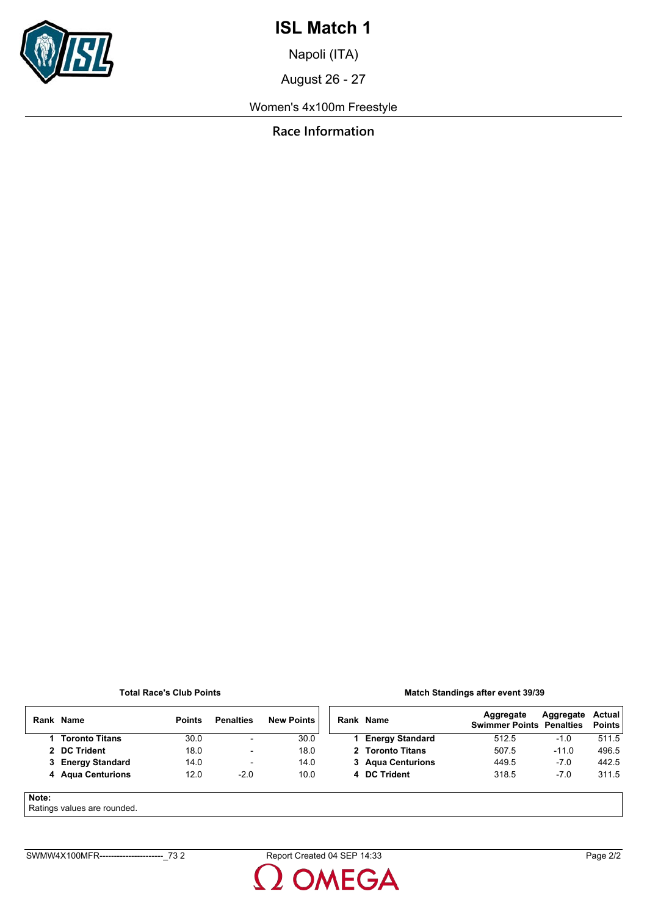# ISL Match 1

Napoli (ITA)

August 26 - 27

Women's 4x100m Freestyle

## Race Information

**Total Race's Club Points**

| Rank | Name | Points | Penalties | New Points |
|---|---|---|---|---|
| 1 | **Toronto Titans** | 30.0 | - | 30.0 |
| 2 | **DC Trident** | 18.0 | - | 18.0 |
| 3 | **Energy Standard** | 14.0 | - | 14.0 |
| 4 | **Aqua Centurions** | 12.0 | -2.0 | 10.0 |

**Match Standings after event 39/39**

| Rank | Name | Aggregate Swimmer Points | Aggregate Penalties | Actual Points |
|---|---|---|---|---|
| 1 | **Energy Standard** | 512.5 | -1.0 | 511.5 |
| 2 | **Toronto Titans** | 507.5 | -11.0 | 496.5 |
| 3 | **Aqua Centurions** | 449.5 | -7.0 | 442.5 |
| 4 | **DC Trident** | 318.5 | -7.0 | 311.5 |

**Note:**
Ratings values are rounded.

SWMW4X100MFR----------------------_73 2 Report Created 04 SEP 14:33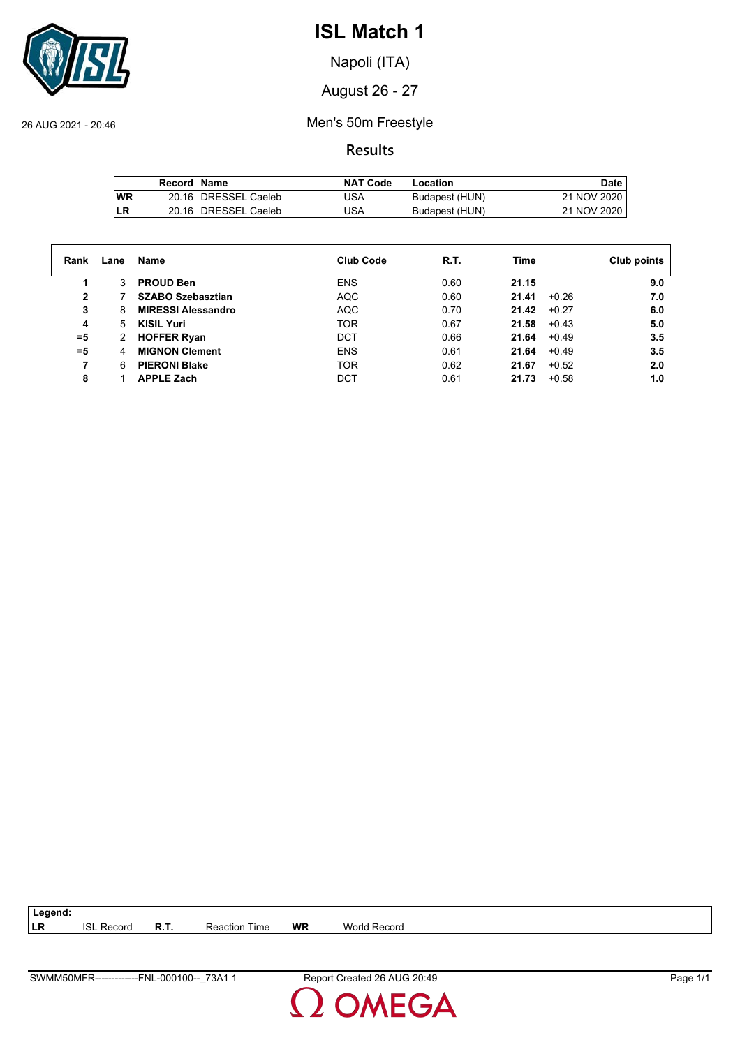# ISL Match 1

Napoli (ITA)

August 26 - 27

26 AUG 2021 - 20:46

## Men's 50m Freestyle

### Results

| | Record | Name | NAT Code | Location | Date |
|---|---|---|---|---|---|
| WR | 20.16 | DRESSEL Caeleb | USA | Budapest (HUN) | 21 NOV 2020 |
| LR | 20.16 | DRESSEL Caeleb | USA | Budapest (HUN) | 21 NOV 2020 |

| Rank | Lane | Name | Club Code | R.T. | Time | | Club points |
|---|---|---|---|---|---|---|---|
| 1 | 3 | **PROUD Ben** | ENS | 0.60 | **21.15** | | **9.0** |
| 2 | 7 | **SZABO Szebasztian** | AQC | 0.60 | **21.41** | +0.26 | **7.0** |
| 3 | 8 | **MIRESSI Alessandro** | AQC | 0.70 | **21.42** | +0.27 | **6.0** |
| 4 | 5 | **KISIL Yuri** | TOR | 0.67 | **21.58** | +0.43 | **5.0** |
| =5 | 2 | **HOFFER Ryan** | DCT | 0.66 | **21.64** | +0.49 | **3.5** |
| =5 | 4 | **MIGNON Clement** | ENS | 0.61 | **21.64** | +0.49 | **3.5** |
| 7 | 6 | **PIERONI Blake** | TOR | 0.62 | **21.67** | +0.52 | **2.0** |
| 8 | 1 | **APPLE Zach** | DCT | 0.61 | **21.73** | +0.58 | **1.0** |

**Legend:**

| | | | | | |
|---|---|---|---|---|---|
| **LR** | ISL Record | **R.T.** | Reaction Time | **WR** | World Record |

SWMM50MFR-------------FNL-000100--_73A1 1 Report Created 26 AUG 20:49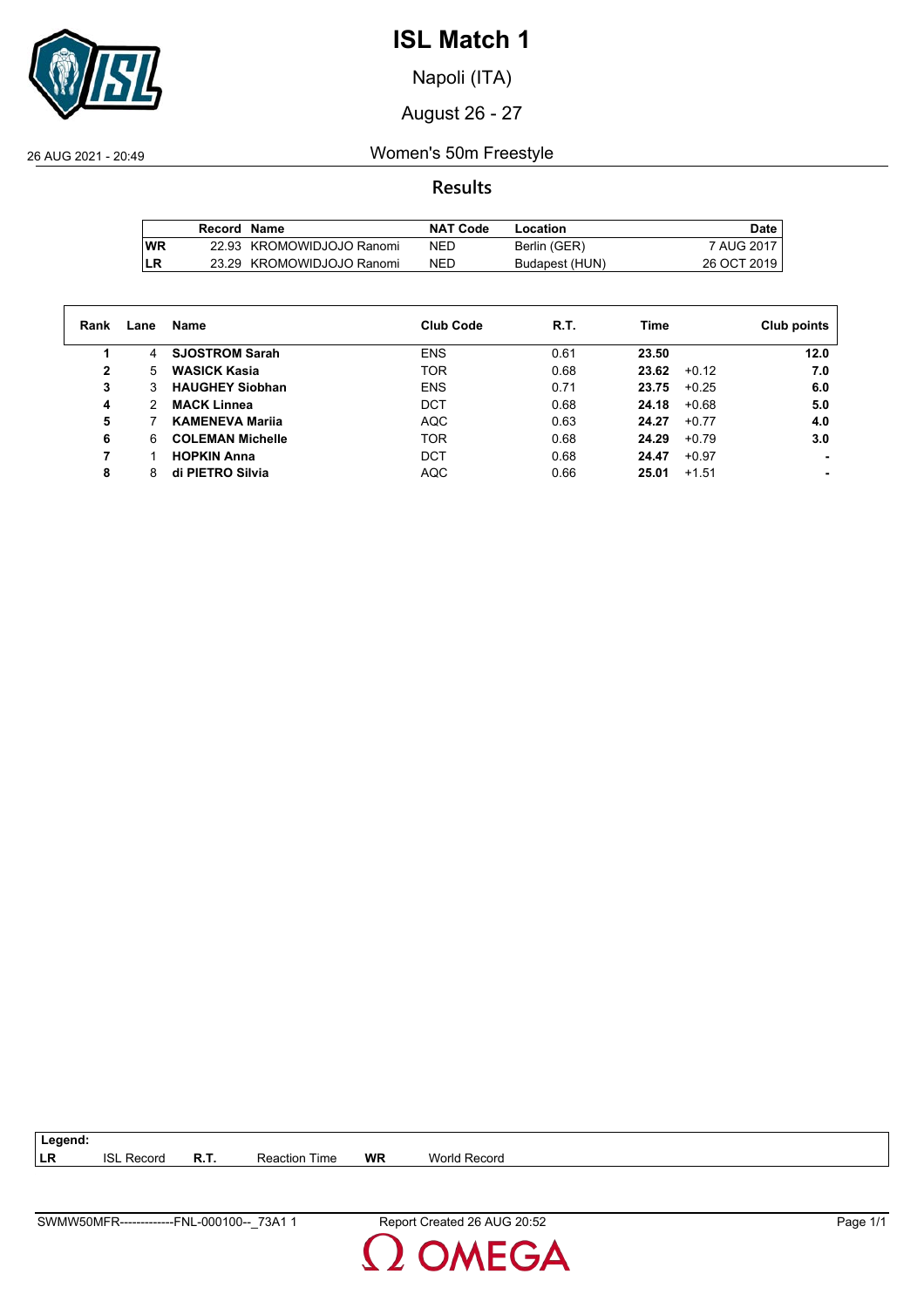# ISL Match 1

Napoli (ITA)

August 26 - 27

26 AUG 2021 - 20:49

## Women's 50m Freestyle

### Results

| | Record | Name | NAT Code | Location | Date |
|---|---|---|---|---|---|
| WR | 22.93 | KROMOWIDJOJO Ranomi | NED | Berlin (GER) | 7 AUG 2017 |
| LR | 23.29 | KROMOWIDJOJO Ranomi | NED | Budapest (HUN) | 26 OCT 2019 |

| Rank | Lane | Name | Club Code | R.T. | Time | | Club points |
|---|---|---|---|---|---|---|---|
| 1 | 4 | **SJOSTROM Sarah** | ENS | 0.61 | **23.50** | | **12.0** |
| 2 | 5 | **WASICK Kasia** | TOR | 0.68 | **23.62** | +0.12 | **7.0** |
| 3 | 3 | **HAUGHEY Siobhan** | ENS | 0.71 | **23.75** | +0.25 | **6.0** |
| 4 | 2 | **MACK Linnea** | DCT | 0.68 | **24.18** | +0.68 | **5.0** |
| 5 | 7 | **KAMENEVA Mariia** | AQC | 0.63 | **24.27** | +0.77 | **4.0** |
| 6 | 6 | **COLEMAN Michelle** | TOR | 0.68 | **24.29** | +0.79 | **3.0** |
| 7 | 1 | **HOPKIN Anna** | DCT | 0.68 | **24.47** | +0.97 | **-** |
| 8 | 8 | **di PIETRO Silvia** | AQC | 0.66 | **25.01** | +1.51 | **-** |

**Legend:**

| | | | | | |
|---|---|---|---|---|---|
| **LR** | ISL Record | **R.T.** | Reaction Time | **WR** | World Record |

SWMW50MFR-------------FNL-000100--_73A1 1 Report Created 26 AUG 20:52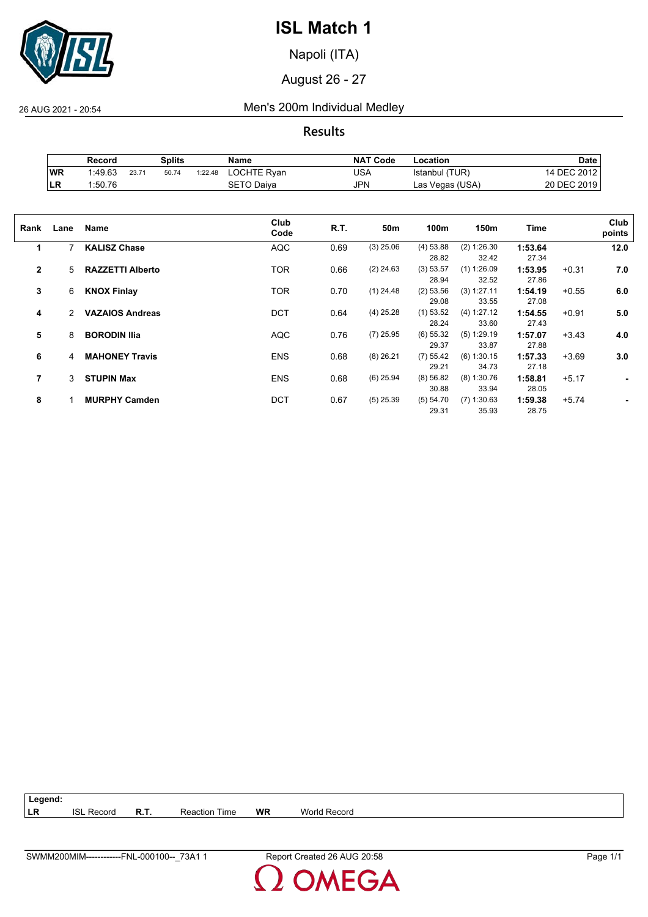# ISL Match 1

Napoli (ITA)

August 26 - 27

26 AUG 2021 - 20:54

## Men's 200m Individual Medley

### Results

| | Record | Splits | | | Name | NAT Code | Location | Date |
|---|---|---|---|---|---|---|---|---|
| WR | 1:49.63 | 23.71 | 50.74 | 1:22.48 | LOCHTE Ryan | USA | Istanbul (TUR) | 14 DEC 2012 |
| LR | 1:50.76 | | | | SETO Daiya | JPN | Las Vegas (USA) | 20 DEC 2019 |

| Rank | Lane | Name | Club Code | R.T. | 50m | 100m | 150m | Time | | Club points |
|---|---|---|---|---|---|---|---|---|---|---|
| 1 | 7 | **KALISZ Chase** | AQC | 0.69 | (3) 25.06 | (4) 53.88<br>28.82 | (2) 1:26.30<br>32.42 | **1:53.64**<br>27.34 | | **12.0** |
| 2 | 5 | **RAZZETTI Alberto** | TOR | 0.66 | (2) 24.63 | (3) 53.57<br>28.94 | (1) 1:26.09<br>32.52 | **1:53.95**<br>27.86 | +0.31 | **7.0** |
| 3 | 6 | **KNOX Finlay** | TOR | 0.70 | (1) 24.48 | (2) 53.56<br>29.08 | (3) 1:27.11<br>33.55 | **1:54.19**<br>27.08 | +0.55 | **6.0** |
| 4 | 2 | **VAZAIOS Andreas** | DCT | 0.64 | (4) 25.28 | (1) 53.52<br>28.24 | (4) 1:27.12<br>33.60 | **1:54.55**<br>27.43 | +0.91 | **5.0** |
| 5 | 8 | **BORODIN Ilia** | AQC | 0.76 | (7) 25.95 | (6) 55.32<br>29.37 | (5) 1:29.19<br>33.87 | **1:57.07**<br>27.88 | +3.43 | **4.0** |
| 6 | 4 | **MAHONEY Travis** | ENS | 0.68 | (8) 26.21 | (7) 55.42<br>29.21 | (6) 1:30.15<br>34.73 | **1:57.33**<br>27.18 | +3.69 | **3.0** |
| 7 | 3 | **STUPIN Max** | ENS | 0.68 | (6) 25.94 | (8) 56.82<br>30.88 | (8) 1:30.76<br>33.94 | **1:58.81**<br>28.05 | +5.17 | **-** |
| 8 | 1 | **MURPHY Camden** | DCT | 0.67 | (5) 25.39 | (5) 54.70<br>29.31 | (7) 1:30.63<br>35.93 | **1:59.38**<br>28.75 | +5.74 | **-** |

| Legend: | | | | | |
|---|---|---|---|---|---|
| LR | ISL Record | R.T. | Reaction Time | WR | World Record |

SWMM200MIM------------FNL-000100--_73A1 1 Report Created 26 AUG 20:58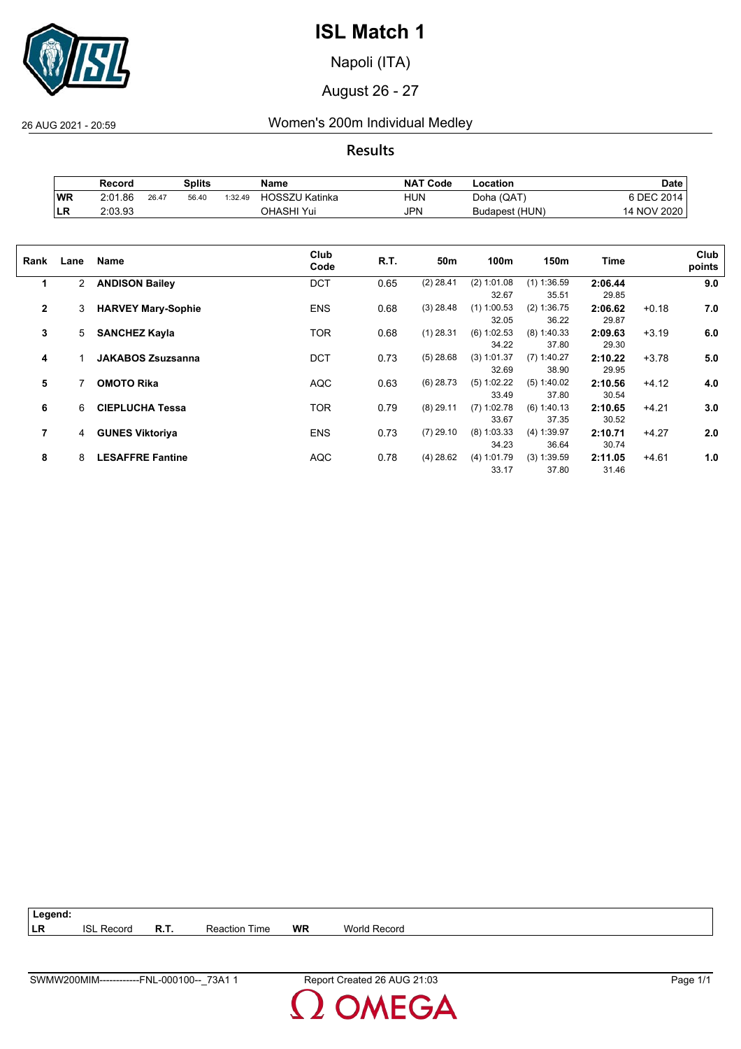# ISL Match 1

Napoli (ITA)

August 26 - 27

26 AUG 2021 - 20:59

## Women's 200m Individual Medley

### Results

| | Record | Splits | | | Name | NAT Code | Location | Date |
|---|---|---|---|---|---|---|---|---|
| WR | 2:01.86 | 26.47 | 56.40 | 1:32.49 | HOSSZU Katinka | HUN | Doha (QAT) | 6 DEC 2014 |
| LR | 2:03.93 | | | | OHASHI Yui | JPN | Budapest (HUN) | 14 NOV 2020 |

| Rank | Lane | Name | Club Code | R.T. | 50m | 100m | 150m | Time | | Club points |
|---|---|---|---|---|---|---|---|---|---|---|
| 1 | 2 | **ANDISON Bailey** | DCT | 0.65 | (2) 28.41 | (2) 1:01.08<br>32.67 | (1) 1:36.59<br>35.51 | **2:06.44**<br>29.85 | | **9.0** |
| 2 | 3 | **HARVEY Mary-Sophie** | ENS | 0.68 | (3) 28.48 | (1) 1:00.53<br>32.05 | (2) 1:36.75<br>36.22 | **2:06.62**<br>29.87 | +0.18 | **7.0** |
| 3 | 5 | **SANCHEZ Kayla** | TOR | 0.68 | (1) 28.31 | (6) 1:02.53<br>34.22 | (8) 1:40.33<br>37.80 | **2:09.63**<br>29.30 | +3.19 | **6.0** |
| 4 | 1 | **JAKABOS Zsuzsanna** | DCT | 0.73 | (5) 28.68 | (3) 1:01.37<br>32.69 | (7) 1:40.27<br>38.90 | **2:10.22**<br>29.95 | +3.78 | **5.0** |
| 5 | 7 | **OMOTO Rika** | AQC | 0.63 | (6) 28.73 | (5) 1:02.22<br>33.49 | (5) 1:40.02<br>37.80 | **2:10.56**<br>30.54 | +4.12 | **4.0** |
| 6 | 6 | **CIEPLUCHA Tessa** | TOR | 0.79 | (8) 29.11 | (7) 1:02.78<br>33.67 | (6) 1:40.13<br>37.35 | **2:10.65**<br>30.52 | +4.21 | **3.0** |
| 7 | 4 | **GUNES Viktoriya** | ENS | 0.73 | (7) 29.10 | (8) 1:03.33<br>34.23 | (4) 1:39.97<br>36.64 | **2:10.71**<br>30.74 | +4.27 | **2.0** |
| 8 | 8 | **LESAFFRE Fantine** | AQC | 0.78 | (4) 28.62 | (4) 1:01.79<br>33.17 | (3) 1:39.59<br>37.80 | **2:11.05**<br>31.46 | +4.61 | **1.0** |

| Legend: | | | | | |
|---|---|---|---|---|---|
| LR | ISL Record | R.T. | Reaction Time | WR | World Record |

SWMW200MIM------------FNL-000100--_73A1 1 Report Created 26 AUG 21:03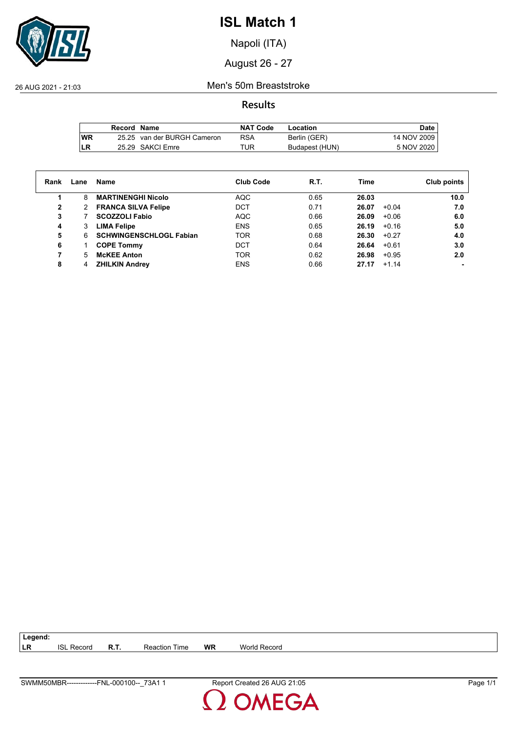# ISL Match 1

Napoli (ITA)

August 26 - 27

26 AUG 2021 - 21:03

## Men's 50m Breaststroke

### Results

| | Record | Name | NAT Code | Location | Date |
|---|---|---|---|---|---|
| WR | 25.25 | van der BURGH Cameron | RSA | Berlin (GER) | 14 NOV 2009 |
| LR | 25.29 | SAKCI Emre | TUR | Budapest (HUN) | 5 NOV 2020 |

| Rank | Lane | Name | Club Code | R.T. | Time | | Club points |
|---|---|---|---|---|---|---|---|
| 1 | 8 | **MARTINENGHI Nicolo** | AQC | 0.65 | **26.03** | | **10.0** |
| 2 | 2 | **FRANCA SILVA Felipe** | DCT | 0.71 | **26.07** | +0.04 | **7.0** |
| 3 | 7 | **SCOZZOLI Fabio** | AQC | 0.66 | **26.09** | +0.06 | **6.0** |
| 4 | 3 | **LIMA Felipe** | ENS | 0.65 | **26.19** | +0.16 | **5.0** |
| 5 | 6 | **SCHWINGENSCHLOGL Fabian** | TOR | 0.68 | **26.30** | +0.27 | **4.0** |
| 6 | 1 | **COPE Tommy** | DCT | 0.64 | **26.64** | +0.61 | **3.0** |
| 7 | 5 | **McKEE Anton** | TOR | 0.62 | **26.98** | +0.95 | **2.0** |
| 8 | 4 | **ZHILKIN Andrey** | ENS | 0.66 | **27.17** | +1.14 | **-** |

**Legend:**

| | | | | | |
|---|---|---|---|---|---|
| **LR** | ISL Record | **R.T.** | Reaction Time | **WR** | World Record |

SWMM50MBR-------------FNL-000100--_73A1 1 Report Created 26 AUG 21:05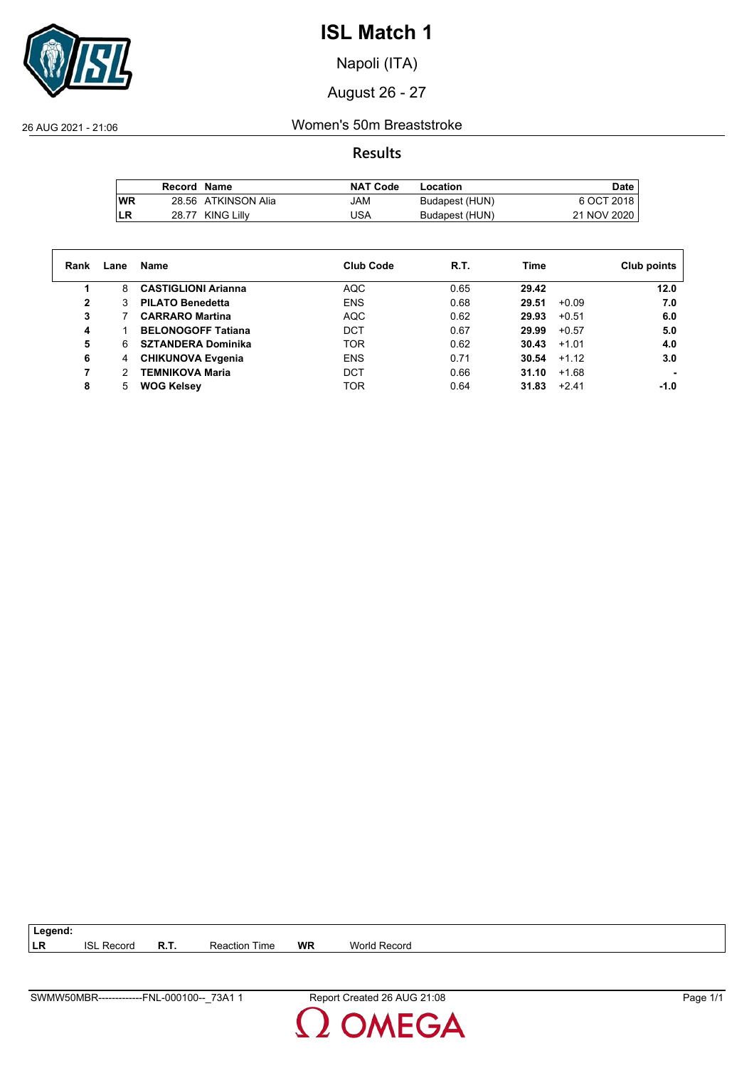# ISL Match 1

Napoli (ITA)

August 26 - 27

26 AUG 2021 - 21:06

## Women's 50m Breaststroke

### Results

| | Record | Name | NAT Code | Location | Date |
|---|---|---|---|---|---|
| WR | 28.56 | ATKINSON Alia | JAM | Budapest (HUN) | 6 OCT 2018 |
| LR | 28.77 | KING Lilly | USA | Budapest (HUN) | 21 NOV 2020 |

| Rank | Lane | Name | Club Code | R.T. | Time | | Club points |
|---|---|---|---|---|---|---|---|
| 1 | 8 | **CASTIGLIONI Arianna** | AQC | 0.65 | **29.42** | | **12.0** |
| 2 | 3 | **PILATO Benedetta** | ENS | 0.68 | **29.51** | +0.09 | **7.0** |
| 3 | 7 | **CARRARO Martina** | AQC | 0.62 | **29.93** | +0.51 | **6.0** |
| 4 | 1 | **BELONOGOFF Tatiana** | DCT | 0.67 | **29.99** | +0.57 | **5.0** |
| 5 | 6 | **SZTANDERA Dominika** | TOR | 0.62 | **30.43** | +1.01 | **4.0** |
| 6 | 4 | **CHIKUNOVA Evgenia** | ENS | 0.71 | **30.54** | +1.12 | **3.0** |
| 7 | 2 | **TEMNIKOVA Maria** | DCT | 0.66 | **31.10** | +1.68 | **-** |
| 8 | 5 | **WOG Kelsey** | TOR | 0.64 | **31.83** | +2.41 | **-1.0** |

**Legend:**

| | | | | | |
|---|---|---|---|---|---|
| **LR** | ISL Record | **R.T.** | Reaction Time | **WR** | World Record |

SWMW50MBR-------------FNL-000100--_73A1 1    Report Created 26 AUG 21:08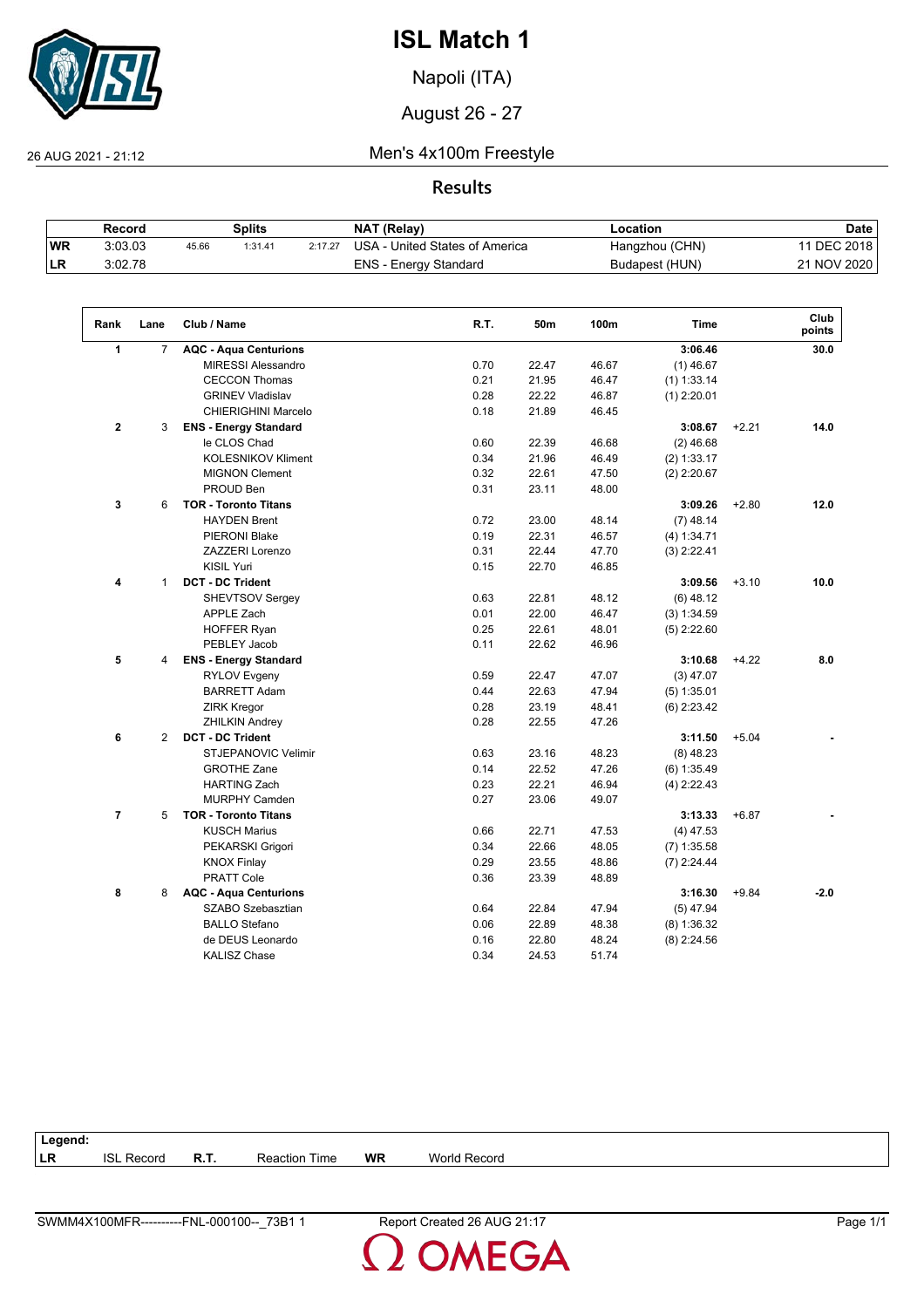# ISL Match 1

Napoli (ITA)

August 26 - 27

26 AUG 2021 - 21:12

## Men's 4x100m Freestyle

### Results

| | Record | Splits | | | NAT (Relay) | Location | Date |
|---|---|---|---|---|---|---|---|
| WR | 3:03.03 | 45.66 | 1:31.41 | 2:17.27 | USA - United States of America | Hangzhou (CHN) | 11 DEC 2018 |
| LR | 3:02.78 | | | | ENS - Energy Standard | Budapest (HUN) | 21 NOV 2020 |

| Rank | Lane | Club / Name | R.T. | 50m | 100m | Time | | Club points |
|---|---|---|---|---|---|---|---|---|
| **1** | 7 | **AQC - Aqua Centurions** | | | | **3:06.46** | | **30.0** |
| | | MIRESSI Alessandro | 0.70 | 22.47 | 46.67 | (1) 46.67 | | |
| | | CECCON Thomas | 0.21 | 21.95 | 46.47 | (1) 1:33.14 | | |
| | | GRINEV Vladislav | 0.28 | 22.22 | 46.87 | (1) 2:20.01 | | |
| | | CHIERIGHINI Marcelo | 0.18 | 21.89 | 46.45 | | | |
| **2** | 3 | **ENS - Energy Standard** | | | | **3:08.67** | +2.21 | **14.0** |
| | | le CLOS Chad | 0.60 | 22.39 | 46.68 | (2) 46.68 | | |
| | | KOLESNIKOV Kliment | 0.34 | 21.96 | 46.49 | (2) 1:33.17 | | |
| | | MIGNON Clement | 0.32 | 22.61 | 47.50 | (2) 2:20.67 | | |
| | | PROUD Ben | 0.31 | 23.11 | 48.00 | | | |
| **3** | 6 | **TOR - Toronto Titans** | | | | **3:09.26** | +2.80 | **12.0** |
| | | HAYDEN Brent | 0.72 | 23.00 | 48.14 | (7) 48.14 | | |
| | | PIERONI Blake | 0.19 | 22.31 | 46.57 | (4) 1:34.71 | | |
| | | ZAZZERI Lorenzo | 0.31 | 22.44 | 47.70 | (3) 2:22.41 | | |
| | | KISIL Yuri | 0.15 | 22.70 | 46.85 | | | |
| **4** | 1 | **DCT - DC Trident** | | | | **3:09.56** | +3.10 | **10.0** |
| | | SHEVTSOV Sergey | 0.63 | 22.81 | 48.12 | (6) 48.12 | | |
| | | APPLE Zach | 0.01 | 22.00 | 46.47 | (3) 1:34.59 | | |
| | | HOFFER Ryan | 0.25 | 22.61 | 48.01 | (5) 2:22.60 | | |
| | | PEBLEY Jacob | 0.11 | 22.62 | 46.96 | | | |
| **5** | 4 | **ENS - Energy Standard** | | | | **3:10.68** | +4.22 | **8.0** |
| | | RYLOV Evgeny | 0.59 | 22.47 | 47.07 | (3) 47.07 | | |
| | | BARRETT Adam | 0.44 | 22.63 | 47.94 | (5) 1:35.01 | | |
| | | ZIRK Kregor | 0.28 | 23.19 | 48.41 | (6) 2:23.42 | | |
| | | ZHILKIN Andrey | 0.28 | 22.55 | 47.26 | | | |
| **6** | 2 | **DCT - DC Trident** | | | | **3:11.50** | +5.04 | **-** |
| | | STJEPANOVIC Velimir | 0.63 | 23.16 | 48.23 | (8) 48.23 | | |
| | | GROTHE Zane | 0.14 | 22.52 | 47.26 | (6) 1:35.49 | | |
| | | HARTING Zach | 0.23 | 22.21 | 46.94 | (4) 2:22.43 | | |
| | | MURPHY Camden | 0.27 | 23.06 | 49.07 | | | |
| **7** | 5 | **TOR - Toronto Titans** | | | | **3:13.33** | +6.87 | **-** |
| | | KUSCH Marius | 0.66 | 22.71 | 47.53 | (4) 47.53 | | |
| | | PEKARSKI Grigori | 0.34 | 22.66 | 48.05 | (7) 1:35.58 | | |
| | | KNOX Finlay | 0.29 | 23.55 | 48.86 | (7) 2:24.44 | | |
| | | PRATT Cole | 0.36 | 23.39 | 48.89 | | | |
| **8** | 8 | **AQC - Aqua Centurions** | | | | **3:16.30** | +9.84 | **-2.0** |
| | | SZABO Szebasztian | 0.64 | 22.84 | 47.94 | (5) 47.94 | | |
| | | BALLO Stefano | 0.06 | 22.89 | 48.38 | (8) 1:36.32 | | |
| | | de DEUS Leonardo | 0.16 | 22.80 | 48.24 | (8) 2:24.56 | | |
| | | KALISZ Chase | 0.34 | 24.53 | 51.74 | | | |

**Legend:**

| | | | | | |
|---|---|---|---|---|---|
| **LR** | ISL Record | **R.T.** | Reaction Time | **WR** | World Record |

SWMM4X100MFR----------FNL-000100--_73B1 1 Report Created 26 AUG 21:17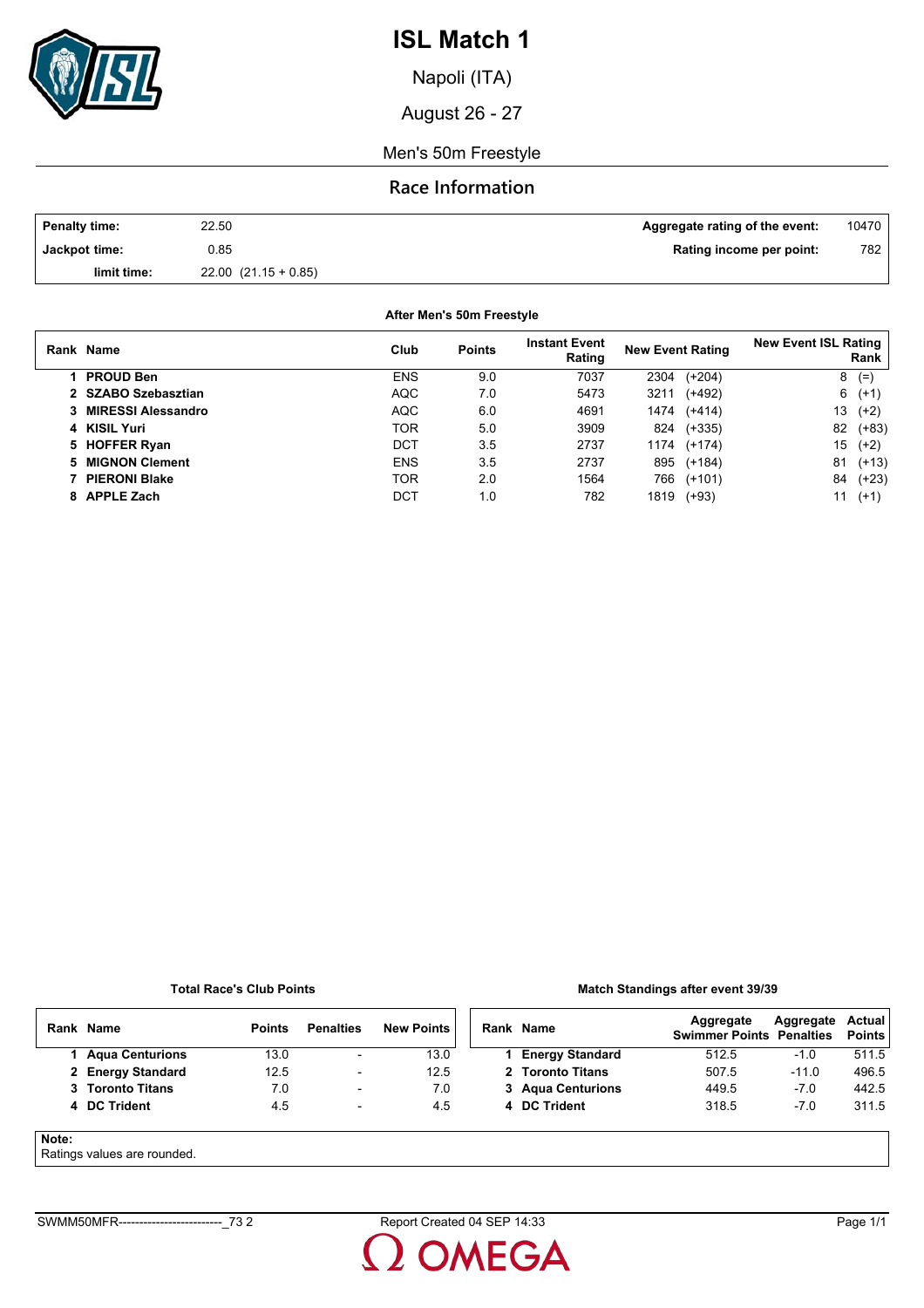# ISL Match 1

Napoli (ITA)

August 26 - 27

Men's 50m Freestyle

## Race Information

| Penalty time: | 22.50 | Aggregate rating of the event: | 10470 |
|---|---|---|---|
| Jackpot time: | 0.85 | Rating income per point: | 782 |
| limit time: | 22.00 (21.15 + 0.85) | | |

**After Men's 50m Freestyle**

| Rank | Name | Club | Points | Instant Event Rating | New Event Rating | New Event ISL Rating Rank |
|---|---|---|---|---|---|---|
| 1 | PROUD Ben | ENS | 9.0 | 7037 | 2304 (+204) | 8 (=) |
| 2 | SZABO Szebasztian | AQC | 7.0 | 5473 | 3211 (+492) | 6 (+1) |
| 3 | MIRESSI Alessandro | AQC | 6.0 | 4691 | 1474 (+414) | 13 (+2) |
| 4 | KISIL Yuri | TOR | 5.0 | 3909 | 824 (+335) | 82 (+83) |
| 5 | HOFFER Ryan | DCT | 3.5 | 2737 | 1174 (+174) | 15 (+2) |
| 5 | MIGNON Clement | ENS | 3.5 | 2737 | 895 (+184) | 81 (+13) |
| 7 | PIERONI Blake | TOR | 2.0 | 1564 | 766 (+101) | 84 (+23) |
| 8 | APPLE Zach | DCT | 1.0 | 782 | 1819 (+93) | 11 (+1) |

**Total Race's Club Points**

| Rank | Name | Points | Penalties | New Points |
|---|---|---|---|---|
| 1 | Aqua Centurions | 13.0 | - | 13.0 |
| 2 | Energy Standard | 12.5 | - | 12.5 |
| 3 | Toronto Titans | 7.0 | - | 7.0 |
| 4 | DC Trident | 4.5 | - | 4.5 |

**Match Standings after event 39/39**

| Rank | Name | Aggregate Swimmer Points | Aggregate Penalties | Actual Points |
|---|---|---|---|---|
| 1 | Energy Standard | 512.5 | -1.0 | 511.5 |
| 2 | Toronto Titans | 507.5 | -11.0 | 496.5 |
| 3 | Aqua Centurions | 449.5 | -7.0 | 442.5 |
| 4 | DC Trident | 318.5 | -7.0 | 311.5 |

**Note:**
Ratings values are rounded.

SWMM50MFR-------------------------_73 2 Report Created 04 SEP 14:33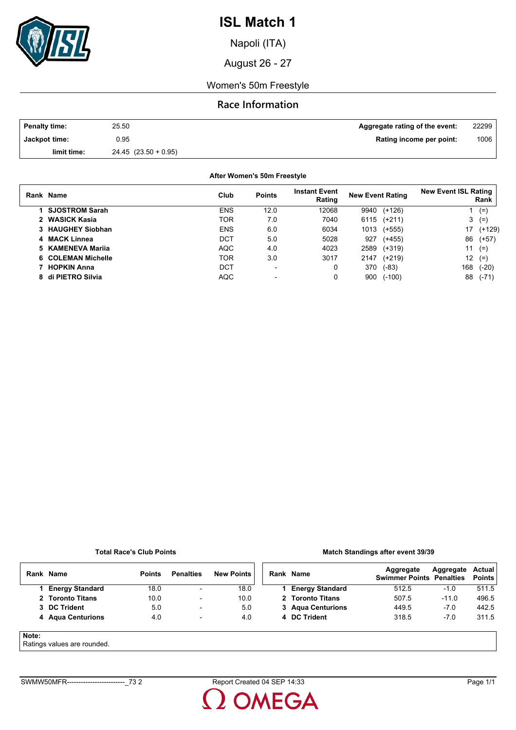# ISL Match 1

Napoli (ITA)

August 26 - 27

Women's 50m Freestyle

## Race Information

| | | | |
|---|---|---|---|
| **Penalty time:** | 25.50 | **Aggregate rating of the event:** | 22299 |
| **Jackpot time:** | 0.95 | **Rating income per point:** | 1006 |
| **limit time:** | 24.45 (23.50 + 0.95) | | |

**After Women's 50m Freestyle**

| Rank | Name | Club | Points | Instant Event Rating | New Event Rating | | New Event ISL Rating Rank | |
|---|---|---|---|---|---|---|---|---|
| 1 | **SJOSTROM Sarah** | ENS | 12.0 | 12068 | 9940 | (+126) | 1 | (=) |
| 2 | **WASICK Kasia** | TOR | 7.0 | 7040 | 6115 | (+211) | 3 | (=) |
| 3 | **HAUGHEY Siobhan** | ENS | 6.0 | 6034 | 1013 | (+555) | 17 | (+129) |
| 4 | **MACK Linnea** | DCT | 5.0 | 5028 | 927 | (+455) | 86 | (+57) |
| 5 | **KAMENEVA Mariia** | AQC | 4.0 | 4023 | 2589 | (+319) | 11 | (=) |
| 6 | **COLEMAN Michelle** | TOR | 3.0 | 3017 | 2147 | (+219) | 12 | (=) |
| 7 | **HOPKIN Anna** | DCT | - | 0 | 370 | (-83) | 168 | (-20) |
| 8 | **di PIETRO Silvia** | AQC | - | 0 | 900 | (-100) | 88 | (-71) |

**Total Race's Club Points**

| Rank | Name | Points | Penalties | New Points |
|---|---|---|---|---|
| 1 | **Energy Standard** | 18.0 | - | 18.0 |
| 2 | **Toronto Titans** | 10.0 | - | 10.0 |
| 3 | **DC Trident** | 5.0 | - | 5.0 |
| 4 | **Aqua Centurions** | 4.0 | - | 4.0 |

**Match Standings after event 39/39**

| Rank | Name | Aggregate Swimmer Points | Aggregate Penalties | Actual Points |
|---|---|---|---|---|
| 1 | **Energy Standard** | 512.5 | -1.0 | 511.5 |
| 2 | **Toronto Titans** | 507.5 | -11.0 | 496.5 |
| 3 | **Aqua Centurions** | 449.5 | -7.0 | 442.5 |
| 4 | **DC Trident** | 318.5 | -7.0 | 311.5 |

**Note:**
Ratings values are rounded.

SWMW50MFR-------------------------_73 2 Report Created 04 SEP 14:33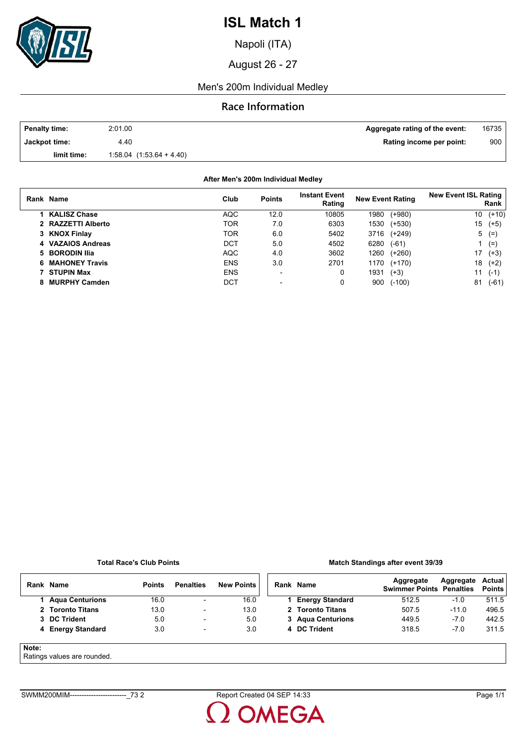# ISL Match 1

Napoli (ITA)

August 26 - 27

Men's 200m Individual Medley

## Race Information

| | | | |
|---|---|---|---|
| **Penalty time:** | 2:01.00 | **Aggregate rating of the event:** | 16735 |
| **Jackpot time:** | 4.40 | **Rating income per point:** | 900 |
| **limit time:** | 1:58.04 (1:53.64 + 4.40) | | |

### After Men's 200m Individual Medley

| Rank | Name | Club | Points | Instant Event Rating | New Event Rating | New Event ISL Rating Rank |
|---|---|---|---|---|---|---|
| 1 | **KALISZ Chase** | AQC | 12.0 | 10805 | 1980 (+980) | 10 (+10) |
| 2 | **RAZZETTI Alberto** | TOR | 7.0 | 6303 | 1530 (+530) | 15 (+5) |
| 3 | **KNOX Finlay** | TOR | 6.0 | 5402 | 3716 (+249) | 5 (=) |
| 4 | **VAZAIOS Andreas** | DCT | 5.0 | 4502 | 6280 (-61) | 1 (=) |
| 5 | **BORODIN Ilia** | AQC | 4.0 | 3602 | 1260 (+260) | 17 (+3) |
| 6 | **MAHONEY Travis** | ENS | 3.0 | 2701 | 1170 (+170) | 18 (+2) |
| 7 | **STUPIN Max** | ENS | - | 0 | 1931 (+3) | 11 (-1) |
| 8 | **MURPHY Camden** | DCT | - | 0 | 900 (-100) | 81 (-61) |

### Total Race's Club Points

| Rank | Name | Points | Penalties | New Points |
|---|---|---|---|---|
| 1 | **Aqua Centurions** | 16.0 | - | 16.0 |
| 2 | **Toronto Titans** | 13.0 | - | 13.0 |
| 3 | **DC Trident** | 5.0 | - | 5.0 |
| 4 | **Energy Standard** | 3.0 | - | 3.0 |

### Match Standings after event 39/39

| Rank | Name | Aggregate Swimmer Points | Aggregate Penalties | Actual Points |
|---|---|---|---|---|
| 1 | **Energy Standard** | 512.5 | -1.0 | 511.5 |
| 2 | **Toronto Titans** | 507.5 | -11.0 | 496.5 |
| 3 | **Aqua Centurions** | 449.5 | -7.0 | 442.5 |
| 4 | **DC Trident** | 318.5 | -7.0 | 311.5 |

**Note:**
Ratings values are rounded.

SWMM200MIM------------------------_73 2 Report Created 04 SEP 14:33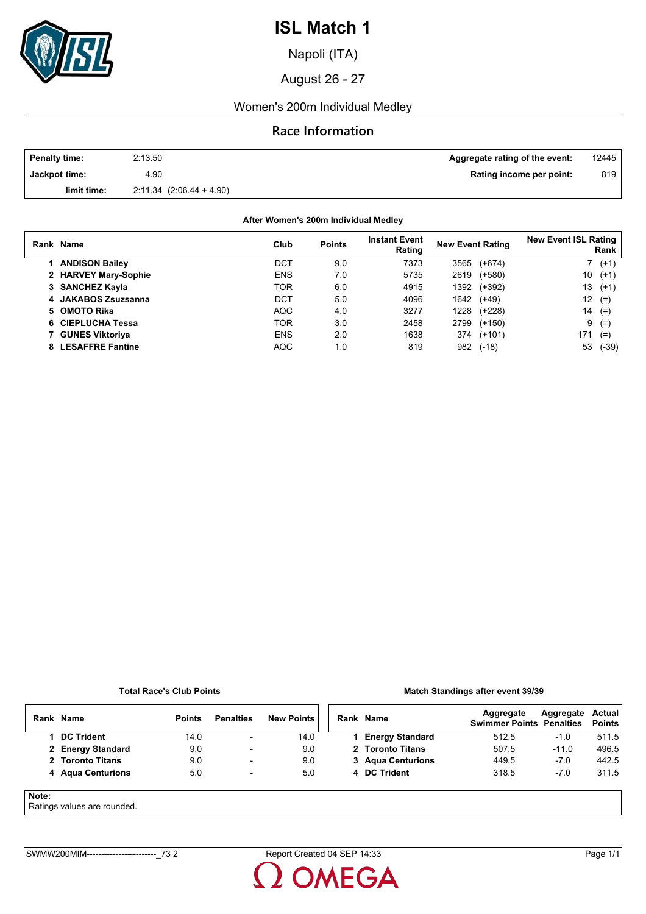# ISL Match 1

Napoli (ITA)

August 26 - 27

Women's 200m Individual Medley

## Race Information

| | | | |
|---|---|---|---|
| **Penalty time:** | 2:13.50 | **Aggregate rating of the event:** | 12445 |
| **Jackpot time:** | 4.90 | **Rating income per point:** | 819 |
| **limit time:** | 2:11.34 (2:06.44 + 4.90) | | |

**After Women's 200m Individual Medley**

| Rank | Name | Club | Points | Instant Event Rating | New Event Rating | New Event ISL Rating Rank |
|---|---|---|---|---|---|---|
| 1 | **ANDISON Bailey** | DCT | 9.0 | 7373 | 3565 (+674) | 7 (+1) |
| 2 | **HARVEY Mary-Sophie** | ENS | 7.0 | 5735 | 2619 (+580) | 10 (+1) |
| 3 | **SANCHEZ Kayla** | TOR | 6.0 | 4915 | 1392 (+392) | 13 (+1) |
| 4 | **JAKABOS Zsuzsanna** | DCT | 5.0 | 4096 | 1642 (+49) | 12 (=) |
| 5 | **OMOTO Rika** | AQC | 4.0 | 3277 | 1228 (+228) | 14 (=) |
| 6 | **CIEPLUCHA Tessa** | TOR | 3.0 | 2458 | 2799 (+150) | 9 (=) |
| 7 | **GUNES Viktoriya** | ENS | 2.0 | 1638 | 374 (+101) | 171 (=) |
| 8 | **LESAFFRE Fantine** | AQC | 1.0 | 819 | 982 (-18) | 53 (-39) |

**Total Race's Club Points**

| Rank | Name | Points | Penalties | New Points |
|---|---|---|---|---|
| 1 | **DC Trident** | 14.0 | - | 14.0 |
| 2 | **Energy Standard** | 9.0 | - | 9.0 |
| 2 | **Toronto Titans** | 9.0 | - | 9.0 |
| 4 | **Aqua Centurions** | 5.0 | - | 5.0 |

**Match Standings after event 39/39**

| Rank | Name | Aggregate Swimmer Points | Aggregate Penalties | Actual Points |
|---|---|---|---|---|
| 1 | **Energy Standard** | 512.5 | -1.0 | 511.5 |
| 2 | **Toronto Titans** | 507.5 | -11.0 | 496.5 |
| 3 | **Aqua Centurions** | 449.5 | -7.0 | 442.5 |
| 4 | **DC Trident** | 318.5 | -7.0 | 311.5 |

**Note:**
Ratings values are rounded.

SWMW200MIM------------------------_73 2 Report Created 04 SEP 14:33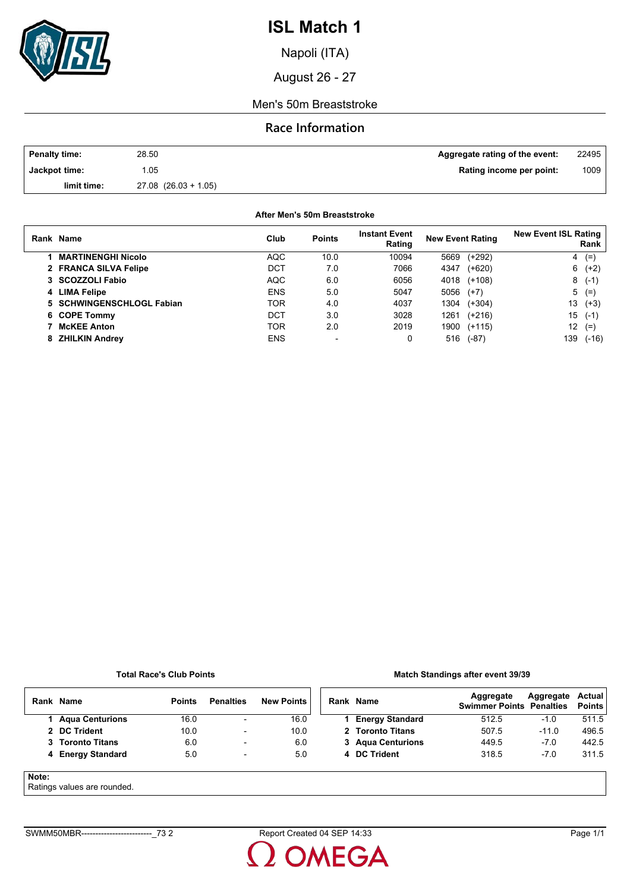# ISL Match 1

Napoli (ITA)

August 26 - 27

Men's 50m Breaststroke

## Race Information

| | | | |
|---|---|---|---|
| **Penalty time:** | 28.50 | **Aggregate rating of the event:** | 22495 |
| **Jackpot time:** | 1.05 | **Rating income per point:** | 1009 |
| **limit time:** | 27.08 (26.03 + 1.05) | | |

**After Men's 50m Breaststroke**

| Rank | Name | Club | Points | Instant Event Rating | New Event Rating | New Event ISL Rating Rank |
|---|---|---|---|---|---|---|
| 1 | **MARTINENGHI Nicolo** | AQC | 10.0 | 10094 | 5669 (+292) | 4 (=) |
| 2 | **FRANCA SILVA Felipe** | DCT | 7.0 | 7066 | 4347 (+620) | 6 (+2) |
| 3 | **SCOZZOLI Fabio** | AQC | 6.0 | 6056 | 4018 (+108) | 8 (-1) |
| 4 | **LIMA Felipe** | ENS | 5.0 | 5047 | 5056 (+7) | 5 (=) |
| 5 | **SCHWINGENSCHLOGL Fabian** | TOR | 4.0 | 4037 | 1304 (+304) | 13 (+3) |
| 6 | **COPE Tommy** | DCT | 3.0 | 3028 | 1261 (+216) | 15 (-1) |
| 7 | **McKEE Anton** | TOR | 2.0 | 2019 | 1900 (+115) | 12 (=) |
| 8 | **ZHILKIN Andrey** | ENS | - | 0 | 516 (-87) | 139 (-16) |

**Total Race's Club Points**

| Rank | Name | Points | Penalties | New Points |
|---|---|---|---|---|
| 1 | **Aqua Centurions** | 16.0 | - | 16.0 |
| 2 | **DC Trident** | 10.0 | - | 10.0 |
| 3 | **Toronto Titans** | 6.0 | - | 6.0 |
| 4 | **Energy Standard** | 5.0 | - | 5.0 |

**Match Standings after event 39/39**

| Rank | Name | Aggregate Swimmer Points | Aggregate Penalties | Actual Points |
|---|---|---|---|---|
| 1 | **Energy Standard** | 512.5 | -1.0 | 511.5 |
| 2 | **Toronto Titans** | 507.5 | -11.0 | 496.5 |
| 3 | **Aqua Centurions** | 449.5 | -7.0 | 442.5 |
| 4 | **DC Trident** | 318.5 | -7.0 | 311.5 |

**Note:**
Ratings values are rounded.

SWMM50MBR-------------------------_73 2 Report Created 04 SEP 14:33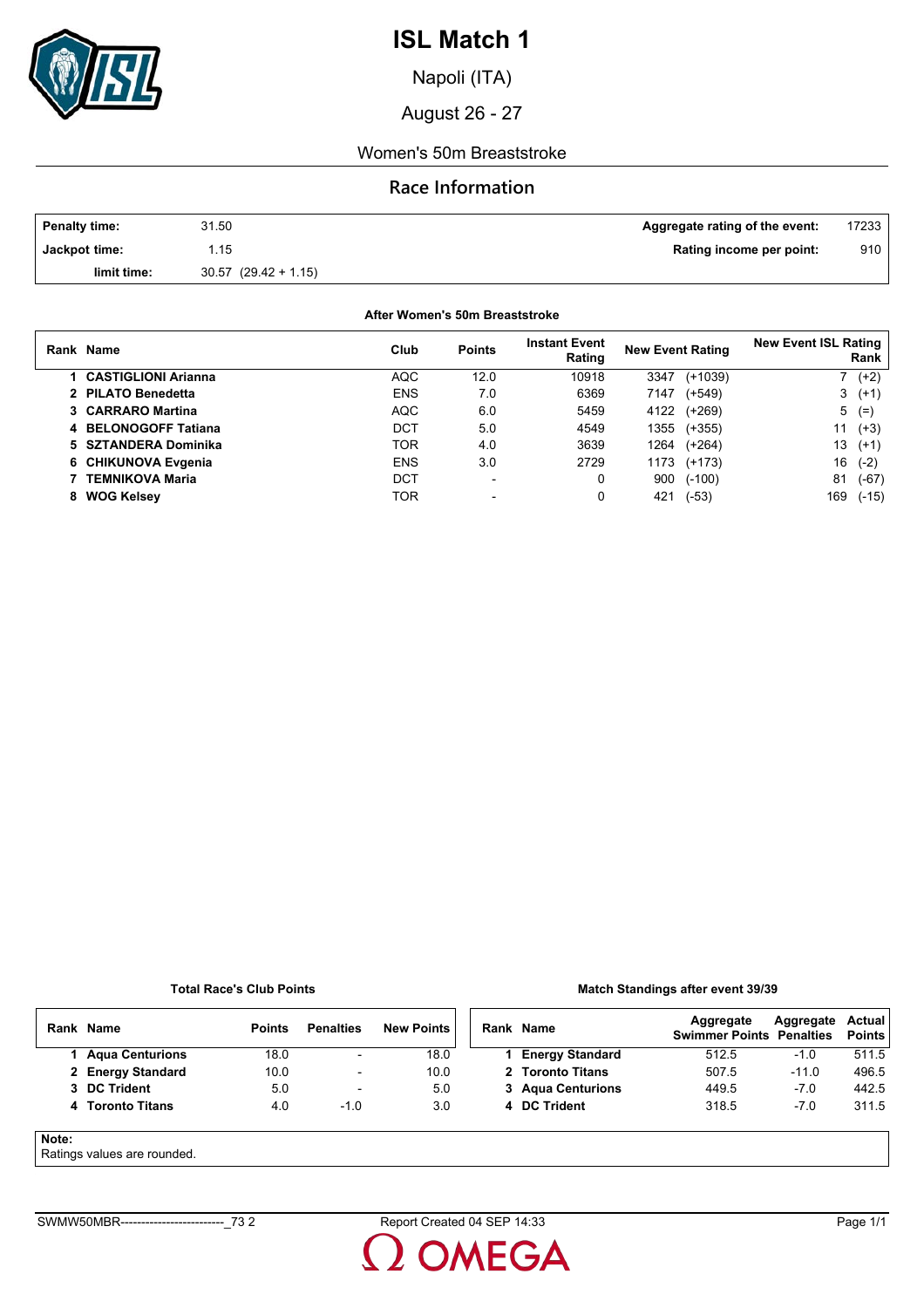# ISL Match 1

Napoli (ITA)

August 26 - 27

Women's 50m Breaststroke

## Race Information

| | | | |
|---|---|---|---|
| **Penalty time:** | 31.50 | **Aggregate rating of the event:** | 17233 |
| **Jackpot time:** | 1.15 | **Rating income per point:** | 910 |
| **limit time:** | 30.57 (29.42 + 1.15) | | |

**After Women's 50m Breaststroke**

| Rank | Name | Club | Points | Instant Event Rating | New Event Rating | New Event ISL Rating Rank |
|---|---|---|---|---|---|---|
| 1 | **CASTIGLIONI Arianna** | AQC | 12.0 | 10918 | 3347 (+1039) | 7 (+2) |
| 2 | **PILATO Benedetta** | ENS | 7.0 | 6369 | 7147 (+549) | 3 (+1) |
| 3 | **CARRARO Martina** | AQC | 6.0 | 5459 | 4122 (+269) | 5 (=) |
| 4 | **BELONOGOFF Tatiana** | DCT | 5.0 | 4549 | 1355 (+355) | 11 (+3) |
| 5 | **SZTANDERA Dominika** | TOR | 4.0 | 3639 | 1264 (+264) | 13 (+1) |
| 6 | **CHIKUNOVA Evgenia** | ENS | 3.0 | 2729 | 1173 (+173) | 16 (-2) |
| 7 | **TEMNIKOVA Maria** | DCT | - | 0 | 900 (-100) | 81 (-67) |
| 8 | **WOG Kelsey** | TOR | - | 0 | 421 (-53) | 169 (-15) |

**Total Race's Club Points**

| Rank | Name | Points | Penalties | New Points |
|---|---|---|---|---|
| 1 | **Aqua Centurions** | 18.0 | - | 18.0 |
| 2 | **Energy Standard** | 10.0 | - | 10.0 |
| 3 | **DC Trident** | 5.0 | - | 5.0 |
| 4 | **Toronto Titans** | 4.0 | -1.0 | 3.0 |

**Match Standings after event 39/39**

| Rank | Name | Aggregate Swimmer Points | Aggregate Penalties | Actual Points |
|---|---|---|---|---|
| 1 | **Energy Standard** | 512.5 | -1.0 | 511.5 |
| 2 | **Toronto Titans** | 507.5 | -11.0 | 496.5 |
| 3 | **Aqua Centurions** | 449.5 | -7.0 | 442.5 |
| 4 | **DC Trident** | 318.5 | -7.0 | 311.5 |

**Note:**
Ratings values are rounded.

SWMW50MBR-------------------------_73 2 Report Created 04 SEP 14:33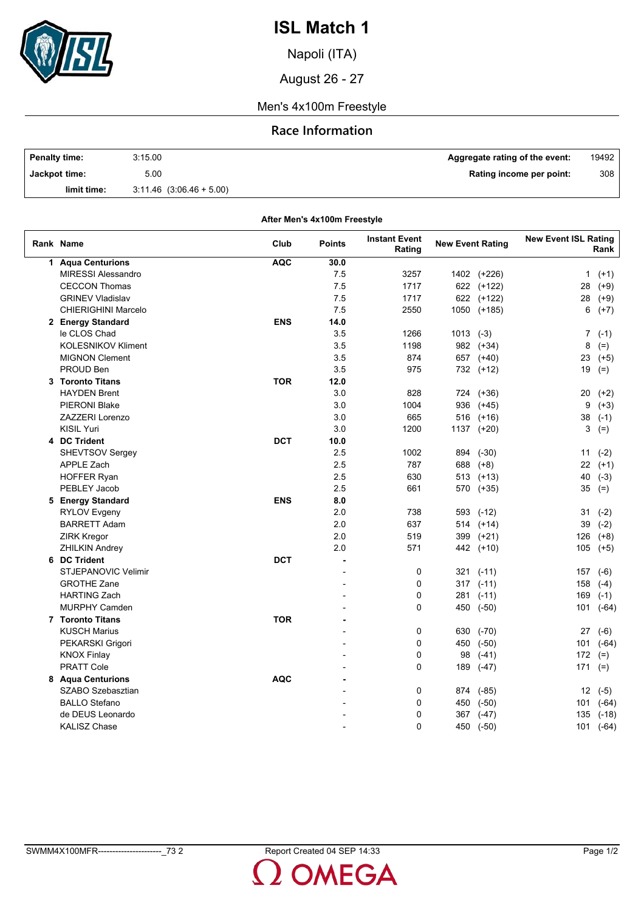# ISL Match 1

Napoli (ITA)

August 26 - 27

Men's 4x100m Freestyle

## Race Information

| | | | |
|---|---|---|---|
| **Penalty time:** | 3:15.00 | **Aggregate rating of the event:** | 19492 |
| **Jackpot time:** | 5.00 | **Rating income per point:** | 308 |
| **limit time:** | 3:11.46 (3:06.46 + 5.00) | | |

**After Men's 4x100m Freestyle**

| Rank | Name | Club | Points | Instant Event Rating | New Event Rating | New Event ISL Rating Rank |
|---|---|---|---|---|---|---|
| **1** | **Aqua Centurions** | **AQC** | **30.0** | | | |
| | MIRESSI Alessandro | | 7.5 | 3257 | 1402 (+226) | 1 (+1) |
| | CECCON Thomas | | 7.5 | 1717 | 622 (+122) | 28 (+9) |
| | GRINEV Vladislav | | 7.5 | 1717 | 622 (+122) | 28 (+9) |
| | CHIERIGHINI Marcelo | | 7.5 | 2550 | 1050 (+185) | 6 (+7) |
| **2** | **Energy Standard** | **ENS** | **14.0** | | | |
| | le CLOS Chad | | 3.5 | 1266 | 1013 (-3) | 7 (-1) |
| | KOLESNIKOV Kliment | | 3.5 | 1198 | 982 (+34) | 8 (=) |
| | MIGNON Clement | | 3.5 | 874 | 657 (+40) | 23 (+5) |
| | PROUD Ben | | 3.5 | 975 | 732 (+12) | 19 (=) |
| **3** | **Toronto Titans** | **TOR** | **12.0** | | | |
| | HAYDEN Brent | | 3.0 | 828 | 724 (+36) | 20 (+2) |
| | PIERONI Blake | | 3.0 | 1004 | 936 (+45) | 9 (+3) |
| | ZAZZERI Lorenzo | | 3.0 | 665 | 516 (+16) | 38 (-1) |
| | KISIL Yuri | | 3.0 | 1200 | 1137 (+20) | 3 (=) |
| **4** | **DC Trident** | **DCT** | **10.0** | | | |
| | SHEVTSOV Sergey | | 2.5 | 1002 | 894 (-30) | 11 (-2) |
| | APPLE Zach | | 2.5 | 787 | 688 (+8) | 22 (+1) |
| | HOFFER Ryan | | 2.5 | 630 | 513 (+13) | 40 (-3) |
| | PEBLEY Jacob | | 2.5 | 661 | 570 (+35) | 35 (=) |
| **5** | **Energy Standard** | **ENS** | **8.0** | | | |
| | RYLOV Evgeny | | 2.0 | 738 | 593 (-12) | 31 (-2) |
| | BARRETT Adam | | 2.0 | 637 | 514 (+14) | 39 (-2) |
| | ZIRK Kregor | | 2.0 | 519 | 399 (+21) | 126 (+8) |
| | ZHILKIN Andrey | | 2.0 | 571 | 442 (+10) | 105 (+5) |
| **6** | **DC Trident** | **DCT** | **-** | | | |
| | STJEPANOVIC Velimir | | - | 0 | 321 (-11) | 157 (-6) |
| | GROTHE Zane | | - | 0 | 317 (-11) | 158 (-4) |
| | HARTING Zach | | - | 0 | 281 (-11) | 169 (-1) |
| | MURPHY Camden | | - | 0 | 450 (-50) | 101 (-64) |
| **7** | **Toronto Titans** | **TOR** | **-** | | | |
| | KUSCH Marius | | - | 0 | 630 (-70) | 27 (-6) |
| | PEKARSKI Grigori | | - | 0 | 450 (-50) | 101 (-64) |
| | KNOX Finlay | | - | 0 | 98 (-41) | 172 (=) |
| | PRATT Cole | | - | 0 | 189 (-47) | 171 (=) |
| **8** | **Aqua Centurions** | **AQC** | **-** | | | |
| | SZABO Szebasztian | | - | 0 | 874 (-85) | 12 (-5) |
| | BALLO Stefano | | - | 0 | 450 (-50) | 101 (-64) |
| | de DEUS Leonardo | | - | 0 | 367 (-47) | 135 (-18) |
| | KALISZ Chase | | - | 0 | 450 (-50) | 101 (-64) |

SWMM4X100MFR----------------------_73 2 Report Created 04 SEP 14:33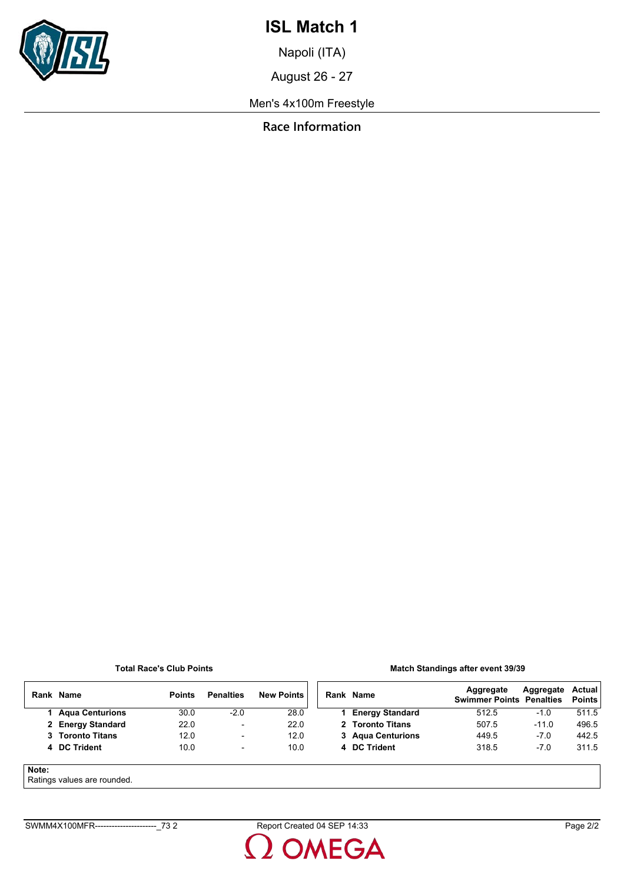# ISL Match 1

Napoli (ITA)

August 26 - 27

Men's 4x100m Freestyle

## Race Information

**Total Race's Club Points**

| Rank | Name | Points | Penalties | New Points |
|---|---|---|---|---|
| 1 | **Aqua Centurions** | 30.0 | -2.0 | 28.0 |
| 2 | **Energy Standard** | 22.0 | - | 22.0 |
| 3 | **Toronto Titans** | 12.0 | - | 12.0 |
| 4 | **DC Trident** | 10.0 | - | 10.0 |

**Match Standings after event 39/39**

| Rank | Name | Aggregate Swimmer Points | Aggregate Penalties | Actual Points |
|---|---|---|---|---|
| 1 | **Energy Standard** | 512.5 | -1.0 | 511.5 |
| 2 | **Toronto Titans** | 507.5 | -11.0 | 496.5 |
| 3 | **Aqua Centurions** | 449.5 | -7.0 | 442.5 |
| 4 | **DC Trident** | 318.5 | -7.0 | 311.5 |

**Note:**
Ratings values are rounded.

SWMM4X100MFR----------------------_73 2 Report Created 04 SEP 14:33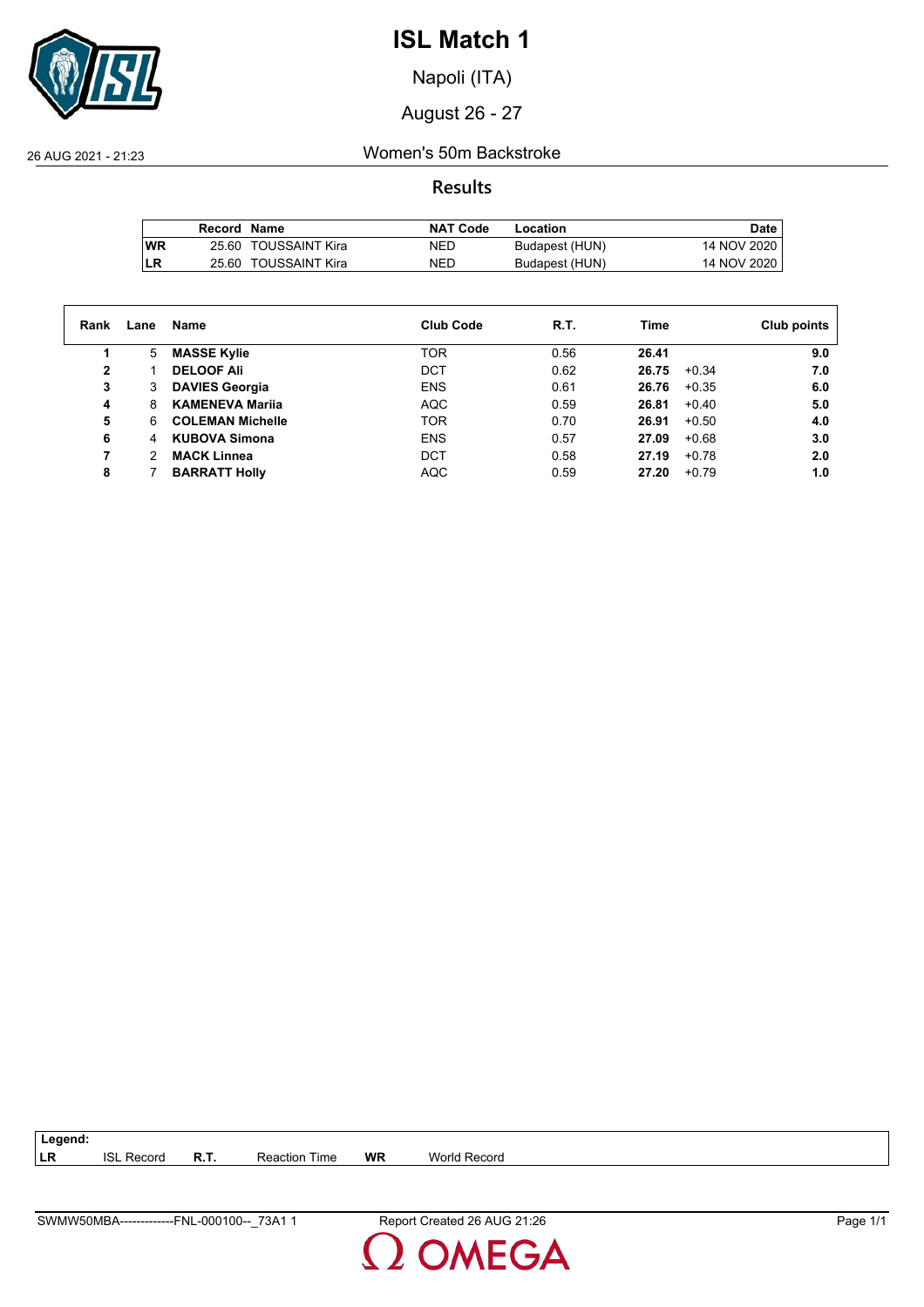# ISL Match 1

Napoli (ITA)

August 26 - 27

26 AUG 2021 - 21:23

## Women's 50m Backstroke

### Results

| | Record | Name | NAT Code | Location | Date |
|---|---|---|---|---|---|
| WR | 25.60 | TOUSSAINT Kira | NED | Budapest (HUN) | 14 NOV 2020 |
| LR | 25.60 | TOUSSAINT Kira | NED | Budapest (HUN) | 14 NOV 2020 |

| Rank | Lane | Name | Club Code | R.T. | Time | | Club points |
|---|---|---|---|---|---|---|---|
| 1 | 5 | **MASSE Kylie** | TOR | 0.56 | **26.41** | | **9.0** |
| 2 | 1 | **DELOOF Ali** | DCT | 0.62 | **26.75** | +0.34 | **7.0** |
| 3 | 3 | **DAVIES Georgia** | ENS | 0.61 | **26.76** | +0.35 | **6.0** |
| 4 | 8 | **KAMENEVA Mariia** | AQC | 0.59 | **26.81** | +0.40 | **5.0** |
| 5 | 6 | **COLEMAN Michelle** | TOR | 0.70 | **26.91** | +0.50 | **4.0** |
| 6 | 4 | **KUBOVA Simona** | ENS | 0.57 | **27.09** | +0.68 | **3.0** |
| 7 | 2 | **MACK Linnea** | DCT | 0.58 | **27.19** | +0.78 | **2.0** |
| 8 | 7 | **BARRATT Holly** | AQC | 0.59 | **27.20** | +0.79 | **1.0** |

**Legend:**

| | | | | | |
|---|---|---|---|---|---|
| **LR** | ISL Record | **R.T.** | Reaction Time | **WR** | World Record |

SWMW50MBA-------------FNL-000100--_73A1 1 Report Created 26 AUG 21:26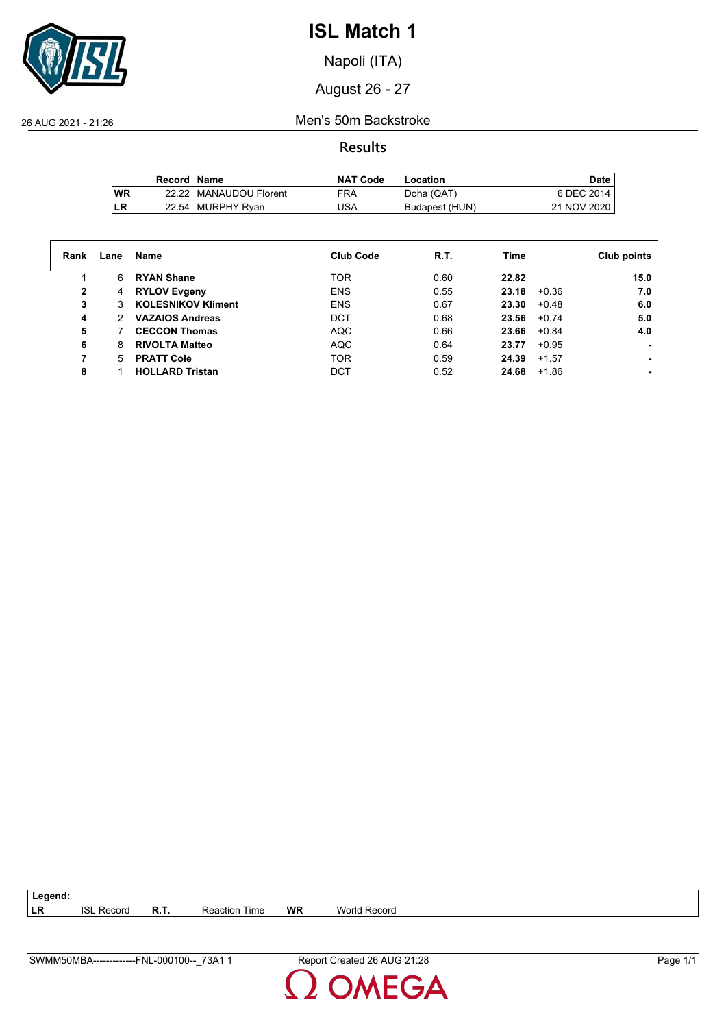# ISL Match 1

Napoli (ITA)

August 26 - 27

26 AUG 2021 - 21:26

Men's 50m Backstroke

## Results

| | Record | Name | NAT Code | Location | Date |
|---|---|---|---|---|---|
| WR | 22.22 | MANAUDOU Florent | FRA | Doha (QAT) | 6 DEC 2014 |
| LR | 22.54 | MURPHY Ryan | USA | Budapest (HUN) | 21 NOV 2020 |

| Rank | Lane | Name | Club Code | R.T. | Time | | Club points |
|---|---|---|---|---|---|---|---|
| 1 | 6 | **RYAN Shane** | TOR | 0.60 | **22.82** | | **15.0** |
| 2 | 4 | **RYLOV Evgeny** | ENS | 0.55 | **23.18** | +0.36 | **7.0** |
| 3 | 3 | **KOLESNIKOV Kliment** | ENS | 0.67 | **23.30** | +0.48 | **6.0** |
| 4 | 2 | **VAZAIOS Andreas** | DCT | 0.68 | **23.56** | +0.74 | **5.0** |
| 5 | 7 | **CECCON Thomas** | AQC | 0.66 | **23.66** | +0.84 | **4.0** |
| 6 | 8 | **RIVOLTA Matteo** | AQC | 0.64 | **23.77** | +0.95 | **-** |
| 7 | 5 | **PRATT Cole** | TOR | 0.59 | **24.39** | +1.57 | **-** |
| 8 | 1 | **HOLLARD Tristan** | DCT | 0.52 | **24.68** | +1.86 | **-** |

**Legend:**

| | | | | | |
|---|---|---|---|---|---|
| **LR** | ISL Record | **R.T.** | Reaction Time | **WR** | World Record |

SWMM50MBA-------------FNL-000100--_73A1 1 Report Created 26 AUG 21:28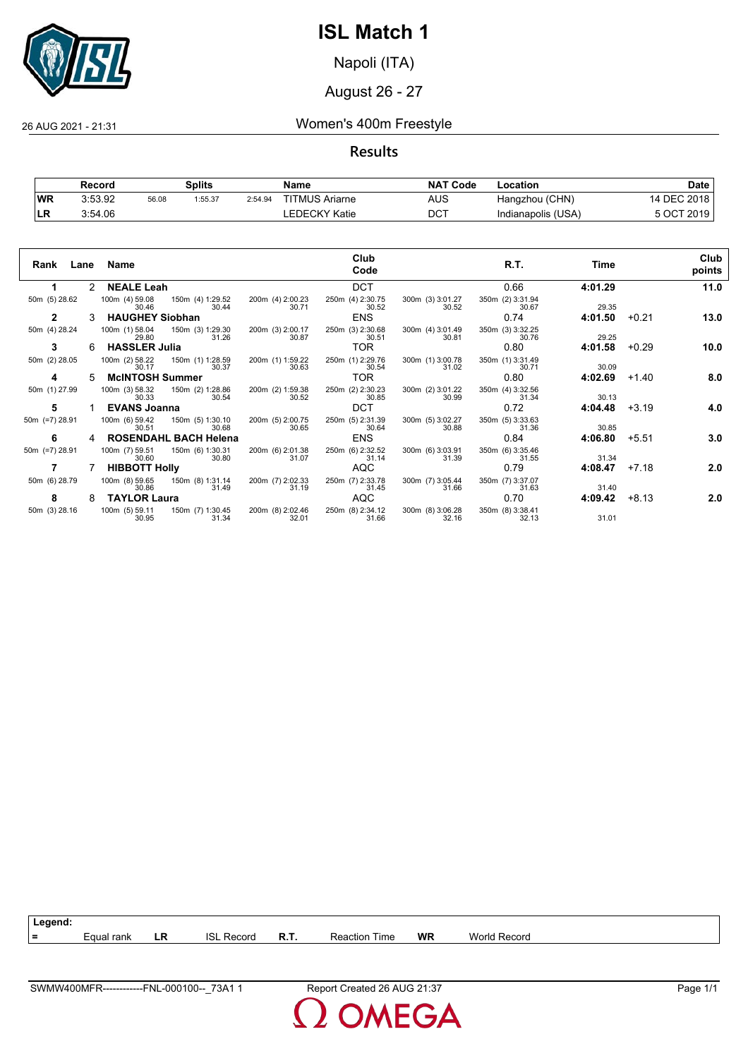# ISL Match 1

Napoli (ITA)

August 26 - 27

26 AUG 2021 - 21:31

## Women's 400m Freestyle

### Results

| Record | | Splits | | | Name | NAT Code | Location | Date |
|---|---|---|---|---|---|---|---|---|
| WR | 3:53.92 | 56.08 | 1:55.37 | 2:54.94 | TITMUS Ariarne | AUS | Hangzhou (CHN) | 14 DEC 2018 |
| LR | 3:54.06 | | | | LEDECKY Katie | DCT | Indianapolis (USA) | 5 OCT 2019 |

| Rank | Lane | Name | Club Code | R.T. | Time | | Club points |
|---|---|---|---|---|---|---|---|
| 1 | 2 | NEALE Leah | DCT | 0.66 | 4:01.29 | | 11.0 |
| 50m (5) 28.62 | 100m (4) 59.08 30.46 | 150m (4) 1:29.52 30.44 | 200m (4) 2:00.23 30.71 | 250m (4) 2:30.75 30.52 | 300m (3) 3:01.27 30.52 | 350m (2) 3:31.94 30.67 | 29.35 |
| 2 | 3 | HAUGHEY Siobhan | ENS | 0.74 | 4:01.50 | +0.21 | 13.0 |
| 50m (4) 28.24 | 100m (1) 58.04 29.80 | 150m (3) 1:29.30 31.26 | 200m (3) 2:00.17 30.87 | 250m (3) 2:30.68 30.51 | 300m (4) 3:01.49 30.81 | 350m (3) 3:32.25 30.76 | 29.25 |
| 3 | 6 | HASSLER Julia | TOR | 0.80 | 4:01.58 | +0.29 | 10.0 |
| 50m (2) 28.05 | 100m (2) 58.22 30.17 | 150m (1) 1:28.59 30.37 | 200m (1) 1:59.22 30.63 | 250m (1) 2:29.76 30.54 | 300m (1) 3:00.78 31.02 | 350m (1) 3:31.49 30.71 | 30.09 |
| 4 | 5 | McINTOSH Summer | TOR | 0.80 | 4:02.69 | +1.40 | 8.0 |
| 50m (1) 27.99 | 100m (3) 58.32 30.33 | 150m (2) 1:28.86 30.54 | 200m (2) 1:59.38 30.52 | 250m (2) 2:30.23 30.85 | 300m (2) 3:01.22 30.99 | 350m (4) 3:32.56 31.34 | 30.13 |
| 5 | 1 | EVANS Joanna | DCT | 0.72 | 4:04.48 | +3.19 | 4.0 |
| 50m (=7) 28.91 | 100m (6) 59.42 30.51 | 150m (5) 1:30.10 30.68 | 200m (5) 2:00.75 30.65 | 250m (5) 2:31.39 30.64 | 300m (5) 3:02.27 30.88 | 350m (5) 3:33.63 31.36 | 30.85 |
| 6 | 4 | ROSENDAHL BACH Helena | ENS | 0.84 | 4:06.80 | +5.51 | 3.0 |
| 50m (=7) 28.91 | 100m (7) 59.51 30.60 | 150m (6) 1:30.31 30.80 | 200m (6) 2:01.38 31.07 | 250m (6) 2:32.52 31.14 | 300m (6) 3:03.91 31.39 | 350m (6) 3:35.46 31.55 | 31.34 |
| 7 | 7 | HIBBOTT Holly | AQC | 0.79 | 4:08.47 | +7.18 | 2.0 |
| 50m (6) 28.79 | 100m (8) 59.65 30.86 | 150m (8) 1:31.14 31.49 | 200m (7) 2:02.33 31.19 | 250m (7) 2:33.78 31.45 | 300m (7) 3:05.44 31.66 | 350m (7) 3:37.07 31.63 | 31.40 |
| 8 | 8 | TAYLOR Laura | AQC | 0.70 | 4:09.42 | +8.13 | 2.0 |
| 50m (3) 28.16 | 100m (5) 59.11 30.95 | 150m (7) 1:30.45 31.34 | 200m (8) 2:02.46 32.01 | 250m (8) 2:34.12 31.66 | 300m (8) 3:06.28 32.16 | 350m (8) 3:38.41 32.13 | 31.01 |

**Legend:**

| = | Equal rank | LR | ISL Record | R.T. | Reaction Time | WR | World Record |
|---|---|---|---|---|---|---|---|

SWMW400MFR------------FNL-000100--_73A1 1 | Report Created 26 AUG 21:37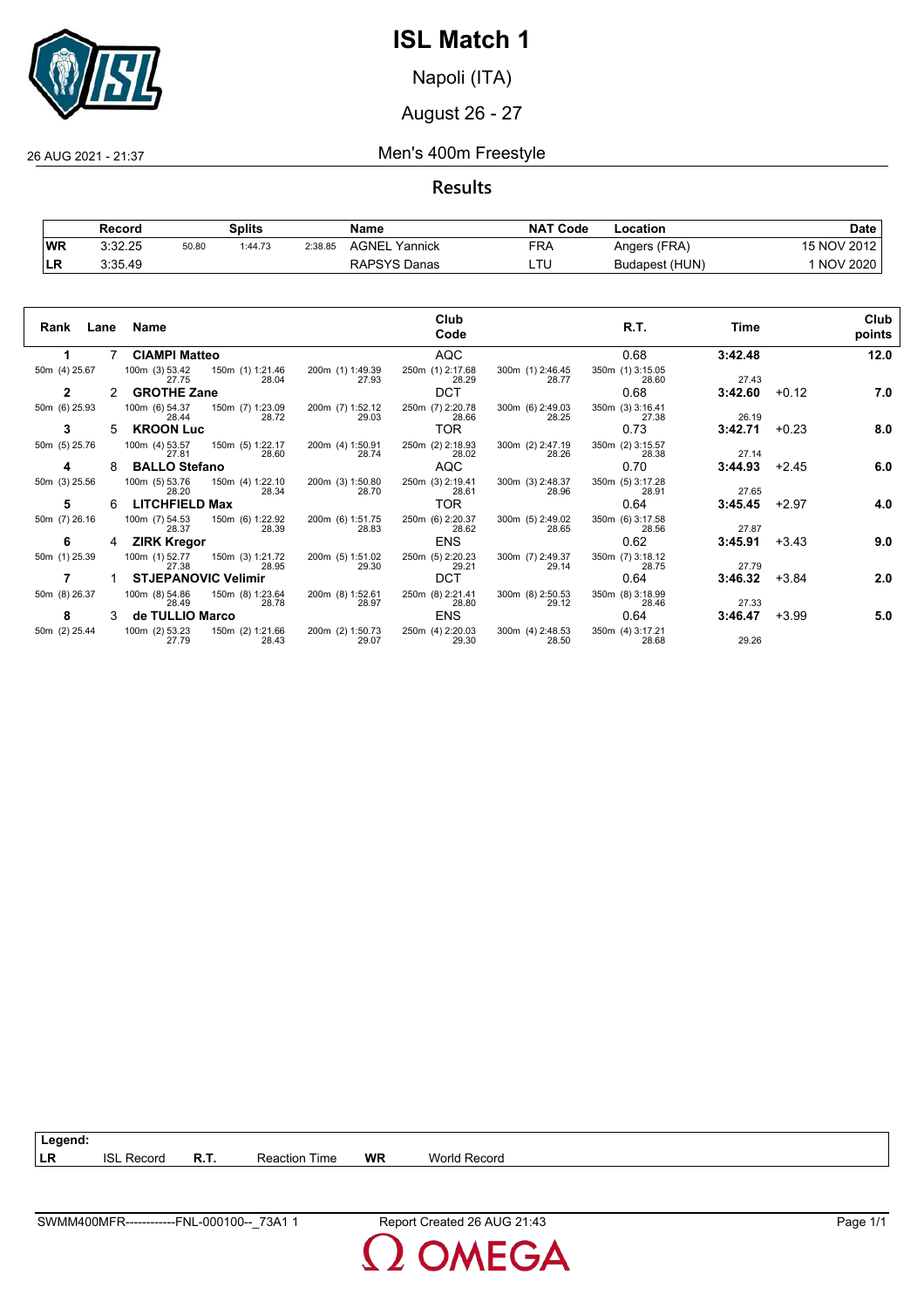# ISL Match 1

Napoli (ITA)

August 26 - 27

26 AUG 2021 - 21:37

## Men's 400m Freestyle

### Results

| | Record | Splits | | | Name | NAT Code | Location | Date |
|---|---|---|---|---|---|---|---|---|
| WR | 3:32.25 | 50.80 | 1:44.73 | 2:38.85 | AGNEL Yannick | FRA | Angers (FRA) | 15 NOV 2012 |
| LR | 3:35.49 | | | | RAPSYS Danas | LTU | Budapest (HUN) | 1 NOV 2020 |

| Rank | Lane | Name | Club Code | R.T. | Time | | Club points |
|---|---|---|---|---|---|---|---|
| 1 | 7 | CIAMPI Matteo | AQC | 0.68 | 3:42.48 | | 12.0 |
| 50m (4) 25.67 | 100m (3) 53.42 / 27.75 | 150m (1) 1:21.46 / 28.04 | 200m (1) 1:49.39 / 27.93 | 250m (1) 2:17.68 / 28.29 | 300m (1) 2:46.45 / 28.77 | 350m (1) 3:15.05 / 28.60 | 27.43 |
| 2 | 2 | GROTHE Zane | DCT | 0.68 | 3:42.60 | +0.12 | 7.0 |
| 50m (6) 25.93 | 100m (6) 54.37 / 28.44 | 150m (7) 1:23.09 / 28.72 | 200m (7) 1:52.12 / 29.03 | 250m (7) 2:20.78 / 28.66 | 300m (6) 2:49.03 / 28.25 | 350m (3) 3:16.41 / 27.38 | 26.19 |
| 3 | 5 | KROON Luc | TOR | 0.73 | 3:42.71 | +0.23 | 8.0 |
| 50m (5) 25.76 | 100m (4) 53.57 / 27.81 | 150m (5) 1:22.17 / 28.60 | 200m (4) 1:50.91 / 28.74 | 250m (2) 2:18.93 / 28.02 | 300m (2) 2:47.19 / 28.26 | 350m (2) 3:15.57 / 28.38 | 27.14 |
| 4 | 8 | BALLO Stefano | AQC | 0.70 | 3:44.93 | +2.45 | 6.0 |
| 50m (3) 25.56 | 100m (5) 53.76 / 28.20 | 150m (4) 1:22.10 / 28.34 | 200m (3) 1:50.80 / 28.70 | 250m (3) 2:19.41 / 28.61 | 300m (3) 2:48.37 / 28.96 | 350m (5) 3:17.28 / 28.91 | 27.65 |
| 5 | 6 | LITCHFIELD Max | TOR | 0.64 | 3:45.45 | +2.97 | 4.0 |
| 50m (7) 26.16 | 100m (7) 54.53 / 28.37 | 150m (6) 1:22.92 / 28.39 | 200m (6) 1:51.75 / 28.83 | 250m (6) 2:20.37 / 28.62 | 300m (5) 2:49.02 / 28.65 | 350m (6) 3:17.58 / 28.56 | 27.87 |
| 6 | 4 | ZIRK Kregor | ENS | 0.62 | 3:45.91 | +3.43 | 9.0 |
| 50m (1) 25.39 | 100m (1) 52.77 / 27.38 | 150m (3) 1:21.72 / 28.95 | 200m (5) 1:51.02 / 29.30 | 250m (5) 2:20.23 / 29.21 | 300m (7) 2:49.37 / 29.14 | 350m (7) 3:18.12 / 28.75 | 27.79 |
| 7 | 1 | STJEPANOVIC Velimir | DCT | 0.64 | 3:46.32 | +3.84 | 2.0 |
| 50m (8) 26.37 | 100m (8) 54.86 / 28.49 | 150m (8) 1:23.64 / 28.78 | 200m (8) 1:52.61 / 28.97 | 250m (8) 2:21.41 / 28.80 | 300m (8) 2:50.53 / 29.12 | 350m (8) 3:18.99 / 28.46 | 27.33 |
| 8 | 3 | de TULLIO Marco | ENS | 0.64 | 3:46.47 | +3.99 | 5.0 |
| 50m (2) 25.44 | 100m (2) 53.23 / 27.79 | 150m (2) 1:21.66 / 28.43 | 200m (2) 1:50.73 / 29.07 | 250m (4) 2:20.03 / 29.30 | 300m (4) 2:48.53 / 28.50 | 350m (4) 3:17.21 / 28.68 | 29.26 |

**Legend:**

| | | | | | |
|---|---|---|---|---|---|
| LR | ISL Record | R.T. | Reaction Time | WR | World Record |

SWMM400MFR------------FNL-000100--_73A1 1 Report Created 26 AUG 21:43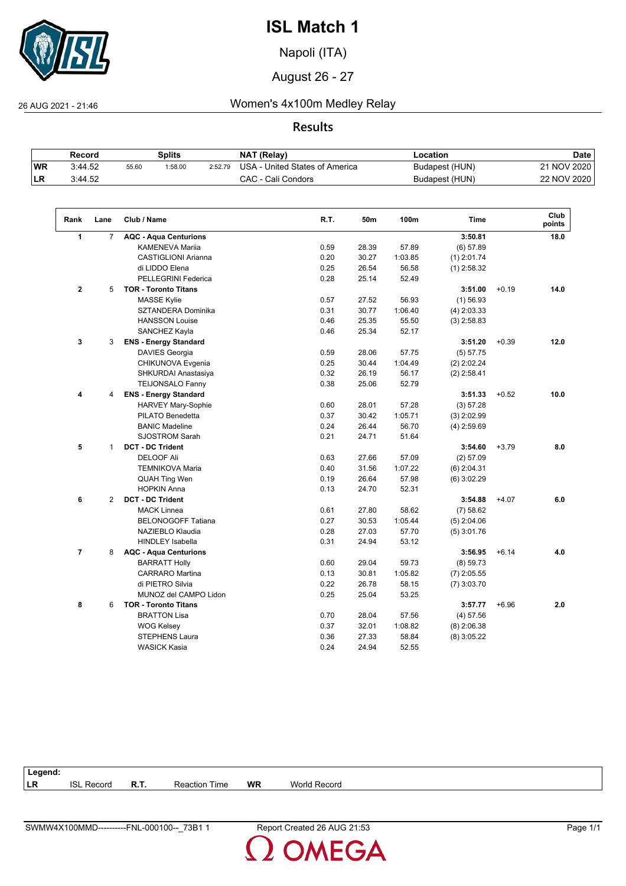# ISL Match 1

Napoli (ITA)

August 26 - 27

26 AUG 2021 - 21:46

## Women's 4x100m Medley Relay

### Results

| | Record | Splits | | | NAT (Relay) | Location | Date |
|---|---|---|---|---|---|---|---|
| WR | 3:44.52 | 55.60 | 1:58.00 | 2:52.79 | USA - United States of America | Budapest (HUN) | 21 NOV 2020 |
| LR | 3:44.52 | | | | CAC - Cali Condors | Budapest (HUN) | 22 NOV 2020 |

| Rank | Lane | Club / Name | R.T. | 50m | 100m | Time | | Club points |
|---|---|---|---|---|---|---|---|---|
| 1 | 7 | **AQC - Aqua Centurions** | | | | **3:50.81** | | **18.0** |
| | | KAMENEVA Mariia | 0.59 | 28.39 | 57.89 | (6) 57.89 | | |
| | | CASTIGLIONI Arianna | 0.20 | 30.27 | 1:03.85 | (1) 2:01.74 | | |
| | | di LIDDO Elena | 0.25 | 26.54 | 56.58 | (1) 2:58.32 | | |
| | | PELLEGRINI Federica | 0.28 | 25.14 | 52.49 | | | |
| 2 | 5 | **TOR - Toronto Titans** | | | | **3:51.00** | +0.19 | **14.0** |
| | | MASSE Kylie | 0.57 | 27.52 | 56.93 | (1) 56.93 | | |
| | | SZTANDERA Dominika | 0.31 | 30.77 | 1:06.40 | (4) 2:03.33 | | |
| | | HANSSON Louise | 0.46 | 25.35 | 55.50 | (3) 2:58.83 | | |
| | | SANCHEZ Kayla | 0.46 | 25.34 | 52.17 | | | |
| 3 | 3 | **ENS - Energy Standard** | | | | **3:51.20** | +0.39 | **12.0** |
| | | DAVIES Georgia | 0.59 | 28.06 | 57.75 | (5) 57.75 | | |
| | | CHIKUNOVA Evgenia | 0.25 | 30.44 | 1:04.49 | (2) 2:02.24 | | |
| | | SHKURDAI Anastasiya | 0.32 | 26.19 | 56.17 | (2) 2:58.41 | | |
| | | TEIJONSALO Fanny | 0.38 | 25.06 | 52.79 | | | |
| 4 | 4 | **ENS - Energy Standard** | | | | **3:51.33** | +0.52 | **10.0** |
| | | HARVEY Mary-Sophie | 0.60 | 28.01 | 57.28 | (3) 57.28 | | |
| | | PILATO Benedetta | 0.37 | 30.42 | 1:05.71 | (3) 2:02.99 | | |
| | | BANIC Madeline | 0.24 | 26.44 | 56.70 | (4) 2:59.69 | | |
| | | SJOSTROM Sarah | 0.21 | 24.71 | 51.64 | | | |
| 5 | 1 | **DCT - DC Trident** | | | | **3:54.60** | +3.79 | **8.0** |
| | | DELOOF Ali | 0.63 | 27.66 | 57.09 | (2) 57.09 | | |
| | | TEMNIKOVA Maria | 0.40 | 31.56 | 1:07.22 | (6) 2:04.31 | | |
| | | QUAH Ting Wen | 0.19 | 26.64 | 57.98 | (6) 3:02.29 | | |
| | | HOPKIN Anna | 0.13 | 24.70 | 52.31 | | | |
| 6 | 2 | **DCT - DC Trident** | | | | **3:54.88** | +4.07 | **6.0** |
| | | MACK Linnea | 0.61 | 27.80 | 58.62 | (7) 58.62 | | |
| | | BELONOGOFF Tatiana | 0.27 | 30.53 | 1:05.44 | (5) 2:04.06 | | |
| | | NAZIEBLO Klaudia | 0.28 | 27.03 | 57.70 | (5) 3:01.76 | | |
| | | HINDLEY Isabella | 0.31 | 24.94 | 53.12 | | | |
| 7 | 8 | **AQC - Aqua Centurions** | | | | **3:56.95** | +6.14 | **4.0** |
| | | BARRATT Holly | 0.60 | 29.04 | 59.73 | (8) 59.73 | | |
| | | CARRARO Martina | 0.13 | 30.81 | 1:05.82 | (7) 2:05.55 | | |
| | | di PIETRO Silvia | 0.22 | 26.78 | 58.15 | (7) 3:03.70 | | |
| | | MUNOZ del CAMPO Lidon | 0.25 | 25.04 | 53.25 | | | |
| 8 | 6 | **TOR - Toronto Titans** | | | | **3:57.77** | +6.96 | **2.0** |
| | | BRATTON Lisa | 0.70 | 28.04 | 57.56 | (4) 57.56 | | |
| | | WOG Kelsey | 0.37 | 32.01 | 1:08.82 | (8) 2:06.38 | | |
| | | STEPHENS Laura | 0.36 | 27.33 | 58.84 | (8) 3:05.22 | | |
| | | WASICK Kasia | 0.24 | 24.94 | 52.55 | | | |

**Legend:**

| LR | ISL Record | R.T. | Reaction Time | WR | World Record |
|---|---|---|---|---|---|

SWMW4X100MMD----------FNL-000100--_73B1 1 Report Created 26 AUG 21:53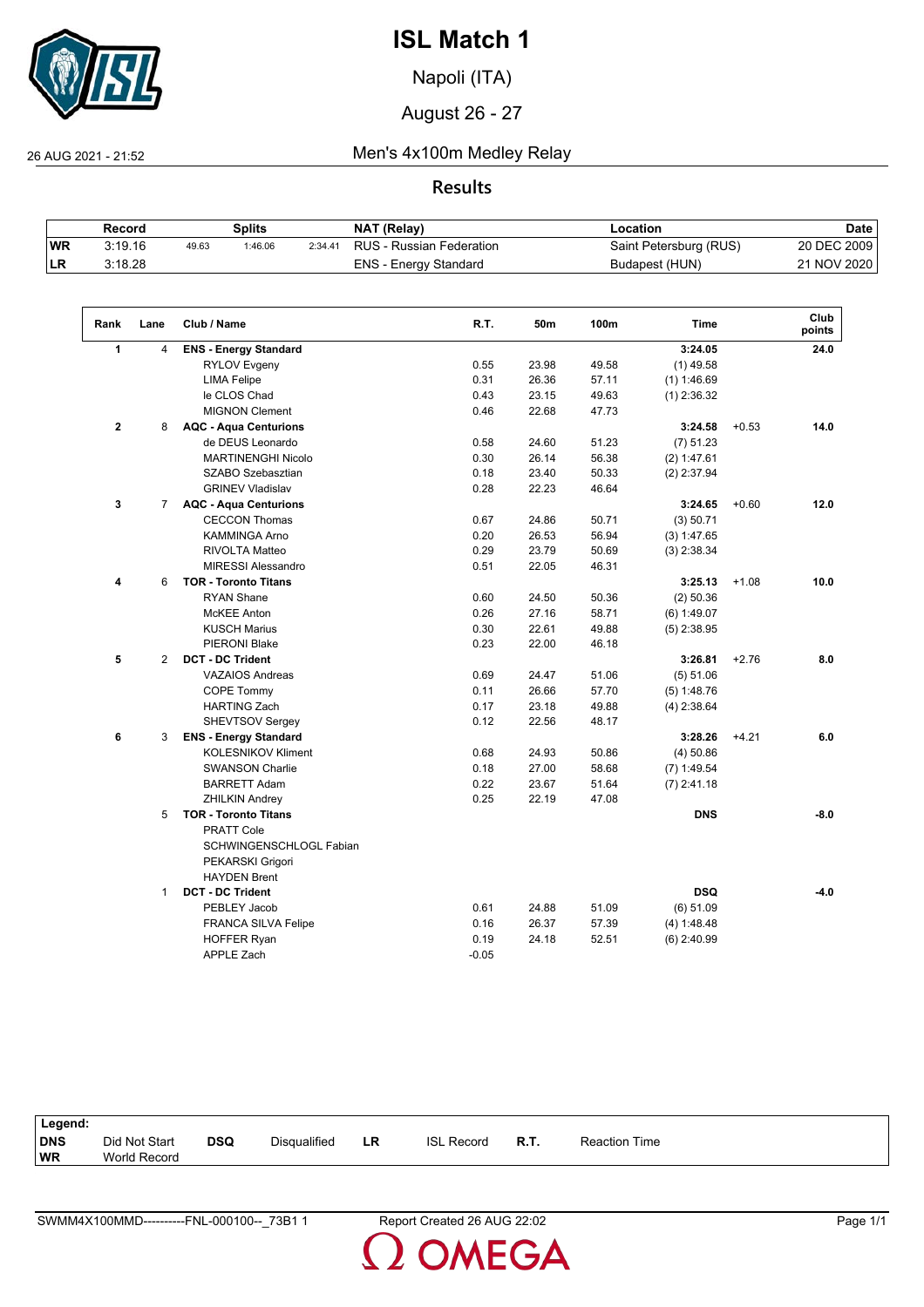# ISL Match 1

Napoli (ITA)

August 26 - 27

26 AUG 2021 - 21:52

## Men's 4x100m Medley Relay

### Results

| | Record | Splits | | | NAT (Relay) | Location | Date |
|---|---|---|---|---|---|---|---|
| WR | 3:19.16 | 49.63 | 1:46.06 | 2:34.41 | RUS - Russian Federation | Saint Petersburg (RUS) | 20 DEC 2009 |
| LR | 3:18.28 | | | | ENS - Energy Standard | Budapest (HUN) | 21 NOV 2020 |

| Rank | Lane | Club / Name | R.T. | 50m | 100m | Time | | Club points |
|---|---|---|---|---|---|---|---|---|
| **1** | 4 | **ENS - Energy Standard** | | | | **3:24.05** | | **24.0** |
| | | RYLOV Evgeny | 0.55 | 23.98 | 49.58 | (1) 49.58 | | |
| | | LIMA Felipe | 0.31 | 26.36 | 57.11 | (1) 1:46.69 | | |
| | | le CLOS Chad | 0.43 | 23.15 | 49.63 | (1) 2:36.32 | | |
| | | MIGNON Clement | 0.46 | 22.68 | 47.73 | | | |
| **2** | 8 | **AQC - Aqua Centurions** | | | | **3:24.58** | +0.53 | **14.0** |
| | | de DEUS Leonardo | 0.58 | 24.60 | 51.23 | (7) 51.23 | | |
| | | MARTINENGHI Nicolo | 0.30 | 26.14 | 56.38 | (2) 1:47.61 | | |
| | | SZABO Szebasztian | 0.18 | 23.40 | 50.33 | (2) 2:37.94 | | |
| | | GRINEV Vladislav | 0.28 | 22.23 | 46.64 | | | |
| **3** | 7 | **AQC - Aqua Centurions** | | | | **3:24.65** | +0.60 | **12.0** |
| | | CECCON Thomas | 0.67 | 24.86 | 50.71 | (3) 50.71 | | |
| | | KAMMINGA Arno | 0.20 | 26.53 | 56.94 | (3) 1:47.65 | | |
| | | RIVOLTA Matteo | 0.29 | 23.79 | 50.69 | (3) 2:38.34 | | |
| | | MIRESSI Alessandro | 0.51 | 22.05 | 46.31 | | | |
| **4** | 6 | **TOR - Toronto Titans** | | | | **3:25.13** | +1.08 | **10.0** |
| | | RYAN Shane | 0.60 | 24.50 | 50.36 | (2) 50.36 | | |
| | | McKEE Anton | 0.26 | 27.16 | 58.71 | (6) 1:49.07 | | |
| | | KUSCH Marius | 0.30 | 22.61 | 49.88 | (5) 2:38.95 | | |
| | | PIERONI Blake | 0.23 | 22.00 | 46.18 | | | |
| **5** | 2 | **DCT - DC Trident** | | | | **3:26.81** | +2.76 | **8.0** |
| | | VAZAIOS Andreas | 0.69 | 24.47 | 51.06 | (5) 51.06 | | |
| | | COPE Tommy | 0.11 | 26.66 | 57.70 | (5) 1:48.76 | | |
| | | HARTING Zach | 0.17 | 23.18 | 49.88 | (4) 2:38.64 | | |
| | | SHEVTSOV Sergey | 0.12 | 22.56 | 48.17 | | | |
| **6** | 3 | **ENS - Energy Standard** | | | | **3:28.26** | +4.21 | **6.0** |
| | | KOLESNIKOV Kliment | 0.68 | 24.93 | 50.86 | (4) 50.86 | | |
| | | SWANSON Charlie | 0.18 | 27.00 | 58.68 | (7) 1:49.54 | | |
| | | BARRETT Adam | 0.22 | 23.67 | 51.64 | (7) 2:41.18 | | |
| | | ZHILKIN Andrey | 0.25 | 22.19 | 47.08 | | | |
| | 5 | **TOR - Toronto Titans** | | | | **DNS** | | **-8.0** |
| | | PRATT Cole | | | | | | |
| | | SCHWINGENSCHLOGL Fabian | | | | | | |
| | | PEKARSKI Grigori | | | | | | |
| | | HAYDEN Brent | | | | | | |
| | 1 | **DCT - DC Trident** | | | | **DSQ** | | **-4.0** |
| | | PEBLEY Jacob | 0.61 | 24.88 | 51.09 | (6) 51.09 | | |
| | | FRANCA SILVA Felipe | 0.16 | 26.37 | 57.39 | (4) 1:48.48 | | |
| | | HOFFER Ryan | 0.19 | 24.18 | 52.51 | (6) 2:40.99 | | |
| | | APPLE Zach | -0.05 | | | | | |

| Legend: | | | | | | | |
|---|---|---|---|---|---|---|---|
| DNS | Did Not Start | DSQ | Disqualified | LR | ISL Record | R.T. | Reaction Time |
| WR | World Record | | | | | | |

SWMM4X100MMD----------FNL-000100--_73B1 1 Report Created 26 AUG 22:02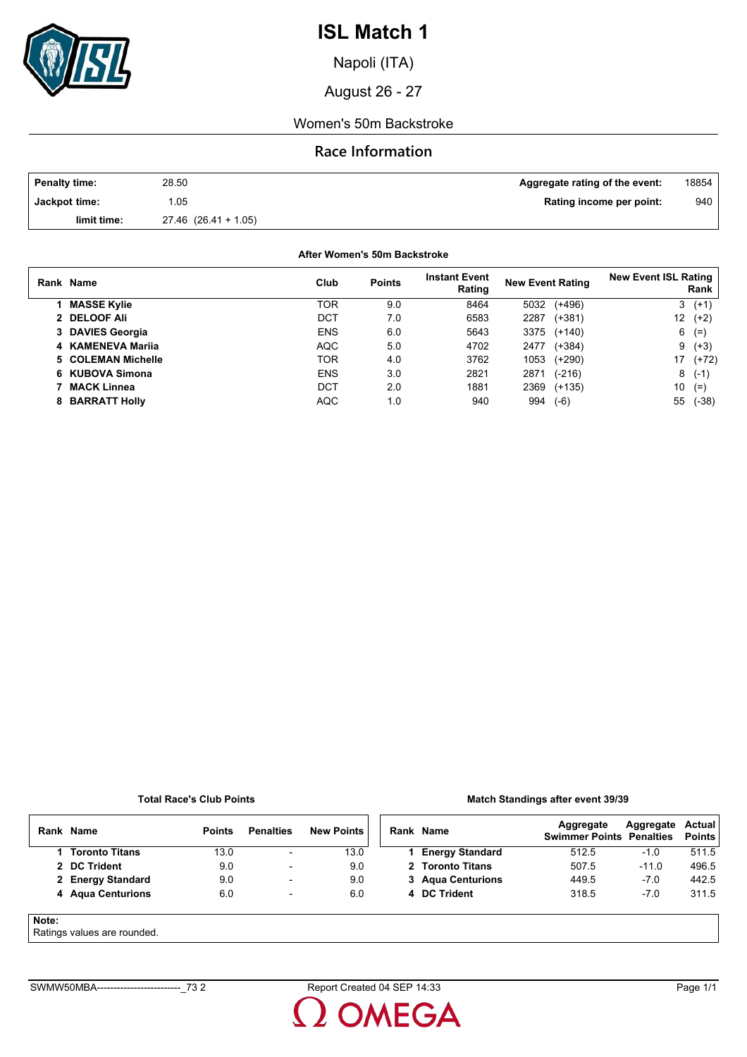# ISL Match 1

Napoli (ITA)

August 26 - 27

Women's 50m Backstroke

## Race Information

| | | | |
|---|---|---|---|
| **Penalty time:** | 28.50 | **Aggregate rating of the event:** | 18854 |
| **Jackpot time:** | 1.05 | **Rating income per point:** | 940 |
| **limit time:** | 27.46 (26.41 + 1.05) | | |

**After Women's 50m Backstroke**

| Rank | Name | Club | Points | Instant Event Rating | New Event Rating | New Event ISL Rating Rank |
|---|---|---|---|---|---|---|
| 1 | **MASSE Kylie** | TOR | 9.0 | 8464 | 5032 (+496) | 3 (+1) |
| 2 | **DELOOF Ali** | DCT | 7.0 | 6583 | 2287 (+381) | 12 (+2) |
| 3 | **DAVIES Georgia** | ENS | 6.0 | 5643 | 3375 (+140) | 6 (=) |
| 4 | **KAMENEVA Mariia** | AQC | 5.0 | 4702 | 2477 (+384) | 9 (+3) |
| 5 | **COLEMAN Michelle** | TOR | 4.0 | 3762 | 1053 (+290) | 17 (+72) |
| 6 | **KUBOVA Simona** | ENS | 3.0 | 2821 | 2871 (-216) | 8 (-1) |
| 7 | **MACK Linnea** | DCT | 2.0 | 1881 | 2369 (+135) | 10 (=) |
| 8 | **BARRATT Holly** | AQC | 1.0 | 940 | 994 (-6) | 55 (-38) |

**Total Race's Club Points**

| Rank | Name | Points | Penalties | New Points |
|---|---|---|---|---|
| 1 | **Toronto Titans** | 13.0 | - | 13.0 |
| 2 | **DC Trident** | 9.0 | - | 9.0 |
| 2 | **Energy Standard** | 9.0 | - | 9.0 |
| 4 | **Aqua Centurions** | 6.0 | - | 6.0 |

**Match Standings after event 39/39**

| Rank | Name | Aggregate Swimmer Points | Aggregate Penalties | Actual Points |
|---|---|---|---|---|
| 1 | **Energy Standard** | 512.5 | -1.0 | 511.5 |
| 2 | **Toronto Titans** | 507.5 | -11.0 | 496.5 |
| 3 | **Aqua Centurions** | 449.5 | -7.0 | 442.5 |
| 4 | **DC Trident** | 318.5 | -7.0 | 311.5 |

**Note:**
Ratings values are rounded.

SWMW50MBA--------------------------_73 2 Report Created 04 SEP 14:33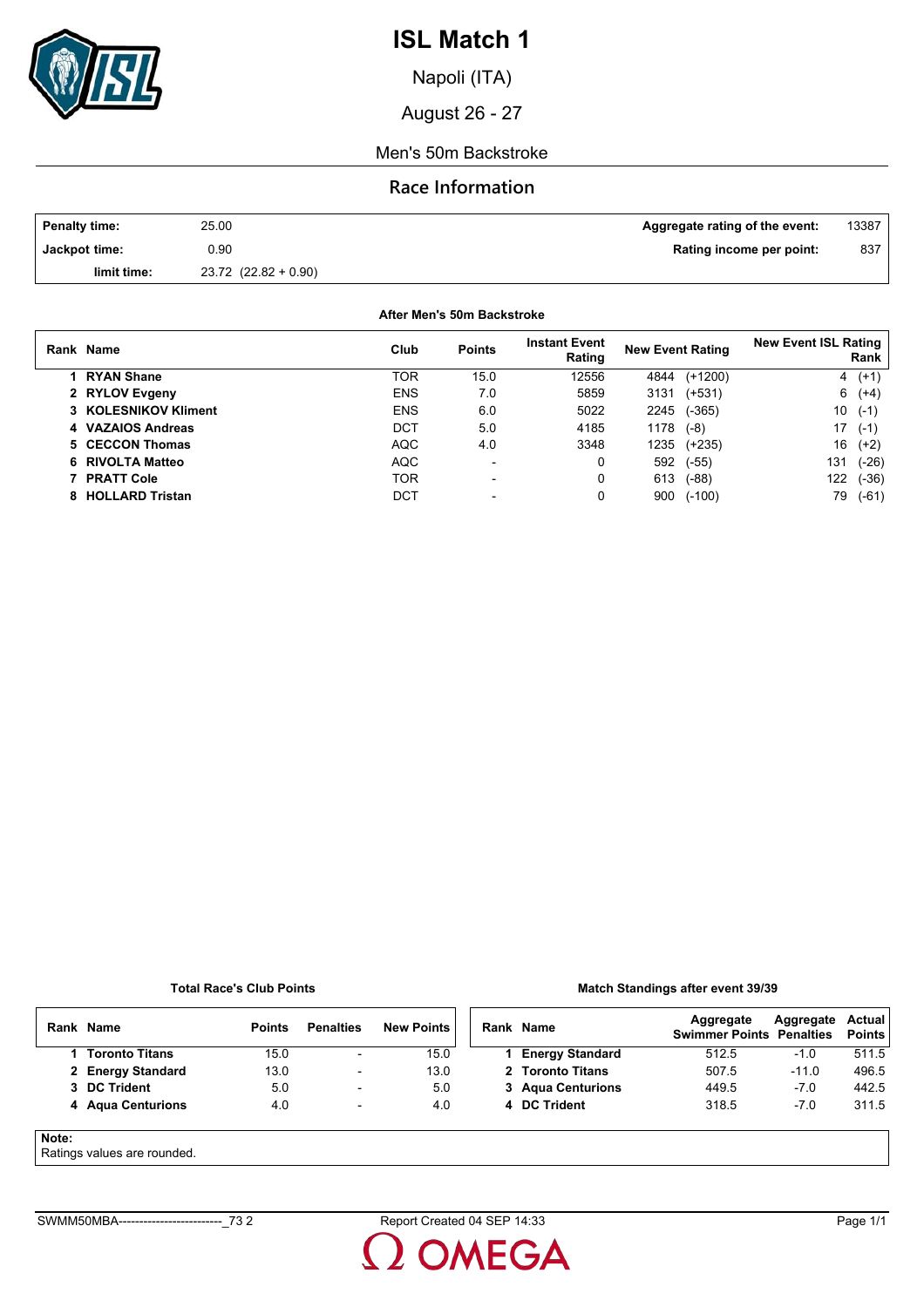# ISL Match 1

Napoli (ITA)

August 26 - 27

Men's 50m Backstroke

## Race Information

| | | | |
|---|---|---|---|
| **Penalty time:** | 25.00 | **Aggregate rating of the event:** | 13387 |
| **Jackpot time:** | 0.90 | **Rating income per point:** | 837 |
| **limit time:** | 23.72 (22.82 + 0.90) | | |

**After Men's 50m Backstroke**

| Rank | Name | Club | Points | Instant Event Rating | New Event Rating | New Event ISL Rating Rank |
|---|---|---|---|---|---|---|
| 1 | **RYAN Shane** | TOR | 15.0 | 12556 | 4844 (+1200) | 4 (+1) |
| 2 | **RYLOV Evgeny** | ENS | 7.0 | 5859 | 3131 (+531) | 6 (+4) |
| 3 | **KOLESNIKOV Kliment** | ENS | 6.0 | 5022 | 2245 (-365) | 10 (-1) |
| 4 | **VAZAIOS Andreas** | DCT | 5.0 | 4185 | 1178 (-8) | 17 (-1) |
| 5 | **CECCON Thomas** | AQC | 4.0 | 3348 | 1235 (+235) | 16 (+2) |
| 6 | **RIVOLTA Matteo** | AQC | - | 0 | 592 (-55) | 131 (-26) |
| 7 | **PRATT Cole** | TOR | - | 0 | 613 (-88) | 122 (-36) |
| 8 | **HOLLARD Tristan** | DCT | - | 0 | 900 (-100) | 79 (-61) |

**Total Race's Club Points**

| Rank | Name | Points | Penalties | New Points |
|---|---|---|---|---|
| 1 | **Toronto Titans** | 15.0 | - | 15.0 |
| 2 | **Energy Standard** | 13.0 | - | 13.0 |
| 3 | **DC Trident** | 5.0 | - | 5.0 |
| 4 | **Aqua Centurions** | 4.0 | - | 4.0 |

**Match Standings after event 39/39**

| Rank | Name | Aggregate Swimmer Points | Aggregate Penalties | Actual Points |
|---|---|---|---|---|
| 1 | **Energy Standard** | 512.5 | -1.0 | 511.5 |
| 2 | **Toronto Titans** | 507.5 | -11.0 | 496.5 |
| 3 | **Aqua Centurions** | 449.5 | -7.0 | 442.5 |
| 4 | **DC Trident** | 318.5 | -7.0 | 311.5 |

**Note:**
Ratings values are rounded.

SWMM50MBA-------------------------_73 2 Report Created 04 SEP 14:33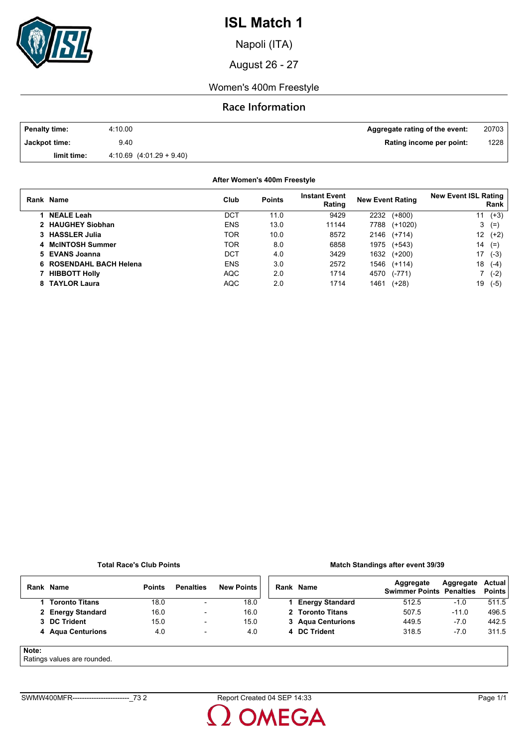# ISL Match 1

Napoli (ITA)

August 26 - 27

Women's 400m Freestyle

## Race Information

| | | | |
|---|---|---|---|
| **Penalty time:** | 4:10.00 | **Aggregate rating of the event:** | 20703 |
| **Jackpot time:** | 9.40 | **Rating income per point:** | 1228 |
| **limit time:** | 4:10.69 (4:01.29 + 9.40) | | |

**After Women's 400m Freestyle**

| Rank | Name | Club | Points | Instant Event Rating | New Event Rating | New Event ISL Rating Rank |
|---|---|---|---|---|---|---|
| 1 | **NEALE Leah** | DCT | 11.0 | 9429 | 2232 (+800) | 11 (+3) |
| 2 | **HAUGHEY Siobhan** | ENS | 13.0 | 11144 | 7788 (+1020) | 3 (=) |
| 3 | **HASSLER Julia** | TOR | 10.0 | 8572 | 2146 (+714) | 12 (+2) |
| 4 | **McINTOSH Summer** | TOR | 8.0 | 6858 | 1975 (+543) | 14 (=) |
| 5 | **EVANS Joanna** | DCT | 4.0 | 3429 | 1632 (+200) | 17 (-3) |
| 6 | **ROSENDAHL BACH Helena** | ENS | 3.0 | 2572 | 1546 (+114) | 18 (-4) |
| 7 | **HIBBOTT Holly** | AQC | 2.0 | 1714 | 4570 (-771) | 7 (-2) |
| 8 | **TAYLOR Laura** | AQC | 2.0 | 1714 | 1461 (+28) | 19 (-5) |

**Total Race's Club Points**

| Rank | Name | Points | Penalties | New Points |
|---|---|---|---|---|
| 1 | **Toronto Titans** | 18.0 | - | 18.0 |
| 2 | **Energy Standard** | 16.0 | - | 16.0 |
| 3 | **DC Trident** | 15.0 | - | 15.0 |
| 4 | **Aqua Centurions** | 4.0 | - | 4.0 |

**Match Standings after event 39/39**

| Rank | Name | Aggregate Swimmer Points | Aggregate Penalties | Actual Points |
|---|---|---|---|---|
| 1 | **Energy Standard** | 512.5 | -1.0 | 511.5 |
| 2 | **Toronto Titans** | 507.5 | -11.0 | 496.5 |
| 3 | **Aqua Centurions** | 449.5 | -7.0 | 442.5 |
| 4 | **DC Trident** | 318.5 | -7.0 | 311.5 |

**Note:**
Ratings values are rounded.

SWMW400MFR------------------------_73 2 Report Created 04 SEP 14:33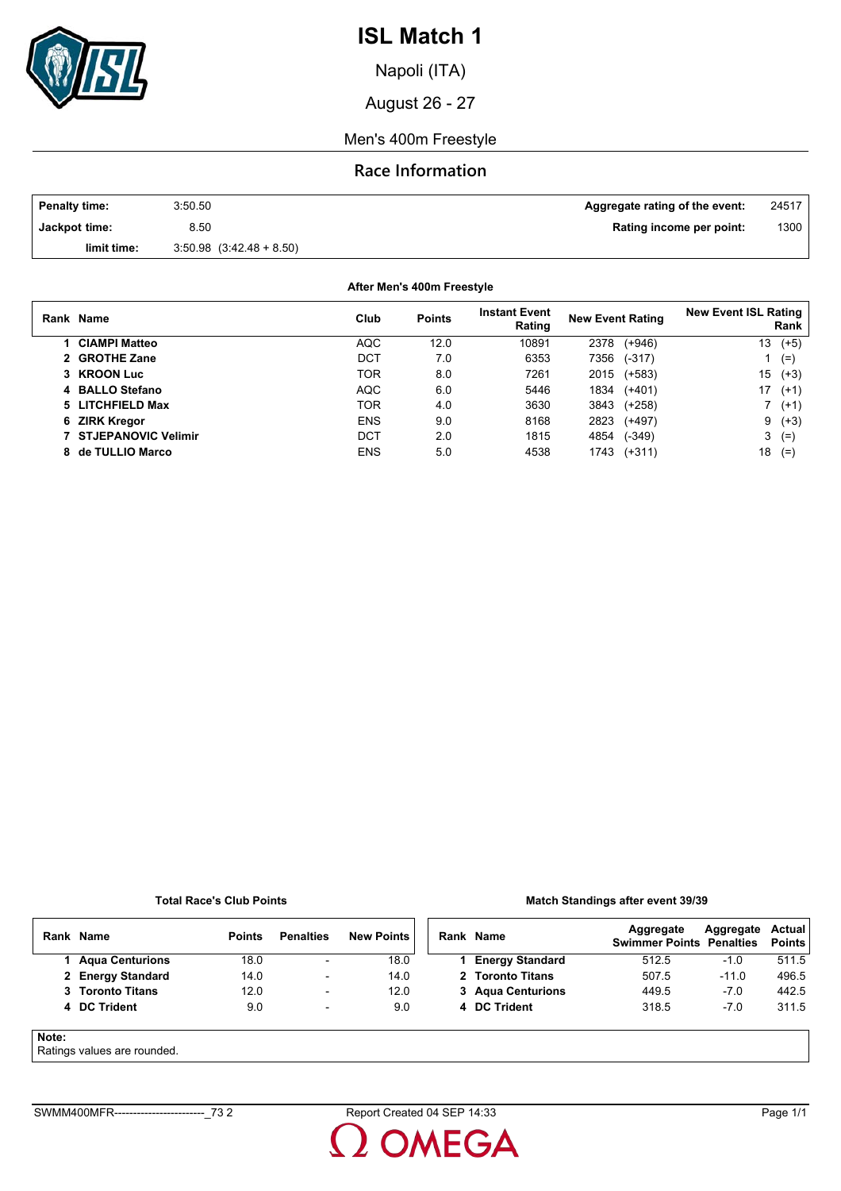# ISL Match 1

Napoli (ITA)

August 26 - 27

Men's 400m Freestyle

## Race Information

| | | | |
|---|---|---|---|
| **Penalty time:** | 3:50.50 | **Aggregate rating of the event:** | 24517 |
| **Jackpot time:** | 8.50 | **Rating income per point:** | 1300 |
| **limit time:** | 3:50.98 (3:42.48 + 8.50) | | |

### After Men's 400m Freestyle

| Rank | Name | Club | Points | Instant Event Rating | New Event Rating | New Event ISL Rating Rank |
|---|---|---|---|---|---|---|
| 1 | **CIAMPI Matteo** | AQC | 12.0 | 10891 | 2378 (+946) | 13 (+5) |
| 2 | **GROTHE Zane** | DCT | 7.0 | 6353 | 7356 (-317) | 1 (=) |
| 3 | **KROON Luc** | TOR | 8.0 | 7261 | 2015 (+583) | 15 (+3) |
| 4 | **BALLO Stefano** | AQC | 6.0 | 5446 | 1834 (+401) | 17 (+1) |
| 5 | **LITCHFIELD Max** | TOR | 4.0 | 3630 | 3843 (+258) | 7 (+1) |
| 6 | **ZIRK Kregor** | ENS | 9.0 | 8168 | 2823 (+497) | 9 (+3) |
| 7 | **STJEPANOVIC Velimir** | DCT | 2.0 | 1815 | 4854 (-349) | 3 (=) |
| 8 | **de TULLIO Marco** | ENS | 5.0 | 4538 | 1743 (+311) | 18 (=) |

### Total Race's Club Points

| Rank | Name | Points | Penalties | New Points |
|---|---|---|---|---|
| 1 | **Aqua Centurions** | 18.0 | - | 18.0 |
| 2 | **Energy Standard** | 14.0 | - | 14.0 |
| 3 | **Toronto Titans** | 12.0 | - | 12.0 |
| 4 | **DC Trident** | 9.0 | - | 9.0 |

### Match Standings after event 39/39

| Rank | Name | Aggregate Swimmer Points | Aggregate Penalties | Actual Points |
|---|---|---|---|---|
| 1 | **Energy Standard** | 512.5 | -1.0 | 511.5 |
| 2 | **Toronto Titans** | 507.5 | -11.0 | 496.5 |
| 3 | **Aqua Centurions** | 449.5 | -7.0 | 442.5 |
| 4 | **DC Trident** | 318.5 | -7.0 | 311.5 |

**Note:**
Ratings values are rounded.

SWMM400MFR------------------------_73 2 Report Created 04 SEP 14:33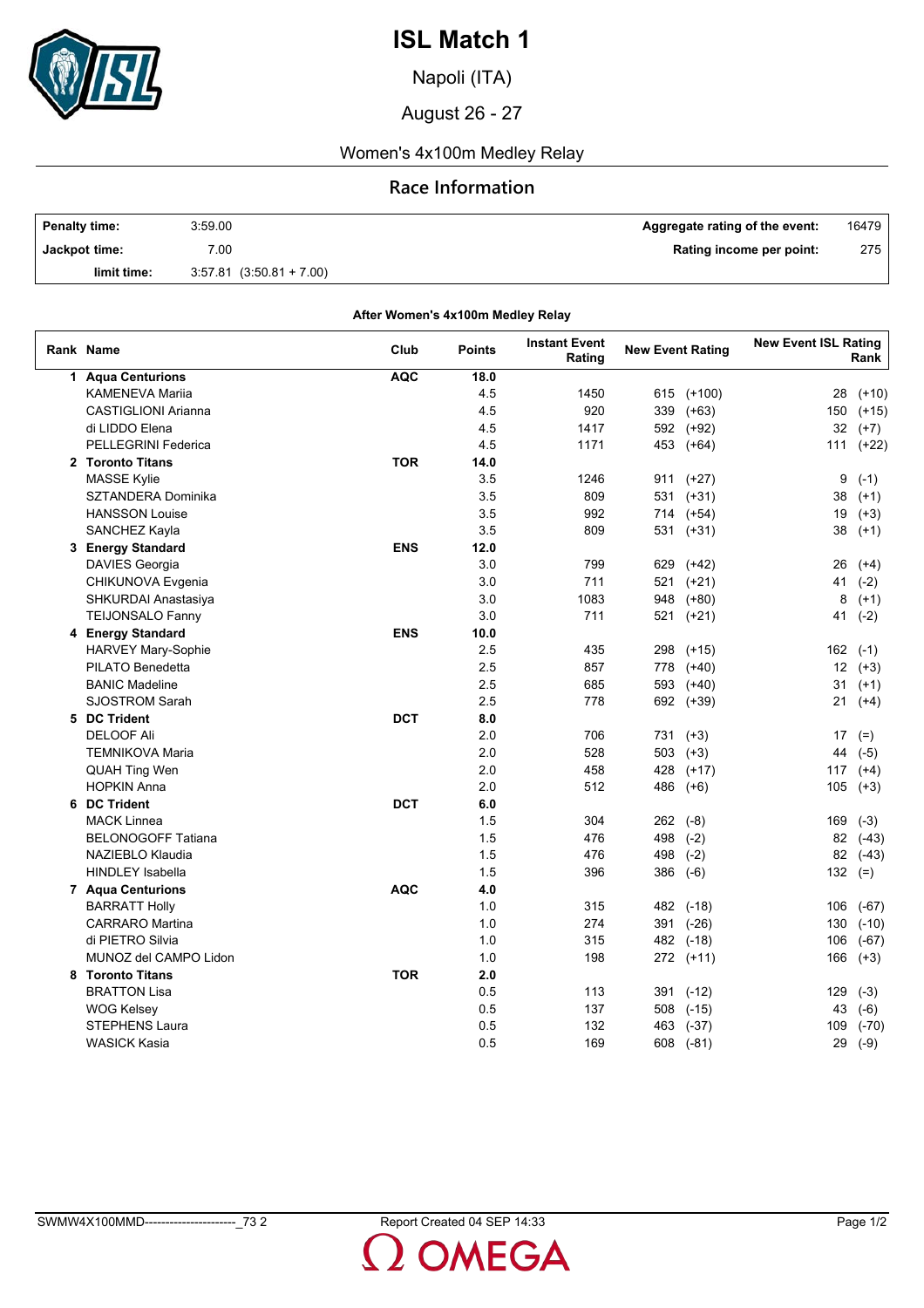# ISL Match 1

Napoli (ITA)

August 26 - 27

## Women's 4x100m Medley Relay

### Race Information

| | | | |
|---|---|---|---|
| **Penalty time:** | 3:59.00 | **Aggregate rating of the event:** | 16479 |
| **Jackpot time:** | 7.00 | **Rating income per point:** | 275 |
| **limit time:** | 3:57.81 (3:50.81 + 7.00) | | |

**After Women's 4x100m Medley Relay**

| Rank | Name | Club | Points | Instant Event Rating | New Event Rating | New Event ISL Rating Rank |
|---|---|---|---|---|---|---|
| **1** | **Aqua Centurions** | **AQC** | **18.0** | | | |
| | KAMENEVA Mariia | | 4.5 | 1450 | 615 (+100) | 28 (+10) |
| | CASTIGLIONI Arianna | | 4.5 | 920 | 339 (+63) | 150 (+15) |
| | di LIDDO Elena | | 4.5 | 1417 | 592 (+92) | 32 (+7) |
| | PELLEGRINI Federica | | 4.5 | 1171 | 453 (+64) | 111 (+22) |
| **2** | **Toronto Titans** | **TOR** | **14.0** | | | |
| | MASSE Kylie | | 3.5 | 1246 | 911 (+27) | 9 (-1) |
| | SZTANDERA Dominika | | 3.5 | 809 | 531 (+31) | 38 (+1) |
| | HANSSON Louise | | 3.5 | 992 | 714 (+54) | 19 (+3) |
| | SANCHEZ Kayla | | 3.5 | 809 | 531 (+31) | 38 (+1) |
| **3** | **Energy Standard** | **ENS** | **12.0** | | | |
| | DAVIES Georgia | | 3.0 | 799 | 629 (+42) | 26 (+4) |
| | CHIKUNOVA Evgenia | | 3.0 | 711 | 521 (+21) | 41 (-2) |
| | SHKURDAI Anastasiya | | 3.0 | 1083 | 948 (+80) | 8 (+1) |
| | TEIJONSALO Fanny | | 3.0 | 711 | 521 (+21) | 41 (-2) |
| **4** | **Energy Standard** | **ENS** | **10.0** | | | |
| | HARVEY Mary-Sophie | | 2.5 | 435 | 298 (+15) | 162 (-1) |
| | PILATO Benedetta | | 2.5 | 857 | 778 (+40) | 12 (+3) |
| | BANIC Madeline | | 2.5 | 685 | 593 (+40) | 31 (+1) |
| | SJOSTROM Sarah | | 2.5 | 778 | 692 (+39) | 21 (+4) |
| **5** | **DC Trident** | **DCT** | **8.0** | | | |
| | DELOOF Ali | | 2.0 | 706 | 731 (+3) | 17 (=) |
| | TEMNIKOVA Maria | | 2.0 | 528 | 503 (+3) | 44 (-5) |
| | QUAH Ting Wen | | 2.0 | 458 | 428 (+17) | 117 (+4) |
| | HOPKIN Anna | | 2.0 | 512 | 486 (+6) | 105 (+3) |
| **6** | **DC Trident** | **DCT** | **6.0** | | | |
| | MACK Linnea | | 1.5 | 304 | 262 (-8) | 169 (-3) |
| | BELONOGOFF Tatiana | | 1.5 | 476 | 498 (-2) | 82 (-43) |
| | NAZIEBLO Klaudia | | 1.5 | 476 | 498 (-2) | 82 (-43) |
| | HINDLEY Isabella | | 1.5 | 396 | 386 (-6) | 132 (=) |
| **7** | **Aqua Centurions** | **AQC** | **4.0** | | | |
| | BARRATT Holly | | 1.0 | 315 | 482 (-18) | 106 (-67) |
| | CARRARO Martina | | 1.0 | 274 | 391 (-26) | 130 (-10) |
| | di PIETRO Silvia | | 1.0 | 315 | 482 (-18) | 106 (-67) |
| | MUNOZ del CAMPO Lidon | | 1.0 | 198 | 272 (+11) | 166 (+3) |
| **8** | **Toronto Titans** | **TOR** | **2.0** | | | |
| | BRATTON Lisa | | 0.5 | 113 | 391 (-12) | 129 (-3) |
| | WOG Kelsey | | 0.5 | 137 | 508 (-15) | 43 (-6) |
| | STEPHENS Laura | | 0.5 | 132 | 463 (-37) | 109 (-70) |
| | WASICK Kasia | | 0.5 | 169 | 608 (-81) | 29 (-9) |

SWMW4X100MMD----------------------_73 2 Report Created 04 SEP 14:33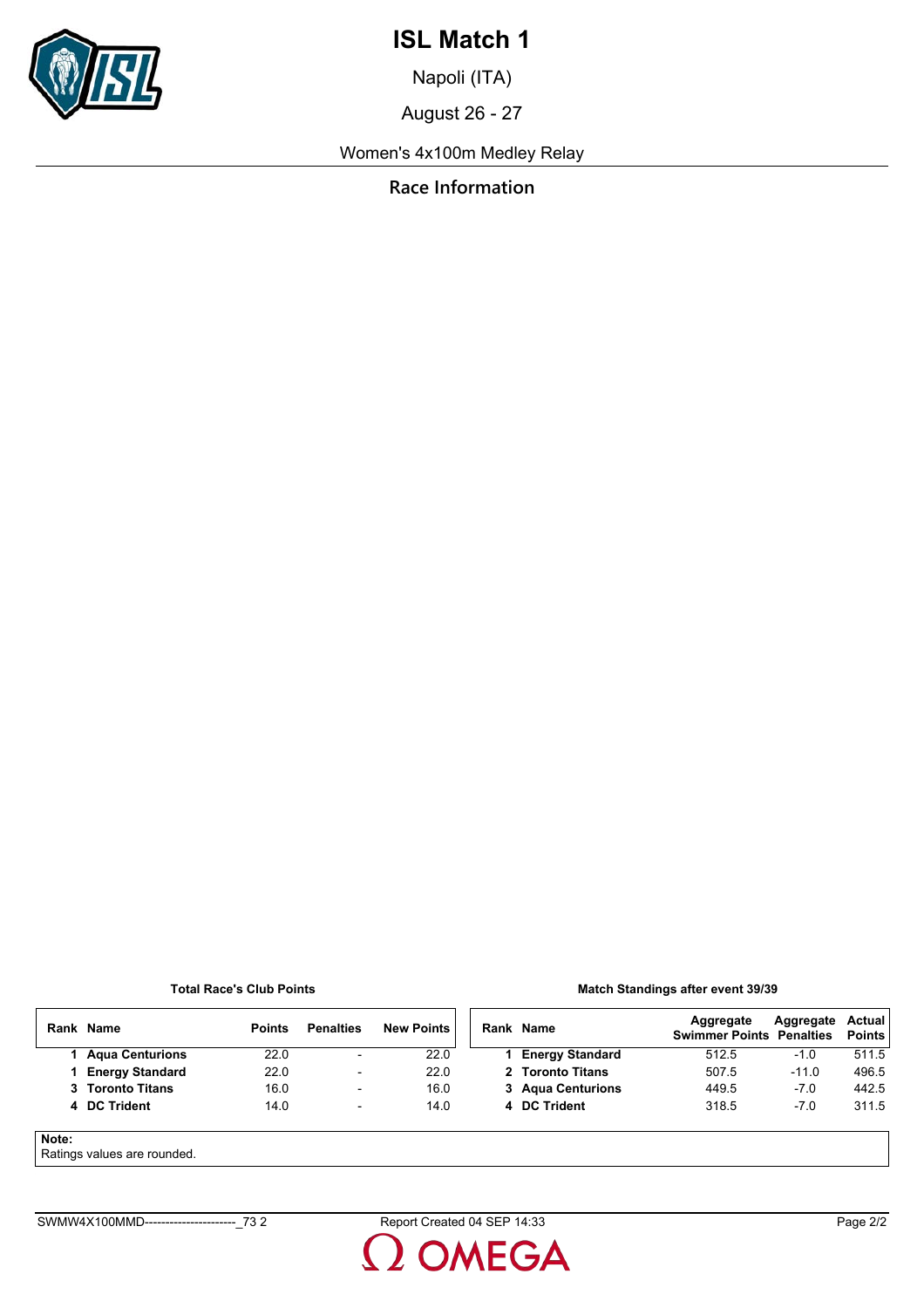# ISL Match 1

Napoli (ITA)

August 26 - 27

Women's 4x100m Medley Relay

## Race Information

**Total Race's Club Points**

| Rank | Name | Points | Penalties | New Points |
|---|---|---|---|---|
| 1 | **Aqua Centurions** | 22.0 | - | 22.0 |
| 1 | **Energy Standard** | 22.0 | - | 22.0 |
| 3 | **Toronto Titans** | 16.0 | - | 16.0 |
| 4 | **DC Trident** | 14.0 | - | 14.0 |

**Match Standings after event 39/39**

| Rank | Name | Aggregate Swimmer Points | Aggregate Penalties | Actual Points |
|---|---|---|---|---|
| 1 | **Energy Standard** | 512.5 | -1.0 | 511.5 |
| 2 | **Toronto Titans** | 507.5 | -11.0 | 496.5 |
| 3 | **Aqua Centurions** | 449.5 | -7.0 | 442.5 |
| 4 | **DC Trident** | 318.5 | -7.0 | 311.5 |

**Note:**
Ratings values are rounded.

SWMW4X100MMD----------------------_73 2 Report Created 04 SEP 14:33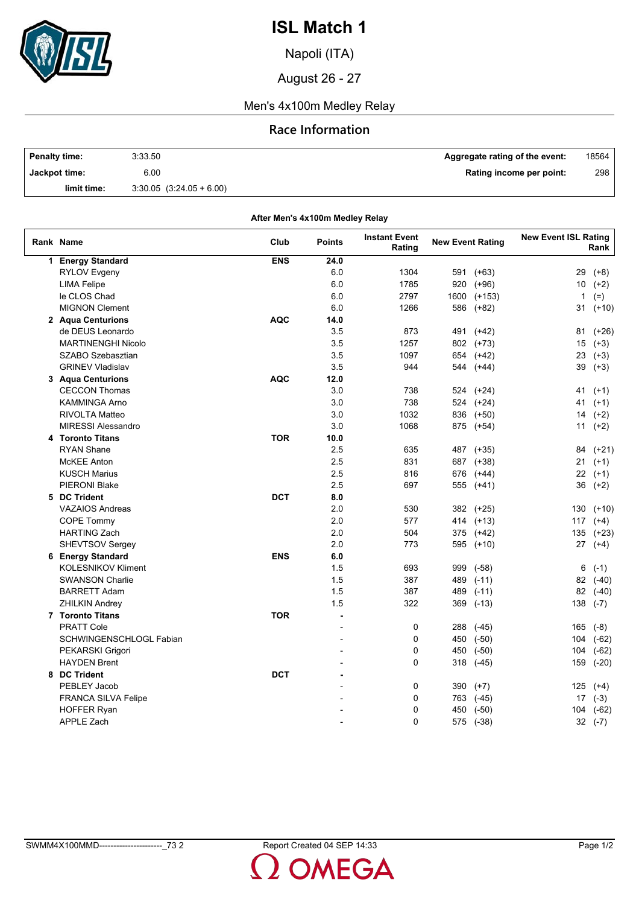# ISL Match 1

Napoli (ITA)

August 26 - 27

## Men's 4x100m Medley Relay

### Race Information

| | | | |
|---|---|---|---|
| **Penalty time:** | 3:33.50 | **Aggregate rating of the event:** | 18564 |
| **Jackpot time:** | 6.00 | **Rating income per point:** | 298 |
| **limit time:** | 3:30.05 (3:24.05 + 6.00) | | |

**After Men's 4x100m Medley Relay**

| Rank | Name | Club | Points | Instant Event Rating | New Event Rating | | New Event ISL Rating Rank | |
|---|---|---|---|---|---|---|---|---|
| 1 | **Energy Standard** | **ENS** | **24.0** | | | | | |
| | RYLOV Evgeny | | 6.0 | 1304 | 591 | (+63) | 29 | (+8) |
| | LIMA Felipe | | 6.0 | 1785 | 920 | (+96) | 10 | (+2) |
| | le CLOS Chad | | 6.0 | 2797 | 1600 | (+153) | 1 | (=) |
| | MIGNON Clement | | 6.0 | 1266 | 586 | (+82) | 31 | (+10) |
| 2 | **Aqua Centurions** | **AQC** | **14.0** | | | | | |
| | de DEUS Leonardo | | 3.5 | 873 | 491 | (+42) | 81 | (+26) |
| | MARTINENGHI Nicolo | | 3.5 | 1257 | 802 | (+73) | 15 | (+3) |
| | SZABO Szebasztian | | 3.5 | 1097 | 654 | (+42) | 23 | (+3) |
| | GRINEV Vladislav | | 3.5 | 944 | 544 | (+44) | 39 | (+3) |
| 3 | **Aqua Centurions** | **AQC** | **12.0** | | | | | |
| | CECCON Thomas | | 3.0 | 738 | 524 | (+24) | 41 | (+1) |
| | KAMMINGA Arno | | 3.0 | 738 | 524 | (+24) | 41 | (+1) |
| | RIVOLTA Matteo | | 3.0 | 1032 | 836 | (+50) | 14 | (+2) |
| | MIRESSI Alessandro | | 3.0 | 1068 | 875 | (+54) | 11 | (+2) |
| 4 | **Toronto Titans** | **TOR** | **10.0** | | | | | |
| | RYAN Shane | | 2.5 | 635 | 487 | (+35) | 84 | (+21) |
| | McKEE Anton | | 2.5 | 831 | 687 | (+38) | 21 | (+1) |
| | KUSCH Marius | | 2.5 | 816 | 676 | (+44) | 22 | (+1) |
| | PIERONI Blake | | 2.5 | 697 | 555 | (+41) | 36 | (+2) |
| 5 | **DC Trident** | **DCT** | **8.0** | | | | | |
| | VAZAIOS Andreas | | 2.0 | 530 | 382 | (+25) | 130 | (+10) |
| | COPE Tommy | | 2.0 | 577 | 414 | (+13) | 117 | (+4) |
| | HARTING Zach | | 2.0 | 504 | 375 | (+42) | 135 | (+23) |
| | SHEVTSOV Sergey | | 2.0 | 773 | 595 | (+10) | 27 | (+4) |
| 6 | **Energy Standard** | **ENS** | **6.0** | | | | | |
| | KOLESNIKOV Kliment | | 1.5 | 693 | 999 | (-58) | 6 | (-1) |
| | SWANSON Charlie | | 1.5 | 387 | 489 | (-11) | 82 | (-40) |
| | BARRETT Adam | | 1.5 | 387 | 489 | (-11) | 82 | (-40) |
| | ZHILKIN Andrey | | 1.5 | 322 | 369 | (-13) | 138 | (-7) |
| 7 | **Toronto Titans** | **TOR** | **-** | | | | | |
| | PRATT Cole | | - | 0 | 288 | (-45) | 165 | (-8) |
| | SCHWINGENSCHLOGL Fabian | | - | 0 | 450 | (-50) | 104 | (-62) |
| | PEKARSKI Grigori | | - | 0 | 450 | (-50) | 104 | (-62) |
| | HAYDEN Brent | | - | 0 | 318 | (-45) | 159 | (-20) |
| 8 | **DC Trident** | **DCT** | **-** | | | | | |
| | PEBLEY Jacob | | - | 0 | 390 | (+7) | 125 | (+4) |
| | FRANCA SILVA Felipe | | - | 0 | 763 | (-45) | 17 | (-3) |
| | HOFFER Ryan | | - | 0 | 450 | (-50) | 104 | (-62) |
| | APPLE Zach | | - | 0 | 575 | (-38) | 32 | (-7) |

SWMM4X100MMD----------------------_73 2 Report Created 04 SEP 14:33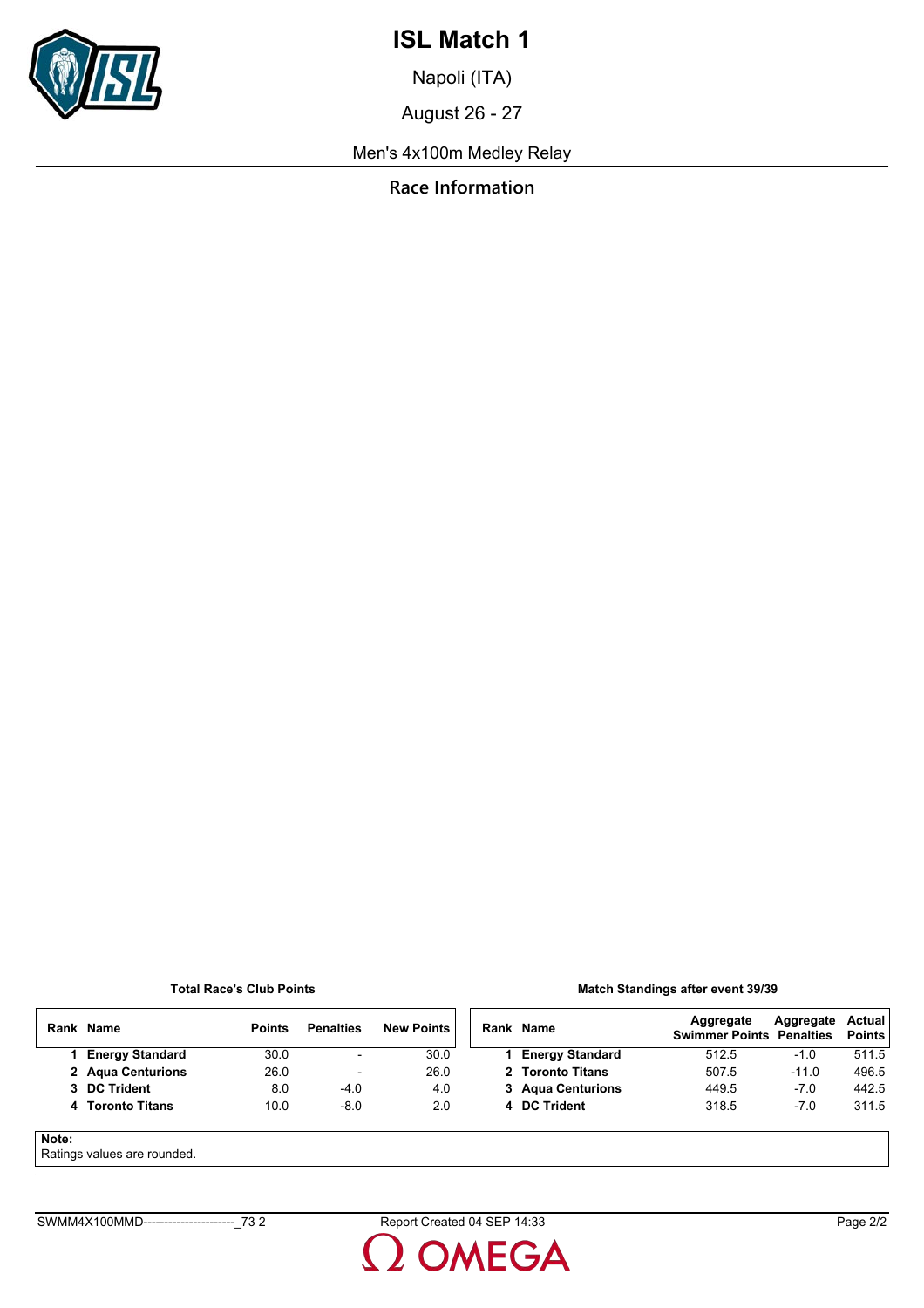# ISL Match 1

Napoli (ITA)

August 26 - 27

Men's 4x100m Medley Relay

## Race Information

**Total Race's Club Points**

| Rank | Name | Points | Penalties | New Points |
|---|---|---|---|---|
| 1 | **Energy Standard** | 30.0 | - | 30.0 |
| 2 | **Aqua Centurions** | 26.0 | - | 26.0 |
| 3 | **DC Trident** | 8.0 | -4.0 | 4.0 |
| 4 | **Toronto Titans** | 10.0 | -8.0 | 2.0 |

**Match Standings after event 39/39**

| Rank | Name | Aggregate Swimmer Points | Aggregate Penalties | Actual Points |
|---|---|---|---|---|
| 1 | **Energy Standard** | 512.5 | -1.0 | 511.5 |
| 2 | **Toronto Titans** | 507.5 | -11.0 | 496.5 |
| 3 | **Aqua Centurions** | 449.5 | -7.0 | 442.5 |
| 4 | **DC Trident** | 318.5 | -7.0 | 311.5 |

**Note:**
Ratings values are rounded.

SWMM4X100MMD----------------------_73 2 Report Created 04 SEP 14:33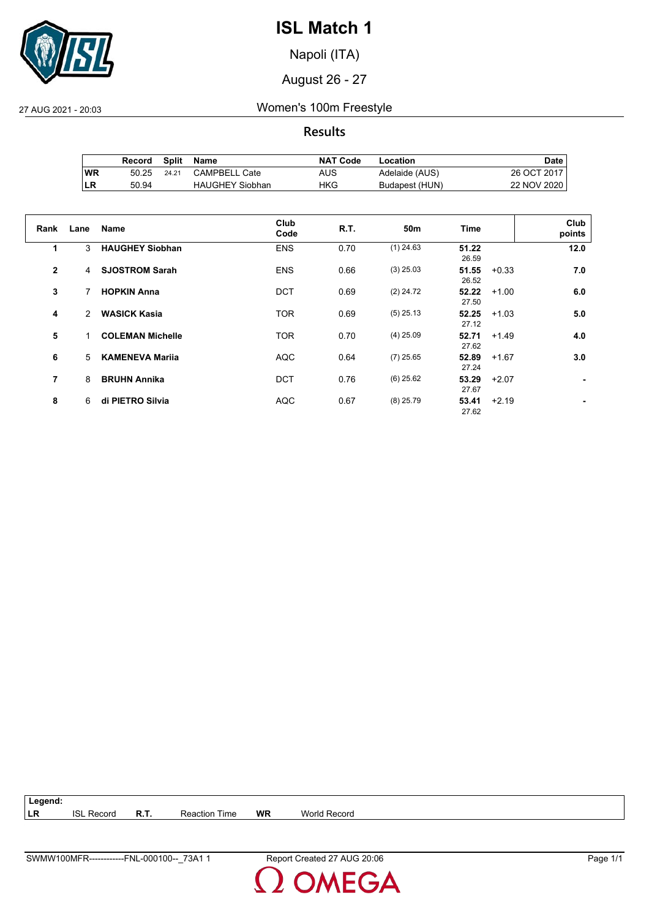# ISL Match 1

Napoli (ITA)

August 26 - 27

27 AUG 2021 - 20:03

Women's 100m Freestyle

## Results

| | Record | Split | Name | NAT Code | Location | Date |
|---|---|---|---|---|---|---|
| WR | 50.25 | 24.21 | CAMPBELL Cate | AUS | Adelaide (AUS) | 26 OCT 2017 |
| LR | 50.94 | | HAUGHEY Siobhan | HKG | Budapest (HUN) | 22 NOV 2020 |

| Rank | Lane | Name | Club Code | R.T. | 50m | Time | | Club points |
|---|---|---|---|---|---|---|---|---|
| 1 | 3 | **HAUGHEY Siobhan** | ENS | 0.70 | (1) 24.63 | **51.22** 26.59 | | **12.0** |
| 2 | 4 | **SJOSTROM Sarah** | ENS | 0.66 | (3) 25.03 | **51.55** 26.52 | +0.33 | **7.0** |
| 3 | 7 | **HOPKIN Anna** | DCT | 0.69 | (2) 24.72 | **52.22** 27.50 | +1.00 | **6.0** |
| 4 | 2 | **WASICK Kasia** | TOR | 0.69 | (5) 25.13 | **52.25** 27.12 | +1.03 | **5.0** |
| 5 | 1 | **COLEMAN Michelle** | TOR | 0.70 | (4) 25.09 | **52.71** 27.62 | +1.49 | **4.0** |
| 6 | 5 | **KAMENEVA Mariia** | AQC | 0.64 | (7) 25.65 | **52.89** 27.24 | +1.67 | **3.0** |
| 7 | 8 | **BRUHN Annika** | DCT | 0.76 | (6) 25.62 | **53.29** 27.67 | +2.07 | **-** |
| 8 | 6 | **di PIETRO Silvia** | AQC | 0.67 | (8) 25.79 | **53.41** 27.62 | +2.19 | **-** |

**Legend:**

| | | | | | |
|---|---|---|---|---|---|
| **LR** | ISL Record | **R.T.** | Reaction Time | **WR** | World Record |

SWMW100MFR------------FNL-000100--_73A1 1 Report Created 27 AUG 20:06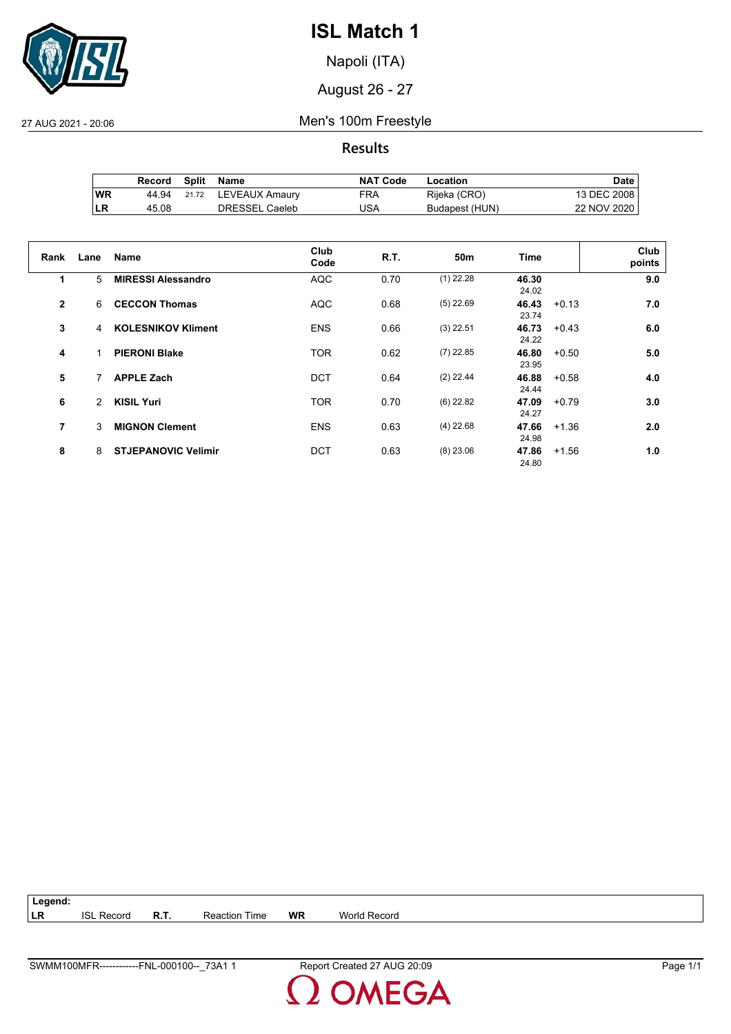# ISL Match 1

Napoli (ITA)

August 26 - 27

27 AUG 2021 - 20:06

## Men's 100m Freestyle

### Results

| | Record | Split | Name | NAT Code | Location | Date |
|---|---|---|---|---|---|---|
| WR | 44.94 | 21.72 | LEVEAUX Amaury | FRA | Rijeka (CRO) | 13 DEC 2008 |
| LR | 45.08 | | DRESSEL Caeleb | USA | Budapest (HUN) | 22 NOV 2020 |

| Rank | Lane | Name | Club Code | R.T. | 50m | Time | | Club points |
|---|---|---|---|---|---|---|---|---|
| 1 | 5 | **MIRESSI Alessandro** | AQC | 0.70 | (1) 22.28 | **46.30** 24.02 | | **9.0** |
| 2 | 6 | **CECCON Thomas** | AQC | 0.68 | (5) 22.69 | **46.43** 23.74 | +0.13 | **7.0** |
| 3 | 4 | **KOLESNIKOV Kliment** | ENS | 0.66 | (3) 22.51 | **46.73** 24.22 | +0.43 | **6.0** |
| 4 | 1 | **PIERONI Blake** | TOR | 0.62 | (7) 22.85 | **46.80** 23.95 | +0.50 | **5.0** |
| 5 | 7 | **APPLE Zach** | DCT | 0.64 | (2) 22.44 | **46.88** 24.44 | +0.58 | **4.0** |
| 6 | 2 | **KISIL Yuri** | TOR | 0.70 | (6) 22.82 | **47.09** 24.27 | +0.79 | **3.0** |
| 7 | 3 | **MIGNON Clement** | ENS | 0.63 | (4) 22.68 | **47.66** 24.98 | +1.36 | **2.0** |
| 8 | 8 | **STJEPANOVIC Velimir** | DCT | 0.63 | (8) 23.06 | **47.86** 24.80 | +1.56 | **1.0** |

**Legend:**

| | | | | | |
|---|---|---|---|---|---|
| LR | ISL Record | R.T. | Reaction Time | WR | World Record |

SWMM100MFR------------FNL-000100--_73A1 1 Report Created 27 AUG 20:09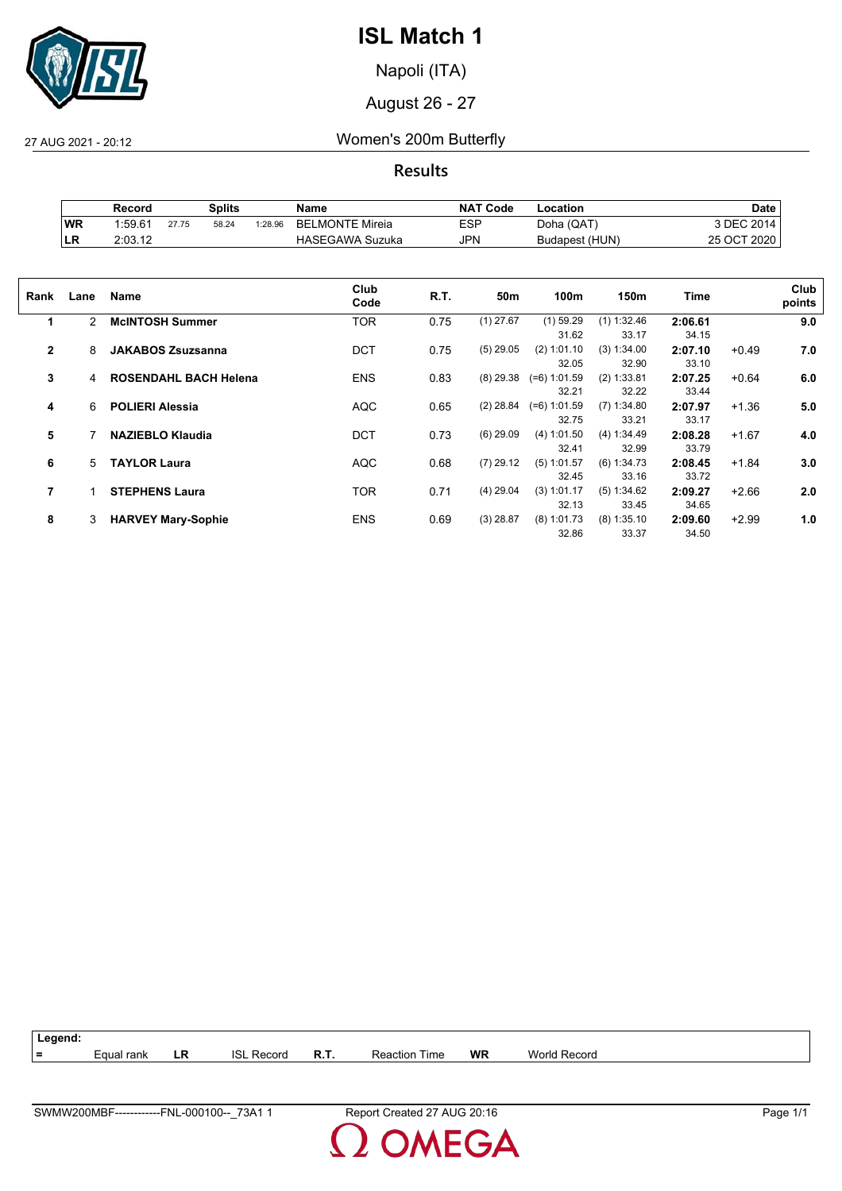# ISL Match 1

Napoli (ITA)

August 26 - 27

27 AUG 2021 - 20:12

Women's 200m Butterfly

## Results

| | Record | Splits | | | Name | NAT Code | Location | Date |
|---|---|---|---|---|---|---|---|---|
| WR | 1:59.61 | 27.75 | 58.24 | 1:28.96 | BELMONTE Mireia | ESP | Doha (QAT) | 3 DEC 2014 |
| LR | 2:03.12 | | | | HASEGAWA Suzuka | JPN | Budapest (HUN) | 25 OCT 2020 |

| Rank | Lane | Name | Club Code | R.T. | 50m | 100m | 150m | Time | | Club points |
|---|---|---|---|---|---|---|---|---|---|---|
| 1 | 2 | **McINTOSH Summer** | TOR | 0.75 | (1) 27.67 | (1) 59.29<br>31.62 | (1) 1:32.46<br>33.17 | **2:06.61**<br>34.15 | | **9.0** |
| 2 | 8 | **JAKABOS Zsuzsanna** | DCT | 0.75 | (5) 29.05 | (2) 1:01.10<br>32.05 | (3) 1:34.00<br>32.90 | **2:07.10**<br>33.10 | +0.49 | **7.0** |
| 3 | 4 | **ROSENDAHL BACH Helena** | ENS | 0.83 | (8) 29.38 | (=6) 1:01.59<br>32.21 | (2) 1:33.81<br>32.22 | **2:07.25**<br>33.44 | +0.64 | **6.0** |
| 4 | 6 | **POLIERI Alessia** | AQC | 0.65 | (2) 28.84 | (=6) 1:01.59<br>32.75 | (7) 1:34.80<br>33.21 | **2:07.97**<br>33.17 | +1.36 | **5.0** |
| 5 | 7 | **NAZIEBLO Klaudia** | DCT | 0.73 | (6) 29.09 | (4) 1:01.50<br>32.41 | (4) 1:34.49<br>32.99 | **2:08.28**<br>33.79 | +1.67 | **4.0** |
| 6 | 5 | **TAYLOR Laura** | AQC | 0.68 | (7) 29.12 | (5) 1:01.57<br>32.45 | (6) 1:34.73<br>33.16 | **2:08.45**<br>33.72 | +1.84 | **3.0** |
| 7 | 1 | **STEPHENS Laura** | TOR | 0.71 | (4) 29.04 | (3) 1:01.17<br>32.13 | (5) 1:34.62<br>33.45 | **2:09.27**<br>34.65 | +2.66 | **2.0** |
| 8 | 3 | **HARVEY Mary-Sophie** | ENS | 0.69 | (3) 28.87 | (8) 1:01.73<br>32.86 | (8) 1:35.10<br>33.37 | **2:09.60**<br>34.50 | +2.99 | **1.0** |

**Legend:**

| = | Equal rank | LR | ISL Record | R.T. | Reaction Time | WR | World Record |
|---|---|---|---|---|---|---|---|

SWMW200MBF------------FNL-000100--_73A1 1 Report Created 27 AUG 20:16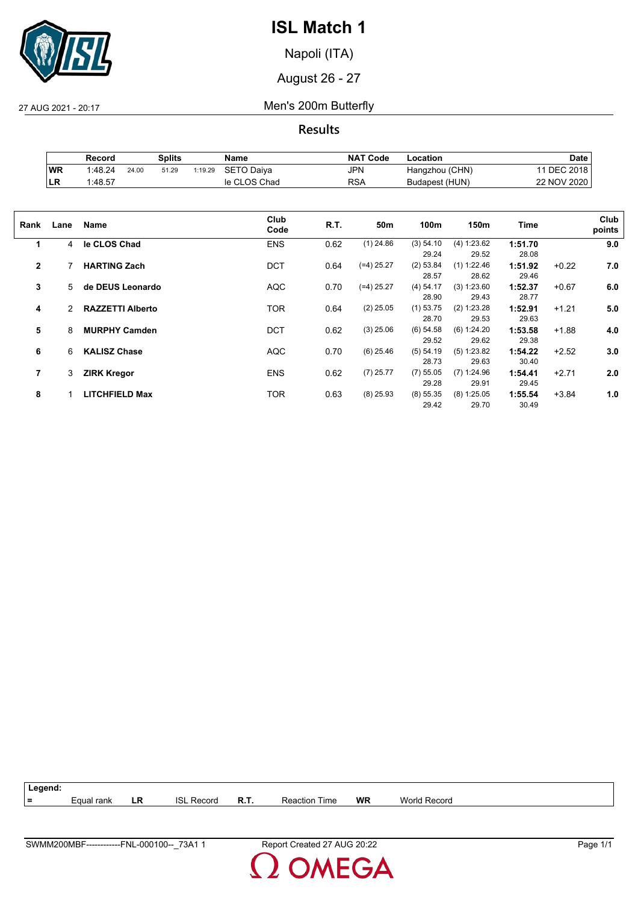# ISL Match 1

Napoli (ITA)

August 26 - 27

27 AUG 2021 - 20:17

## Men's 200m Butterfly

### Results

| | Record | Splits | | | Name | NAT Code | Location | Date |
|---|---|---|---|---|---|---|---|---|
| WR | 1:48.24 | 24.00 | 51.29 | 1:19.29 | SETO Daiya | JPN | Hangzhou (CHN) | 11 DEC 2018 |
| LR | 1:48.57 | | | | le CLOS Chad | RSA | Budapest (HUN) | 22 NOV 2020 |

| Rank | Lane | Name | Club Code | R.T. | 50m | 100m | 150m | Time | | Club points |
|---|---|---|---|---|---|---|---|---|---|---|
| **1** | 4 | **le CLOS Chad** | ENS | 0.62 | (1) 24.86 | (3) 54.10<br>29.24 | (4) 1:23.62<br>29.52 | **1:51.70**<br>28.08 | | **9.0** |
| **2** | 7 | **HARTING Zach** | DCT | 0.64 | (=4) 25.27 | (2) 53.84<br>28.57 | (1) 1:22.46<br>28.62 | **1:51.92**<br>29.46 | +0.22 | **7.0** |
| **3** | 5 | **de DEUS Leonardo** | AQC | 0.70 | (=4) 25.27 | (4) 54.17<br>28.90 | (3) 1:23.60<br>29.43 | **1:52.37**<br>28.77 | +0.67 | **6.0** |
| **4** | 2 | **RAZZETTI Alberto** | TOR | 0.64 | (2) 25.05 | (1) 53.75<br>28.70 | (2) 1:23.28<br>29.53 | **1:52.91**<br>29.63 | +1.21 | **5.0** |
| **5** | 8 | **MURPHY Camden** | DCT | 0.62 | (3) 25.06 | (6) 54.58<br>29.52 | (6) 1:24.20<br>29.62 | **1:53.58**<br>29.38 | +1.88 | **4.0** |
| **6** | 6 | **KALISZ Chase** | AQC | 0.70 | (6) 25.46 | (5) 54.19<br>28.73 | (5) 1:23.82<br>29.63 | **1:54.22**<br>30.40 | +2.52 | **3.0** |
| **7** | 3 | **ZIRK Kregor** | ENS | 0.62 | (7) 25.77 | (7) 55.05<br>29.28 | (7) 1:24.96<br>29.91 | **1:54.41**<br>29.45 | +2.71 | **2.0** |
| **8** | 1 | **LITCHFIELD Max** | TOR | 0.63 | (8) 25.93 | (8) 55.35<br>29.42 | (8) 1:25.05<br>29.70 | **1:55.54**<br>30.49 | +3.84 | **1.0** |

**Legend:**

| = | Equal rank | LR | ISL Record | R.T. | Reaction Time | WR | World Record |
|---|---|---|---|---|---|---|---|

SWMM200MBF------------FNL-000100--_73A1 1 — Report Created 27 AUG 20:22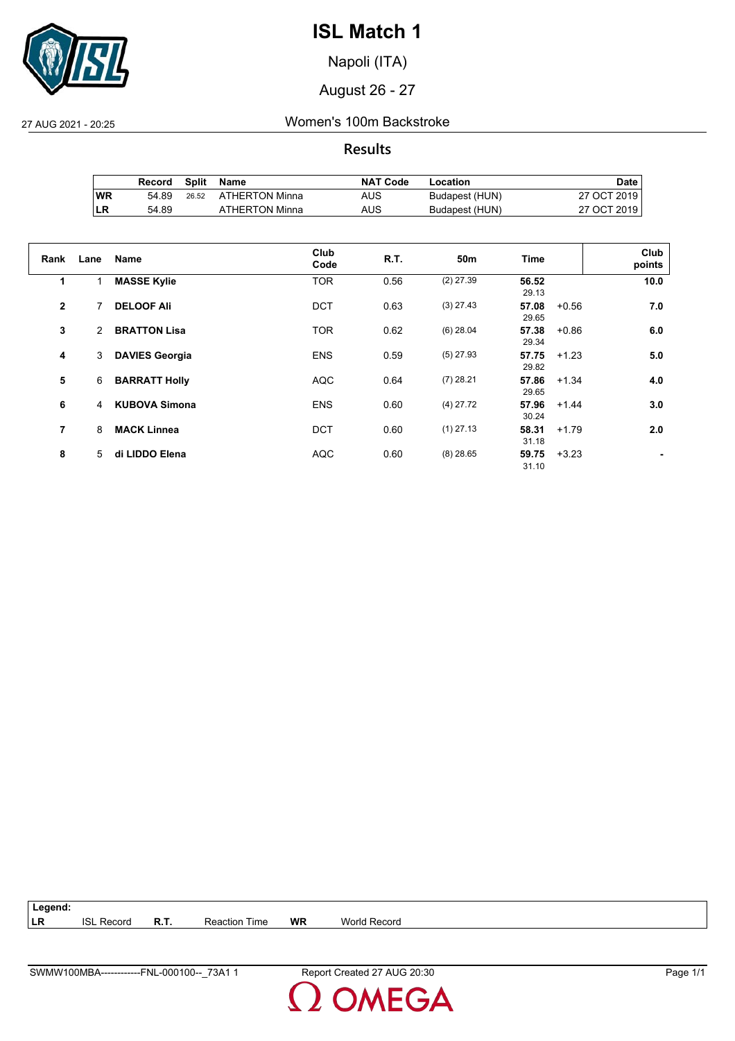# ISL Match 1

Napoli (ITA)

August 26 - 27

27 AUG 2021 - 20:25

## Women's 100m Backstroke

### Results

| | Record | Split | Name | NAT Code | Location | Date |
|---|---|---|---|---|---|---|
| WR | 54.89 | 26.52 | ATHERTON Minna | AUS | Budapest (HUN) | 27 OCT 2019 |
| LR | 54.89 | | ATHERTON Minna | AUS | Budapest (HUN) | 27 OCT 2019 |

| Rank | Lane | Name | Club Code | R.T. | 50m | Time | | Club points |
|---|---|---|---|---|---|---|---|---|
| 1 | 1 | **MASSE Kylie** | TOR | 0.56 | (2) 27.39 | **56.52** 29.13 | | **10.0** |
| 2 | 7 | **DELOOF Ali** | DCT | 0.63 | (3) 27.43 | **57.08** 29.65 | +0.56 | **7.0** |
| 3 | 2 | **BRATTON Lisa** | TOR | 0.62 | (6) 28.04 | **57.38** 29.34 | +0.86 | **6.0** |
| 4 | 3 | **DAVIES Georgia** | ENS | 0.59 | (5) 27.93 | **57.75** 29.82 | +1.23 | **5.0** |
| 5 | 6 | **BARRATT Holly** | AQC | 0.64 | (7) 28.21 | **57.86** 29.65 | +1.34 | **4.0** |
| 6 | 4 | **KUBOVA Simona** | ENS | 0.60 | (4) 27.72 | **57.96** 30.24 | +1.44 | **3.0** |
| 7 | 8 | **MACK Linnea** | DCT | 0.60 | (1) 27.13 | **58.31** 31.18 | +1.79 | **2.0** |
| 8 | 5 | **di LIDDO Elena** | AQC | 0.60 | (8) 28.65 | **59.75** 31.10 | +3.23 | **-** |

**Legend:**

| | | | | | |
|---|---|---|---|---|---|
| **LR** | ISL Record | **R.T.** | Reaction Time | **WR** | World Record |

SWMW100MBA------------FNL-000100--_73A1 1 Report Created 27 AUG 20:30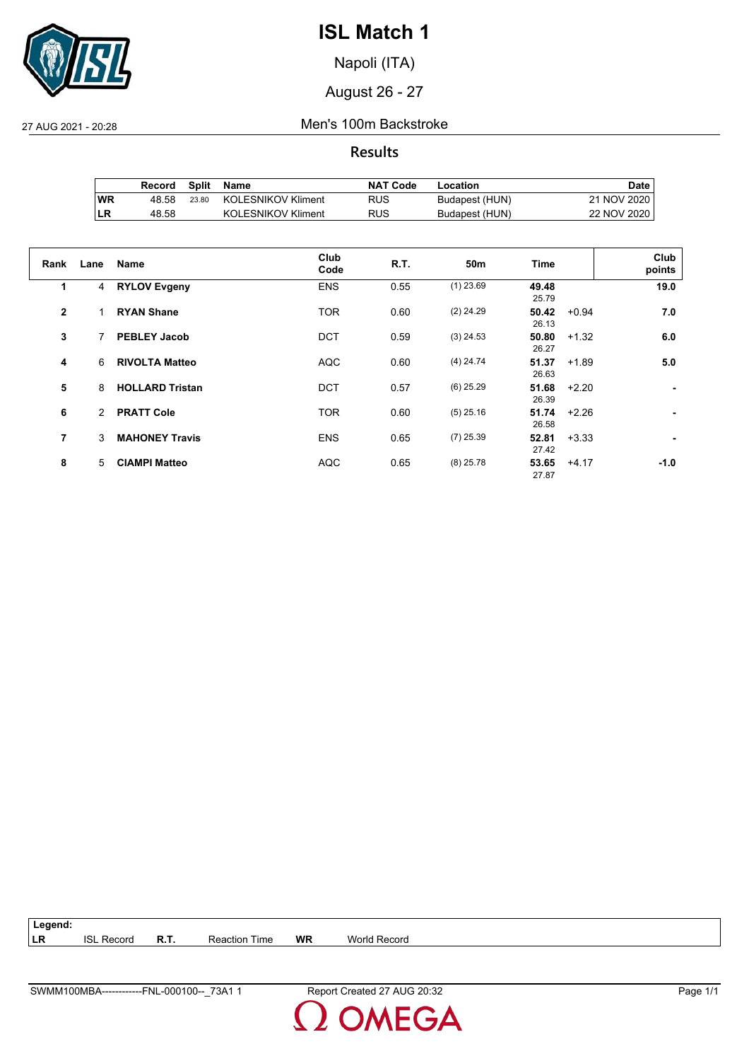# ISL Match 1

Napoli (ITA)

August 26 - 27

27 AUG 2021 - 20:28

Men's 100m Backstroke

## Results

| | Record | Split | Name | NAT Code | Location | Date |
|---|---|---|---|---|---|---|
| WR | 48.58 | 23.80 | KOLESNIKOV Kliment | RUS | Budapest (HUN) | 21 NOV 2020 |
| LR | 48.58 | | KOLESNIKOV Kliment | RUS | Budapest (HUN) | 22 NOV 2020 |

| Rank | Lane | Name | Club Code | R.T. | 50m | Time | | Club points |
|---|---|---|---|---|---|---|---|---|
| 1 | 4 | **RYLOV Evgeny** | ENS | 0.55 | (1) 23.69 | **49.48** 25.79 | | **19.0** |
| 2 | 1 | **RYAN Shane** | TOR | 0.60 | (2) 24.29 | **50.42** 26.13 | +0.94 | **7.0** |
| 3 | 7 | **PEBLEY Jacob** | DCT | 0.59 | (3) 24.53 | **50.80** 26.27 | +1.32 | **6.0** |
| 4 | 6 | **RIVOLTA Matteo** | AQC | 0.60 | (4) 24.74 | **51.37** 26.63 | +1.89 | **5.0** |
| 5 | 8 | **HOLLARD Tristan** | DCT | 0.57 | (6) 25.29 | **51.68** 26.39 | +2.20 | **-** |
| 6 | 2 | **PRATT Cole** | TOR | 0.60 | (5) 25.16 | **51.74** 26.58 | +2.26 | **-** |
| 7 | 3 | **MAHONEY Travis** | ENS | 0.65 | (7) 25.39 | **52.81** 27.42 | +3.33 | **-** |
| 8 | 5 | **CIAMPI Matteo** | AQC | 0.65 | (8) 25.78 | **53.65** 27.87 | +4.17 | **-1.0** |

**Legend:**

| | | | | | |
|---|---|---|---|---|---|
| LR | ISL Record | R.T. | Reaction Time | WR | World Record |

SWMM100MBA------------FNL-000100--_73A1 1 Report Created 27 AUG 20:32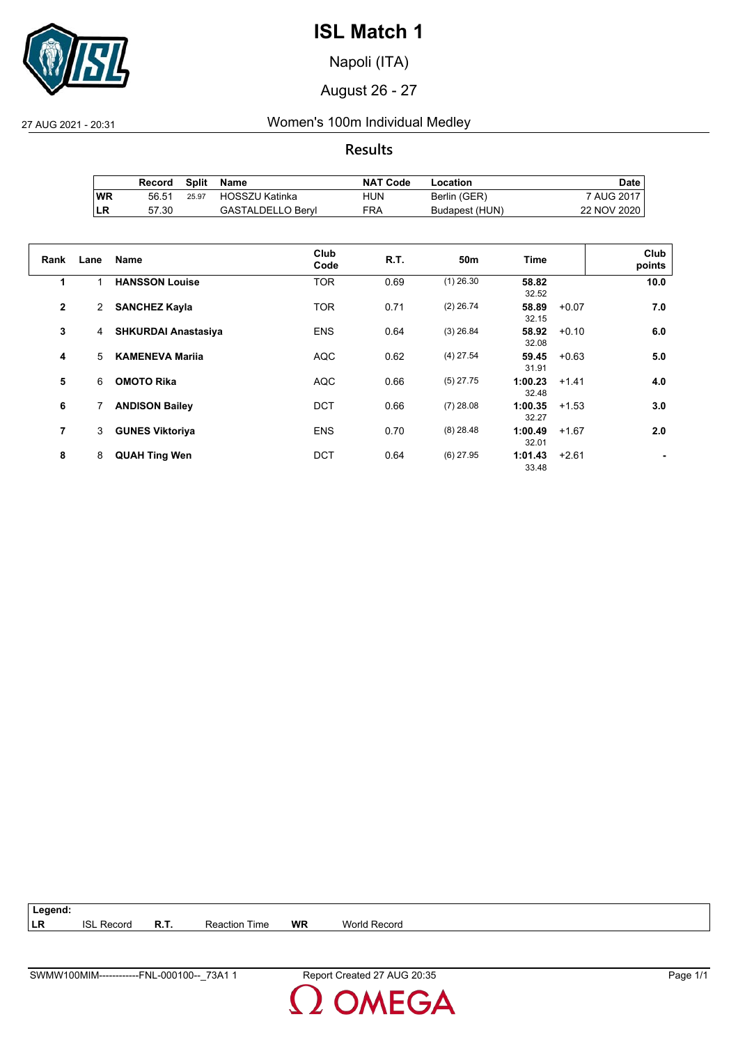# ISL Match 1

Napoli (ITA)

August 26 - 27

27 AUG 2021 - 20:31

## Women's 100m Individual Medley

### Results

| | Record | Split | Name | NAT Code | Location | Date |
|---|---|---|---|---|---|---|
| WR | 56.51 | 25.97 | HOSSZU Katinka | HUN | Berlin (GER) | 7 AUG 2017 |
| LR | 57.30 | | GASTALDELLO Beryl | FRA | Budapest (HUN) | 22 NOV 2020 |

| Rank | Lane | Name | Club Code | R.T. | 50m | Time | | Club points |
|---|---|---|---|---|---|---|---|---|
| 1 | 1 | **HANSSON Louise** | TOR | 0.69 | (1) 26.30 | **58.82** 32.52 | | **10.0** |
| 2 | 2 | **SANCHEZ Kayla** | TOR | 0.71 | (2) 26.74 | **58.89** 32.15 | +0.07 | **7.0** |
| 3 | 4 | **SHKURDAI Anastasiya** | ENS | 0.64 | (3) 26.84 | **58.92** 32.08 | +0.10 | **6.0** |
| 4 | 5 | **KAMENEVA Mariia** | AQC | 0.62 | (4) 27.54 | **59.45** 31.91 | +0.63 | **5.0** |
| 5 | 6 | **OMOTO Rika** | AQC | 0.66 | (5) 27.75 | **1:00.23** 32.48 | +1.41 | **4.0** |
| 6 | 7 | **ANDISON Bailey** | DCT | 0.66 | (7) 28.08 | **1:00.35** 32.27 | +1.53 | **3.0** |
| 7 | 3 | **GUNES Viktoriya** | ENS | 0.70 | (8) 28.48 | **1:00.49** 32.01 | +1.67 | **2.0** |
| 8 | 8 | **QUAH Ting Wen** | DCT | 0.64 | (6) 27.95 | **1:01.43** 33.48 | +2.61 | **-** |

**Legend:**

| | | | | | |
|---|---|---|---|---|---|
| **LR** | ISL Record | **R.T.** | Reaction Time | **WR** | World Record |

SWMW100MIM------------FNL-000100--_73A1 1 Report Created 27 AUG 20:35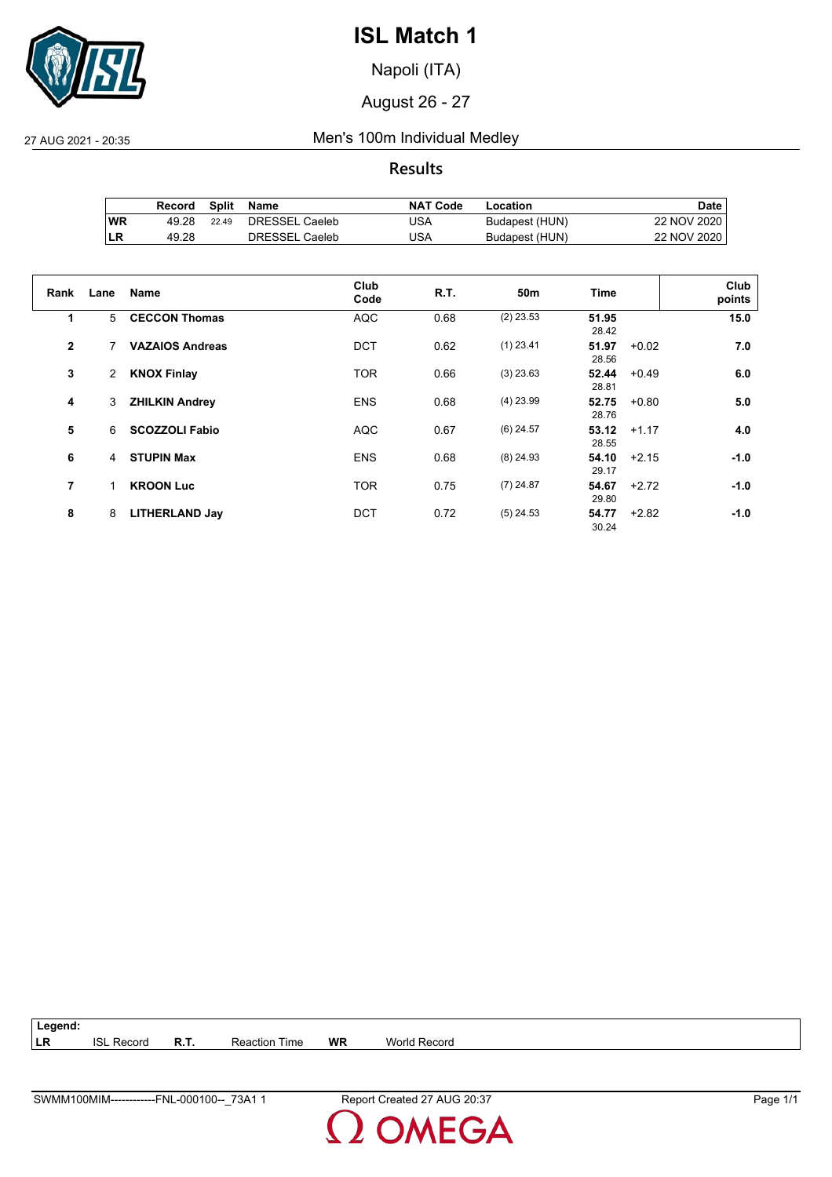# ISL Match 1

Napoli (ITA)

August 26 - 27

27 AUG 2021 - 20:35

## Men's 100m Individual Medley

### Results

| | Record | Split | Name | NAT Code | Location | Date |
|---|---|---|---|---|---|---|
| WR | 49.28 | 22.49 | DRESSEL Caeleb | USA | Budapest (HUN) | 22 NOV 2020 |
| LR | 49.28 | | DRESSEL Caeleb | USA | Budapest (HUN) | 22 NOV 2020 |

| Rank | Lane | Name | Club Code | R.T. | 50m | Time | | Club points |
|---|---|---|---|---|---|---|---|---|
| 1 | 5 | **CECCON Thomas** | AQC | 0.68 | (2) 23.53 | **51.95** 28.42 | | **15.0** |
| 2 | 7 | **VAZAIOS Andreas** | DCT | 0.62 | (1) 23.41 | **51.97** 28.56 | +0.02 | **7.0** |
| 3 | 2 | **KNOX Finlay** | TOR | 0.66 | (3) 23.63 | **52.44** 28.81 | +0.49 | **6.0** |
| 4 | 3 | **ZHILKIN Andrey** | ENS | 0.68 | (4) 23.99 | **52.75** 28.76 | +0.80 | **5.0** |
| 5 | 6 | **SCOZZOLI Fabio** | AQC | 0.67 | (6) 24.57 | **53.12** 28.55 | +1.17 | **4.0** |
| 6 | 4 | **STUPIN Max** | ENS | 0.68 | (8) 24.93 | **54.10** 29.17 | +2.15 | **-1.0** |
| 7 | 1 | **KROON Luc** | TOR | 0.75 | (7) 24.87 | **54.67** 29.80 | +2.72 | **-1.0** |
| 8 | 8 | **LITHERLAND Jay** | DCT | 0.72 | (5) 24.53 | **54.77** 30.24 | +2.82 | **-1.0** |

**Legend:**

| | | | | | |
|---|---|---|---|---|---|
| **LR** | ISL Record | **R.T.** | Reaction Time | **WR** | World Record |

SWMM100MIM------------FNL-000100--_73A1 1 Report Created 27 AUG 20:37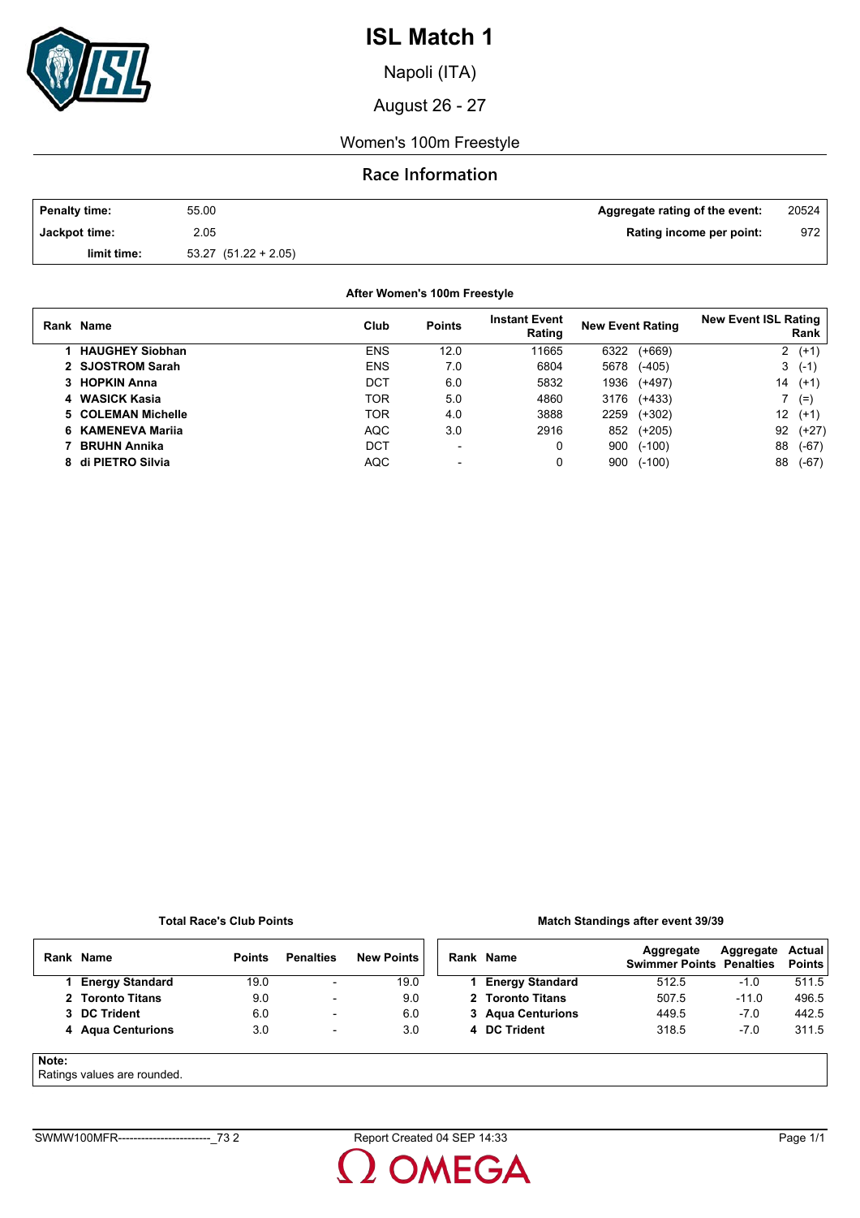# ISL Match 1

Napoli (ITA)

August 26 - 27

Women's 100m Freestyle

## Race Information

| | | | |
|---|---|---|---|
| **Penalty time:** | 55.00 | **Aggregate rating of the event:** | 20524 |
| **Jackpot time:** | 2.05 | **Rating income per point:** | 972 |
| **limit time:** | 53.27 (51.22 + 2.05) | | |

**After Women's 100m Freestyle**

| Rank | Name | Club | Points | Instant Event Rating | New Event Rating | New Event ISL Rating Rank |
|---|---|---|---|---|---|---|
| 1 | **HAUGHEY Siobhan** | ENS | 12.0 | 11665 | 6322 (+669) | 2 (+1) |
| 2 | **SJOSTROM Sarah** | ENS | 7.0 | 6804 | 5678 (-405) | 3 (-1) |
| 3 | **HOPKIN Anna** | DCT | 6.0 | 5832 | 1936 (+497) | 14 (+1) |
| 4 | **WASICK Kasia** | TOR | 5.0 | 4860 | 3176 (+433) | 7 (=) |
| 5 | **COLEMAN Michelle** | TOR | 4.0 | 3888 | 2259 (+302) | 12 (+1) |
| 6 | **KAMENEVA Mariia** | AQC | 3.0 | 2916 | 852 (+205) | 92 (+27) |
| 7 | **BRUHN Annika** | DCT | - | 0 | 900 (-100) | 88 (-67) |
| 8 | **di PIETRO Silvia** | AQC | - | 0 | 900 (-100) | 88 (-67) |

**Total Race's Club Points**

| Rank | Name | Points | Penalties | New Points |
|---|---|---|---|---|
| 1 | **Energy Standard** | 19.0 | - | 19.0 |
| 2 | **Toronto Titans** | 9.0 | - | 9.0 |
| 3 | **DC Trident** | 6.0 | - | 6.0 |
| 4 | **Aqua Centurions** | 3.0 | - | 3.0 |

**Match Standings after event 39/39**

| Rank | Name | Aggregate Swimmer Points | Aggregate Penalties | Actual Points |
|---|---|---|---|---|
| 1 | **Energy Standard** | 512.5 | -1.0 | 511.5 |
| 2 | **Toronto Titans** | 507.5 | -11.0 | 496.5 |
| 3 | **Aqua Centurions** | 449.5 | -7.0 | 442.5 |
| 4 | **DC Trident** | 318.5 | -7.0 | 311.5 |

**Note:**
Ratings values are rounded.

SWMW100MFR------------------------_73 2 Report Created 04 SEP 14:33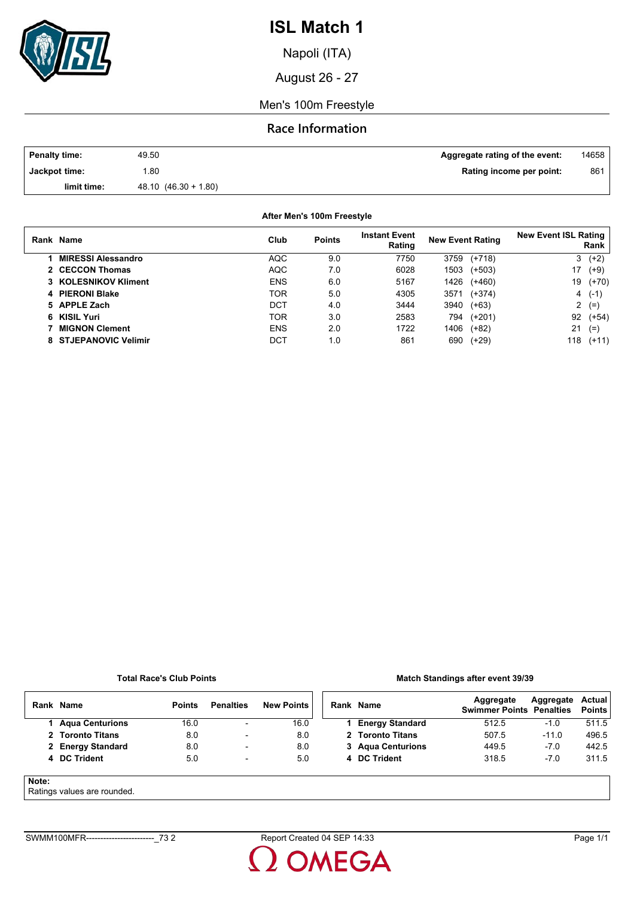# ISL Match 1

Napoli (ITA)

August 26 - 27

Men's 100m Freestyle

## Race Information

| | | | |
|---|---|---|---|
| **Penalty time:** | 49.50 | **Aggregate rating of the event:** | 14658 |
| **Jackpot time:** | 1.80 | **Rating income per point:** | 861 |
| **limit time:** | 48.10 (46.30 + 1.80) | | |

**After Men's 100m Freestyle**

| Rank | Name | Club | Points | Instant Event Rating | New Event Rating | New Event ISL Rating Rank |
|---|---|---|---|---|---|---|
| 1 | MIRESSI Alessandro | AQC | 9.0 | 7750 | 3759 (+718) | 3 (+2) |
| 2 | CECCON Thomas | AQC | 7.0 | 6028 | 1503 (+503) | 17 (+9) |
| 3 | KOLESNIKOV Kliment | ENS | 6.0 | 5167 | 1426 (+460) | 19 (+70) |
| 4 | PIERONI Blake | TOR | 5.0 | 4305 | 3571 (+374) | 4 (-1) |
| 5 | APPLE Zach | DCT | 4.0 | 3444 | 3940 (+63) | 2 (=) |
| 6 | KISIL Yuri | TOR | 3.0 | 2583 | 794 (+201) | 92 (+54) |
| 7 | MIGNON Clement | ENS | 2.0 | 1722 | 1406 (+82) | 21 (=) |
| 8 | STJEPANOVIC Velimir | DCT | 1.0 | 861 | 690 (+29) | 118 (+11) |

**Total Race's Club Points**

| Rank | Name | Points | Penalties | New Points |
|---|---|---|---|---|
| 1 | Aqua Centurions | 16.0 | - | 16.0 |
| 2 | Toronto Titans | 8.0 | - | 8.0 |
| 2 | Energy Standard | 8.0 | - | 8.0 |
| 4 | DC Trident | 5.0 | - | 5.0 |

**Match Standings after event 39/39**

| Rank | Name | Aggregate Swimmer Points | Aggregate Penalties | Actual Points |
|---|---|---|---|---|
| 1 | Energy Standard | 512.5 | -1.0 | 511.5 |
| 2 | Toronto Titans | 507.5 | -11.0 | 496.5 |
| 3 | Aqua Centurions | 449.5 | -7.0 | 442.5 |
| 4 | DC Trident | 318.5 | -7.0 | 311.5 |

**Note:**
Ratings values are rounded.

SWMM100MFR------------------------_73 2 Report Created 04 SEP 14:33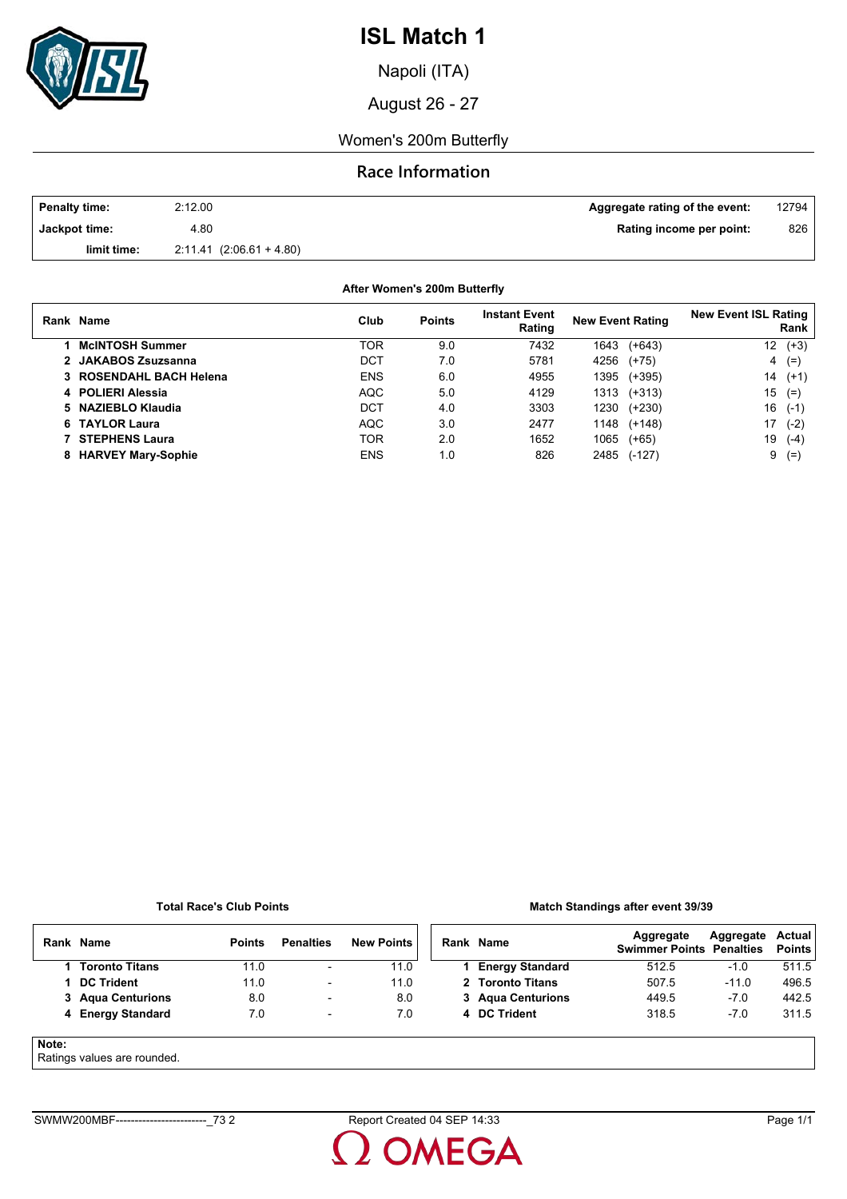# ISL Match 1

Napoli (ITA)

August 26 - 27

Women's 200m Butterfly

## Race Information

| | | | |
|---|---|---|---|
| **Penalty time:** | 2:12.00 | **Aggregate rating of the event:** | 12794 |
| **Jackpot time:** | 4.80 | **Rating income per point:** | 826 |
| **limit time:** | 2:11.41 (2:06.61 + 4.80) | | |

### After Women's 200m Butterfly

| Rank | Name | Club | Points | Instant Event Rating | New Event Rating | New Event ISL Rating Rank |
|---|---|---|---|---|---|---|
| 1 | **McINTOSH Summer** | TOR | 9.0 | 7432 | 1643 (+643) | 12 (+3) |
| 2 | **JAKABOS Zsuzsanna** | DCT | 7.0 | 5781 | 4256 (+75) | 4 (=) |
| 3 | **ROSENDAHL BACH Helena** | ENS | 6.0 | 4955 | 1395 (+395) | 14 (+1) |
| 4 | **POLIERI Alessia** | AQC | 5.0 | 4129 | 1313 (+313) | 15 (=) |
| 5 | **NAZIEBLO Klaudia** | DCT | 4.0 | 3303 | 1230 (+230) | 16 (-1) |
| 6 | **TAYLOR Laura** | AQC | 3.0 | 2477 | 1148 (+148) | 17 (-2) |
| 7 | **STEPHENS Laura** | TOR | 2.0 | 1652 | 1065 (+65) | 19 (-4) |
| 8 | **HARVEY Mary-Sophie** | ENS | 1.0 | 826 | 2485 (-127) | 9 (=) |

### Total Race's Club Points

| Rank | Name | Points | Penalties | New Points |
|---|---|---|---|---|
| 1 | **Toronto Titans** | 11.0 | - | 11.0 |
| 1 | **DC Trident** | 11.0 | - | 11.0 |
| 3 | **Aqua Centurions** | 8.0 | - | 8.0 |
| 4 | **Energy Standard** | 7.0 | - | 7.0 |

### Match Standings after event 39/39

| Rank | Name | Aggregate Swimmer Points | Aggregate Penalties | Actual Points |
|---|---|---|---|---|
| 1 | **Energy Standard** | 512.5 | -1.0 | 511.5 |
| 2 | **Toronto Titans** | 507.5 | -11.0 | 496.5 |
| 3 | **Aqua Centurions** | 449.5 | -7.0 | 442.5 |
| 4 | **DC Trident** | 318.5 | -7.0 | 311.5 |

**Note:**
Ratings values are rounded.

SWMW200MBF------------------------_73 2 Report Created 04 SEP 14:33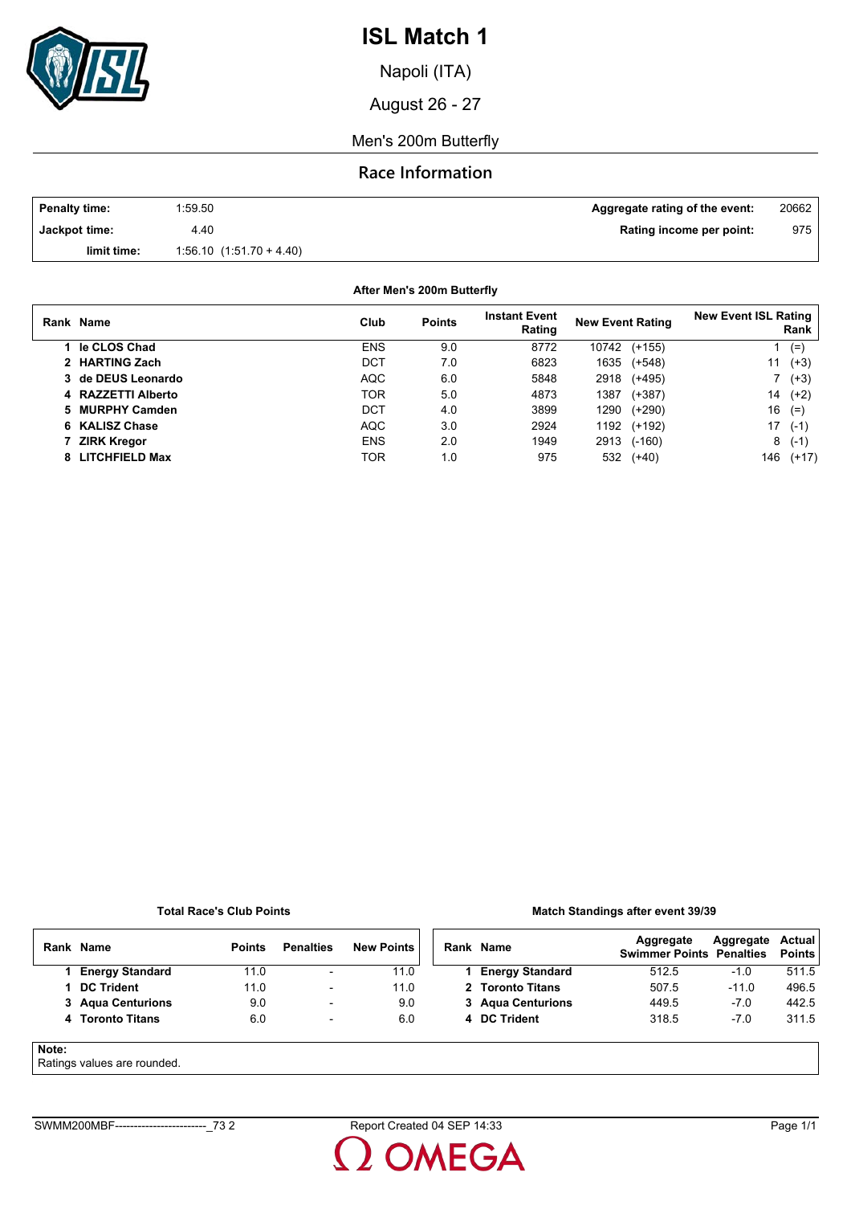# ISL Match 1

Napoli (ITA)

August 26 - 27

Men's 200m Butterfly

## Race Information

| | | | |
|---|---|---|---|
| **Penalty time:** | 1:59.50 | **Aggregate rating of the event:** | 20662 |
| **Jackpot time:** | 4.40 | **Rating income per point:** | 975 |
| **limit time:** | 1:56.10 (1:51.70 + 4.40) | | |

**After Men's 200m Butterfly**

| Rank | Name | Club | Points | Instant Event Rating | New Event Rating | New Event ISL Rating Rank |
|---|---|---|---|---|---|---|
| 1 | **le CLOS Chad** | ENS | 9.0 | 8772 | 10742 (+155) | 1 (=) |
| 2 | **HARTING Zach** | DCT | 7.0 | 6823 | 1635 (+548) | 11 (+3) |
| 3 | **de DEUS Leonardo** | AQC | 6.0 | 5848 | 2918 (+495) | 7 (+3) |
| 4 | **RAZZETTI Alberto** | TOR | 5.0 | 4873 | 1387 (+387) | 14 (+2) |
| 5 | **MURPHY Camden** | DCT | 4.0 | 3899 | 1290 (+290) | 16 (=) |
| 6 | **KALISZ Chase** | AQC | 3.0 | 2924 | 1192 (+192) | 17 (-1) |
| 7 | **ZIRK Kregor** | ENS | 2.0 | 1949 | 2913 (-160) | 8 (-1) |
| 8 | **LITCHFIELD Max** | TOR | 1.0 | 975 | 532 (+40) | 146 (+17) |

**Total Race's Club Points**

| Rank | Name | Points | Penalties | New Points |
|---|---|---|---|---|
| 1 | **Energy Standard** | 11.0 | - | 11.0 |
| 1 | **DC Trident** | 11.0 | - | 11.0 |
| 3 | **Aqua Centurions** | 9.0 | - | 9.0 |
| 4 | **Toronto Titans** | 6.0 | - | 6.0 |

**Match Standings after event 39/39**

| Rank | Name | Aggregate Swimmer Points | Aggregate Penalties | Actual Points |
|---|---|---|---|---|
| 1 | **Energy Standard** | 512.5 | -1.0 | 511.5 |
| 2 | **Toronto Titans** | 507.5 | -11.0 | 496.5 |
| 3 | **Aqua Centurions** | 449.5 | -7.0 | 442.5 |
| 4 | **DC Trident** | 318.5 | -7.0 | 311.5 |

**Note:**
Ratings values are rounded.

SWMM200MBF------------------------_73 2 Report Created 04 SEP 14:33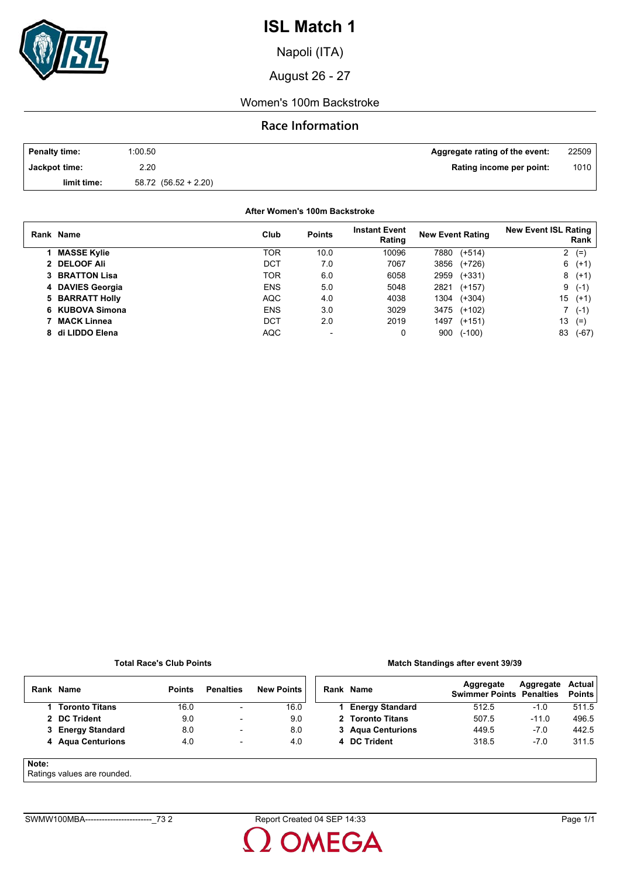# ISL Match 1

Napoli (ITA)

August 26 - 27

Women's 100m Backstroke

## Race Information

| | | | |
|---|---|---|---|
| **Penalty time:** | 1:00.50 | **Aggregate rating of the event:** | 22509 |
| **Jackpot time:** | 2.20 | **Rating income per point:** | 1010 |
| **limit time:** | 58.72 (56.52 + 2.20) | | |

**After Women's 100m Backstroke**

| Rank | Name | Club | Points | Instant Event Rating | New Event Rating | New Event ISL Rating Rank |
|---|---|---|---|---|---|---|
| 1 | **MASSE Kylie** | TOR | 10.0 | 10096 | 7880 (+514) | 2 (=) |
| 2 | **DELOOF Ali** | DCT | 7.0 | 7067 | 3856 (+726) | 6 (+1) |
| 3 | **BRATTON Lisa** | TOR | 6.0 | 6058 | 2959 (+331) | 8 (+1) |
| 4 | **DAVIES Georgia** | ENS | 5.0 | 5048 | 2821 (+157) | 9 (-1) |
| 5 | **BARRATT Holly** | AQC | 4.0 | 4038 | 1304 (+304) | 15 (+1) |
| 6 | **KUBOVA Simona** | ENS | 3.0 | 3029 | 3475 (+102) | 7 (-1) |
| 7 | **MACK Linnea** | DCT | 2.0 | 2019 | 1497 (+151) | 13 (=) |
| 8 | **di LIDDO Elena** | AQC | - | 0 | 900 (-100) | 83 (-67) |

**Total Race's Club Points**

| Rank | Name | Points | Penalties | New Points |
|---|---|---|---|---|
| 1 | **Toronto Titans** | 16.0 | - | 16.0 |
| 2 | **DC Trident** | 9.0 | - | 9.0 |
| 3 | **Energy Standard** | 8.0 | - | 8.0 |
| 4 | **Aqua Centurions** | 4.0 | - | 4.0 |

**Match Standings after event 39/39**

| Rank | Name | Aggregate Swimmer Points | Aggregate Penalties | Actual Points |
|---|---|---|---|---|
| 1 | **Energy Standard** | 512.5 | -1.0 | 511.5 |
| 2 | **Toronto Titans** | 507.5 | -11.0 | 496.5 |
| 3 | **Aqua Centurions** | 449.5 | -7.0 | 442.5 |
| 4 | **DC Trident** | 318.5 | -7.0 | 311.5 |

**Note:**
Ratings values are rounded.

SWMW100MBA------------------------_73 2 Report Created 04 SEP 14:33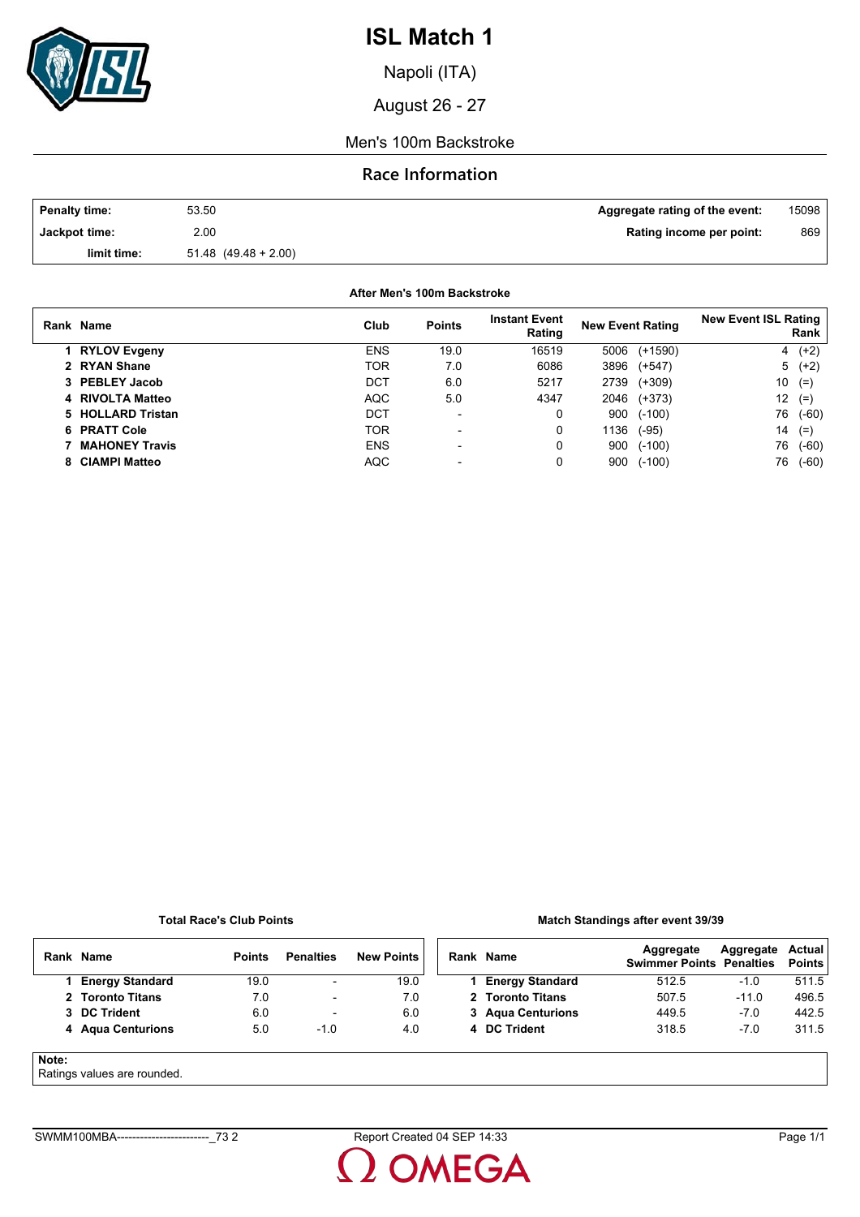# ISL Match 1

Napoli (ITA)

August 26 - 27

Men's 100m Backstroke

## Race Information

| | | | |
|---|---|---|---|
| **Penalty time:** | 53.50 | **Aggregate rating of the event:** | 15098 |
| **Jackpot time:** | 2.00 | **Rating income per point:** | 869 |
| **limit time:** | 51.48 (49.48 + 2.00) | | |

### After Men's 100m Backstroke

| Rank | Name | Club | Points | Instant Event Rating | New Event Rating | New Event ISL Rating Rank |
|---|---|---|---|---|---|---|
| 1 | **RYLOV Evgeny** | ENS | 19.0 | 16519 | 5006 (+1590) | 4 (+2) |
| 2 | **RYAN Shane** | TOR | 7.0 | 6086 | 3896 (+547) | 5 (+2) |
| 3 | **PEBLEY Jacob** | DCT | 6.0 | 5217 | 2739 (+309) | 10 (=) |
| 4 | **RIVOLTA Matteo** | AQC | 5.0 | 4347 | 2046 (+373) | 12 (=) |
| 5 | **HOLLARD Tristan** | DCT | - | 0 | 900 (-100) | 76 (-60) |
| 6 | **PRATT Cole** | TOR | - | 0 | 1136 (-95) | 14 (=) |
| 7 | **MAHONEY Travis** | ENS | - | 0 | 900 (-100) | 76 (-60) |
| 8 | **CIAMPI Matteo** | AQC | - | 0 | 900 (-100) | 76 (-60) |

### Total Race's Club Points

| Rank | Name | Points | Penalties | New Points |
|---|---|---|---|---|
| 1 | **Energy Standard** | 19.0 | - | 19.0 |
| 2 | **Toronto Titans** | 7.0 | - | 7.0 |
| 3 | **DC Trident** | 6.0 | - | 6.0 |
| 4 | **Aqua Centurions** | 5.0 | -1.0 | 4.0 |

### Match Standings after event 39/39

| Rank | Name | Aggregate Swimmer Points | Aggregate Penalties | Actual Points |
|---|---|---|---|---|
| 1 | **Energy Standard** | 512.5 | -1.0 | 511.5 |
| 2 | **Toronto Titans** | 507.5 | -11.0 | 496.5 |
| 3 | **Aqua Centurions** | 449.5 | -7.0 | 442.5 |
| 4 | **DC Trident** | 318.5 | -7.0 | 311.5 |

**Note:**
Ratings values are rounded.

SWMM100MBA------------------------_73 2 Report Created 04 SEP 14:33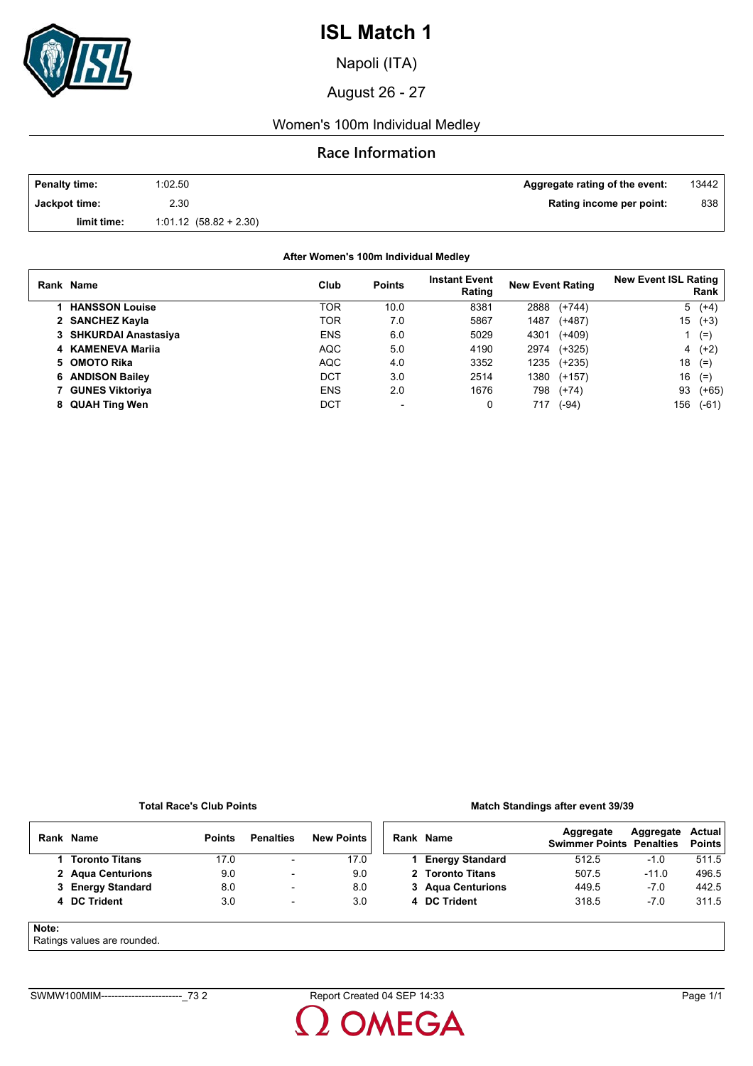# ISL Match 1

Napoli (ITA)

August 26 - 27

Women's 100m Individual Medley

## Race Information

| | | | |
|---|---|---|---|
| **Penalty time:** | 1:02.50 | **Aggregate rating of the event:** | 13442 |
| **Jackpot time:** | 2.30 | **Rating income per point:** | 838 |
| **limit time:** | 1:01.12 (58.82 + 2.30) | | |

### After Women's 100m Individual Medley

| Rank | Name | Club | Points | Instant Event Rating | New Event Rating | New Event ISL Rating Rank |
|---|---|---|---|---|---|---|
| 1 | **HANSSON Louise** | TOR | 10.0 | 8381 | 2888 (+744) | 5 (+4) |
| 2 | **SANCHEZ Kayla** | TOR | 7.0 | 5867 | 1487 (+487) | 15 (+3) |
| 3 | **SHKURDAI Anastasiya** | ENS | 6.0 | 5029 | 4301 (+409) | 1 (=) |
| 4 | **KAMENEVA Mariia** | AQC | 5.0 | 4190 | 2974 (+325) | 4 (+2) |
| 5 | **OMOTO Rika** | AQC | 4.0 | 3352 | 1235 (+235) | 18 (=) |
| 6 | **ANDISON Bailey** | DCT | 3.0 | 2514 | 1380 (+157) | 16 (=) |
| 7 | **GUNES Viktoriya** | ENS | 2.0 | 1676 | 798 (+74) | 93 (+65) |
| 8 | **QUAH Ting Wen** | DCT | - | 0 | 717 (-94) | 156 (-61) |

### Total Race's Club Points

| Rank | Name | Points | Penalties | New Points |
|---|---|---|---|---|
| 1 | **Toronto Titans** | 17.0 | - | 17.0 |
| 2 | **Aqua Centurions** | 9.0 | - | 9.0 |
| 3 | **Energy Standard** | 8.0 | - | 8.0 |
| 4 | **DC Trident** | 3.0 | - | 3.0 |

### Match Standings after event 39/39

| Rank | Name | Aggregate Swimmer Points | Aggregate Penalties | Actual Points |
|---|---|---|---|---|
| 1 | **Energy Standard** | 512.5 | -1.0 | 511.5 |
| 2 | **Toronto Titans** | 507.5 | -11.0 | 496.5 |
| 3 | **Aqua Centurions** | 449.5 | -7.0 | 442.5 |
| 4 | **DC Trident** | 318.5 | -7.0 | 311.5 |

**Note:**
Ratings values are rounded.

SWMW100MIM------------------------_73 2 Report Created 04 SEP 14:33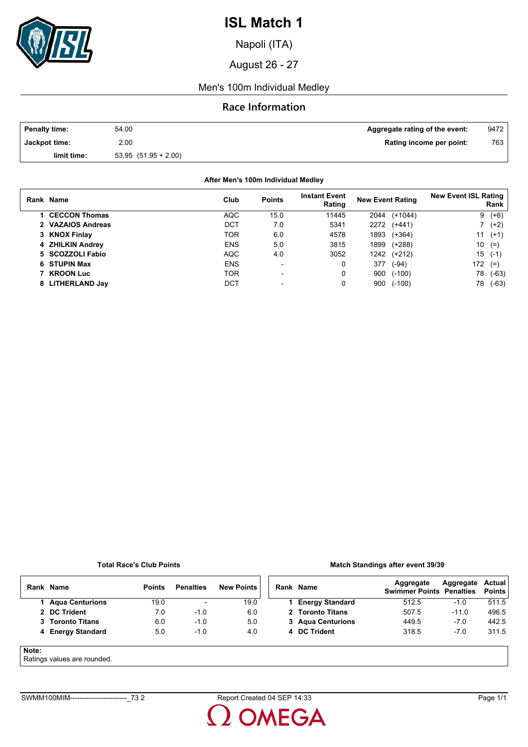# ISL Match 1

Napoli (ITA)

August 26 - 27

Men's 100m Individual Medley

## Race Information

| | | | |
|---|---|---|---|
| **Penalty time:** | 54.00 | **Aggregate rating of the event:** | 9472 |
| **Jackpot time:** | 2.00 | **Rating income per point:** | 763 |
| **limit time:** | 53.95 (51.95 + 2.00) | | |

**After Men's 100m Individual Medley**

| Rank | Name | Club | Points | Instant Event Rating | New Event Rating | New Event ISL Rating Rank |
|---|---|---|---|---|---|---|
| 1 | **CECCON Thomas** | AQC | 15.0 | 11445 | 2044 (+1044) | 9 (+6) |
| 2 | **VAZAIOS Andreas** | DCT | 7.0 | 5341 | 2272 (+441) | 7 (+2) |
| 3 | **KNOX Finlay** | TOR | 6.0 | 4578 | 1893 (+364) | 11 (+1) |
| 4 | **ZHILKIN Andrey** | ENS | 5.0 | 3815 | 1899 (+288) | 10 (=) |
| 5 | **SCOZZOLI Fabio** | AQC | 4.0 | 3052 | 1242 (+212) | 15 (-1) |
| 6 | **STUPIN Max** | ENS | - | 0 | 377 (-94) | 172 (=) |
| 7 | **KROON Luc** | TOR | - | 0 | 900 (-100) | 78 (-63) |
| 8 | **LITHERLAND Jay** | DCT | - | 0 | 900 (-100) | 78 (-63) |

**Total Race's Club Points**

| Rank | Name | Points | Penalties | New Points |
|---|---|---|---|---|
| 1 | **Aqua Centurions** | 19.0 | - | 19.0 |
| 2 | **DC Trident** | 7.0 | -1.0 | 6.0 |
| 3 | **Toronto Titans** | 6.0 | -1.0 | 5.0 |
| 4 | **Energy Standard** | 5.0 | -1.0 | 4.0 |

**Match Standings after event 39/39**

| Rank | Name | Aggregate Swimmer Points | Aggregate Penalties | Actual Points |
|---|---|---|---|---|
| 1 | **Energy Standard** | 512.5 | -1.0 | 511.5 |
| 2 | **Toronto Titans** | 507.5 | -11.0 | 496.5 |
| 3 | **Aqua Centurions** | 449.5 | -7.0 | 442.5 |
| 4 | **DC Trident** | 318.5 | -7.0 | 311.5 |

**Note:**
Ratings values are rounded.

SWMM100MIM------------------------_73 2 Report Created 04 SEP 14:33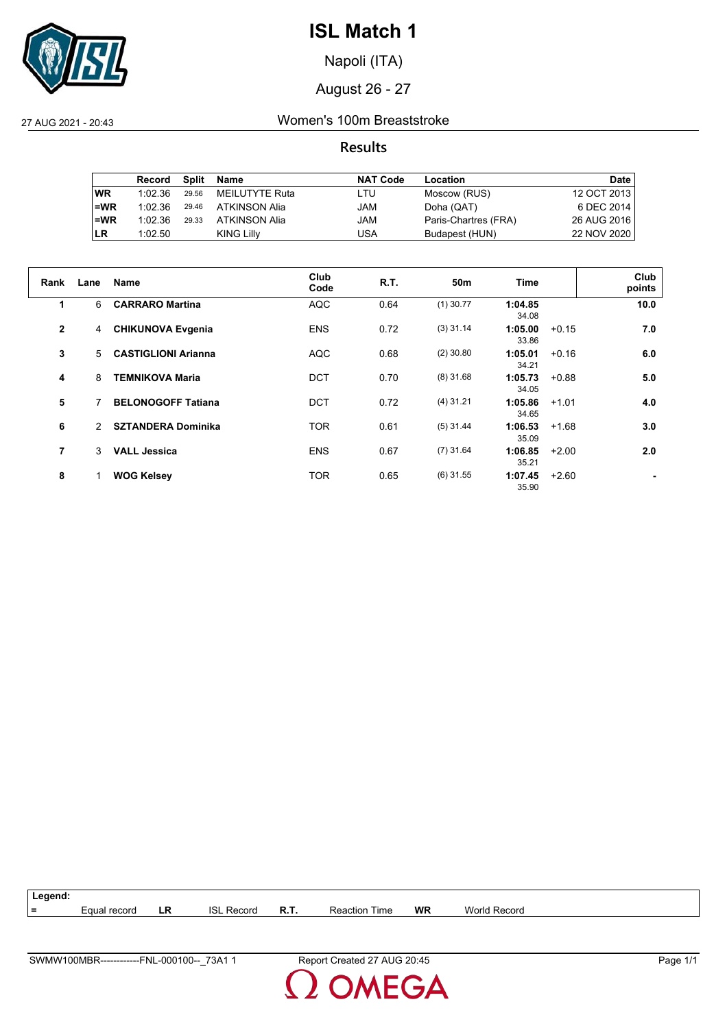# ISL Match 1

Napoli (ITA)

August 26 - 27

27 AUG 2021 - 20:43

## Women's 100m Breaststroke

### Results

| | Record | Split | Name | NAT Code | Location | Date |
|---|---|---|---|---|---|---|
| WR | 1:02.36 | 29.56 | MEILUTYTE Ruta | LTU | Moscow (RUS) | 12 OCT 2013 |
| =WR | 1:02.36 | 29.46 | ATKINSON Alia | JAM | Doha (QAT) | 6 DEC 2014 |
| =WR | 1:02.36 | 29.33 | ATKINSON Alia | JAM | Paris-Chartres (FRA) | 26 AUG 2016 |
| LR | 1:02.50 | | KING Lilly | USA | Budapest (HUN) | 22 NOV 2020 |

| Rank | Lane | Name | Club Code | R.T. | 50m | Time | | Club points |
|---|---|---|---|---|---|---|---|---|
| 1 | 6 | **CARRARO Martina** | AQC | 0.64 | (1) 30.77 | **1:04.85** 34.08 | | **10.0** |
| 2 | 4 | **CHIKUNOVA Evgenia** | ENS | 0.72 | (3) 31.14 | **1:05.00** 33.86 | +0.15 | **7.0** |
| 3 | 5 | **CASTIGLIONI Arianna** | AQC | 0.68 | (2) 30.80 | **1:05.01** 34.21 | +0.16 | **6.0** |
| 4 | 8 | **TEMNIKOVA Maria** | DCT | 0.70 | (8) 31.68 | **1:05.73** 34.05 | +0.88 | **5.0** |
| 5 | 7 | **BELONOGOFF Tatiana** | DCT | 0.72 | (4) 31.21 | **1:05.86** 34.65 | +1.01 | **4.0** |
| 6 | 2 | **SZTANDERA Dominika** | TOR | 0.61 | (5) 31.44 | **1:06.53** 35.09 | +1.68 | **3.0** |
| 7 | 3 | **VALL Jessica** | ENS | 0.67 | (7) 31.64 | **1:06.85** 35.21 | +2.00 | **2.0** |
| 8 | 1 | **WOG Kelsey** | TOR | 0.65 | (6) 31.55 | **1:07.45** 35.90 | +2.60 | **-** |

**Legend:**

| = | Equal record | LR | ISL Record | R.T. | Reaction Time | WR | World Record |
|---|---|---|---|---|---|---|---|

SWMW100MBR------------FNL-000100--_73A1 1 — Report Created 27 AUG 20:45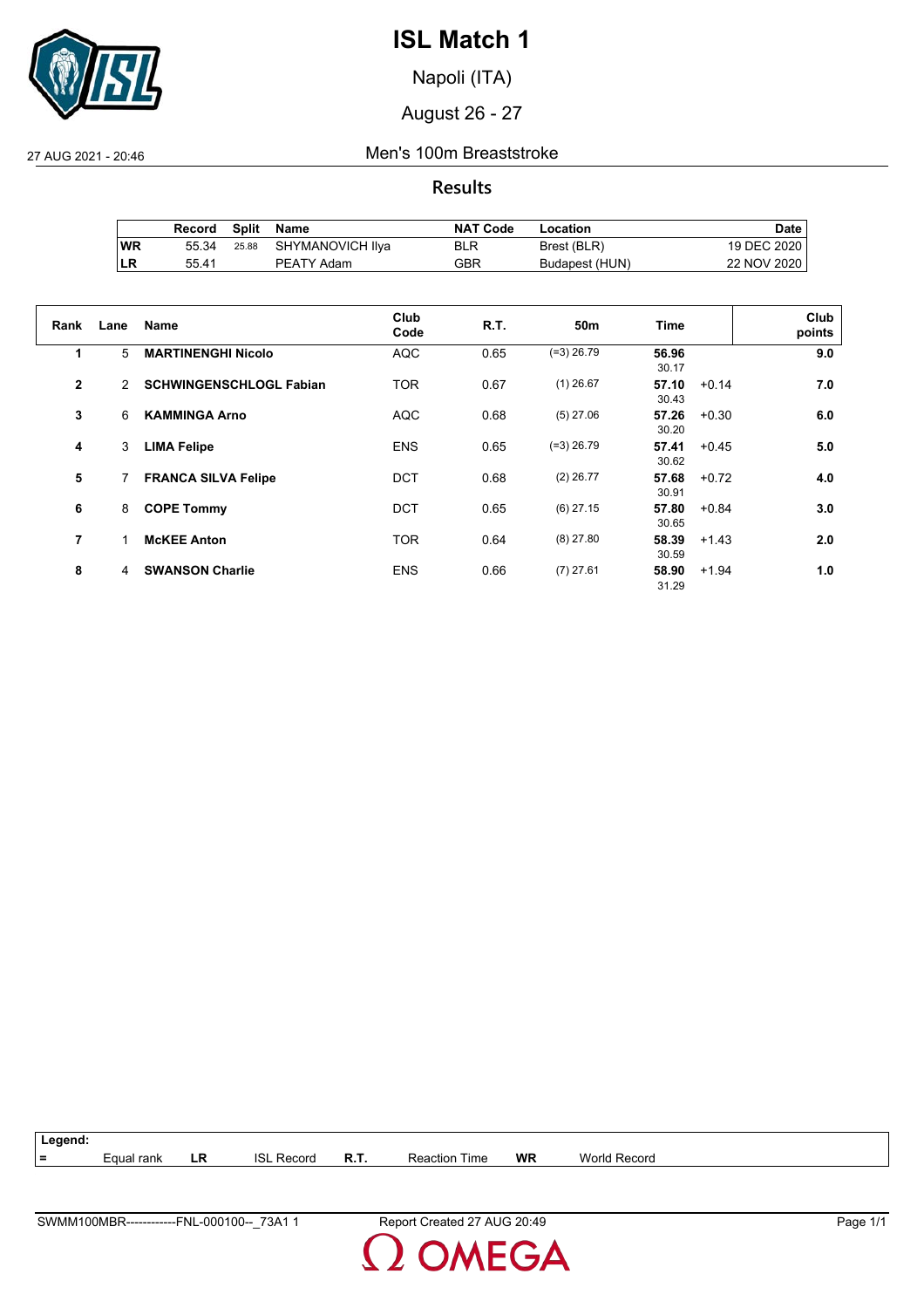# ISL Match 1

Napoli (ITA)

August 26 - 27

27 AUG 2021 - 20:46

## Men's 100m Breaststroke

### Results

| | Record | Split | Name | NAT Code | Location | Date |
|---|---|---|---|---|---|---|
| WR | 55.34 | 25.88 | SHYMANOVICH Ilya | BLR | Brest (BLR) | 19 DEC 2020 |
| LR | 55.41 | | PEATY Adam | GBR | Budapest (HUN) | 22 NOV 2020 |

| Rank | Lane | Name | Club Code | R.T. | 50m | Time | | Club points |
|---|---|---|---|---|---|---|---|---|
| 1 | 5 | **MARTINENGHI Nicolo** | AQC | 0.65 | (=3) 26.79 | **56.96** 30.17 | | **9.0** |
| 2 | 2 | **SCHWINGENSCHLOGL Fabian** | TOR | 0.67 | (1) 26.67 | **57.10** 30.43 | +0.14 | **7.0** |
| 3 | 6 | **KAMMINGA Arno** | AQC | 0.68 | (5) 27.06 | **57.26** 30.20 | +0.30 | **6.0** |
| 4 | 3 | **LIMA Felipe** | ENS | 0.65 | (=3) 26.79 | **57.41** 30.62 | +0.45 | **5.0** |
| 5 | 7 | **FRANCA SILVA Felipe** | DCT | 0.68 | (2) 26.77 | **57.68** 30.91 | +0.72 | **4.0** |
| 6 | 8 | **COPE Tommy** | DCT | 0.65 | (6) 27.15 | **57.80** 30.65 | +0.84 | **3.0** |
| 7 | 1 | **McKEE Anton** | TOR | 0.64 | (8) 27.80 | **58.39** 30.59 | +1.43 | **2.0** |
| 8 | 4 | **SWANSON Charlie** | ENS | 0.66 | (7) 27.61 | **58.90** 31.29 | +1.94 | **1.0** |

**Legend:**

| = | Equal rank | LR | ISL Record | R.T. | Reaction Time | WR | World Record |
|---|---|---|---|---|---|---|---|

SWMM100MBR------------FNL-000100--_73A1 1 Report Created 27 AUG 20:49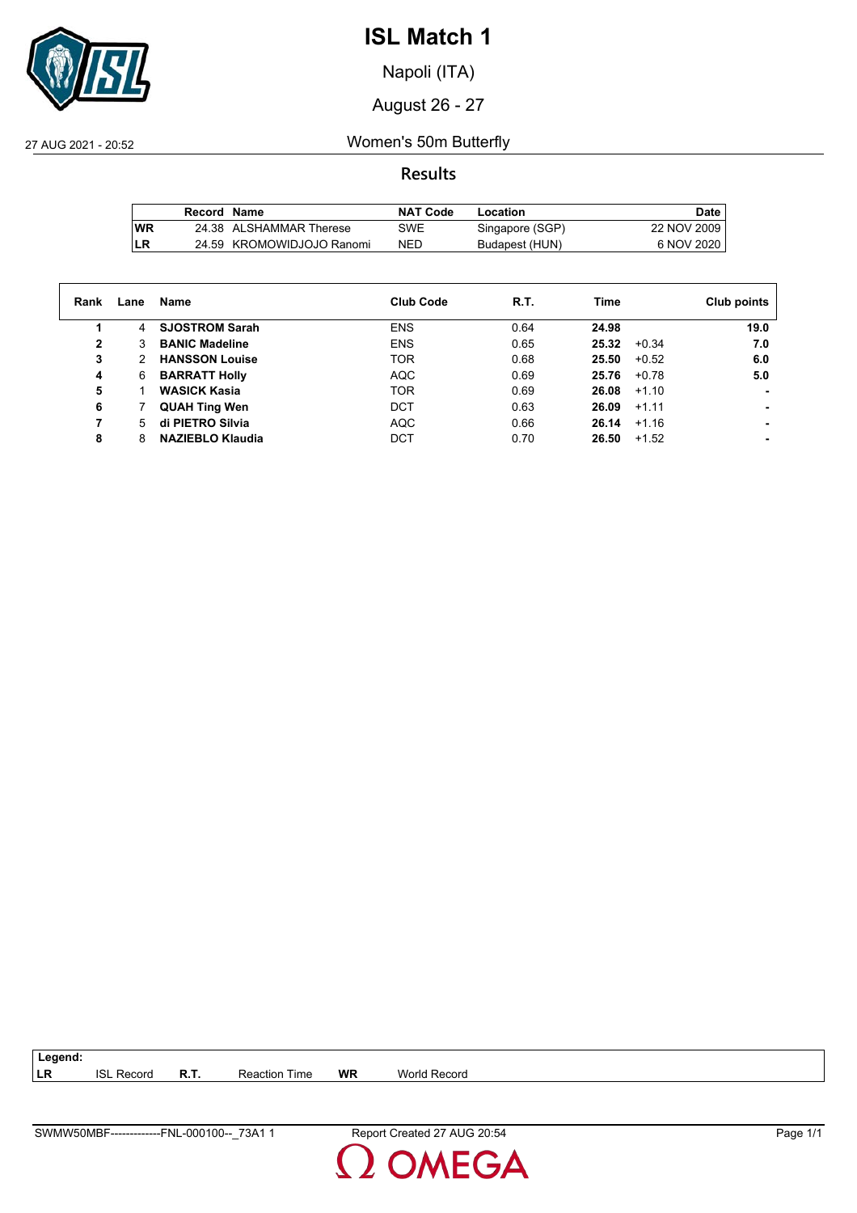# ISL Match 1

Napoli (ITA)

August 26 - 27

27 AUG 2021 - 20:52

## Women's 50m Butterfly

### Results

| | Record | Name | NAT Code | Location | Date |
|---|---|---|---|---|---|
| WR | 24.38 | ALSHAMMAR Therese | SWE | Singapore (SGP) | 22 NOV 2009 |
| LR | 24.59 | KROMOWIDJOJO Ranomi | NED | Budapest (HUN) | 6 NOV 2020 |

| Rank | Lane | Name | Club Code | R.T. | Time | | Club points |
|---|---|---|---|---|---|---|---|
| 1 | 4 | **SJOSTROM Sarah** | ENS | 0.64 | **24.98** | | **19.0** |
| 2 | 3 | **BANIC Madeline** | ENS | 0.65 | **25.32** | +0.34 | **7.0** |
| 3 | 2 | **HANSSON Louise** | TOR | 0.68 | **25.50** | +0.52 | **6.0** |
| 4 | 6 | **BARRATT Holly** | AQC | 0.69 | **25.76** | +0.78 | **5.0** |
| 5 | 1 | **WASICK Kasia** | TOR | 0.69 | **26.08** | +1.10 | - |
| 6 | 7 | **QUAH Ting Wen** | DCT | 0.63 | **26.09** | +1.11 | - |
| 7 | 5 | **di PIETRO Silvia** | AQC | 0.66 | **26.14** | +1.16 | - |
| 8 | 8 | **NAZIEBLO Klaudia** | DCT | 0.70 | **26.50** | +1.52 | - |

**Legend:**

| | | | | | |
|---|---|---|---|---|---|
| **LR** | ISL Record | **R.T.** | Reaction Time | **WR** | World Record |

SWMW50MBF-------------FNL-000100--_73A1 1 Report Created 27 AUG 20:54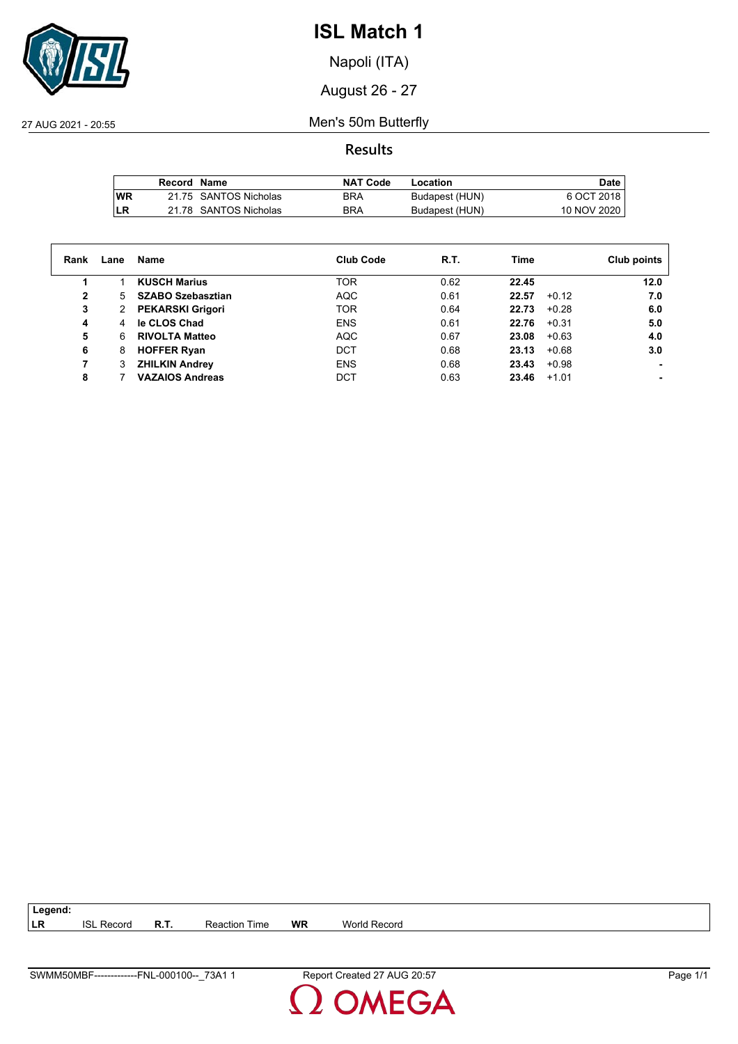# ISL Match 1

Napoli (ITA)

August 26 - 27

27 AUG 2021 - 20:55

Men's 50m Butterfly

## Results

| | Record | Name | NAT Code | Location | Date |
|---|---|---|---|---|---|
| WR | 21.75 | SANTOS Nicholas | BRA | Budapest (HUN) | 6 OCT 2018 |
| LR | 21.78 | SANTOS Nicholas | BRA | Budapest (HUN) | 10 NOV 2020 |

| Rank | Lane | Name | Club Code | R.T. | Time | | Club points |
|---|---|---|---|---|---|---|---|
| 1 | 1 | **KUSCH Marius** | TOR | 0.62 | **22.45** | | **12.0** |
| 2 | 5 | **SZABO Szebasztian** | AQC | 0.61 | **22.57** | +0.12 | **7.0** |
| 3 | 2 | **PEKARSKI Grigori** | TOR | 0.64 | **22.73** | +0.28 | **6.0** |
| 4 | 4 | **le CLOS Chad** | ENS | 0.61 | **22.76** | +0.31 | **5.0** |
| 5 | 6 | **RIVOLTA Matteo** | AQC | 0.67 | **23.08** | +0.63 | **4.0** |
| 6 | 8 | **HOFFER Ryan** | DCT | 0.68 | **23.13** | +0.68 | **3.0** |
| 7 | 3 | **ZHILKIN Andrey** | ENS | 0.68 | **23.43** | +0.98 | **-** |
| 8 | 7 | **VAZAIOS Andreas** | DCT | 0.63 | **23.46** | +1.01 | **-** |

**Legend:**

| | | | | | |
|---|---|---|---|---|---|
| **LR** | ISL Record | **R.T.** | Reaction Time | **WR** | World Record |

SWMM50MBF-------------FNL-000100--_73A1 1 Report Created 27 AUG 20:57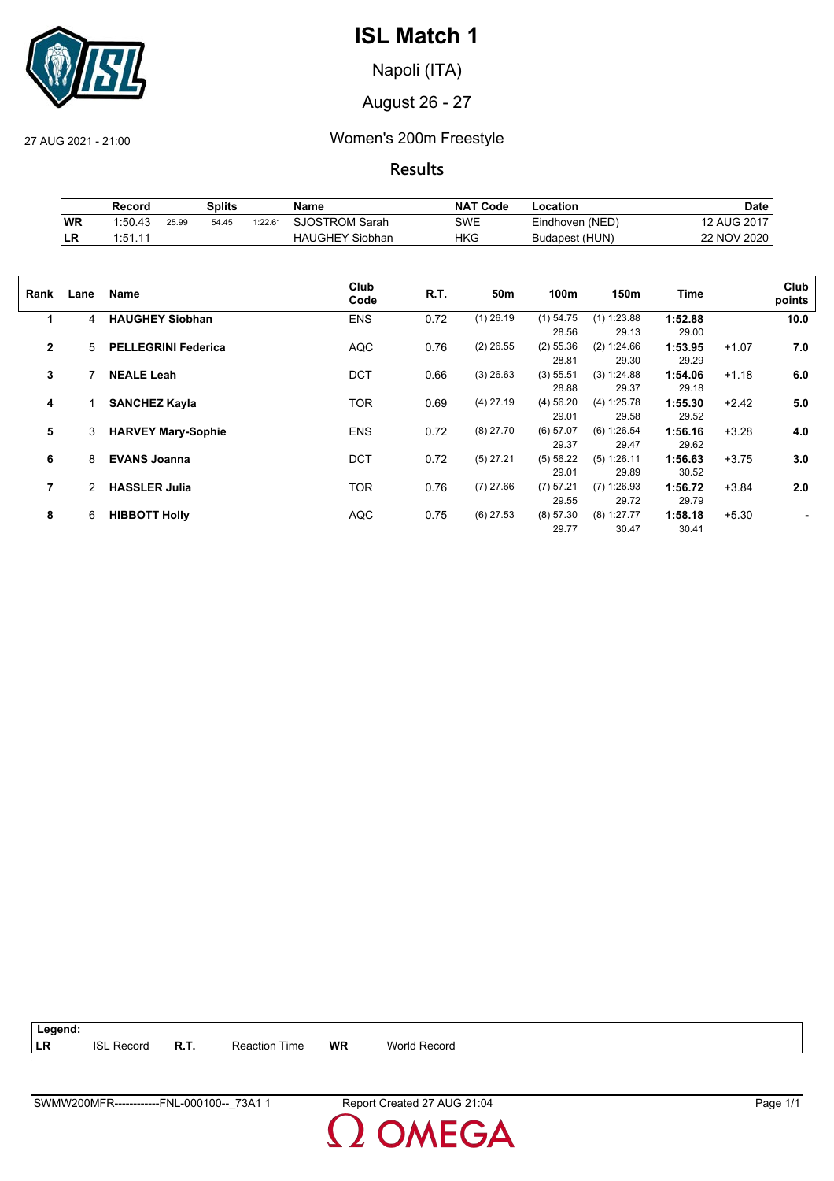# ISL Match 1

Napoli (ITA)

August 26 - 27

27 AUG 2021 - 21:00

## Women's 200m Freestyle

### Results

| | Record | Splits | | | Name | NAT Code | Location | Date |
|---|---|---|---|---|---|---|---|---|
| WR | 1:50.43 | 25.99 | 54.45 | 1:22.61 | SJOSTROM Sarah | SWE | Eindhoven (NED) | 12 AUG 2017 |
| LR | 1:51.11 | | | | HAUGHEY Siobhan | HKG | Budapest (HUN) | 22 NOV 2020 |

| Rank | Lane | Name | Club Code | R.T. | 50m | 100m | 150m | Time | | Club points |
|---|---|---|---|---|---|---|---|---|---|---|
| 1 | 4 | **HAUGHEY Siobhan** | ENS | 0.72 | (1) 26.19 | (1) 54.75<br>28.56 | (1) 1:23.88<br>29.13 | **1:52.88**<br>29.00 | | **10.0** |
| 2 | 5 | **PELLEGRINI Federica** | AQC | 0.76 | (2) 26.55 | (2) 55.36<br>28.81 | (2) 1:24.66<br>29.30 | **1:53.95**<br>29.29 | +1.07 | **7.0** |
| 3 | 7 | **NEALE Leah** | DCT | 0.66 | (3) 26.63 | (3) 55.51<br>28.88 | (3) 1:24.88<br>29.37 | **1:54.06**<br>29.18 | +1.18 | **6.0** |
| 4 | 1 | **SANCHEZ Kayla** | TOR | 0.69 | (4) 27.19 | (4) 56.20<br>29.01 | (4) 1:25.78<br>29.58 | **1:55.30**<br>29.52 | +2.42 | **5.0** |
| 5 | 3 | **HARVEY Mary-Sophie** | ENS | 0.72 | (8) 27.70 | (6) 57.07<br>29.37 | (6) 1:26.54<br>29.47 | **1:56.16**<br>29.62 | +3.28 | **4.0** |
| 6 | 8 | **EVANS Joanna** | DCT | 0.72 | (5) 27.21 | (5) 56.22<br>29.01 | (5) 1:26.11<br>29.89 | **1:56.63**<br>30.52 | +3.75 | **3.0** |
| 7 | 2 | **HASSLER Julia** | TOR | 0.76 | (7) 27.66 | (7) 57.21<br>29.55 | (7) 1:26.93<br>29.72 | **1:56.72**<br>29.79 | +3.84 | **2.0** |
| 8 | 6 | **HIBBOTT Holly** | AQC | 0.75 | (6) 27.53 | (8) 57.30<br>29.77 | (8) 1:27.77<br>30.47 | **1:58.18**<br>30.41 | +5.30 | **-** |

| Legend: | | | | | |
|---|---|---|---|---|---|
| LR | ISL Record | R.T. | Reaction Time | WR | World Record |

SWMW200MFR------------FNL-000100--_73A1 1 Report Created 27 AUG 21:04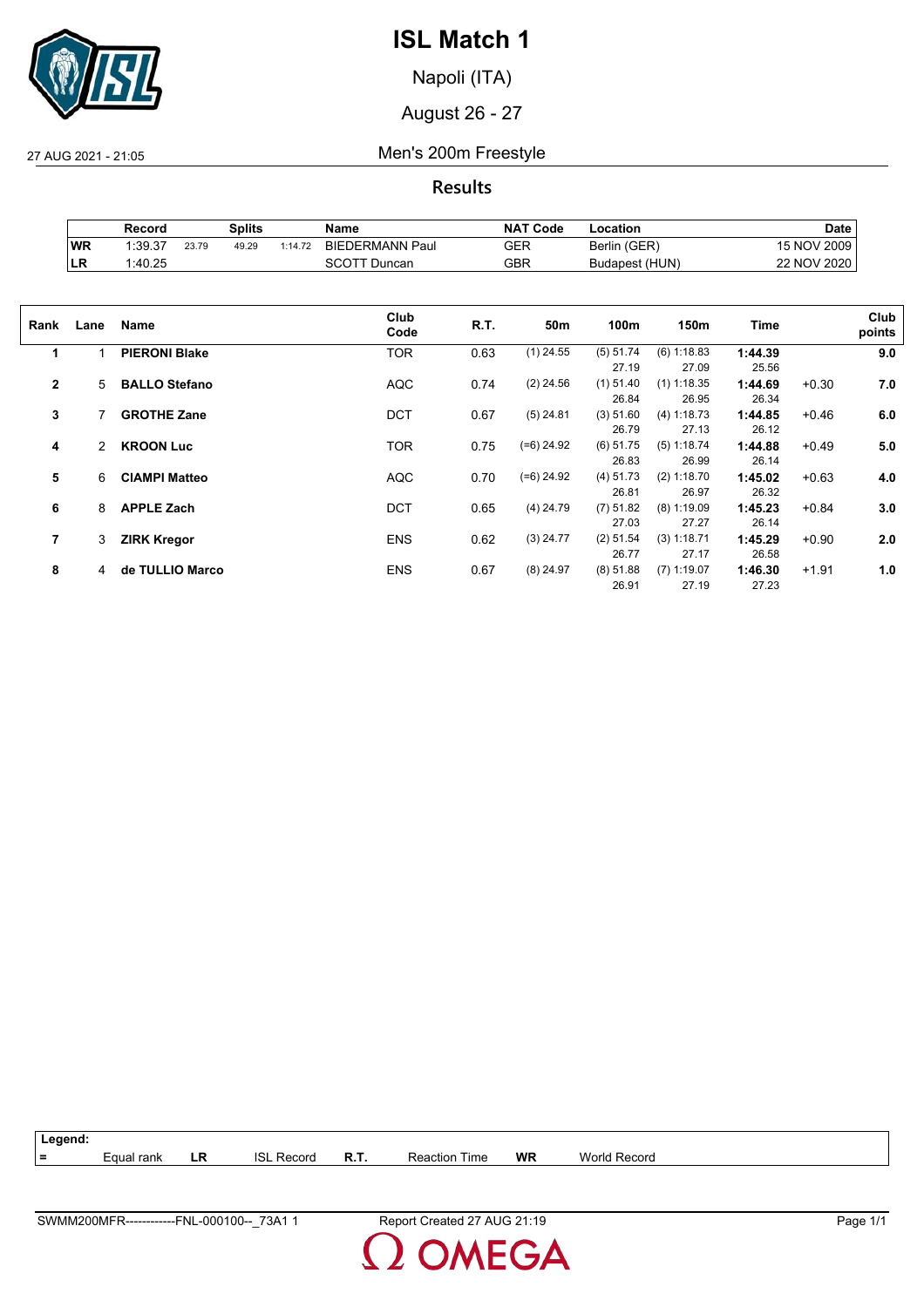# ISL Match 1

Napoli (ITA)

August 26 - 27

27 AUG 2021 - 21:05

## Men's 200m Freestyle

### Results

| | Record | Splits | | | Name | NAT Code | Location | Date |
|---|---|---|---|---|---|---|---|---|
| WR | 1:39.37 | 23.79 | 49.29 | 1:14.72 | BIEDERMANN Paul | GER | Berlin (GER) | 15 NOV 2009 |
| LR | 1:40.25 | | | | SCOTT Duncan | GBR | Budapest (HUN) | 22 NOV 2020 |

| Rank | Lane | Name | Club Code | R.T. | 50m | 100m | 150m | Time | | Club points |
|---|---|---|---|---|---|---|---|---|---|---|
| 1 | 1 | **PIERONI Blake** | TOR | 0.63 | (1) 24.55 | (5) 51.74<br>27.19 | (6) 1:18.83<br>27.09 | **1:44.39**<br>25.56 | | **9.0** |
| 2 | 5 | **BALLO Stefano** | AQC | 0.74 | (2) 24.56 | (1) 51.40<br>26.84 | (1) 1:18.35<br>26.95 | **1:44.69**<br>26.34 | +0.30 | **7.0** |
| 3 | 7 | **GROTHE Zane** | DCT | 0.67 | (5) 24.81 | (3) 51.60<br>26.79 | (4) 1:18.73<br>27.13 | **1:44.85**<br>26.12 | +0.46 | **6.0** |
| 4 | 2 | **KROON Luc** | TOR | 0.75 | (=6) 24.92 | (6) 51.75<br>26.83 | (5) 1:18.74<br>26.99 | **1:44.88**<br>26.14 | +0.49 | **5.0** |
| 5 | 6 | **CIAMPI Matteo** | AQC | 0.70 | (=6) 24.92 | (4) 51.73<br>26.81 | (2) 1:18.70<br>26.97 | **1:45.02**<br>26.32 | +0.63 | **4.0** |
| 6 | 8 | **APPLE Zach** | DCT | 0.65 | (4) 24.79 | (7) 51.82<br>27.03 | (8) 1:19.09<br>27.27 | **1:45.23**<br>26.14 | +0.84 | **3.0** |
| 7 | 3 | **ZIRK Kregor** | ENS | 0.62 | (3) 24.77 | (2) 51.54<br>26.77 | (3) 1:18.71<br>27.17 | **1:45.29**<br>26.58 | +0.90 | **2.0** |
| 8 | 4 | **de TULLIO Marco** | ENS | 0.67 | (8) 24.97 | (8) 51.88<br>26.91 | (7) 1:19.07<br>27.19 | **1:46.30**<br>27.23 | +1.91 | **1.0** |

**Legend:**

| = | Equal rank | LR | ISL Record | R.T. | Reaction Time | WR | World Record |
|---|---|---|---|---|---|---|---|

SWMM200MFR------------FNL-000100--_73A1 1 Report Created 27 AUG 21:19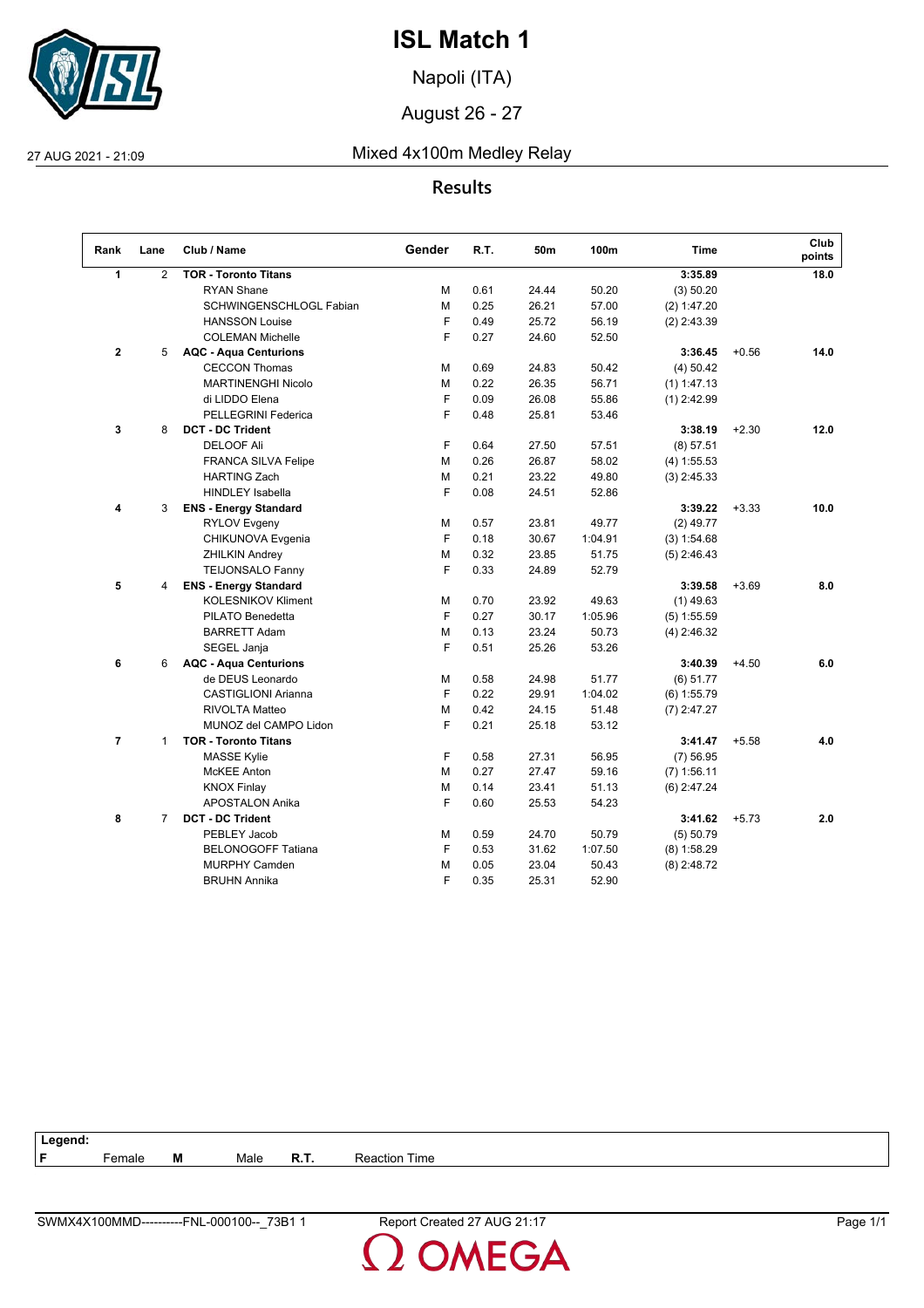# ISL Match 1

Napoli (ITA)

August 26 - 27

27 AUG 2021 - 21:09

## Mixed 4x100m Medley Relay

### Results

| Rank | Lane | Club / Name | Gender | R.T. | 50m | 100m | Time | | Club points |
|---|---|---|---|---|---|---|---|---|---|
| **1** | 2 | **TOR - Toronto Titans** | | | | | **3:35.89** | | **18.0** |
| | | RYAN Shane | M | 0.61 | 24.44 | 50.20 | (3) 50.20 | | |
| | | SCHWINGENSCHLOGL Fabian | M | 0.25 | 26.21 | 57.00 | (2) 1:47.20 | | |
| | | HANSSON Louise | F | 0.49 | 25.72 | 56.19 | (2) 2:43.39 | | |
| | | COLEMAN Michelle | F | 0.27 | 24.60 | 52.50 | | | |
| **2** | 5 | **AQC - Aqua Centurions** | | | | | **3:36.45** | +0.56 | **14.0** |
| | | CECCON Thomas | M | 0.69 | 24.83 | 50.42 | (4) 50.42 | | |
| | | MARTINENGHI Nicolo | M | 0.22 | 26.35 | 56.71 | (1) 1:47.13 | | |
| | | di LIDDO Elena | F | 0.09 | 26.08 | 55.86 | (1) 2:42.99 | | |
| | | PELLEGRINI Federica | F | 0.48 | 25.81 | 53.46 | | | |
| **3** | 8 | **DCT - DC Trident** | | | | | **3:38.19** | +2.30 | **12.0** |
| | | DELOOF Ali | F | 0.64 | 27.50 | 57.51 | (8) 57.51 | | |
| | | FRANCA SILVA Felipe | M | 0.26 | 26.87 | 58.02 | (4) 1:55.53 | | |
| | | HARTING Zach | M | 0.21 | 23.22 | 49.80 | (3) 2:45.33 | | |
| | | HINDLEY Isabella | F | 0.08 | 24.51 | 52.86 | | | |
| **4** | 3 | **ENS - Energy Standard** | | | | | **3:39.22** | +3.33 | **10.0** |
| | | RYLOV Evgeny | M | 0.57 | 23.81 | 49.77 | (2) 49.77 | | |
| | | CHIKUNOVA Evgenia | F | 0.18 | 30.67 | 1:04.91 | (3) 1:54.68 | | |
| | | ZHILKIN Andrey | M | 0.32 | 23.85 | 51.75 | (5) 2:46.43 | | |
| | | TEIJONSALO Fanny | F | 0.33 | 24.89 | 52.79 | | | |
| **5** | 4 | **ENS - Energy Standard** | | | | | **3:39.58** | +3.69 | **8.0** |
| | | KOLESNIKOV Kliment | M | 0.70 | 23.92 | 49.63 | (1) 49.63 | | |
| | | PILATO Benedetta | F | 0.27 | 30.17 | 1:05.96 | (5) 1:55.59 | | |
| | | BARRETT Adam | M | 0.13 | 23.24 | 50.73 | (4) 2:46.32 | | |
| | | SEGEL Janja | F | 0.51 | 25.26 | 53.26 | | | |
| **6** | 6 | **AQC - Aqua Centurions** | | | | | **3:40.39** | +4.50 | **6.0** |
| | | de DEUS Leonardo | M | 0.58 | 24.98 | 51.77 | (6) 51.77 | | |
| | | CASTIGLIONI Arianna | F | 0.22 | 29.91 | 1:04.02 | (6) 1:55.79 | | |
| | | RIVOLTA Matteo | M | 0.42 | 24.15 | 51.48 | (7) 2:47.27 | | |
| | | MUNOZ del CAMPO Lidon | F | 0.21 | 25.18 | 53.12 | | | |
| **7** | 1 | **TOR - Toronto Titans** | | | | | **3:41.47** | +5.58 | **4.0** |
| | | MASSE Kylie | F | 0.58 | 27.31 | 56.95 | (7) 56.95 | | |
| | | McKEE Anton | M | 0.27 | 27.47 | 59.16 | (7) 1:56.11 | | |
| | | KNOX Finlay | M | 0.14 | 23.41 | 51.13 | (6) 2:47.24 | | |
| | | APOSTALON Anika | F | 0.60 | 25.53 | 54.23 | | | |
| **8** | 7 | **DCT - DC Trident** | | | | | **3:41.62** | +5.73 | **2.0** |
| | | PEBLEY Jacob | M | 0.59 | 24.70 | 50.79 | (5) 50.79 | | |
| | | BELONOGOFF Tatiana | F | 0.53 | 31.62 | 1:07.50 | (8) 1:58.29 | | |
| | | MURPHY Camden | M | 0.05 | 23.04 | 50.43 | (8) 2:48.72 | | |
| | | BRUHN Annika | F | 0.35 | 25.31 | 52.90 | | | |

**Legend:**

| **F** | Female | **M** | Male | **R.T.** | Reaction Time |
|---|---|---|---|---|---|

SWMX4X100MMD----------FNL-000100--_73B1 1 Report Created 27 AUG 21:17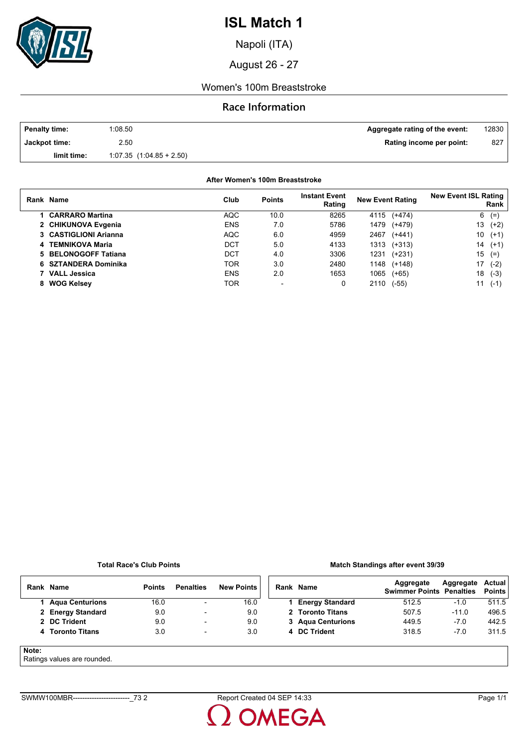# ISL Match 1

Napoli (ITA)

August 26 - 27

Women's 100m Breaststroke

## Race Information

| | | | |
|---|---|---|---|
| **Penalty time:** | 1:08.50 | **Aggregate rating of the event:** | 12830 |
| **Jackpot time:** | 2.50 | **Rating income per point:** | 827 |
| **limit time:** | 1:07.35 (1:04.85 + 2.50) | | |

**After Women's 100m Breaststroke**

| Rank | Name | Club | Points | Instant Event Rating | New Event Rating | New Event ISL Rating Rank |
|---|---|---|---|---|---|---|
| 1 | **CARRARO Martina** | AQC | 10.0 | 8265 | 4115 (+474) | 6 (=) |
| 2 | **CHIKUNOVA Evgenia** | ENS | 7.0 | 5786 | 1479 (+479) | 13 (+2) |
| 3 | **CASTIGLIONI Arianna** | AQC | 6.0 | 4959 | 2467 (+441) | 10 (+1) |
| 4 | **TEMNIKOVA Maria** | DCT | 5.0 | 4133 | 1313 (+313) | 14 (+1) |
| 5 | **BELONOGOFF Tatiana** | DCT | 4.0 | 3306 | 1231 (+231) | 15 (=) |
| 6 | **SZTANDERA Dominika** | TOR | 3.0 | 2480 | 1148 (+148) | 17 (-2) |
| 7 | **VALL Jessica** | ENS | 2.0 | 1653 | 1065 (+65) | 18 (-3) |
| 8 | **WOG Kelsey** | TOR | - | 0 | 2110 (-55) | 11 (-1) |

**Total Race's Club Points**

| Rank | Name | Points | Penalties | New Points |
|---|---|---|---|---|
| 1 | **Aqua Centurions** | 16.0 | - | 16.0 |
| 2 | **Energy Standard** | 9.0 | - | 9.0 |
| 2 | **DC Trident** | 9.0 | - | 9.0 |
| 4 | **Toronto Titans** | 3.0 | - | 3.0 |

**Match Standings after event 39/39**

| Rank | Name | Aggregate Swimmer Points | Aggregate Penalties | Actual Points |
|---|---|---|---|---|
| 1 | **Energy Standard** | 512.5 | -1.0 | 511.5 |
| 2 | **Toronto Titans** | 507.5 | -11.0 | 496.5 |
| 3 | **Aqua Centurions** | 449.5 | -7.0 | 442.5 |
| 4 | **DC Trident** | 318.5 | -7.0 | 311.5 |

**Note:**
Ratings values are rounded.

SWMW100MBR------------------------_73 2 Report Created 04 SEP 14:33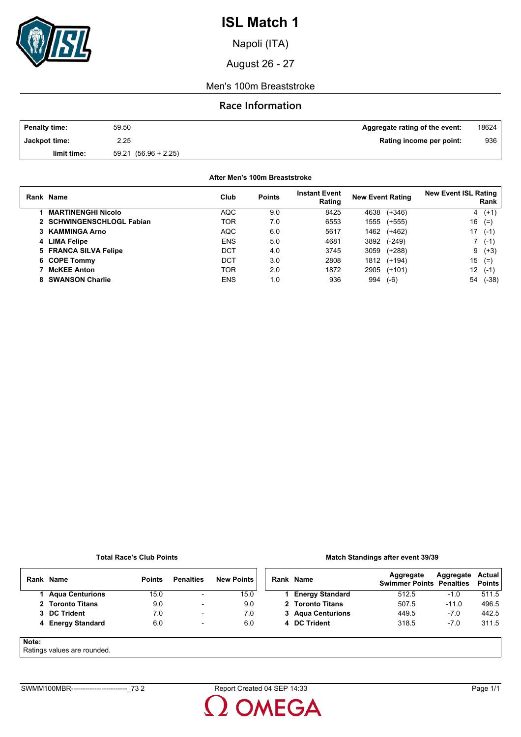# ISL Match 1

Napoli (ITA)

August 26 - 27

Men's 100m Breaststroke

## Race Information

| | | | |
|---|---|---|---|
| **Penalty time:** | 59.50 | **Aggregate rating of the event:** | 18624 |
| **Jackpot time:** | 2.25 | **Rating income per point:** | 936 |
| **limit time:** | 59.21 (56.96 + 2.25) | | |

**After Men's 100m Breaststroke**

| Rank | Name | Club | Points | Instant Event Rating | New Event Rating | New Event ISL Rating Rank |
|---|---|---|---|---|---|---|
| 1 | **MARTINENGHI Nicolo** | AQC | 9.0 | 8425 | 4638 (+346) | 4 (+1) |
| 2 | **SCHWINGENSCHLOGL Fabian** | TOR | 7.0 | 6553 | 1555 (+555) | 16 (=) |
| 3 | **KAMMINGA Arno** | AQC | 6.0 | 5617 | 1462 (+462) | 17 (-1) |
| 4 | **LIMA Felipe** | ENS | 5.0 | 4681 | 3892 (-249) | 7 (-1) |
| 5 | **FRANCA SILVA Felipe** | DCT | 4.0 | 3745 | 3059 (+288) | 9 (+3) |
| 6 | **COPE Tommy** | DCT | 3.0 | 2808 | 1812 (+194) | 15 (=) |
| 7 | **McKEE Anton** | TOR | 2.0 | 1872 | 2905 (+101) | 12 (-1) |
| 8 | **SWANSON Charlie** | ENS | 1.0 | 936 | 994 (-6) | 54 (-38) |

**Total Race's Club Points**

| Rank | Name | Points | Penalties | New Points |
|---|---|---|---|---|
| 1 | **Aqua Centurions** | 15.0 | - | 15.0 |
| 2 | **Toronto Titans** | 9.0 | - | 9.0 |
| 3 | **DC Trident** | 7.0 | - | 7.0 |
| 4 | **Energy Standard** | 6.0 | - | 6.0 |

**Match Standings after event 39/39**

| Rank | Name | Aggregate Swimmer Points | Aggregate Penalties | Actual Points |
|---|---|---|---|---|
| 1 | **Energy Standard** | 512.5 | -1.0 | 511.5 |
| 2 | **Toronto Titans** | 507.5 | -11.0 | 496.5 |
| 3 | **Aqua Centurions** | 449.5 | -7.0 | 442.5 |
| 4 | **DC Trident** | 318.5 | -7.0 | 311.5 |

**Note:**
Ratings values are rounded.

SWMM100MBR------------------------_73 2 Report Created 04 SEP 14:33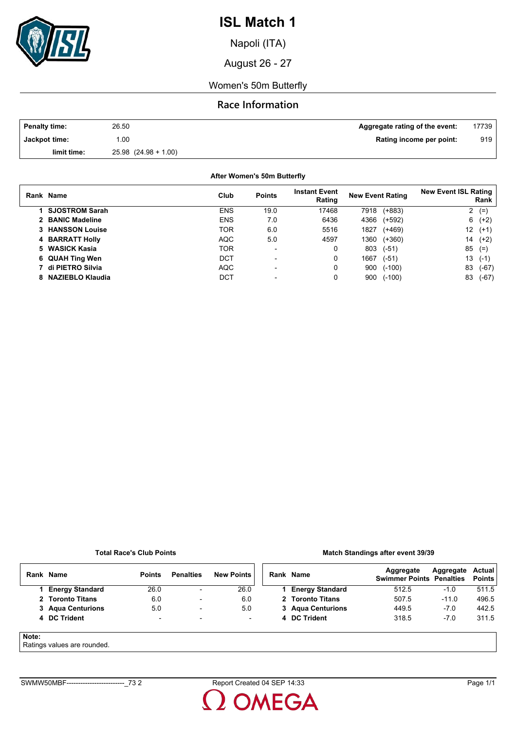# ISL Match 1

Napoli (ITA)

August 26 - 27

Women's 50m Butterfly

## Race Information

| | | | |
|---|---|---|---|
| **Penalty time:** | 26.50 | **Aggregate rating of the event:** | 17739 |
| **Jackpot time:** | 1.00 | **Rating income per point:** | 919 |
| **limit time:** | 25.98 (24.98 + 1.00) | | |

**After Women's 50m Butterfly**

| Rank | Name | Club | Points | Instant Event Rating | New Event Rating | New Event ISL Rating Rank |
|---|---|---|---|---|---|---|
| 1 | **SJOSTROM Sarah** | ENS | 19.0 | 17468 | 7918 (+883) | 2 (=) |
| 2 | **BANIC Madeline** | ENS | 7.0 | 6436 | 4366 (+592) | 6 (+2) |
| 3 | **HANSSON Louise** | TOR | 6.0 | 5516 | 1827 (+469) | 12 (+1) |
| 4 | **BARRATT Holly** | AQC | 5.0 | 4597 | 1360 (+360) | 14 (+2) |
| 5 | **WASICK Kasia** | TOR | - | 0 | 803 (-51) | 85 (=) |
| 6 | **QUAH Ting Wen** | DCT | - | 0 | 1667 (-51) | 13 (-1) |
| 7 | **di PIETRO Silvia** | AQC | - | 0 | 900 (-100) | 83 (-67) |
| 8 | **NAZIEBLO Klaudia** | DCT | - | 0 | 900 (-100) | 83 (-67) |

**Total Race's Club Points**

| Rank | Name | Points | Penalties | New Points |
|---|---|---|---|---|
| 1 | **Energy Standard** | 26.0 | - | 26.0 |
| 2 | **Toronto Titans** | 6.0 | - | 6.0 |
| 3 | **Aqua Centurions** | 5.0 | - | 5.0 |
| 4 | **DC Trident** | - | - | - |

**Match Standings after event 39/39**

| Rank | Name | Aggregate Swimmer Points | Aggregate Penalties | Actual Points |
|---|---|---|---|---|
| 1 | **Energy Standard** | 512.5 | -1.0 | 511.5 |
| 2 | **Toronto Titans** | 507.5 | -11.0 | 496.5 |
| 3 | **Aqua Centurions** | 449.5 | -7.0 | 442.5 |
| 4 | **DC Trident** | 318.5 | -7.0 | 311.5 |

**Note:**
Ratings values are rounded.

SWMW50MBF--------------------------_73 2 Report Created 04 SEP 14:33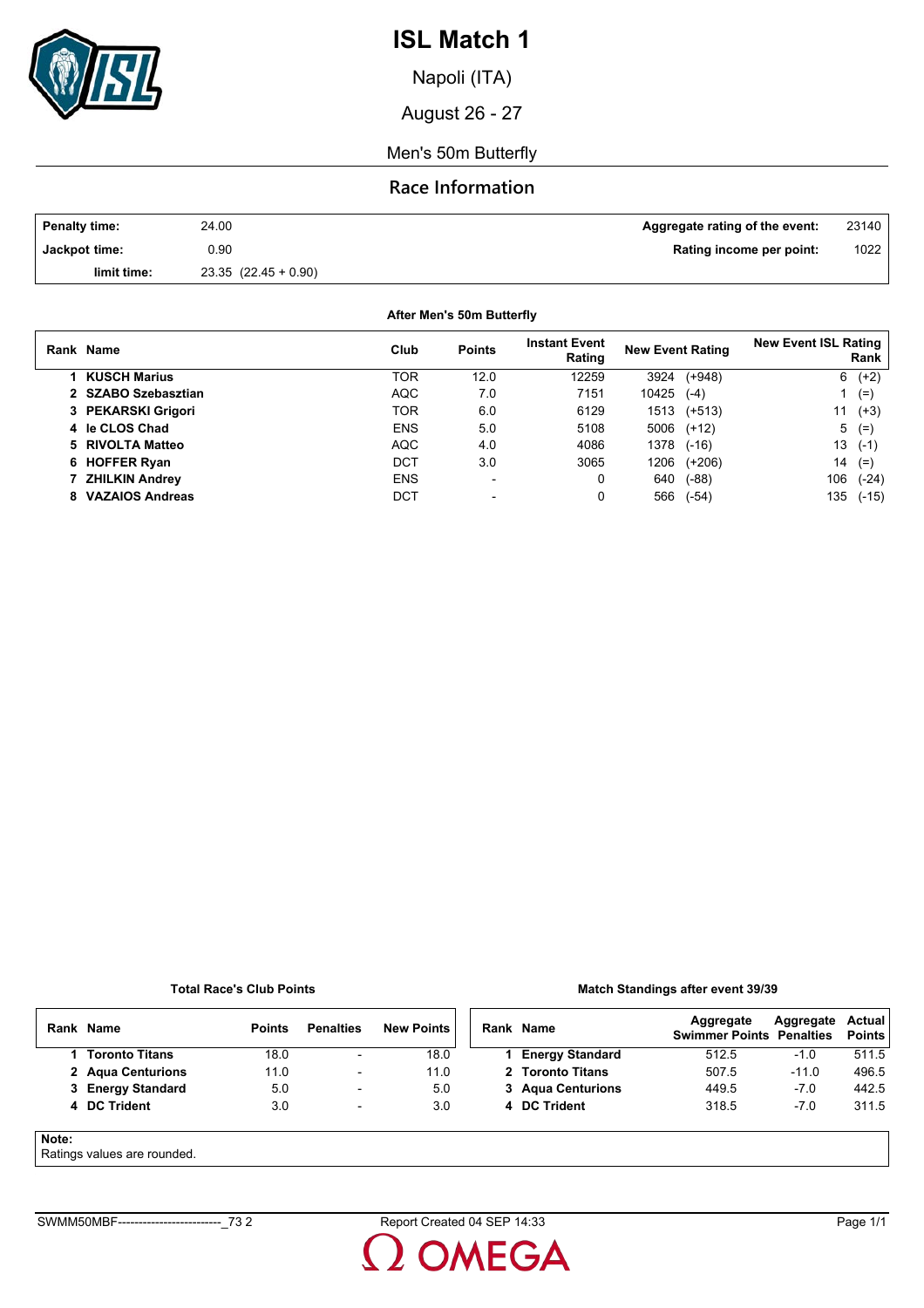# ISL Match 1

Napoli (ITA)

August 26 - 27

Men's 50m Butterfly

## Race Information

| | | | |
|---|---|---|---|
| **Penalty time:** | 24.00 | **Aggregate rating of the event:** | 23140 |
| **Jackpot time:** | 0.90 | **Rating income per point:** | 1022 |
| **limit time:** | 23.35 (22.45 + 0.90) | | |

**After Men's 50m Butterfly**

| Rank | Name | Club | Points | Instant Event Rating | New Event Rating | New Event ISL Rating Rank |
|---|---|---|---|---|---|---|
| 1 | **KUSCH Marius** | TOR | 12.0 | 12259 | 3924 (+948) | 6 (+2) |
| 2 | **SZABO Szebasztian** | AQC | 7.0 | 7151 | 10425 (-4) | 1 (=) |
| 3 | **PEKARSKI Grigori** | TOR | 6.0 | 6129 | 1513 (+513) | 11 (+3) |
| 4 | **le CLOS Chad** | ENS | 5.0 | 5108 | 5006 (+12) | 5 (=) |
| 5 | **RIVOLTA Matteo** | AQC | 4.0 | 4086 | 1378 (-16) | 13 (-1) |
| 6 | **HOFFER Ryan** | DCT | 3.0 | 3065 | 1206 (+206) | 14 (=) |
| 7 | **ZHILKIN Andrey** | ENS | - | 0 | 640 (-88) | 106 (-24) |
| 8 | **VAZAIOS Andreas** | DCT | - | 0 | 566 (-54) | 135 (-15) |

**Total Race's Club Points**

| Rank | Name | Points | Penalties | New Points |
|---|---|---|---|---|
| 1 | **Toronto Titans** | 18.0 | - | 18.0 |
| 2 | **Aqua Centurions** | 11.0 | - | 11.0 |
| 3 | **Energy Standard** | 5.0 | - | 5.0 |
| 4 | **DC Trident** | 3.0 | - | 3.0 |

**Match Standings after event 39/39**

| Rank | Name | Aggregate Swimmer Points | Aggregate Penalties | Actual Points |
|---|---|---|---|---|
| 1 | **Energy Standard** | 512.5 | -1.0 | 511.5 |
| 2 | **Toronto Titans** | 507.5 | -11.0 | 496.5 |
| 3 | **Aqua Centurions** | 449.5 | -7.0 | 442.5 |
| 4 | **DC Trident** | 318.5 | -7.0 | 311.5 |

**Note:**
Ratings values are rounded.

SWMM50MBF-------------------------_73 2 Report Created 04 SEP 14:33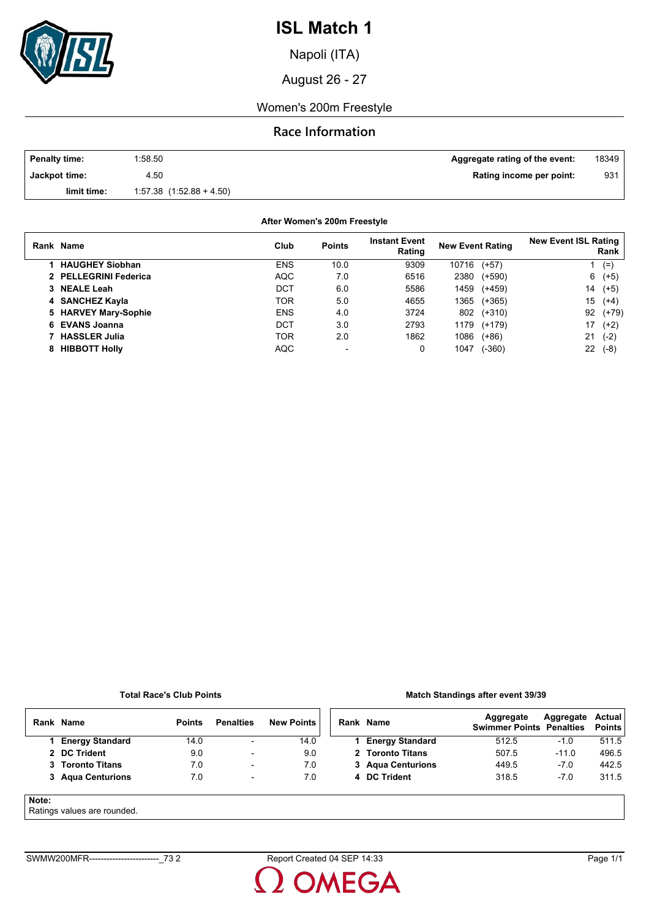# ISL Match 1

Napoli (ITA)

August 26 - 27

Women's 200m Freestyle

## Race Information

| | | | |
|---|---|---|---|
| **Penalty time:** | 1:58.50 | **Aggregate rating of the event:** | 18349 |
| **Jackpot time:** | 4.50 | **Rating income per point:** | 931 |
| **limit time:** | 1:57.38 (1:52.88 + 4.50) | | |

**After Women's 200m Freestyle**

| Rank | Name | Club | Points | Instant Event Rating | New Event Rating | New Event ISL Rating Rank |
|---|---|---|---|---|---|---|
| 1 | **HAUGHEY Siobhan** | ENS | 10.0 | 9309 | 10716 (+57) | 1 (=) |
| 2 | **PELLEGRINI Federica** | AQC | 7.0 | 6516 | 2380 (+590) | 6 (+5) |
| 3 | **NEALE Leah** | DCT | 6.0 | 5586 | 1459 (+459) | 14 (+5) |
| 4 | **SANCHEZ Kayla** | TOR | 5.0 | 4655 | 1365 (+365) | 15 (+4) |
| 5 | **HARVEY Mary-Sophie** | ENS | 4.0 | 3724 | 802 (+310) | 92 (+79) |
| 6 | **EVANS Joanna** | DCT | 3.0 | 2793 | 1179 (+179) | 17 (+2) |
| 7 | **HASSLER Julia** | TOR | 2.0 | 1862 | 1086 (+86) | 21 (-2) |
| 8 | **HIBBOTT Holly** | AQC | - | 0 | 1047 (-360) | 22 (-8) |

**Total Race's Club Points**

| Rank | Name | Points | Penalties | New Points |
|---|---|---|---|---|
| 1 | **Energy Standard** | 14.0 | - | 14.0 |
| 2 | **DC Trident** | 9.0 | - | 9.0 |
| 3 | **Toronto Titans** | 7.0 | - | 7.0 |
| 3 | **Aqua Centurions** | 7.0 | - | 7.0 |

**Match Standings after event 39/39**

| Rank | Name | Aggregate Swimmer Points | Aggregate Penalties | Actual Points |
|---|---|---|---|---|
| 1 | **Energy Standard** | 512.5 | -1.0 | 511.5 |
| 2 | **Toronto Titans** | 507.5 | -11.0 | 496.5 |
| 3 | **Aqua Centurions** | 449.5 | -7.0 | 442.5 |
| 4 | **DC Trident** | 318.5 | -7.0 | 311.5 |

**Note:**
Ratings values are rounded.

SWMW200MFR------------------------_73 2    Report Created 04 SEP 14:33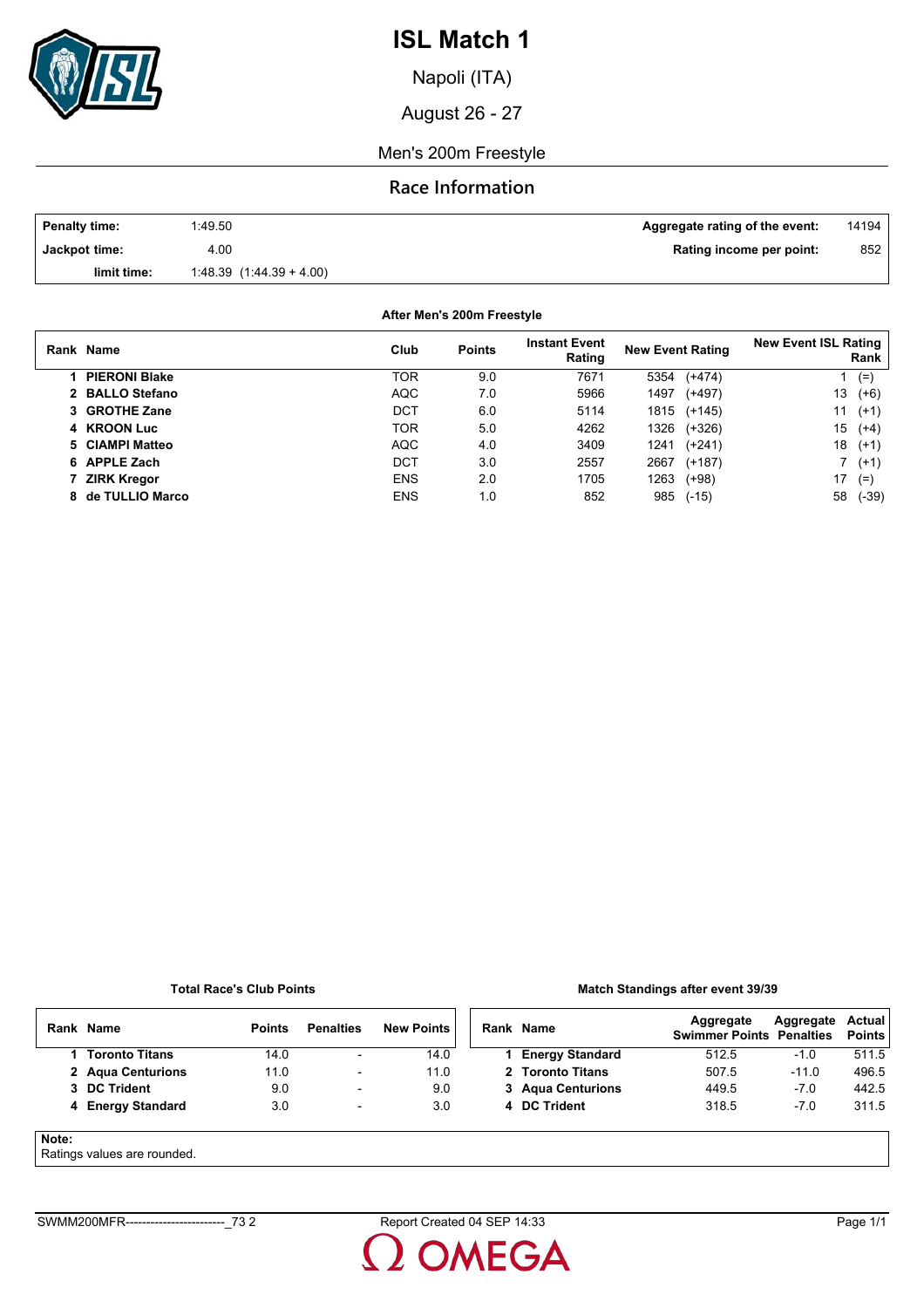# ISL Match 1

Napoli (ITA)

August 26 - 27

Men's 200m Freestyle

## Race Information

| | | | |
|---|---|---|---|
| **Penalty time:** | 1:49.50 | **Aggregate rating of the event:** | 14194 |
| **Jackpot time:** | 4.00 | **Rating income per point:** | 852 |
| **limit time:** | 1:48.39 (1:44.39 + 4.00) | | |

**After Men's 200m Freestyle**

| Rank | Name | Club | Points | Instant Event Rating | New Event Rating | New Event ISL Rating Rank |
|---|---|---|---|---|---|---|
| 1 | **PIERONI Blake** | TOR | 9.0 | 7671 | 5354 (+474) | 1 (=) |
| 2 | **BALLO Stefano** | AQC | 7.0 | 5966 | 1497 (+497) | 13 (+6) |
| 3 | **GROTHE Zane** | DCT | 6.0 | 5114 | 1815 (+145) | 11 (+1) |
| 4 | **KROON Luc** | TOR | 5.0 | 4262 | 1326 (+326) | 15 (+4) |
| 5 | **CIAMPI Matteo** | AQC | 4.0 | 3409 | 1241 (+241) | 18 (+1) |
| 6 | **APPLE Zach** | DCT | 3.0 | 2557 | 2667 (+187) | 7 (+1) |
| 7 | **ZIRK Kregor** | ENS | 2.0 | 1705 | 1263 (+98) | 17 (=) |
| 8 | **de TULLIO Marco** | ENS | 1.0 | 852 | 985 (-15) | 58 (-39) |

**Total Race's Club Points**

| Rank | Name | Points | Penalties | New Points |
|---|---|---|---|---|
| 1 | **Toronto Titans** | 14.0 | - | 14.0 |
| 2 | **Aqua Centurions** | 11.0 | - | 11.0 |
| 3 | **DC Trident** | 9.0 | - | 9.0 |
| 4 | **Energy Standard** | 3.0 | - | 3.0 |

**Match Standings after event 39/39**

| Rank | Name | Aggregate Swimmer Points | Aggregate Penalties | Actual Points |
|---|---|---|---|---|
| 1 | **Energy Standard** | 512.5 | -1.0 | 511.5 |
| 2 | **Toronto Titans** | 507.5 | -11.0 | 496.5 |
| 3 | **Aqua Centurions** | 449.5 | -7.0 | 442.5 |
| 4 | **DC Trident** | 318.5 | -7.0 | 311.5 |

**Note:**
Ratings values are rounded.

SWMM200MFR------------------------_73 2 Report Created 04 SEP 14:33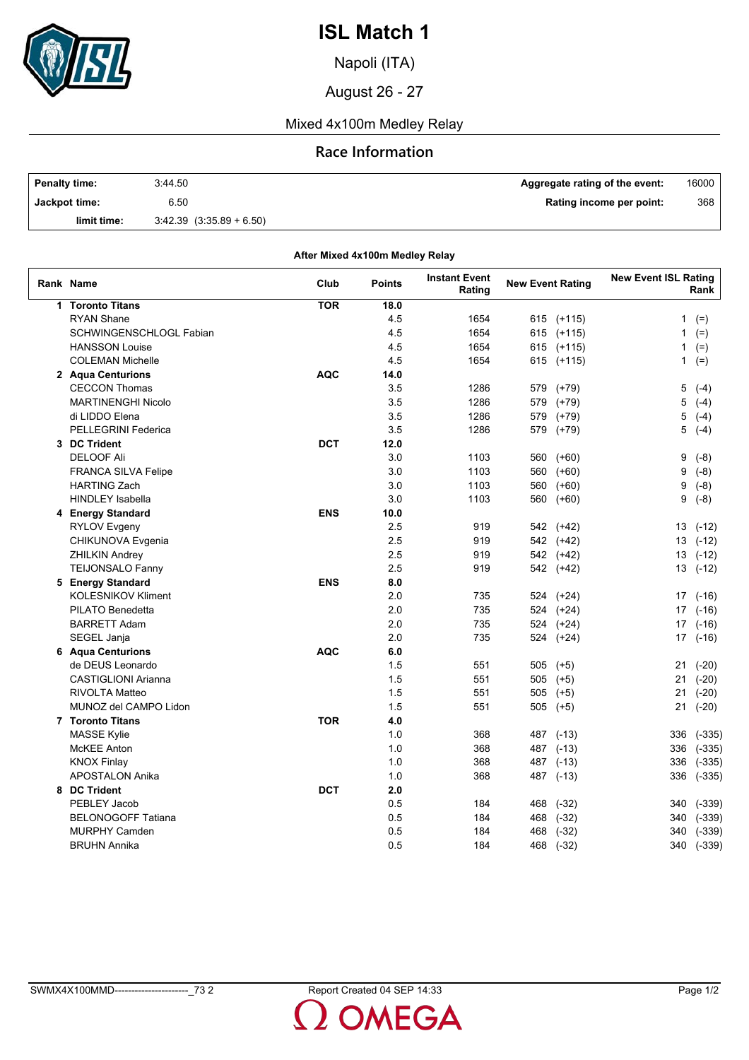# ISL Match 1

Napoli (ITA)

August 26 - 27

Mixed 4x100m Medley Relay

## Race Information

| | | | |
|---|---|---|---|
| **Penalty time:** | 3:44.50 | **Aggregate rating of the event:** | 16000 |
| **Jackpot time:** | 6.50 | **Rating income per point:** | 368 |
| **limit time:** | 3:42.39 (3:35.89 + 6.50) | | |

**After Mixed 4x100m Medley Relay**

| Rank | Name | Club | Points | Instant Event Rating | New Event Rating | New Event ISL Rating Rank |
|---|---|---|---|---|---|---|
| **1** | **Toronto Titans** | **TOR** | **18.0** | | | |
| | RYAN Shane | | 4.5 | 1654 | 615 (+115) | 1 (=) |
| | SCHWINGENSCHLOGL Fabian | | 4.5 | 1654 | 615 (+115) | 1 (=) |
| | HANSSON Louise | | 4.5 | 1654 | 615 (+115) | 1 (=) |
| | COLEMAN Michelle | | 4.5 | 1654 | 615 (+115) | 1 (=) |
| **2** | **Aqua Centurions** | **AQC** | **14.0** | | | |
| | CECCON Thomas | | 3.5 | 1286 | 579 (+79) | 5 (-4) |
| | MARTINENGHI Nicolo | | 3.5 | 1286 | 579 (+79) | 5 (-4) |
| | di LIDDO Elena | | 3.5 | 1286 | 579 (+79) | 5 (-4) |
| | PELLEGRINI Federica | | 3.5 | 1286 | 579 (+79) | 5 (-4) |
| **3** | **DC Trident** | **DCT** | **12.0** | | | |
| | DELOOF Ali | | 3.0 | 1103 | 560 (+60) | 9 (-8) |
| | FRANCA SILVA Felipe | | 3.0 | 1103 | 560 (+60) | 9 (-8) |
| | HARTING Zach | | 3.0 | 1103 | 560 (+60) | 9 (-8) |
| | HINDLEY Isabella | | 3.0 | 1103 | 560 (+60) | 9 (-8) |
| **4** | **Energy Standard** | **ENS** | **10.0** | | | |
| | RYLOV Evgeny | | 2.5 | 919 | 542 (+42) | 13 (-12) |
| | CHIKUNOVA Evgenia | | 2.5 | 919 | 542 (+42) | 13 (-12) |
| | ZHILKIN Andrey | | 2.5 | 919 | 542 (+42) | 13 (-12) |
| | TEIJONSALO Fanny | | 2.5 | 919 | 542 (+42) | 13 (-12) |
| **5** | **Energy Standard** | **ENS** | **8.0** | | | |
| | KOLESNIKOV Kliment | | 2.0 | 735 | 524 (+24) | 17 (-16) |
| | PILATO Benedetta | | 2.0 | 735 | 524 (+24) | 17 (-16) |
| | BARRETT Adam | | 2.0 | 735 | 524 (+24) | 17 (-16) |
| | SEGEL Janja | | 2.0 | 735 | 524 (+24) | 17 (-16) |
| **6** | **Aqua Centurions** | **AQC** | **6.0** | | | |
| | de DEUS Leonardo | | 1.5 | 551 | 505 (+5) | 21 (-20) |
| | CASTIGLIONI Arianna | | 1.5 | 551 | 505 (+5) | 21 (-20) |
| | RIVOLTA Matteo | | 1.5 | 551 | 505 (+5) | 21 (-20) |
| | MUNOZ del CAMPO Lidon | | 1.5 | 551 | 505 (+5) | 21 (-20) |
| **7** | **Toronto Titans** | **TOR** | **4.0** | | | |
| | MASSE Kylie | | 1.0 | 368 | 487 (-13) | 336 (-335) |
| | McKEE Anton | | 1.0 | 368 | 487 (-13) | 336 (-335) |
| | KNOX Finlay | | 1.0 | 368 | 487 (-13) | 336 (-335) |
| | APOSTALON Anika | | 1.0 | 368 | 487 (-13) | 336 (-335) |
| **8** | **DC Trident** | **DCT** | **2.0** | | | |
| | PEBLEY Jacob | | 0.5 | 184 | 468 (-32) | 340 (-339) |
| | BELONOGOFF Tatiana | | 0.5 | 184 | 468 (-32) | 340 (-339) |
| | MURPHY Camden | | 0.5 | 184 | 468 (-32) | 340 (-339) |
| | BRUHN Annika | | 0.5 | 184 | 468 (-32) | 340 (-339) |

SWMX4X100MMD----------------------_73 2    Report Created 04 SEP 14:33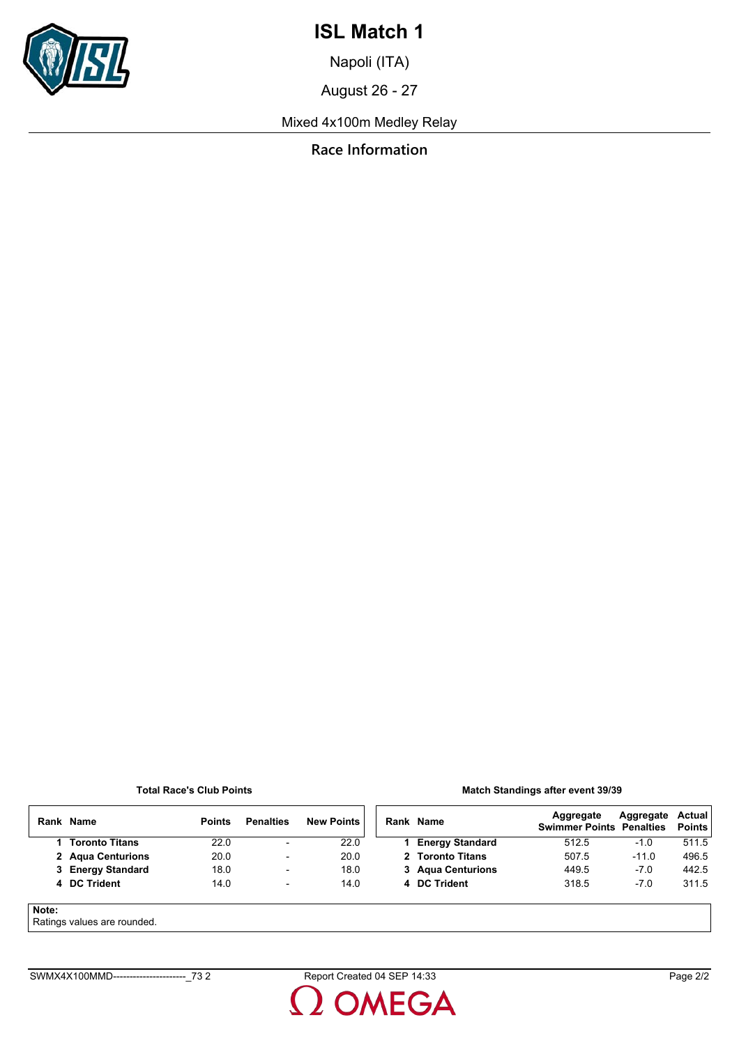# ISL Match 1

Napoli (ITA)

August 26 - 27

Mixed 4x100m Medley Relay

## Race Information

**Total Race's Club Points**

| Rank | Name | Points | Penalties | New Points |
|---|---|---|---|---|
| 1 | **Toronto Titans** | 22.0 | - | 22.0 |
| 2 | **Aqua Centurions** | 20.0 | - | 20.0 |
| 3 | **Energy Standard** | 18.0 | - | 18.0 |
| 4 | **DC Trident** | 14.0 | - | 14.0 |

**Match Standings after event 39/39**

| Rank | Name | Aggregate Swimmer Points | Aggregate Penalties | Actual Points |
|---|---|---|---|---|
| 1 | **Energy Standard** | 512.5 | -1.0 | 511.5 |
| 2 | **Toronto Titans** | 507.5 | -11.0 | 496.5 |
| 3 | **Aqua Centurions** | 449.5 | -7.0 | 442.5 |
| 4 | **DC Trident** | 318.5 | -7.0 | 311.5 |

**Note:**
Ratings values are rounded.

SWMX4X100MMD----------------------_73 2 Report Created 04 SEP 14:33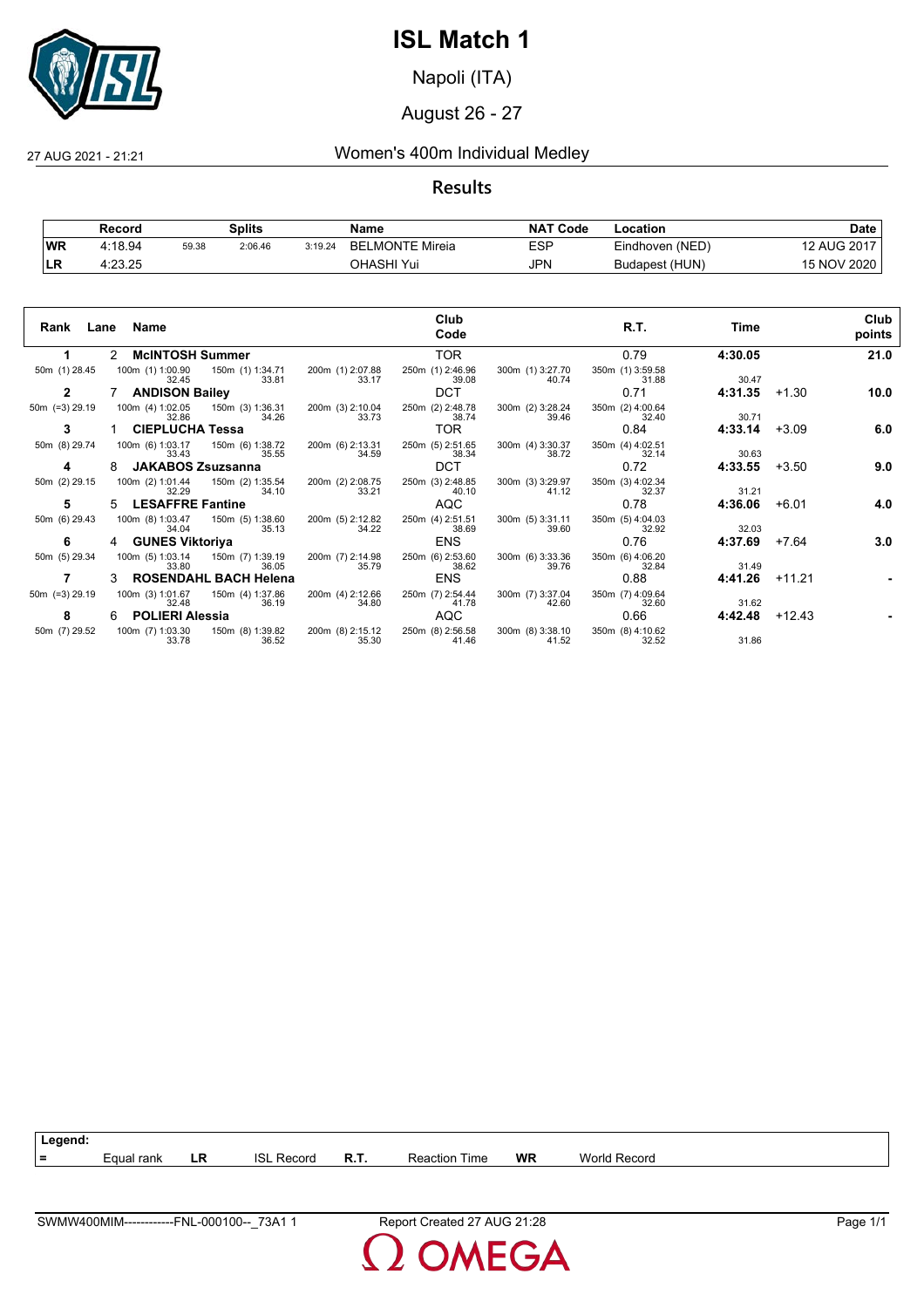# ISL Match 1

Napoli (ITA)

August 26 - 27

27 AUG 2021 - 21:21

## Women's 400m Individual Medley

### Results

| | Record | | Splits | | Name | NAT Code | Location | Date |
|---|---|---|---|---|---|---|---|---|
| WR | 4:18.94 | 59.38 | 2:06.46 | 3:19.24 | BELMONTE Mireia | ESP | Eindhoven (NED) | 12 AUG 2017 |
| LR | 4:23.25 | | | | OHASHI Yui | JPN | Budapest (HUN) | 15 NOV 2020 |

| Rank | Lane | Name | Club Code | R.T. | Time | | Club points |
|---|---|---|---|---|---|---|---|
| 1 | 2 | **McINTOSH Summer** | TOR | 0.79 | **4:30.05** | | **21.0** |
| | | 50m (1) 28.45; 100m (1) 1:00.90 / 32.45; 150m (1) 1:34.71 / 33.81; 200m (1) 2:07.88 / 33.17; 250m (1) 2:46.96 / 39.08; 300m (1) 3:27.70 / 40.74; 350m (1) 3:59.58 / 31.88; 30.47 | | | | | |
| 2 | 7 | **ANDISON Bailey** | DCT | 0.71 | **4:31.35** | +1.30 | **10.0** |
| | | 50m (=3) 29.19; 100m (4) 1:02.05 / 32.86; 150m (3) 1:36.31 / 34.26; 200m (3) 2:10.04 / 33.73; 250m (2) 2:48.78 / 38.74; 300m (2) 3:28.24 / 39.46; 350m (2) 4:00.64 / 32.40; 30.71 | | | | | |
| 3 | 1 | **CIEPLUCHA Tessa** | TOR | 0.84 | **4:33.14** | +3.09 | **6.0** |
| | | 50m (8) 29.74; 100m (6) 1:03.17 / 33.43; 150m (6) 1:38.72 / 35.55; 200m (6) 2:13.31 / 34.59; 250m (5) 2:51.65 / 38.34; 300m (4) 3:30.37 / 38.72; 350m (4) 4:02.51 / 32.14; 30.63 | | | | | |
| 4 | 8 | **JAKABOS Zsuzsanna** | DCT | 0.72 | **4:33.55** | +3.50 | **9.0** |
| | | 50m (2) 29.15; 100m (2) 1:01.44 / 32.29; 150m (2) 1:35.54 / 34.10; 200m (2) 2:08.75 / 33.21; 250m (3) 2:48.85 / 40.10; 300m (3) 3:29.97 / 41.12; 350m (3) 4:02.34 / 32.37; 31.21 | | | | | |
| 5 | 5 | **LESAFFRE Fantine** | AQC | 0.78 | **4:36.06** | +6.01 | **4.0** |
| | | 50m (6) 29.43; 100m (8) 1:03.47 / 34.04; 150m (5) 1:38.60 / 35.13; 200m (5) 2:12.82 / 34.22; 250m (4) 2:51.51 / 38.69; 300m (5) 3:31.11 / 39.60; 350m (5) 4:04.03 / 32.92; 32.03 | | | | | |
| 6 | 4 | **GUNES Viktoriya** | ENS | 0.76 | **4:37.69** | +7.64 | **3.0** |
| | | 50m (5) 29.34; 100m (5) 1:03.14 / 33.80; 150m (7) 1:39.19 / 36.05; 200m (7) 2:14.98 / 35.79; 250m (6) 2:53.60 / 38.62; 300m (6) 3:33.36 / 39.76; 350m (6) 4:06.20 / 32.84; 31.49 | | | | | |
| 7 | 3 | **ROSENDAHL BACH Helena** | ENS | 0.88 | **4:41.26** | +11.21 | **-** |
| | | 50m (=3) 29.19; 100m (3) 1:01.67 / 32.48; 150m (4) 1:37.86 / 36.19; 200m (4) 2:12.66 / 34.80; 250m (7) 2:54.44 / 41.78; 300m (7) 3:37.04 / 42.60; 350m (7) 4:09.64 / 32.60; 31.62 | | | | | |
| 8 | 6 | **POLIERI Alessia** | AQC | 0.66 | **4:42.48** | +12.43 | **-** |
| | | 50m (7) 29.52; 100m (7) 1:03.30 / 33.78; 150m (8) 1:39.82 / 36.52; 200m (8) 2:15.12 / 35.30; 250m (8) 2:56.58 / 41.46; 300m (8) 3:38.10 / 41.52; 350m (8) 4:10.62 / 32.52; 31.86 | | | | | |

**Legend:**

| = | Equal rank | LR | ISL Record | R.T. | Reaction Time | WR | World Record |
|---|---|---|---|---|---|---|---|

SWMW400MIM------------FNL-000100--_73A1 1 — Report Created 27 AUG 21:28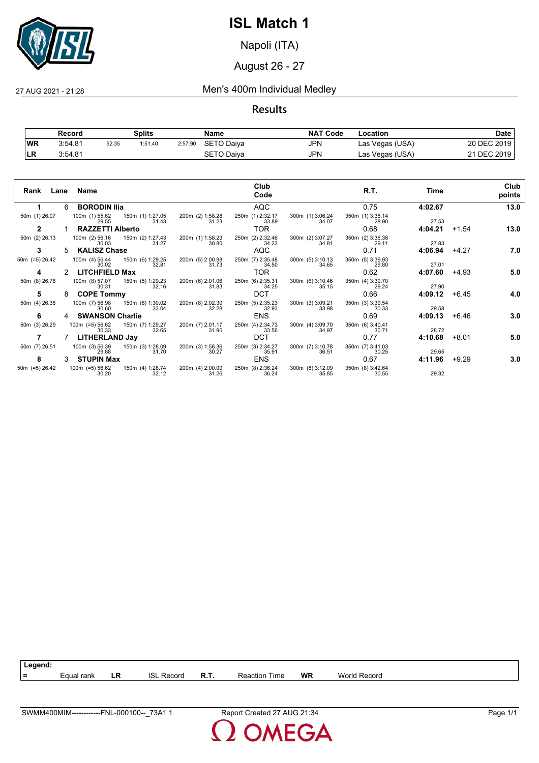# ISL Match 1

Napoli (ITA)

August 26 - 27

27 AUG 2021 - 21:28

## Men's 400m Individual Medley

### Results

| Record | | Splits | | | Name | NAT Code | Location | Date |
|---|---|---|---|---|---|---|---|---|
| WR | 3:54.81 | 52.35 | 1:51.40 | 2:57.90 | SETO Daiya | JPN | Las Vegas (USA) | 20 DEC 2019 |
| LR | 3:54.81 | | | | SETO Daiya | JPN | Las Vegas (USA) | 21 DEC 2019 |

| Rank | Lane | Name | Club Code | R.T. | Time | | Club points |
|---|---|---|---|---|---|---|---|
| 1 | 6 | **BORODIN Ilia** | AQC | 0.75 | **4:02.67** | | **13.0** |
| 50m (1) 26.07 | 100m (1) 55.62 / 29.55 | 150m (1) 1:27.05 / 31.43 | 200m (2) 1:58.28 / 31.23 | 250m (1) 2:32.17 / 33.89 | 300m (1) 3:06.24 / 34.07 | 350m (1) 3:35.14 / 28.90 | 27.53 |
| 2 | 1 | **RAZZETTI Alberto** | TOR | 0.68 | **4:04.21** | +1.54 | **13.0** |
| 50m (2) 26.13 | 100m (2) 56.16 / 30.03 | 150m (2) 1:27.43 / 31.27 | 200m (1) 1:58.23 / 30.80 | 250m (2) 2:32.46 / 34.23 | 300m (2) 3:07.27 / 34.81 | 350m (2) 3:36.38 / 29.11 | 27.83 |
| 3 | 5 | **KALISZ Chase** | AQC | 0.71 | **4:06.94** | +4.27 | **7.0** |
| 50m (=5) 26.42 | 100m (4) 56.44 / 30.02 | 150m (6) 1:29.25 / 32.81 | 200m (5) 2:00.98 / 31.73 | 250m (7) 2:35.48 / 34.50 | 300m (5) 3:10.13 / 34.65 | 350m (5) 3:39.93 / 29.80 | 27.01 |
| 4 | 2 | **LITCHFIELD Max** | TOR | 0.62 | **4:07.60** | +4.93 | **5.0** |
| 50m (8) 26.76 | 100m (8) 57.07 / 30.31 | 150m (5) 1:29.23 / 32.16 | 200m (6) 2:01.06 / 31.83 | 250m (6) 2:35.31 / 34.25 | 300m (6) 3:10.46 / 35.15 | 350m (4) 3:39.70 / 29.24 | 27.90 |
| 5 | 8 | **COPE Tommy** | DCT | 0.66 | **4:09.12** | +6.45 | **4.0** |
| 50m (4) 26.38 | 100m (7) 56.98 / 30.60 | 150m (8) 1:30.02 / 33.04 | 200m (8) 2:02.30 / 32.28 | 250m (5) 2:35.23 / 32.93 | 300m (3) 3:09.21 / 33.98 | 350m (3) 3:39.54 / 30.33 | 29.58 |
| 6 | 4 | **SWANSON Charlie** | ENS | 0.69 | **4:09.13** | +6.46 | **3.0** |
| 50m (3) 26.29 | 100m (=5) 56.62 / 30.33 | 150m (7) 1:29.27 / 32.65 | 200m (7) 2:01.17 / 31.90 | 250m (4) 2:34.73 / 33.56 | 300m (4) 3:09.70 / 34.97 | 350m (6) 3:40.41 / 30.71 | 28.72 |
| 7 | 7 | **LITHERLAND Jay** | DCT | 0.77 | **4:10.68** | +8.01 | **5.0** |
| 50m (7) 26.51 | 100m (3) 56.39 / 29.88 | 150m (3) 1:28.09 / 31.70 | 200m (3) 1:58.36 / 30.27 | 250m (3) 2:34.27 / 35.91 | 300m (7) 3:10.78 / 36.51 | 350m (7) 3:41.03 / 30.25 | 29.65 |
| 8 | 3 | **STUPIN Max** | ENS | 0.67 | **4:11.96** | +9.29 | **3.0** |
| 50m (=5) 26.42 | 100m (=5) 56.62 / 30.20 | 150m (4) 1:28.74 / 32.12 | 200m (4) 2:00.00 / 31.26 | 250m (8) 2:36.24 / 36.24 | 300m (8) 3:12.09 / 35.85 | 350m (8) 3:42.64 / 30.55 | 29.32 |

**Legend:**

| = | Equal rank | LR | ISL Record | R.T. | Reaction Time | WR | World Record |
|---|---|---|---|---|---|---|---|

SWMM400MIM------------FNL-000100--_73A1 1 — Report Created 27 AUG 21:34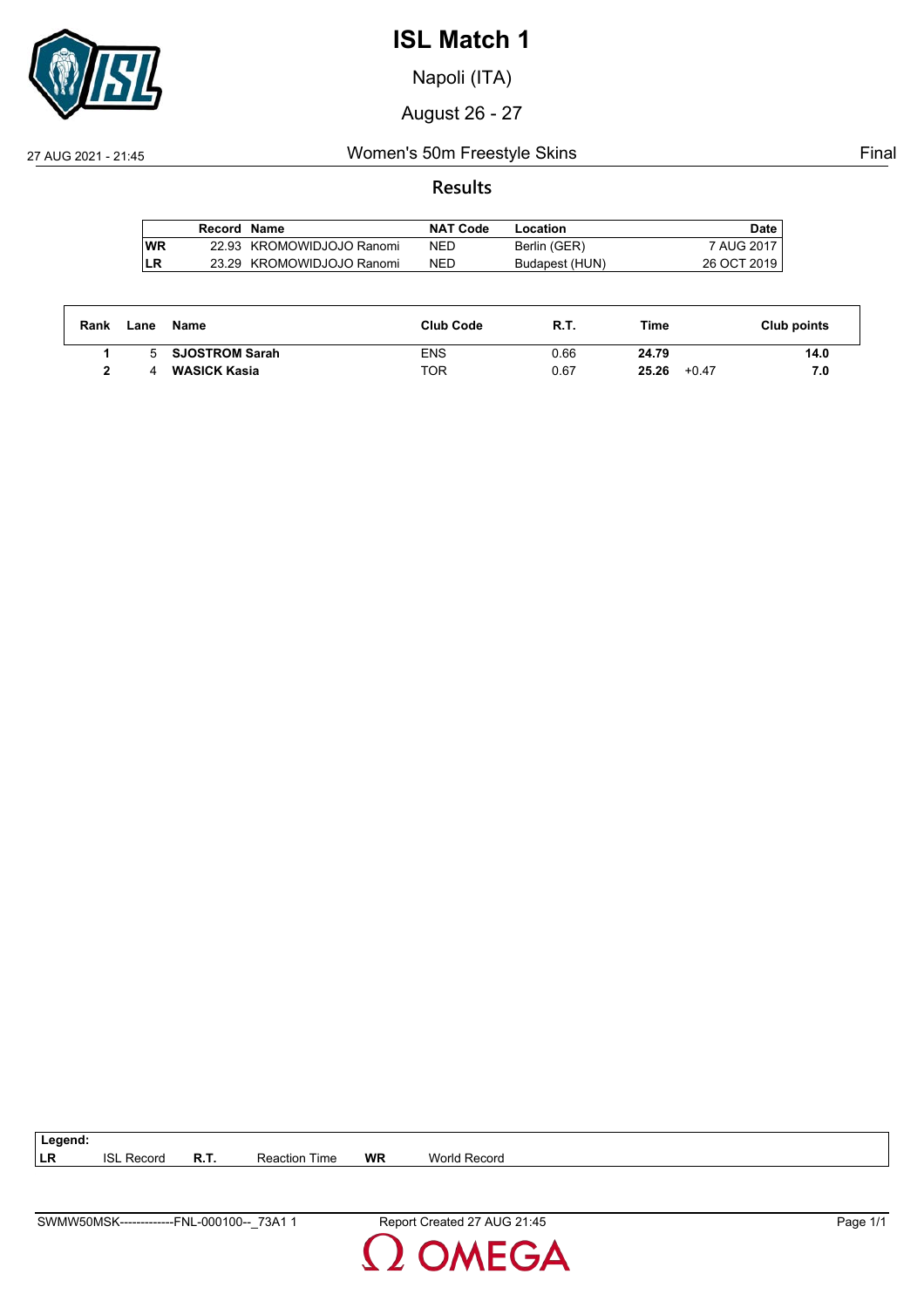# ISL Match 1

Napoli (ITA)

August 26 - 27

27 AUG 2021 - 21:45 Women's 50m Freestyle Skins Final

## Results

| | Record | Name | NAT Code | Location | Date |
|---|---|---|---|---|---|
| WR | 22.93 | KROMOWIDJOJO Ranomi | NED | Berlin (GER) | 7 AUG 2017 |
| LR | 23.29 | KROMOWIDJOJO Ranomi | NED | Budapest (HUN) | 26 OCT 2019 |

| Rank | Lane | Name | Club Code | R.T. | Time | | Club points |
|---|---|---|---|---|---|---|---|
| 1 | 5 | **SJOSTROM Sarah** | ENS | 0.66 | **24.79** | | **14.0** |
| 2 | 4 | **WASICK Kasia** | TOR | 0.67 | **25.26** | +0.47 | **7.0** |

| Legend: | | | | | |
|---|---|---|---|---|---|
| LR | ISL Record | R.T. | Reaction Time | WR | World Record |

SWMW50MSK-------------FNL-000100--_73A1 1 Report Created 27 AUG 21:45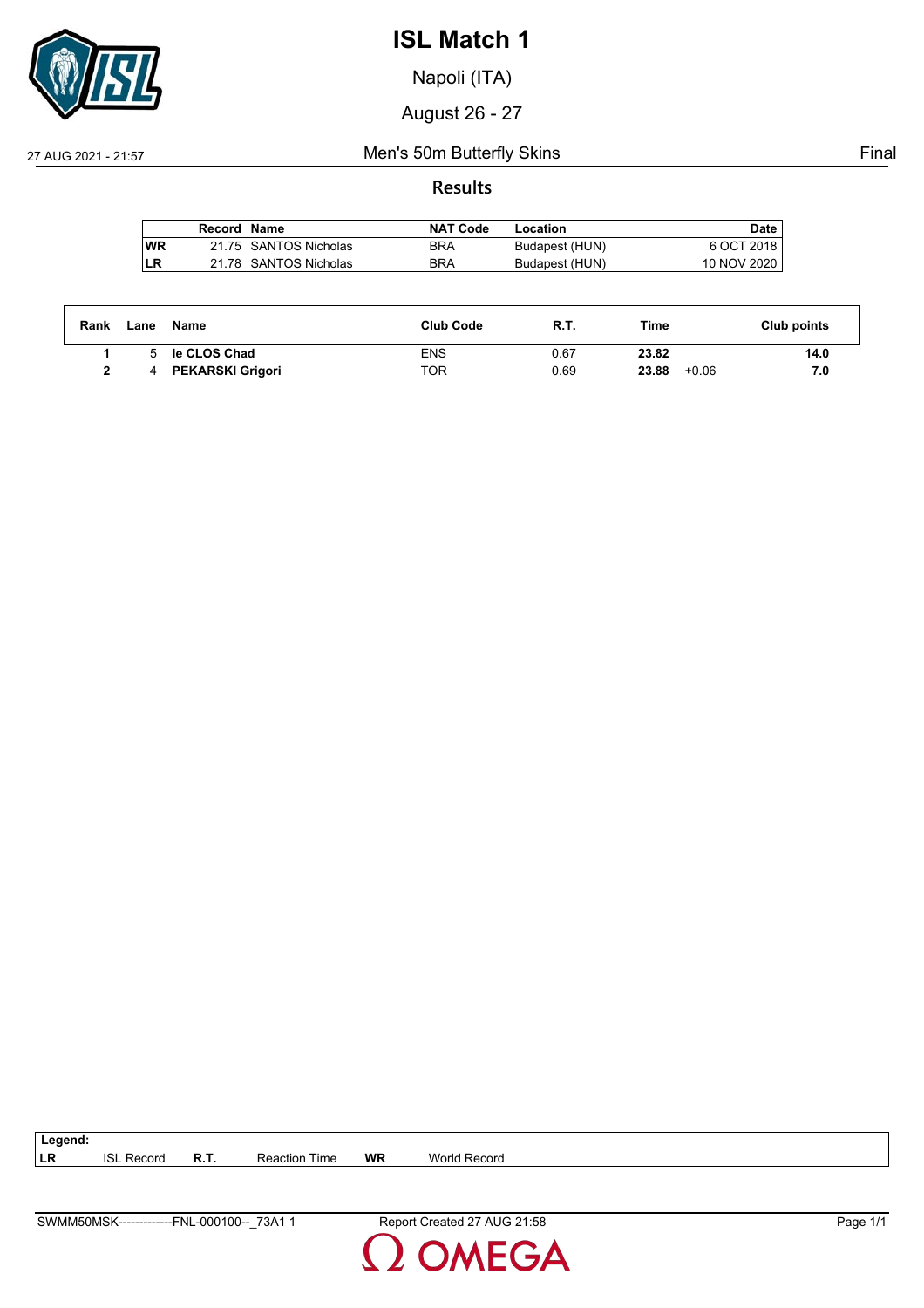# ISL Match 1

Napoli (ITA)

August 26 - 27

27 AUG 2021 - 21:57 | Men's 50m Butterfly Skins | Final

## Results

| | Record | Name | NAT Code | Location | Date |
|---|---|---|---|---|---|
| WR | 21.75 | SANTOS Nicholas | BRA | Budapest (HUN) | 6 OCT 2018 |
| LR | 21.78 | SANTOS Nicholas | BRA | Budapest (HUN) | 10 NOV 2020 |

| Rank | Lane | Name | Club Code | R.T. | Time | | Club points |
|---|---|---|---|---|---|---|---|
| **1** | 5 | **le CLOS Chad** | ENS | 0.67 | **23.82** | | **14.0** |
| **2** | 4 | **PEKARSKI Grigori** | TOR | 0.69 | **23.88** | +0.06 | **7.0** |

**Legend:**

| | | | | | |
|---|---|---|---|---|---|
| **LR** | ISL Record | **R.T.** | Reaction Time | **WR** | World Record |

SWMM50MSK-------------FNL-000100--_73A1 1 Report Created 27 AUG 21:58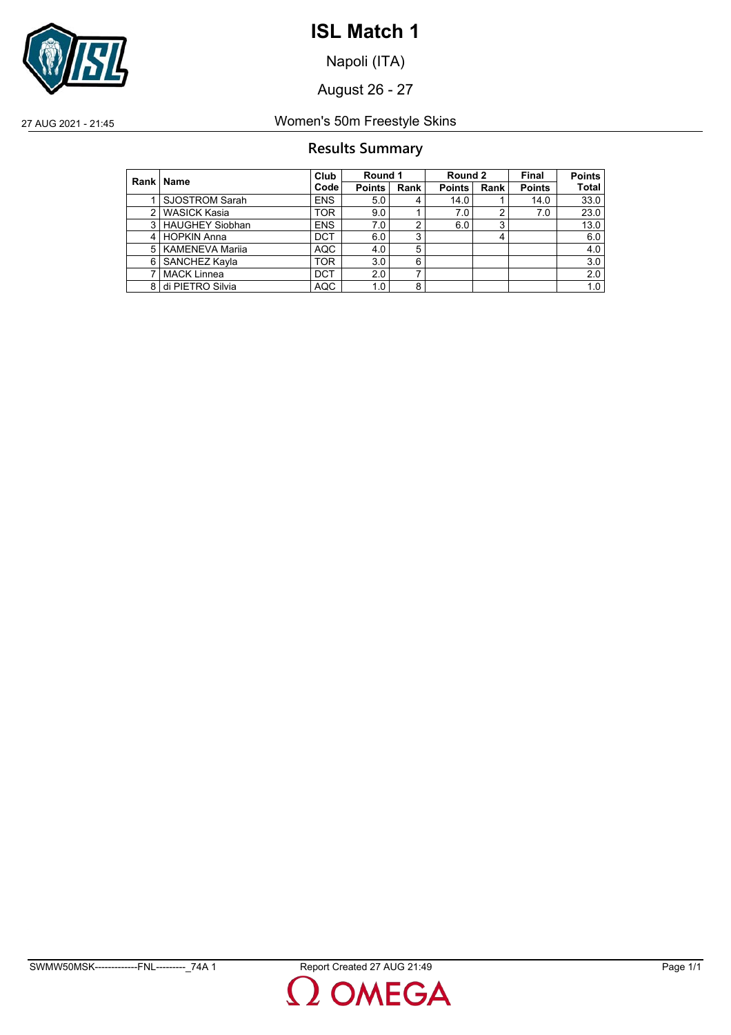# ISL Match 1

Napoli (ITA)

August 26 - 27

27 AUG 2021 - 21:45 Women's 50m Freestyle Skins

## Results Summary

| Rank | Name | Club Code | Round 1 | | Round 2 | | Final | Points |
|---|---|---|---|---|---|---|---|---|
| | | | Points | Rank | Points | Rank | Points | Total |
| 1 | SJOSTROM Sarah | ENS | 5.0 | 4 | 14.0 | 1 | 14.0 | 33.0 |
| 2 | WASICK Kasia | TOR | 9.0 | 1 | 7.0 | 2 | 7.0 | 23.0 |
| 3 | HAUGHEY Siobhan | ENS | 7.0 | 2 | 6.0 | 3 | | 13.0 |
| 4 | HOPKIN Anna | DCT | 6.0 | 3 | | 4 | | 6.0 |
| 5 | KAMENEVA Mariia | AQC | 4.0 | 5 | | | | 4.0 |
| 6 | SANCHEZ Kayla | TOR | 3.0 | 6 | | | | 3.0 |
| 7 | MACK Linnea | DCT | 2.0 | 7 | | | | 2.0 |
| 8 | di PIETRO Silvia | AQC | 1.0 | 8 | | | | 1.0 |

SWMW50MSK-------------FNL---------_74A 1 Report Created 27 AUG 21:49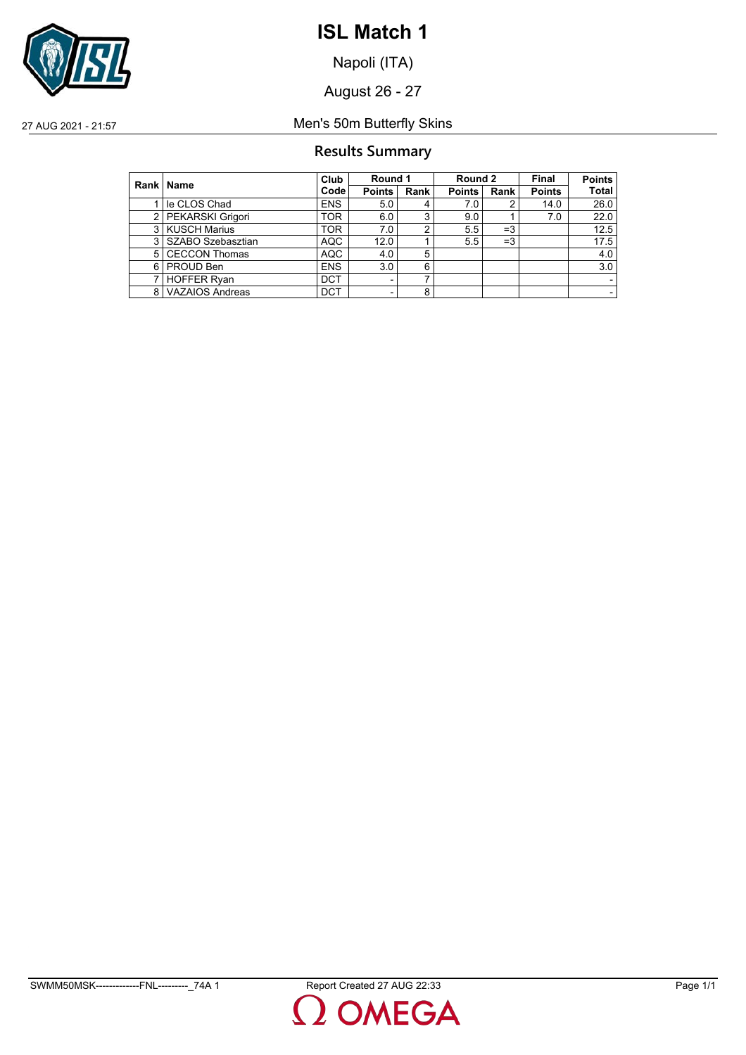# ISL Match 1

Napoli (ITA)

August 26 - 27

27 AUG 2021 - 21:57

Men's 50m Butterfly Skins

## Results Summary

| Rank | Name | Club Code | Round 1 | | Round 2 | | Final | Points Total |
|---|---|---|---|---|---|---|---|---|
| | | | Points | Rank | Points | Rank | Points | |
| 1 | le CLOS Chad | ENS | 5.0 | 4 | 7.0 | 2 | 14.0 | 26.0 |
| 2 | PEKARSKI Grigori | TOR | 6.0 | 3 | 9.0 | 1 | 7.0 | 22.0 |
| 3 | KUSCH Marius | TOR | 7.0 | 2 | 5.5 | =3 | | 12.5 |
| 3 | SZABO Szebasztian | AQC | 12.0 | 1 | 5.5 | =3 | | 17.5 |
| 5 | CECCON Thomas | AQC | 4.0 | 5 | | | | 4.0 |
| 6 | PROUD Ben | ENS | 3.0 | 6 | | | | 3.0 |
| 7 | HOFFER Ryan | DCT | - | 7 | | | | - |
| 8 | VAZAIOS Andreas | DCT | - | 8 | | | | - |

SWMM50MSK--------------FNL----------_74A 1 Report Created 27 AUG 22:33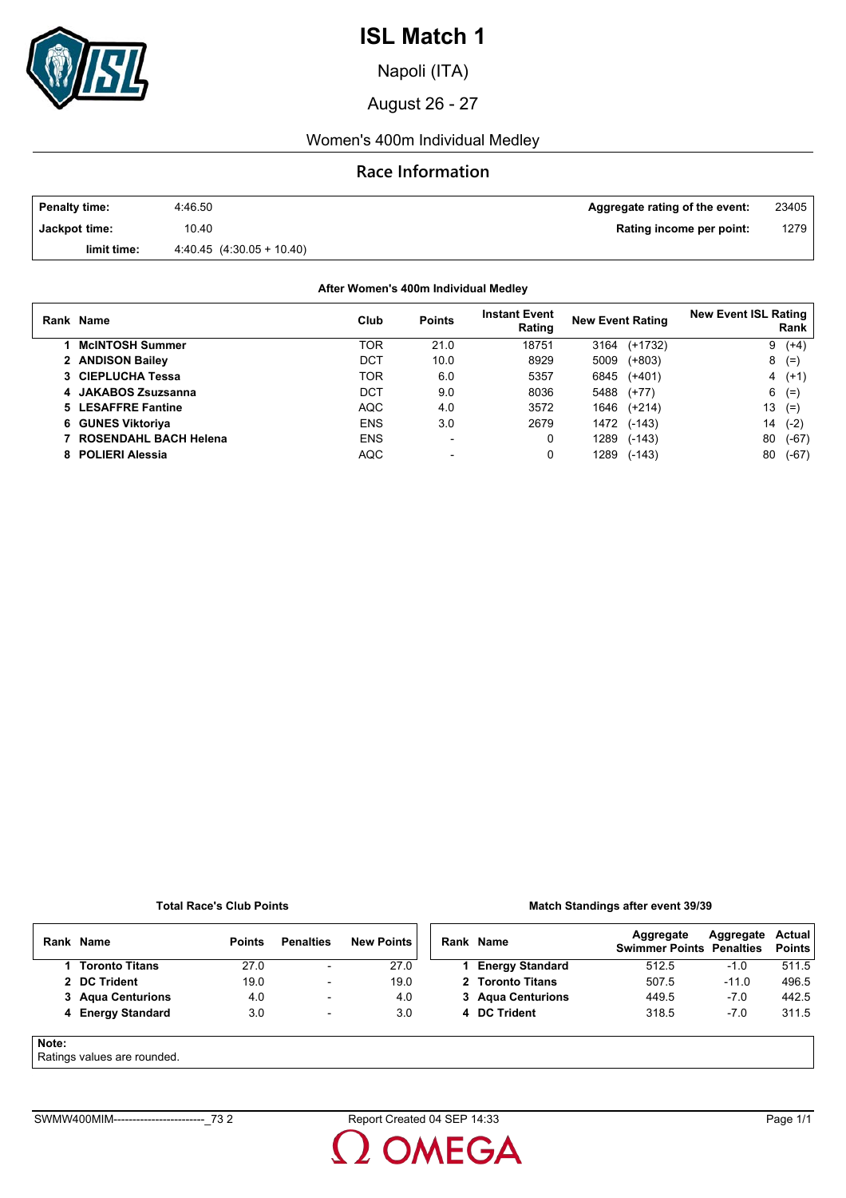# ISL Match 1

Napoli (ITA)

August 26 - 27

Women's 400m Individual Medley

## Race Information

| | | | |
|---|---|---|---|
| **Penalty time:** | 4:46.50 | **Aggregate rating of the event:** | 23405 |
| **Jackpot time:** | 10.40 | **Rating income per point:** | 1279 |
| **limit time:** | 4:40.45 (4:30.05 + 10.40) | | |

### After Women's 400m Individual Medley

| Rank | Name | Club | Points | Instant Event Rating | New Event Rating | New Event ISL Rating Rank |
|---|---|---|---|---|---|---|
| 1 | **McINTOSH Summer** | TOR | 21.0 | 18751 | 3164 (+1732) | 9 (+4) |
| 2 | **ANDISON Bailey** | DCT | 10.0 | 8929 | 5009 (+803) | 8 (=) |
| 3 | **CIEPLUCHA Tessa** | TOR | 6.0 | 5357 | 6845 (+401) | 4 (+1) |
| 4 | **JAKABOS Zsuzsanna** | DCT | 9.0 | 8036 | 5488 (+77) | 6 (=) |
| 5 | **LESAFFRE Fantine** | AQC | 4.0 | 3572 | 1646 (+214) | 13 (=) |
| 6 | **GUNES Viktoriya** | ENS | 3.0 | 2679 | 1472 (-143) | 14 (-2) |
| 7 | **ROSENDAHL BACH Helena** | ENS | - | 0 | 1289 (-143) | 80 (-67) |
| 8 | **POLIERI Alessia** | AQC | - | 0 | 1289 (-143) | 80 (-67) |

### Total Race's Club Points

| Rank | Name | Points | Penalties | New Points |
|---|---|---|---|---|
| 1 | **Toronto Titans** | 27.0 | - | 27.0 |
| 2 | **DC Trident** | 19.0 | - | 19.0 |
| 3 | **Aqua Centurions** | 4.0 | - | 4.0 |
| 4 | **Energy Standard** | 3.0 | - | 3.0 |

### Match Standings after event 39/39

| Rank | Name | Aggregate Swimmer Points | Aggregate Penalties | Actual Points |
|---|---|---|---|---|
| 1 | **Energy Standard** | 512.5 | -1.0 | 511.5 |
| 2 | **Toronto Titans** | 507.5 | -11.0 | 496.5 |
| 3 | **Aqua Centurions** | 449.5 | -7.0 | 442.5 |
| 4 | **DC Trident** | 318.5 | -7.0 | 311.5 |

**Note:**
Ratings values are rounded.

SWMW400MIM------------------------_73 2 Report Created 04 SEP 14:33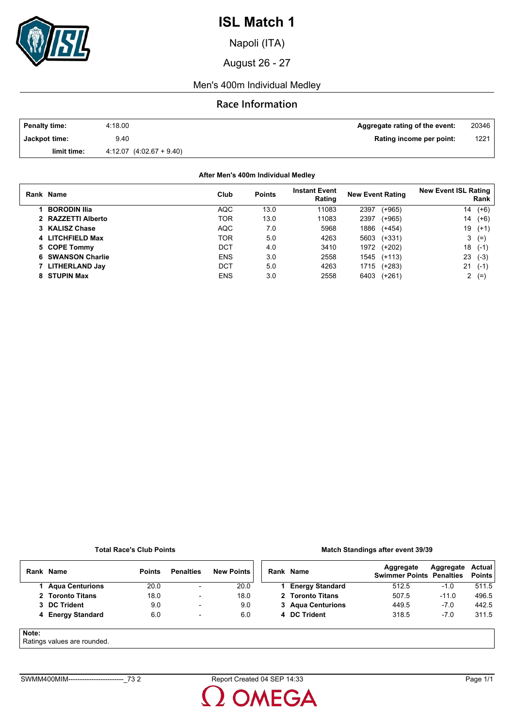# ISL Match 1

Napoli (ITA)

August 26 - 27

Men's 400m Individual Medley

## Race Information

| | | | |
|---|---|---|---|
| **Penalty time:** | 4:18.00 | **Aggregate rating of the event:** | 20346 |
| **Jackpot time:** | 9.40 | **Rating income per point:** | 1221 |
| **limit time:** | 4:12.07 (4:02.67 + 9.40) | | |

**After Men's 400m Individual Medley**

| Rank | Name | Club | Points | Instant Event Rating | New Event Rating | New Event ISL Rating Rank |
|---|---|---|---|---|---|---|
| 1 | **BORODIN Ilia** | AQC | 13.0 | 11083 | 2397 (+965) | 14 (+6) |
| 2 | **RAZZETTI Alberto** | TOR | 13.0 | 11083 | 2397 (+965) | 14 (+6) |
| 3 | **KALISZ Chase** | AQC | 7.0 | 5968 | 1886 (+454) | 19 (+1) |
| 4 | **LITCHFIELD Max** | TOR | 5.0 | 4263 | 5603 (+331) | 3 (=) |
| 5 | **COPE Tommy** | DCT | 4.0 | 3410 | 1972 (+202) | 18 (-1) |
| 6 | **SWANSON Charlie** | ENS | 3.0 | 2558 | 1545 (+113) | 23 (-3) |
| 7 | **LITHERLAND Jay** | DCT | 5.0 | 4263 | 1715 (+283) | 21 (-1) |
| 8 | **STUPIN Max** | ENS | 3.0 | 2558 | 6403 (+261) | 2 (=) |

**Total Race's Club Points**

| Rank | Name | Points | Penalties | New Points |
|---|---|---|---|---|
| 1 | **Aqua Centurions** | 20.0 | - | 20.0 |
| 2 | **Toronto Titans** | 18.0 | - | 18.0 |
| 3 | **DC Trident** | 9.0 | - | 9.0 |
| 4 | **Energy Standard** | 6.0 | - | 6.0 |

**Match Standings after event 39/39**

| Rank | Name | Aggregate Swimmer Points | Aggregate Penalties | Actual Points |
|---|---|---|---|---|
| 1 | **Energy Standard** | 512.5 | -1.0 | 511.5 |
| 2 | **Toronto Titans** | 507.5 | -11.0 | 496.5 |
| 3 | **Aqua Centurions** | 449.5 | -7.0 | 442.5 |
| 4 | **DC Trident** | 318.5 | -7.0 | 311.5 |

**Note:**
Ratings values are rounded.

SWMM400MIM------------------------_73 2 Report Created 04 SEP 14:33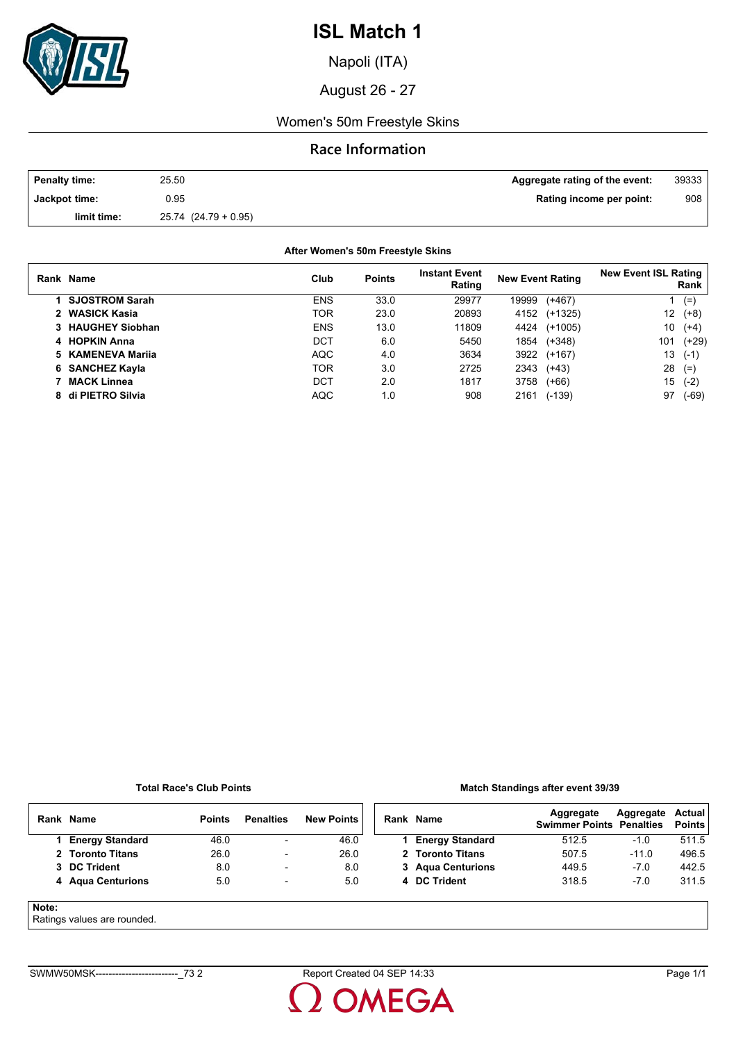# ISL Match 1

Napoli (ITA)

August 26 - 27

Women's 50m Freestyle Skins

## Race Information

| Penalty time: | 25.50 | Aggregate rating of the event: | 39333 |
|---|---|---|---|
| Jackpot time: | 0.95 | Rating income per point: | 908 |
| limit time: | 25.74 (24.79 + 0.95) | | |

### After Women's 50m Freestyle Skins

| Rank | Name | Club | Points | Instant Event Rating | New Event Rating | New Event ISL Rating Rank |
|---|---|---|---|---|---|---|
| 1 | SJOSTROM Sarah | ENS | 33.0 | 29977 | 19999 (+467) | 1 (=) |
| 2 | WASICK Kasia | TOR | 23.0 | 20893 | 4152 (+1325) | 12 (+8) |
| 3 | HAUGHEY Siobhan | ENS | 13.0 | 11809 | 4424 (+1005) | 10 (+4) |
| 4 | HOPKIN Anna | DCT | 6.0 | 5450 | 1854 (+348) | 101 (+29) |
| 5 | KAMENEVA Mariia | AQC | 4.0 | 3634 | 3922 (+167) | 13 (-1) |
| 6 | SANCHEZ Kayla | TOR | 3.0 | 2725 | 2343 (+43) | 28 (=) |
| 7 | MACK Linnea | DCT | 2.0 | 1817 | 3758 (+66) | 15 (-2) |
| 8 | di PIETRO Silvia | AQC | 1.0 | 908 | 2161 (-139) | 97 (-69) |

### Total Race's Club Points

| Rank | Name | Points | Penalties | New Points |
|---|---|---|---|---|
| 1 | Energy Standard | 46.0 | - | 46.0 |
| 2 | Toronto Titans | 26.0 | - | 26.0 |
| 3 | DC Trident | 8.0 | - | 8.0 |
| 4 | Aqua Centurions | 5.0 | - | 5.0 |

### Match Standings after event 39/39

| Rank | Name | Aggregate Swimmer Points | Aggregate Penalties | Actual Points |
|---|---|---|---|---|
| 1 | Energy Standard | 512.5 | -1.0 | 511.5 |
| 2 | Toronto Titans | 507.5 | -11.0 | 496.5 |
| 3 | Aqua Centurions | 449.5 | -7.0 | 442.5 |
| 4 | DC Trident | 318.5 | -7.0 | 311.5 |

**Note:**
Ratings values are rounded.

SWMW50MSK-------------------------_73 2 Report Created 04 SEP 14:33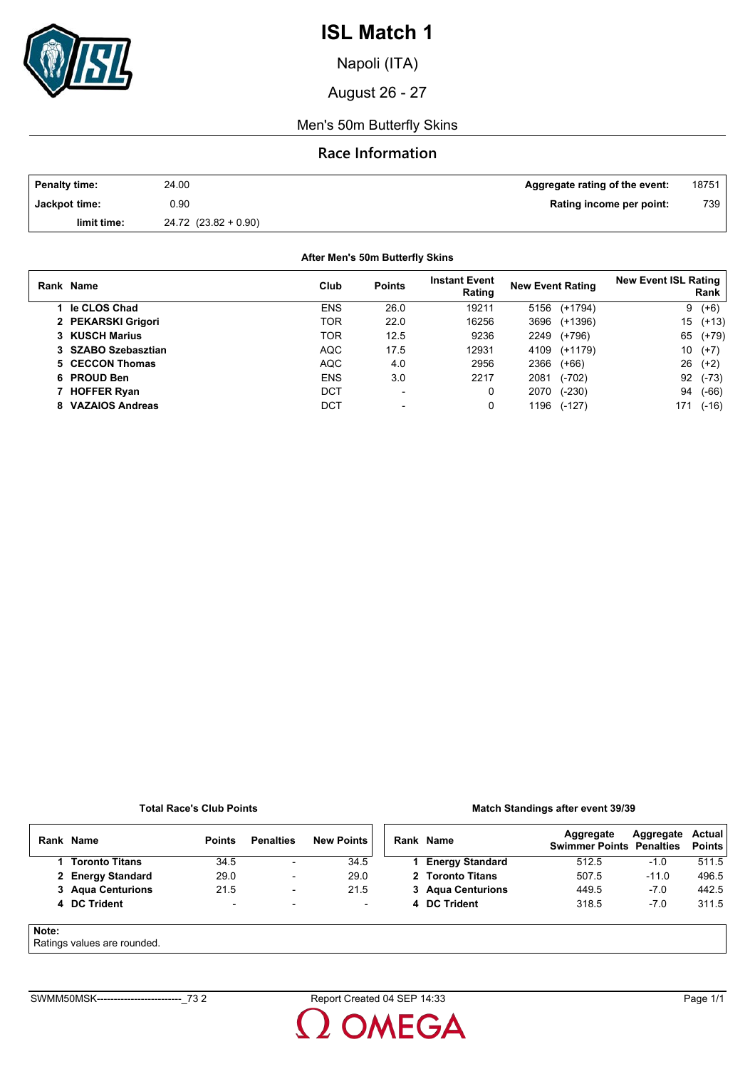# ISL Match 1

Napoli (ITA)

August 26 - 27

Men's 50m Butterfly Skins

## Race Information

| | | | |
|---|---|---|---|
| **Penalty time:** | 24.00 | **Aggregate rating of the event:** | 18751 |
| **Jackpot time:** | 0.90 | **Rating income per point:** | 739 |
| **limit time:** | 24.72 (23.82 + 0.90) | | |

**After Men's 50m Butterfly Skins**

| Rank | Name | Club | Points | Instant Event Rating | New Event Rating | New Event ISL Rating Rank |
|---|---|---|---|---|---|---|
| 1 | **le CLOS Chad** | ENS | 26.0 | 19211 | 5156 (+1794) | 9 (+6) |
| 2 | **PEKARSKI Grigori** | TOR | 22.0 | 16256 | 3696 (+1396) | 15 (+13) |
| 3 | **KUSCH Marius** | TOR | 12.5 | 9236 | 2249 (+796) | 65 (+79) |
| 3 | **SZABO Szebasztian** | AQC | 17.5 | 12931 | 4109 (+1179) | 10 (+7) |
| 5 | **CECCON Thomas** | AQC | 4.0 | 2956 | 2366 (+66) | 26 (+2) |
| 6 | **PROUD Ben** | ENS | 3.0 | 2217 | 2081 (-702) | 92 (-73) |
| 7 | **HOFFER Ryan** | DCT | - | 0 | 2070 (-230) | 94 (-66) |
| 8 | **VAZAIOS Andreas** | DCT | - | 0 | 1196 (-127) | 171 (-16) |

**Total Race's Club Points**

| Rank | Name | Points | Penalties | New Points |
|---|---|---|---|---|
| 1 | **Toronto Titans** | 34.5 | - | 34.5 |
| 2 | **Energy Standard** | 29.0 | - | 29.0 |
| 3 | **Aqua Centurions** | 21.5 | - | 21.5 |
| 4 | **DC Trident** | - | - | - |

**Match Standings after event 39/39**

| Rank | Name | Aggregate Swimmer Points | Aggregate Penalties | Actual Points |
|---|---|---|---|---|
| 1 | **Energy Standard** | 512.5 | -1.0 | 511.5 |
| 2 | **Toronto Titans** | 507.5 | -11.0 | 496.5 |
| 3 | **Aqua Centurions** | 449.5 | -7.0 | 442.5 |
| 4 | **DC Trident** | 318.5 | -7.0 | 311.5 |

**Note:**
Ratings values are rounded.

SWMM50MSK-------------------------_73 2 Report Created 04 SEP 14:33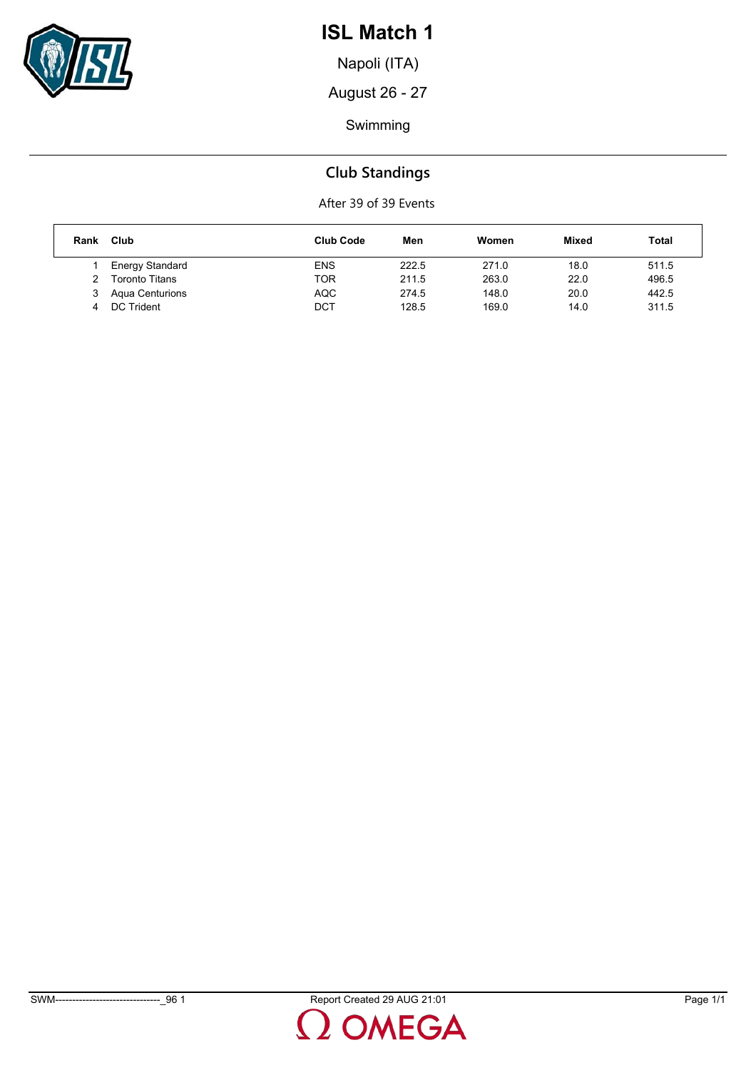# ISL Match 1

Napoli (ITA)

August 26 - 27

Swimming

## Club Standings

After 39 of 39 Events

| Rank | Club | Club Code | Men | Women | Mixed | Total |
|---|---|---|---|---|---|---|
| 1 | Energy Standard | ENS | 222.5 | 271.0 | 18.0 | 511.5 |
| 2 | Toronto Titans | TOR | 211.5 | 263.0 | 22.0 | 496.5 |
| 3 | Aqua Centurions | AQC | 274.5 | 148.0 | 20.0 | 442.5 |
| 4 | DC Trident | DCT | 128.5 | 169.0 | 14.0 | 311.5 |

SWM-------------------------------_96 1 Report Created 29 AUG 21:01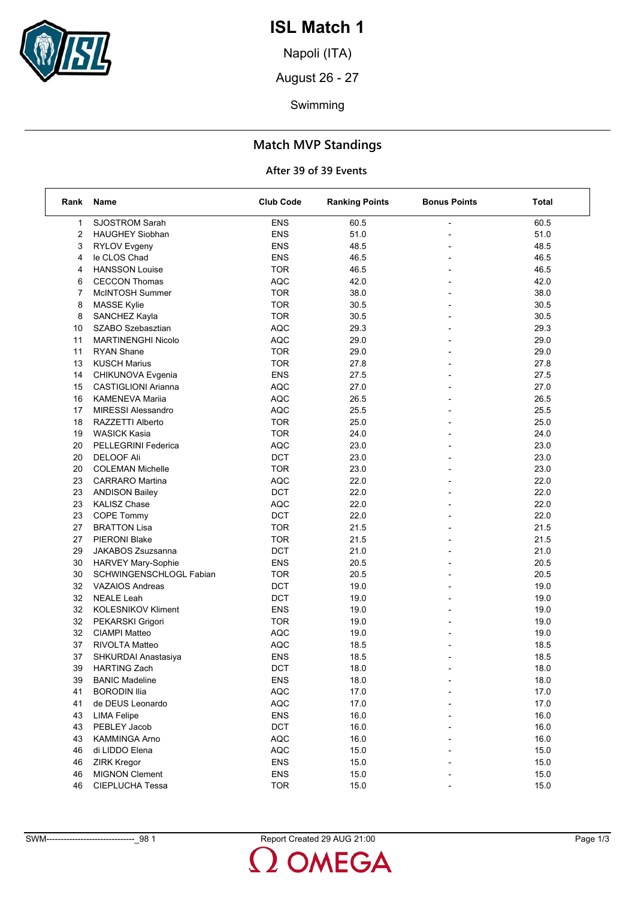# ISL Match 1

Napoli (ITA)

August 26 - 27

Swimming

## Match MVP Standings

### After 39 of 39 Events

| Rank | Name | Club Code | Ranking Points | Bonus Points | Total |
|---|---|---|---|---|---|
| 1 | SJOSTROM Sarah | ENS | 60.5 | - | 60.5 |
| 2 | HAUGHEY Siobhan | ENS | 51.0 | - | 51.0 |
| 3 | RYLOV Evgeny | ENS | 48.5 | - | 48.5 |
| 4 | le CLOS Chad | ENS | 46.5 | - | 46.5 |
| 4 | HANSSON Louise | TOR | 46.5 | - | 46.5 |
| 6 | CECCON Thomas | AQC | 42.0 | - | 42.0 |
| 7 | McINTOSH Summer | TOR | 38.0 | - | 38.0 |
| 8 | MASSE Kylie | TOR | 30.5 | - | 30.5 |
| 8 | SANCHEZ Kayla | TOR | 30.5 | - | 30.5 |
| 10 | SZABO Szebasztian | AQC | 29.3 | - | 29.3 |
| 11 | MARTINENGHI Nicolo | AQC | 29.0 | - | 29.0 |
| 11 | RYAN Shane | TOR | 29.0 | - | 29.0 |
| 13 | KUSCH Marius | TOR | 27.8 | - | 27.8 |
| 14 | CHIKUNOVA Evgenia | ENS | 27.5 | - | 27.5 |
| 15 | CASTIGLIONI Arianna | AQC | 27.0 | - | 27.0 |
| 16 | KAMENEVA Mariia | AQC | 26.5 | - | 26.5 |
| 17 | MIRESSI Alessandro | AQC | 25.5 | - | 25.5 |
| 18 | RAZZETTI Alberto | TOR | 25.0 | - | 25.0 |
| 19 | WASICK Kasia | TOR | 24.0 | - | 24.0 |
| 20 | PELLEGRINI Federica | AQC | 23.0 | - | 23.0 |
| 20 | DELOOF Ali | DCT | 23.0 | - | 23.0 |
| 20 | COLEMAN Michelle | TOR | 23.0 | - | 23.0 |
| 23 | CARRARO Martina | AQC | 22.0 | - | 22.0 |
| 23 | ANDISON Bailey | DCT | 22.0 | - | 22.0 |
| 23 | KALISZ Chase | AQC | 22.0 | - | 22.0 |
| 23 | COPE Tommy | DCT | 22.0 | - | 22.0 |
| 27 | BRATTON Lisa | TOR | 21.5 | - | 21.5 |
| 27 | PIERONI Blake | TOR | 21.5 | - | 21.5 |
| 29 | JAKABOS Zsuzsanna | DCT | 21.0 | - | 21.0 |
| 30 | HARVEY Mary-Sophie | ENS | 20.5 | - | 20.5 |
| 30 | SCHWINGENSCHLOGL Fabian | TOR | 20.5 | - | 20.5 |
| 32 | VAZAIOS Andreas | DCT | 19.0 | - | 19.0 |
| 32 | NEALE Leah | DCT | 19.0 | - | 19.0 |
| 32 | KOLESNIKOV Kliment | ENS | 19.0 | - | 19.0 |
| 32 | PEKARSKI Grigori | TOR | 19.0 | - | 19.0 |
| 32 | CIAMPI Matteo | AQC | 19.0 | - | 19.0 |
| 37 | RIVOLTA Matteo | AQC | 18.5 | - | 18.5 |
| 37 | SHKURDAI Anastasiya | ENS | 18.5 | - | 18.5 |
| 39 | HARTING Zach | DCT | 18.0 | - | 18.0 |
| 39 | BANIC Madeline | ENS | 18.0 | - | 18.0 |
| 41 | BORODIN Ilia | AQC | 17.0 | - | 17.0 |
| 41 | de DEUS Leonardo | AQC | 17.0 | - | 17.0 |
| 43 | LIMA Felipe | ENS | 16.0 | - | 16.0 |
| 43 | PEBLEY Jacob | DCT | 16.0 | - | 16.0 |
| 43 | KAMMINGA Arno | AQC | 16.0 | - | 16.0 |
| 46 | di LIDDO Elena | AQC | 15.0 | - | 15.0 |
| 46 | ZIRK Kregor | ENS | 15.0 | - | 15.0 |
| 46 | MIGNON Clement | ENS | 15.0 | - | 15.0 |
| 46 | CIEPLUCHA Tessa | TOR | 15.0 | - | 15.0 |

SWM-------------------------------_98 1 Report Created 29 AUG 21:00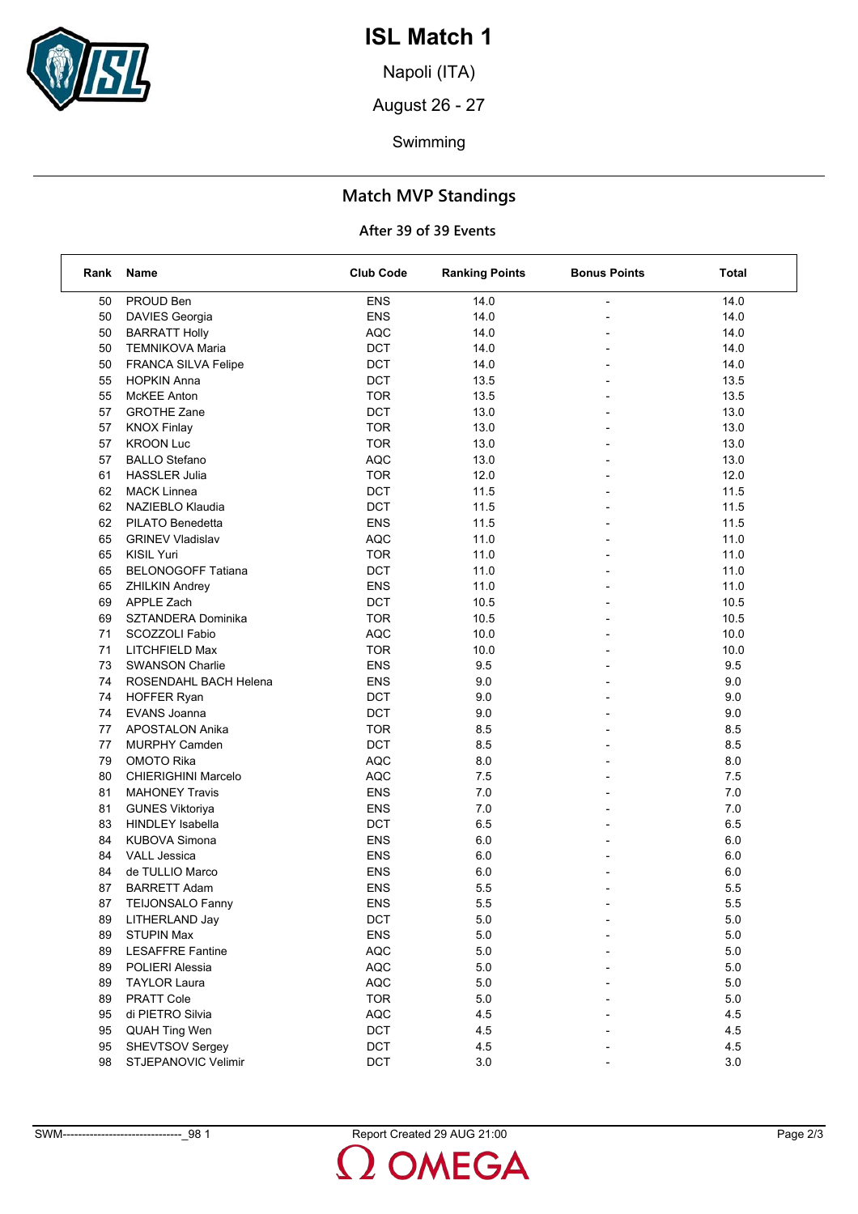# ISL Match 1

Napoli (ITA)

August 26 - 27

Swimming

## Match MVP Standings

### After 39 of 39 Events

| Rank | Name | Club Code | Ranking Points | Bonus Points | Total |
|---|---|---|---|---|---|
| 50 | PROUD Ben | ENS | 14.0 | - | 14.0 |
| 50 | DAVIES Georgia | ENS | 14.0 | - | 14.0 |
| 50 | BARRATT Holly | AQC | 14.0 | - | 14.0 |
| 50 | TEMNIKOVA Maria | DCT | 14.0 | - | 14.0 |
| 50 | FRANCA SILVA Felipe | DCT | 14.0 | - | 14.0 |
| 55 | HOPKIN Anna | DCT | 13.5 | - | 13.5 |
| 55 | McKEE Anton | TOR | 13.5 | - | 13.5 |
| 57 | GROTHE Zane | DCT | 13.0 | - | 13.0 |
| 57 | KNOX Finlay | TOR | 13.0 | - | 13.0 |
| 57 | KROON Luc | TOR | 13.0 | - | 13.0 |
| 57 | BALLO Stefano | AQC | 13.0 | - | 13.0 |
| 61 | HASSLER Julia | TOR | 12.0 | - | 12.0 |
| 62 | MACK Linnea | DCT | 11.5 | - | 11.5 |
| 62 | NAZIEBLO Klaudia | DCT | 11.5 | - | 11.5 |
| 62 | PILATO Benedetta | ENS | 11.5 | - | 11.5 |
| 65 | GRINEV Vladislav | AQC | 11.0 | - | 11.0 |
| 65 | KISIL Yuri | TOR | 11.0 | - | 11.0 |
| 65 | BELONOGOFF Tatiana | DCT | 11.0 | - | 11.0 |
| 65 | ZHILKIN Andrey | ENS | 11.0 | - | 11.0 |
| 69 | APPLE Zach | DCT | 10.5 | - | 10.5 |
| 69 | SZTANDERA Dominika | TOR | 10.5 | - | 10.5 |
| 71 | SCOZZOLI Fabio | AQC | 10.0 | - | 10.0 |
| 71 | LITCHFIELD Max | TOR | 10.0 | - | 10.0 |
| 73 | SWANSON Charlie | ENS | 9.5 | - | 9.5 |
| 74 | ROSENDAHL BACH Helena | ENS | 9.0 | - | 9.0 |
| 74 | HOFFER Ryan | DCT | 9.0 | - | 9.0 |
| 74 | EVANS Joanna | DCT | 9.0 | - | 9.0 |
| 77 | APOSTALON Anika | TOR | 8.5 | - | 8.5 |
| 77 | MURPHY Camden | DCT | 8.5 | - | 8.5 |
| 79 | OMOTO Rika | AQC | 8.0 | - | 8.0 |
| 80 | CHIERIGHINI Marcelo | AQC | 7.5 | - | 7.5 |
| 81 | MAHONEY Travis | ENS | 7.0 | - | 7.0 |
| 81 | GUNES Viktoriya | ENS | 7.0 | - | 7.0 |
| 83 | HINDLEY Isabella | DCT | 6.5 | - | 6.5 |
| 84 | KUBOVA Simona | ENS | 6.0 | - | 6.0 |
| 84 | VALL Jessica | ENS | 6.0 | - | 6.0 |
| 84 | de TULLIO Marco | ENS | 6.0 | - | 6.0 |
| 87 | BARRETT Adam | ENS | 5.5 | - | 5.5 |
| 87 | TEIJONSALO Fanny | ENS | 5.5 | - | 5.5 |
| 89 | LITHERLAND Jay | DCT | 5.0 | - | 5.0 |
| 89 | STUPIN Max | ENS | 5.0 | - | 5.0 |
| 89 | LESAFFRE Fantine | AQC | 5.0 | - | 5.0 |
| 89 | POLIERI Alessia | AQC | 5.0 | - | 5.0 |
| 89 | TAYLOR Laura | AQC | 5.0 | - | 5.0 |
| 89 | PRATT Cole | TOR | 5.0 | - | 5.0 |
| 95 | di PIETRO Silvia | AQC | 4.5 | - | 4.5 |
| 95 | QUAH Ting Wen | DCT | 4.5 | - | 4.5 |
| 95 | SHEVTSOV Sergey | DCT | 4.5 | - | 4.5 |
| 98 | STJEPANOVIC Velimir | DCT | 3.0 | - | 3.0 |

SWM-------------------------------_98 1 Report Created 29 AUG 21:00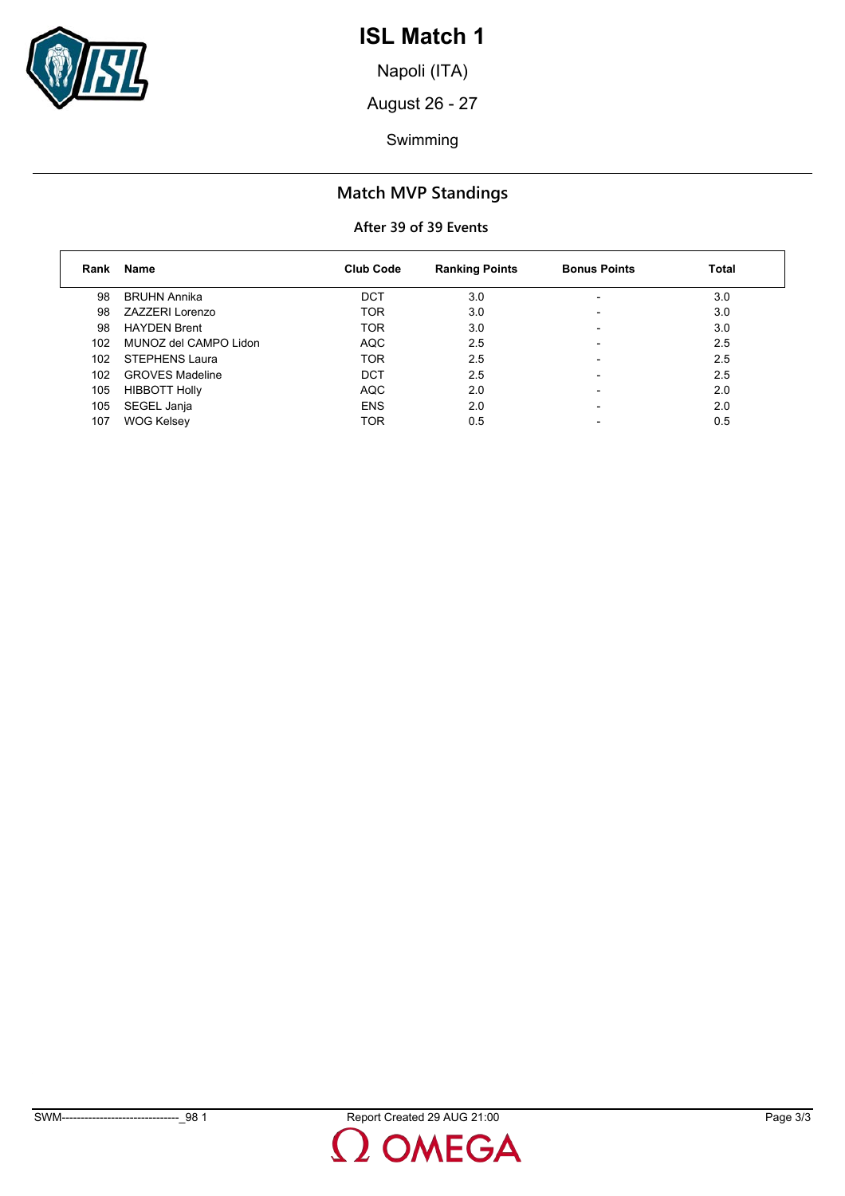# ISL Match 1

Napoli (ITA)

August 26 - 27

Swimming

## Match MVP Standings

### After 39 of 39 Events

| Rank | Name | Club Code | Ranking Points | Bonus Points | Total |
|---|---|---|---|---|---|
| 98 | BRUHN Annika | DCT | 3.0 | - | 3.0 |
| 98 | ZAZZERI Lorenzo | TOR | 3.0 | - | 3.0 |
| 98 | HAYDEN Brent | TOR | 3.0 | - | 3.0 |
| 102 | MUNOZ del CAMPO Lidon | AQC | 2.5 | - | 2.5 |
| 102 | STEPHENS Laura | TOR | 2.5 | - | 2.5 |
| 102 | GROVES Madeline | DCT | 2.5 | - | 2.5 |
| 105 | HIBBOTT Holly | AQC | 2.0 | - | 2.0 |
| 105 | SEGEL Janja | ENS | 2.0 | - | 2.0 |
| 107 | WOG Kelsey | TOR | 0.5 | - | 0.5 |

SWM-------------------------------_98 1 Report Created 29 AUG 21:00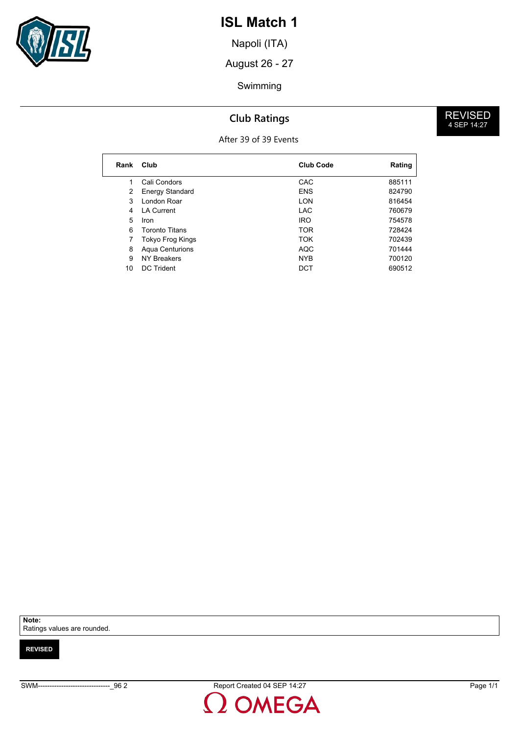# ISL Match 1

Napoli (ITA)

August 26 - 27

Swimming

## Club Ratings

**REVISED**
4 SEP 14:27

After 39 of 39 Events

| Rank | Club | Club Code | Rating |
|---|---|---|---|
| 1 | Cali Condors | CAC | 885111 |
| 2 | Energy Standard | ENS | 824790 |
| 3 | London Roar | LON | 816454 |
| 4 | LA Current | LAC | 760679 |
| 5 | Iron | IRO | 754578 |
| 6 | Toronto Titans | TOR | 728424 |
| 7 | Tokyo Frog Kings | TOK | 702439 |
| 8 | Aqua Centurions | AQC | 701444 |
| 9 | NY Breakers | NYB | 700120 |
| 10 | DC Trident | DCT | 690512 |

**Note:**
Ratings values are rounded.

**REVISED**

SWM--------------------------------_96 2 Report Created 04 SEP 14:27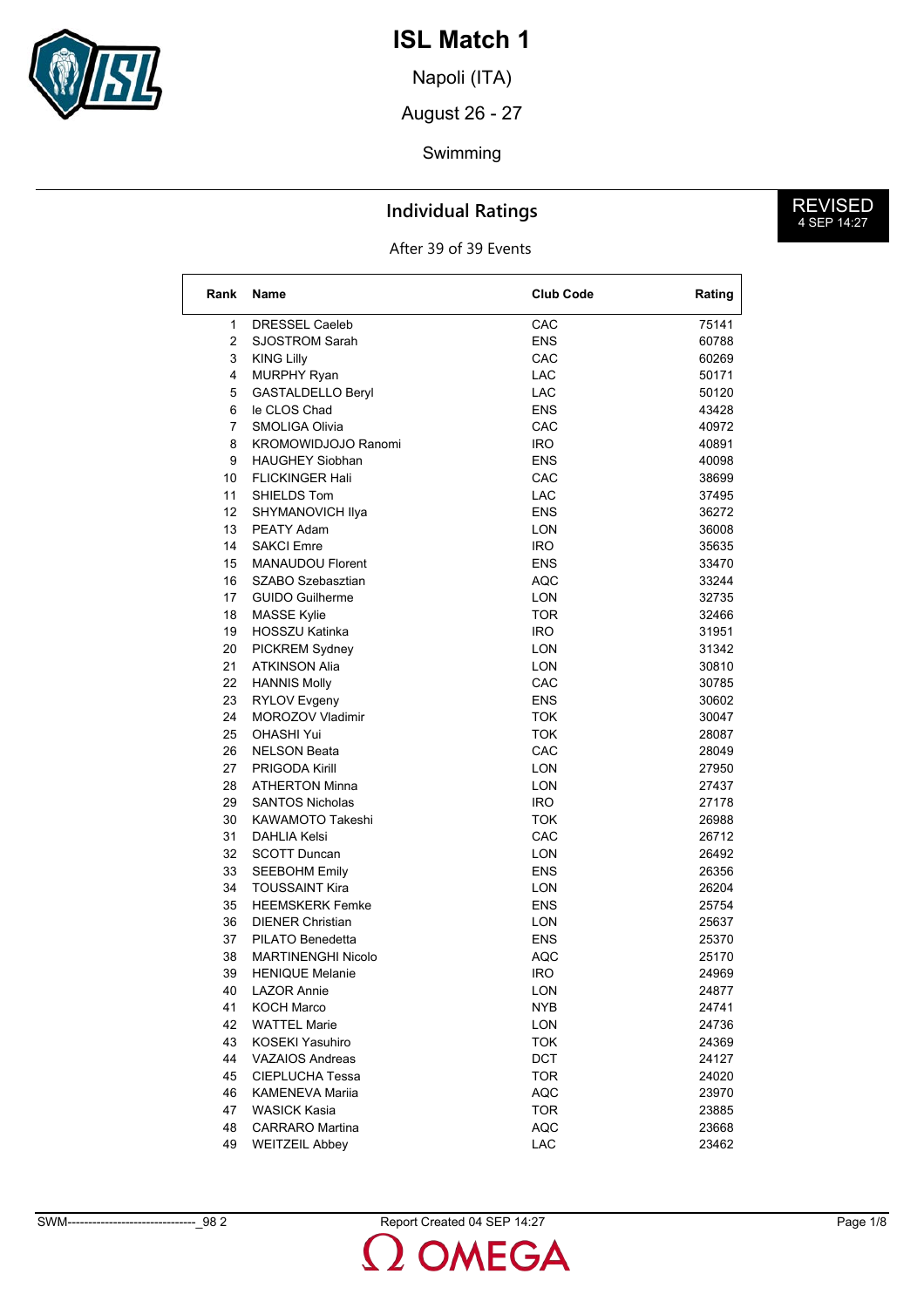# ISL Match 1

Napoli (ITA)

August 26 - 27

Swimming

## Individual Ratings

REVISED
4 SEP 14:27

After 39 of 39 Events

| Rank | Name | Club Code | Rating |
|---|---|---|---|
| 1 | DRESSEL Caeleb | CAC | 75141 |
| 2 | SJOSTROM Sarah | ENS | 60788 |
| 3 | KING Lilly | CAC | 60269 |
| 4 | MURPHY Ryan | LAC | 50171 |
| 5 | GASTALDELLO Beryl | LAC | 50120 |
| 6 | le CLOS Chad | ENS | 43428 |
| 7 | SMOLIGA Olivia | CAC | 40972 |
| 8 | KROMOWIDJOJO Ranomi | IRO | 40891 |
| 9 | HAUGHEY Siobhan | ENS | 40098 |
| 10 | FLICKINGER Hali | CAC | 38699 |
| 11 | SHIELDS Tom | LAC | 37495 |
| 12 | SHYMANOVICH Ilya | ENS | 36272 |
| 13 | PEATY Adam | LON | 36008 |
| 14 | SAKCI Emre | IRO | 35635 |
| 15 | MANAUDOU Florent | ENS | 33470 |
| 16 | SZABO Szebasztian | AQC | 33244 |
| 17 | GUIDO Guilherme | LON | 32735 |
| 18 | MASSE Kylie | TOR | 32466 |
| 19 | HOSSZU Katinka | IRO | 31951 |
| 20 | PICKREM Sydney | LON | 31342 |
| 21 | ATKINSON Alia | LON | 30810 |
| 22 | HANNIS Molly | CAC | 30785 |
| 23 | RYLOV Evgeny | ENS | 30602 |
| 24 | MOROZOV Vladimir | TOK | 30047 |
| 25 | OHASHI Yui | TOK | 28087 |
| 26 | NELSON Beata | CAC | 28049 |
| 27 | PRIGODA Kirill | LON | 27950 |
| 28 | ATHERTON Minna | LON | 27437 |
| 29 | SANTOS Nicholas | IRO | 27178 |
| 30 | KAWAMOTO Takeshi | TOK | 26988 |
| 31 | DAHLIA Kelsi | CAC | 26712 |
| 32 | SCOTT Duncan | LON | 26492 |
| 33 | SEEBOHM Emily | ENS | 26356 |
| 34 | TOUSSAINT Kira | LON | 26204 |
| 35 | HEEMSKERK Femke | ENS | 25754 |
| 36 | DIENER Christian | LON | 25637 |
| 37 | PILATO Benedetta | ENS | 25370 |
| 38 | MARTINENGHI Nicolo | AQC | 25170 |
| 39 | HENIQUE Melanie | IRO | 24969 |
| 40 | LAZOR Annie | LON | 24877 |
| 41 | KOCH Marco | NYB | 24741 |
| 42 | WATTEL Marie | LON | 24736 |
| 43 | KOSEKI Yasuhiro | TOK | 24369 |
| 44 | VAZAIOS Andreas | DCT | 24127 |
| 45 | CIEPLUCHA Tessa | TOR | 24020 |
| 46 | KAMENEVA Mariia | AQC | 23970 |
| 47 | WASICK Kasia | TOR | 23885 |
| 48 | CARRARO Martina | AQC | 23668 |
| 49 | WEITZEIL Abbey | LAC | 23462 |

SWM-------------------------------_98 2 Report Created 04 SEP 14:27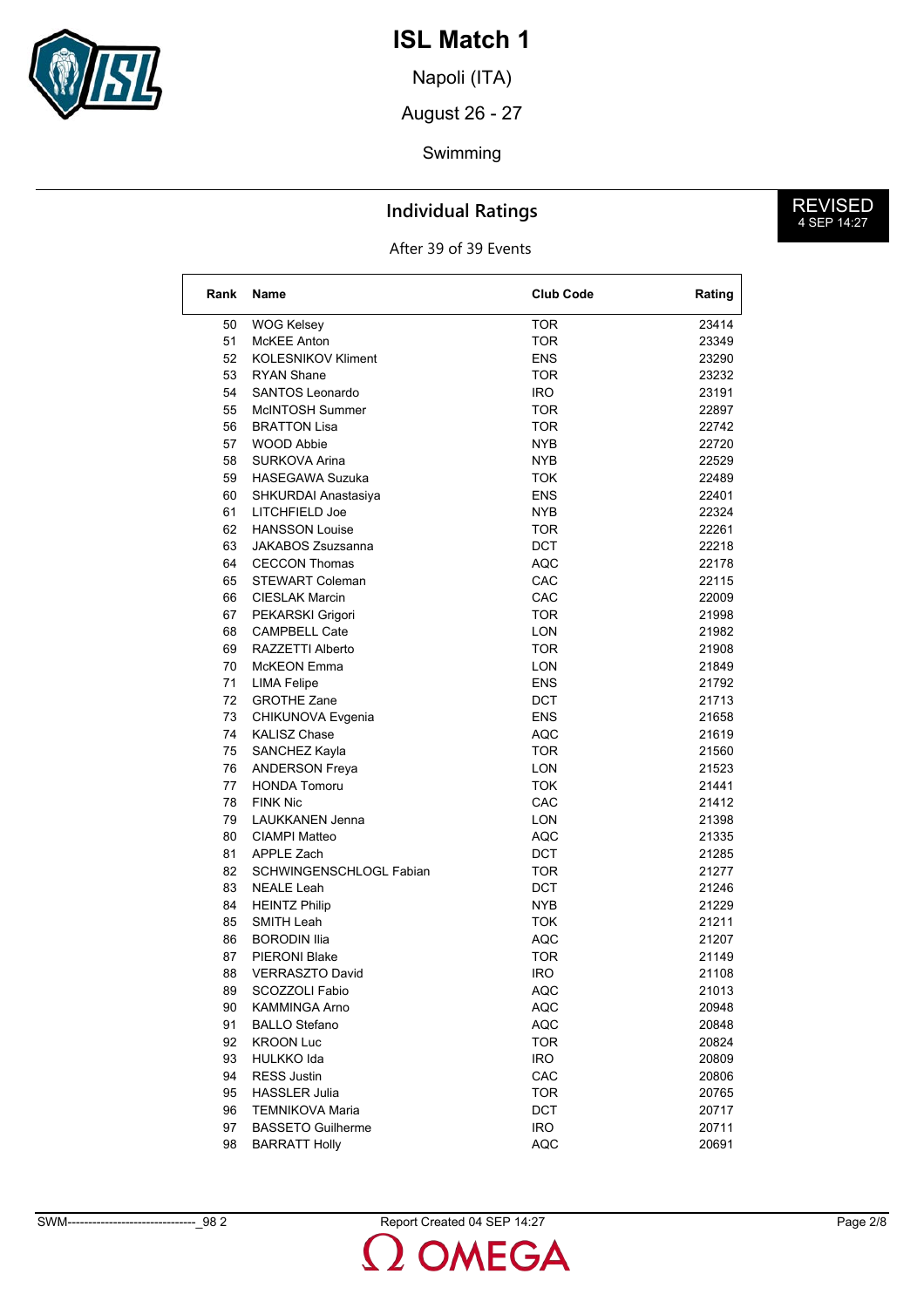# ISL Match 1

Napoli (ITA)

August 26 - 27

Swimming

## Individual Ratings

REVISED
4 SEP 14:27

After 39 of 39 Events

| Rank | Name | Club Code | Rating |
|---|---|---|---|
| 50 | WOG Kelsey | TOR | 23414 |
| 51 | McKEE Anton | TOR | 23349 |
| 52 | KOLESNIKOV Kliment | ENS | 23290 |
| 53 | RYAN Shane | TOR | 23232 |
| 54 | SANTOS Leonardo | IRO | 23191 |
| 55 | McINTOSH Summer | TOR | 22897 |
| 56 | BRATTON Lisa | TOR | 22742 |
| 57 | WOOD Abbie | NYB | 22720 |
| 58 | SURKOVA Arina | NYB | 22529 |
| 59 | HASEGAWA Suzuka | TOK | 22489 |
| 60 | SHKURDAI Anastasiya | ENS | 22401 |
| 61 | LITCHFIELD Joe | NYB | 22324 |
| 62 | HANSSON Louise | TOR | 22261 |
| 63 | JAKABOS Zsuzsanna | DCT | 22218 |
| 64 | CECCON Thomas | AQC | 22178 |
| 65 | STEWART Coleman | CAC | 22115 |
| 66 | CIESLAK Marcin | CAC | 22009 |
| 67 | PEKARSKI Grigori | TOR | 21998 |
| 68 | CAMPBELL Cate | LON | 21982 |
| 69 | RAZZETTI Alberto | TOR | 21908 |
| 70 | McKEON Emma | LON | 21849 |
| 71 | LIMA Felipe | ENS | 21792 |
| 72 | GROTHE Zane | DCT | 21713 |
| 73 | CHIKUNOVA Evgenia | ENS | 21658 |
| 74 | KALISZ Chase | AQC | 21619 |
| 75 | SANCHEZ Kayla | TOR | 21560 |
| 76 | ANDERSON Freya | LON | 21523 |
| 77 | HONDA Tomoru | TOK | 21441 |
| 78 | FINK Nic | CAC | 21412 |
| 79 | LAUKKANEN Jenna | LON | 21398 |
| 80 | CIAMPI Matteo | AQC | 21335 |
| 81 | APPLE Zach | DCT | 21285 |
| 82 | SCHWINGENSCHLOGL Fabian | TOR | 21277 |
| 83 | NEALE Leah | DCT | 21246 |
| 84 | HEINTZ Philip | NYB | 21229 |
| 85 | SMITH Leah | TOK | 21211 |
| 86 | BORODIN Ilia | AQC | 21207 |
| 87 | PIERONI Blake | TOR | 21149 |
| 88 | VERRASZTO David | IRO | 21108 |
| 89 | SCOZZOLI Fabio | AQC | 21013 |
| 90 | KAMMINGA Arno | AQC | 20948 |
| 91 | BALLO Stefano | AQC | 20848 |
| 92 | KROON Luc | TOR | 20824 |
| 93 | HULKKO Ida | IRO | 20809 |
| 94 | RESS Justin | CAC | 20806 |
| 95 | HASSLER Julia | TOR | 20765 |
| 96 | TEMNIKOVA Maria | DCT | 20717 |
| 97 | BASSETO Guilherme | IRO | 20711 |
| 98 | BARRATT Holly | AQC | 20691 |

SWM-------------------------------_98 2 Report Created 04 SEP 14:27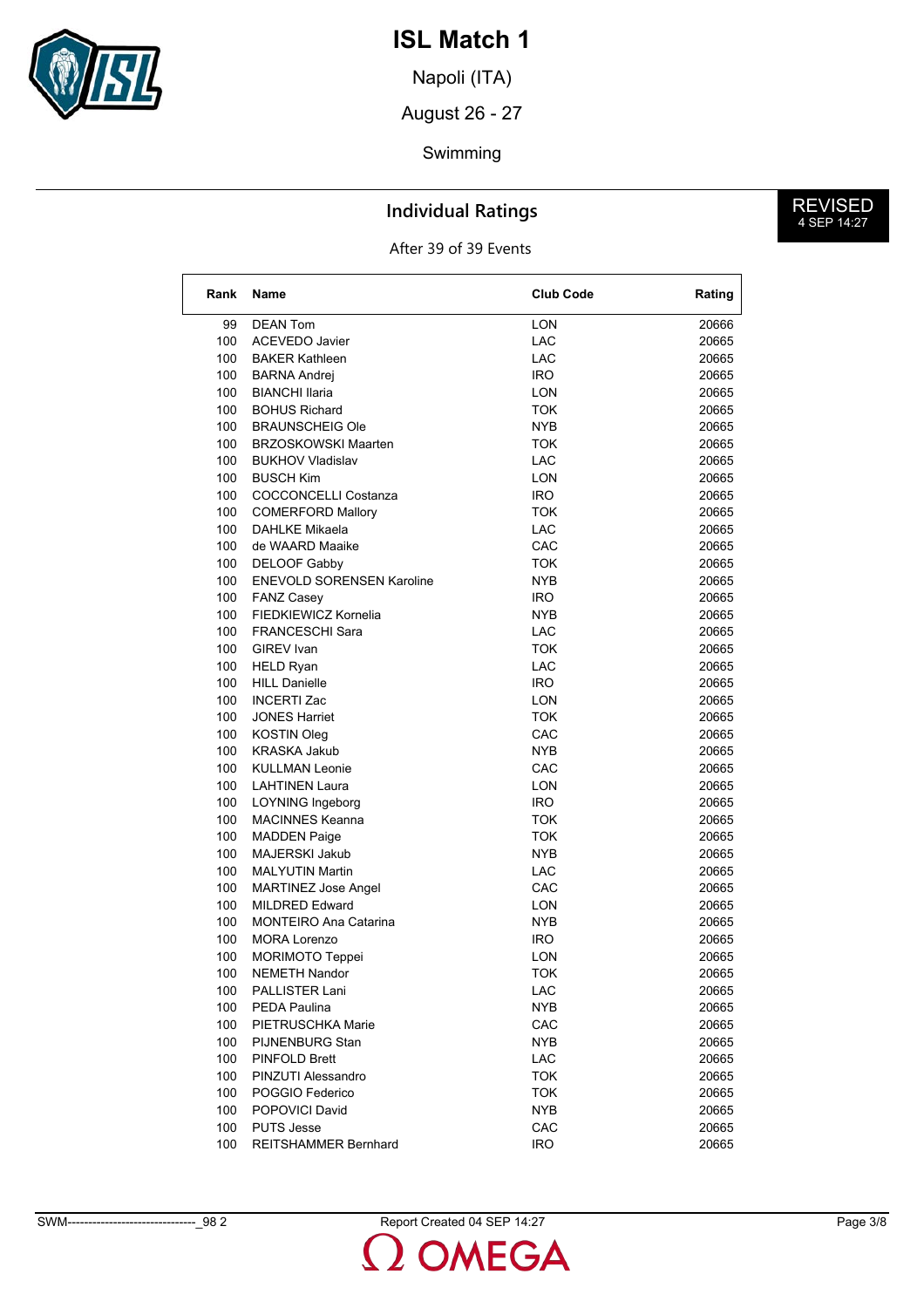# ISL Match 1

Napoli (ITA)

August 26 - 27

Swimming

## Individual Ratings

REVISED
4 SEP 14:27

After 39 of 39 Events

| Rank | Name | Club Code | Rating |
|---|---|---|---|
| 99 | DEAN Tom | LON | 20666 |
| 100 | ACEVEDO Javier | LAC | 20665 |
| 100 | BAKER Kathleen | LAC | 20665 |
| 100 | BARNA Andrej | IRO | 20665 |
| 100 | BIANCHI Ilaria | LON | 20665 |
| 100 | BOHUS Richard | TOK | 20665 |
| 100 | BRAUNSCHEIG Ole | NYB | 20665 |
| 100 | BRZOSKOWSKI Maarten | TOK | 20665 |
| 100 | BUKHOV Vladislav | LAC | 20665 |
| 100 | BUSCH Kim | LON | 20665 |
| 100 | COCCONCELLI Costanza | IRO | 20665 |
| 100 | COMERFORD Mallory | TOK | 20665 |
| 100 | DAHLKE Mikaela | LAC | 20665 |
| 100 | de WAARD Maaike | CAC | 20665 |
| 100 | DELOOF Gabby | TOK | 20665 |
| 100 | ENEVOLD SORENSEN Karoline | NYB | 20665 |
| 100 | FANZ Casey | IRO | 20665 |
| 100 | FIEDKIEWICZ Kornelia | NYB | 20665 |
| 100 | FRANCESCHI Sara | LAC | 20665 |
| 100 | GIREV Ivan | TOK | 20665 |
| 100 | HELD Ryan | LAC | 20665 |
| 100 | HILL Danielle | IRO | 20665 |
| 100 | INCERTI Zac | LON | 20665 |
| 100 | JONES Harriet | TOK | 20665 |
| 100 | KOSTIN Oleg | CAC | 20665 |
| 100 | KRASKA Jakub | NYB | 20665 |
| 100 | KULLMAN Leonie | CAC | 20665 |
| 100 | LAHTINEN Laura | LON | 20665 |
| 100 | LOYNING Ingeborg | IRO | 20665 |
| 100 | MACINNES Keanna | TOK | 20665 |
| 100 | MADDEN Paige | TOK | 20665 |
| 100 | MAJERSKI Jakub | NYB | 20665 |
| 100 | MALYUTIN Martin | LAC | 20665 |
| 100 | MARTINEZ Jose Angel | CAC | 20665 |
| 100 | MILDRED Edward | LON | 20665 |
| 100 | MONTEIRO Ana Catarina | NYB | 20665 |
| 100 | MORA Lorenzo | IRO | 20665 |
| 100 | MORIMOTO Teppei | LON | 20665 |
| 100 | NEMETH Nandor | TOK | 20665 |
| 100 | PALLISTER Lani | LAC | 20665 |
| 100 | PEDA Paulina | NYB | 20665 |
| 100 | PIETRUSCHKA Marie | CAC | 20665 |
| 100 | PIJNENBURG Stan | NYB | 20665 |
| 100 | PINFOLD Brett | LAC | 20665 |
| 100 | PINZUTI Alessandro | TOK | 20665 |
| 100 | POGGIO Federico | TOK | 20665 |
| 100 | POPOVICI David | NYB | 20665 |
| 100 | PUTS Jesse | CAC | 20665 |
| 100 | REITSHAMMER Bernhard | IRO | 20665 |

SWM-------------------------------_98 2 Report Created 04 SEP 14:27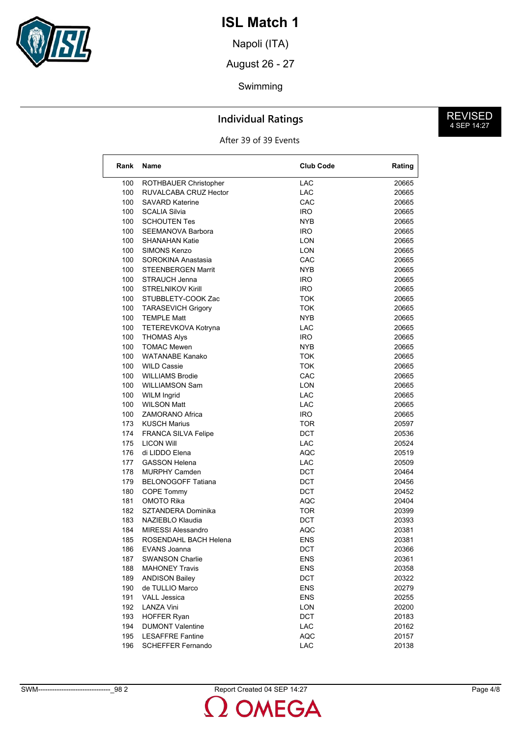# ISL Match 1

Napoli (ITA)

August 26 - 27

Swimming

## Individual Ratings

REVISED
4 SEP 14:27

After 39 of 39 Events

| Rank | Name | Club Code | Rating |
|---|---|---|---|
| 100 | ROTHBAUER Christopher | LAC | 20665 |
| 100 | RUVALCABA CRUZ Hector | LAC | 20665 |
| 100 | SAVARD Katerine | CAC | 20665 |
| 100 | SCALIA Silvia | IRO | 20665 |
| 100 | SCHOUTEN Tes | NYB | 20665 |
| 100 | SEEMANOVA Barbora | IRO | 20665 |
| 100 | SHANAHAN Katie | LON | 20665 |
| 100 | SIMONS Kenzo | LON | 20665 |
| 100 | SOROKINA Anastasia | CAC | 20665 |
| 100 | STEENBERGEN Marrit | NYB | 20665 |
| 100 | STRAUCH Jenna | IRO | 20665 |
| 100 | STRELNIKOV Kirill | IRO | 20665 |
| 100 | STUBBLETY-COOK Zac | TOK | 20665 |
| 100 | TARASEVICH Grigory | TOK | 20665 |
| 100 | TEMPLE Matt | NYB | 20665 |
| 100 | TETEREVKOVA Kotryna | LAC | 20665 |
| 100 | THOMAS Alys | IRO | 20665 |
| 100 | TOMAC Mewen | NYB | 20665 |
| 100 | WATANABE Kanako | TOK | 20665 |
| 100 | WILD Cassie | TOK | 20665 |
| 100 | WILLIAMS Brodie | CAC | 20665 |
| 100 | WILLIAMSON Sam | LON | 20665 |
| 100 | WILM Ingrid | LAC | 20665 |
| 100 | WILSON Matt | LAC | 20665 |
| 100 | ZAMORANO Africa | IRO | 20665 |
| 173 | KUSCH Marius | TOR | 20597 |
| 174 | FRANCA SILVA Felipe | DCT | 20536 |
| 175 | LICON Will | LAC | 20524 |
| 176 | di LIDDO Elena | AQC | 20519 |
| 177 | GASSON Helena | LAC | 20509 |
| 178 | MURPHY Camden | DCT | 20464 |
| 179 | BELONOGOFF Tatiana | DCT | 20456 |
| 180 | COPE Tommy | DCT | 20452 |
| 181 | OMOTO Rika | AQC | 20404 |
| 182 | SZTANDERA Dominika | TOR | 20399 |
| 183 | NAZIEBLO Klaudia | DCT | 20393 |
| 184 | MIRESSI Alessandro | AQC | 20381 |
| 185 | ROSENDAHL BACH Helena | ENS | 20381 |
| 186 | EVANS Joanna | DCT | 20366 |
| 187 | SWANSON Charlie | ENS | 20361 |
| 188 | MAHONEY Travis | ENS | 20358 |
| 189 | ANDISON Bailey | DCT | 20322 |
| 190 | de TULLIO Marco | ENS | 20279 |
| 191 | VALL Jessica | ENS | 20255 |
| 192 | LANZA Vini | LON | 20200 |
| 193 | HOFFER Ryan | DCT | 20183 |
| 194 | DUMONT Valentine | LAC | 20162 |
| 195 | LESAFFRE Fantine | AQC | 20157 |
| 196 | SCHEFFER Fernando | LAC | 20138 |

SWM-------------------------------_98 2 Report Created 04 SEP 14:27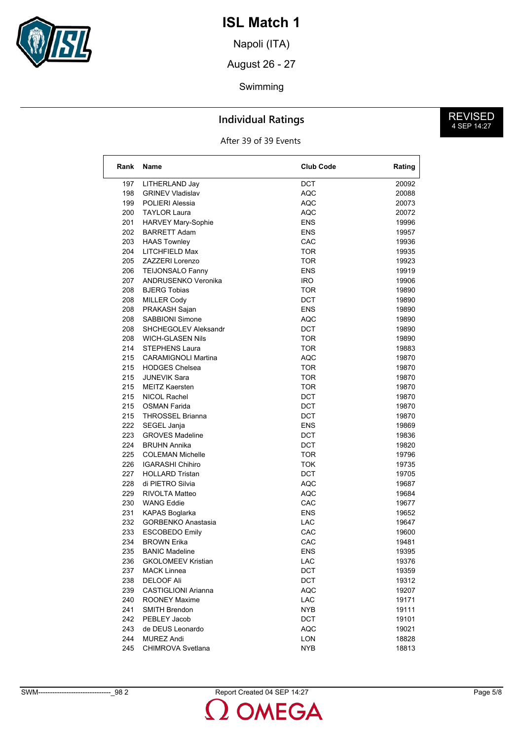# ISL Match 1

Napoli (ITA)

August 26 - 27

Swimming

## Individual Ratings

REVISED 4 SEP 14:27

After 39 of 39 Events

| Rank | Name | Club Code | Rating |
|---|---|---|---|
| 197 | LITHERLAND Jay | DCT | 20092 |
| 198 | GRINEV Vladislav | AQC | 20088 |
| 199 | POLIERI Alessia | AQC | 20073 |
| 200 | TAYLOR Laura | AQC | 20072 |
| 201 | HARVEY Mary-Sophie | ENS | 19996 |
| 202 | BARRETT Adam | ENS | 19957 |
| 203 | HAAS Townley | CAC | 19936 |
| 204 | LITCHFIELD Max | TOR | 19935 |
| 205 | ZAZZERI Lorenzo | TOR | 19923 |
| 206 | TEIJONSALO Fanny | ENS | 19919 |
| 207 | ANDRUSENKO Veronika | IRO | 19906 |
| 208 | BJERG Tobias | TOR | 19890 |
| 208 | MILLER Cody | DCT | 19890 |
| 208 | PRAKASH Sajan | ENS | 19890 |
| 208 | SABBIONI Simone | AQC | 19890 |
| 208 | SHCHEGOLEV Aleksandr | DCT | 19890 |
| 208 | WICH-GLASEN Nils | TOR | 19890 |
| 214 | STEPHENS Laura | TOR | 19883 |
| 215 | CARAMIGNOLI Martina | AQC | 19870 |
| 215 | HODGES Chelsea | TOR | 19870 |
| 215 | JUNEVIK Sara | TOR | 19870 |
| 215 | MEITZ Kaersten | TOR | 19870 |
| 215 | NICOL Rachel | DCT | 19870 |
| 215 | OSMAN Farida | DCT | 19870 |
| 215 | THROSSEL Brianna | DCT | 19870 |
| 222 | SEGEL Janja | ENS | 19869 |
| 223 | GROVES Madeline | DCT | 19836 |
| 224 | BRUHN Annika | DCT | 19820 |
| 225 | COLEMAN Michelle | TOR | 19796 |
| 226 | IGARASHI Chihiro | TOK | 19735 |
| 227 | HOLLARD Tristan | DCT | 19705 |
| 228 | di PIETRO Silvia | AQC | 19687 |
| 229 | RIVOLTA Matteo | AQC | 19684 |
| 230 | WANG Eddie | CAC | 19677 |
| 231 | KAPAS Boglarka | ENS | 19652 |
| 232 | GORBENKO Anastasia | LAC | 19647 |
| 233 | ESCOBEDO Emily | CAC | 19600 |
| 234 | BROWN Erika | CAC | 19481 |
| 235 | BANIC Madeline | ENS | 19395 |
| 236 | GKOLOMEEV Kristian | LAC | 19376 |
| 237 | MACK Linnea | DCT | 19359 |
| 238 | DELOOF Ali | DCT | 19312 |
| 239 | CASTIGLIONI Arianna | AQC | 19207 |
| 240 | ROONEY Maxime | LAC | 19171 |
| 241 | SMITH Brendon | NYB | 19111 |
| 242 | PEBLEY Jacob | DCT | 19101 |
| 243 | de DEUS Leonardo | AQC | 19021 |
| 244 | MUREZ Andi | LON | 18828 |
| 245 | CHIMROVA Svetlana | NYB | 18813 |

SWM-------------------------------_98 2 Report Created 04 SEP 14:27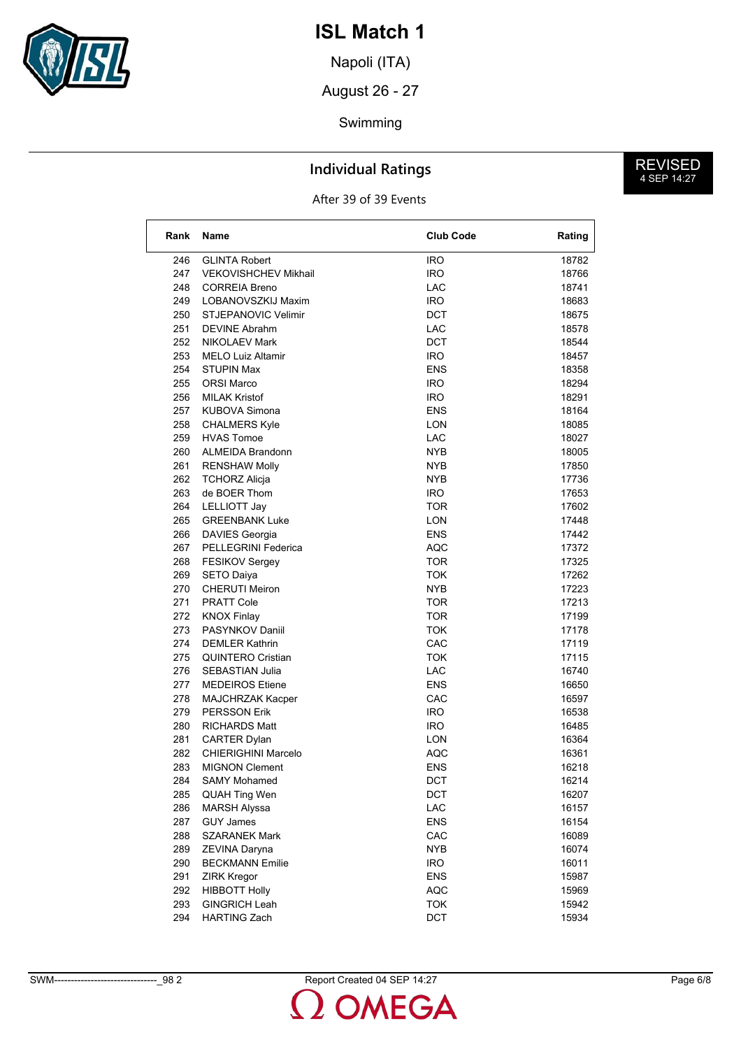# ISL Match 1

Napoli (ITA)

August 26 - 27

Swimming

## Individual Ratings

REVISED
4 SEP 14:27

After 39 of 39 Events

| Rank | Name | Club Code | Rating |
|---|---|---|---|
| 246 | GLINTA Robert | IRO | 18782 |
| 247 | VEKOVISHCHEV Mikhail | IRO | 18766 |
| 248 | CORREIA Breno | LAC | 18741 |
| 249 | LOBANOVSZKIJ Maxim | IRO | 18683 |
| 250 | STJEPANOVIC Velimir | DCT | 18675 |
| 251 | DEVINE Abrahm | LAC | 18578 |
| 252 | NIKOLAEV Mark | DCT | 18544 |
| 253 | MELO Luiz Altamir | IRO | 18457 |
| 254 | STUPIN Max | ENS | 18358 |
| 255 | ORSI Marco | IRO | 18294 |
| 256 | MILAK Kristof | IRO | 18291 |
| 257 | KUBOVA Simona | ENS | 18164 |
| 258 | CHALMERS Kyle | LON | 18085 |
| 259 | HVAS Tomoe | LAC | 18027 |
| 260 | ALMEIDA Brandonn | NYB | 18005 |
| 261 | RENSHAW Molly | NYB | 17850 |
| 262 | TCHORZ Alicja | NYB | 17736 |
| 263 | de BOER Thom | IRO | 17653 |
| 264 | LELLIOTT Jay | TOR | 17602 |
| 265 | GREENBANK Luke | LON | 17448 |
| 266 | DAVIES Georgia | ENS | 17442 |
| 267 | PELLEGRINI Federica | AQC | 17372 |
| 268 | FESIKOV Sergey | TOR | 17325 |
| 269 | SETO Daiya | TOK | 17262 |
| 270 | CHERUTI Meiron | NYB | 17223 |
| 271 | PRATT Cole | TOR | 17213 |
| 272 | KNOX Finlay | TOR | 17199 |
| 273 | PASYNKOV Daniil | TOK | 17178 |
| 274 | DEMLER Kathrin | CAC | 17119 |
| 275 | QUINTERO Cristian | TOK | 17115 |
| 276 | SEBASTIAN Julia | LAC | 16740 |
| 277 | MEDEIROS Etiene | ENS | 16650 |
| 278 | MAJCHRZAK Kacper | CAC | 16597 |
| 279 | PERSSON Erik | IRO | 16538 |
| 280 | RICHARDS Matt | IRO | 16485 |
| 281 | CARTER Dylan | LON | 16364 |
| 282 | CHIERIGHINI Marcelo | AQC | 16361 |
| 283 | MIGNON Clement | ENS | 16218 |
| 284 | SAMY Mohamed | DCT | 16214 |
| 285 | QUAH Ting Wen | DCT | 16207 |
| 286 | MARSH Alyssa | LAC | 16157 |
| 287 | GUY James | ENS | 16154 |
| 288 | SZARANEK Mark | CAC | 16089 |
| 289 | ZEVINA Daryna | NYB | 16074 |
| 290 | BECKMANN Emilie | IRO | 16011 |
| 291 | ZIRK Kregor | ENS | 15987 |
| 292 | HIBBOTT Holly | AQC | 15969 |
| 293 | GINGRICH Leah | TOK | 15942 |
| 294 | HARTING Zach | DCT | 15934 |

SWM-------------------------------_98 2 Report Created 04 SEP 14:27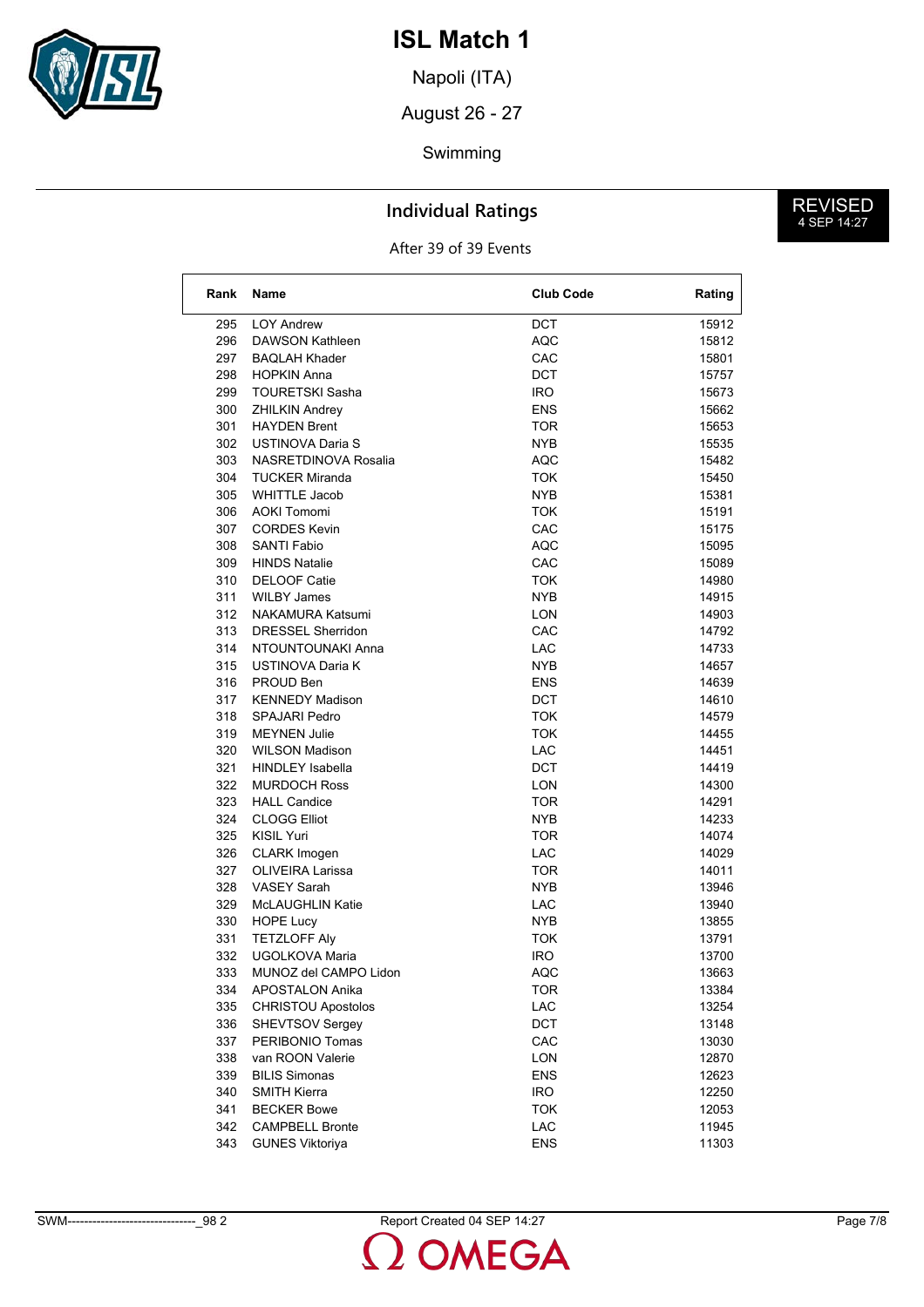# ISL Match 1

Napoli (ITA)

August 26 - 27

Swimming

## Individual Ratings

REVISED
4 SEP 14:27

After 39 of 39 Events

| Rank | Name | Club Code | Rating |
|---|---|---|---|
| 295 | LOY Andrew | DCT | 15912 |
| 296 | DAWSON Kathleen | AQC | 15812 |
| 297 | BAQLAH Khader | CAC | 15801 |
| 298 | HOPKIN Anna | DCT | 15757 |
| 299 | TOURETSKI Sasha | IRO | 15673 |
| 300 | ZHILKIN Andrey | ENS | 15662 |
| 301 | HAYDEN Brent | TOR | 15653 |
| 302 | USTINOVA Daria S | NYB | 15535 |
| 303 | NASRETDINOVA Rosalia | AQC | 15482 |
| 304 | TUCKER Miranda | TOK | 15450 |
| 305 | WHITTLE Jacob | NYB | 15381 |
| 306 | AOKI Tomomi | TOK | 15191 |
| 307 | CORDES Kevin | CAC | 15175 |
| 308 | SANTI Fabio | AQC | 15095 |
| 309 | HINDS Natalie | CAC | 15089 |
| 310 | DELOOF Catie | TOK | 14980 |
| 311 | WILBY James | NYB | 14915 |
| 312 | NAKAMURA Katsumi | LON | 14903 |
| 313 | DRESSEL Sherridon | CAC | 14792 |
| 314 | NTOUNTOUNAKI Anna | LAC | 14733 |
| 315 | USTINOVA Daria K | NYB | 14657 |
| 316 | PROUD Ben | ENS | 14639 |
| 317 | KENNEDY Madison | DCT | 14610 |
| 318 | SPAJARI Pedro | TOK | 14579 |
| 319 | MEYNEN Julie | TOK | 14455 |
| 320 | WILSON Madison | LAC | 14451 |
| 321 | HINDLEY Isabella | DCT | 14419 |
| 322 | MURDOCH Ross | LON | 14300 |
| 323 | HALL Candice | TOR | 14291 |
| 324 | CLOGG Elliot | NYB | 14233 |
| 325 | KISIL Yuri | TOR | 14074 |
| 326 | CLARK Imogen | LAC | 14029 |
| 327 | OLIVEIRA Larissa | TOR | 14011 |
| 328 | VASEY Sarah | NYB | 13946 |
| 329 | McLAUGHLIN Katie | LAC | 13940 |
| 330 | HOPE Lucy | NYB | 13855 |
| 331 | TETZLOFF Aly | TOK | 13791 |
| 332 | UGOLKOVA Maria | IRO | 13700 |
| 333 | MUNOZ del CAMPO Lidon | AQC | 13663 |
| 334 | APOSTALON Anika | TOR | 13384 |
| 335 | CHRISTOU Apostolos | LAC | 13254 |
| 336 | SHEVTSOV Sergey | DCT | 13148 |
| 337 | PERIBONIO Tomas | CAC | 13030 |
| 338 | van ROON Valerie | LON | 12870 |
| 339 | BILIS Simonas | ENS | 12623 |
| 340 | SMITH Kierra | IRO | 12250 |
| 341 | BECKER Bowe | TOK | 12053 |
| 342 | CAMPBELL Bronte | LAC | 11945 |
| 343 | GUNES Viktoriya | ENS | 11303 |

SWM-------------------------------_98 2 Report Created 04 SEP 14:27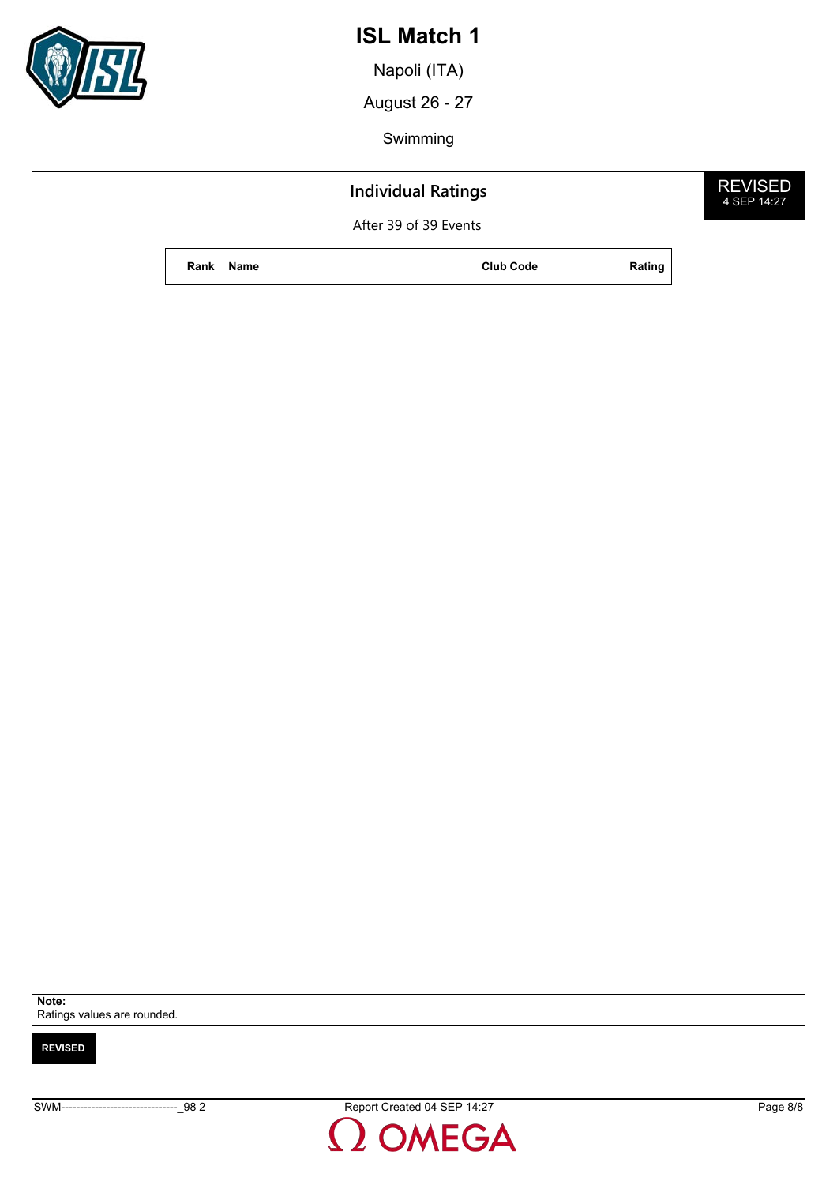# ISL Match 1

Napoli (ITA)

August 26 - 27

Swimming

## Individual Ratings

REVISED
4 SEP 14:27

After 39 of 39 Events

| Rank | Name | Club Code | Rating |
|---|---|---|---|

**Note:**
Ratings values are rounded.

**REVISED**

SWM-------------------------------_98 2 Report Created 04 SEP 14:27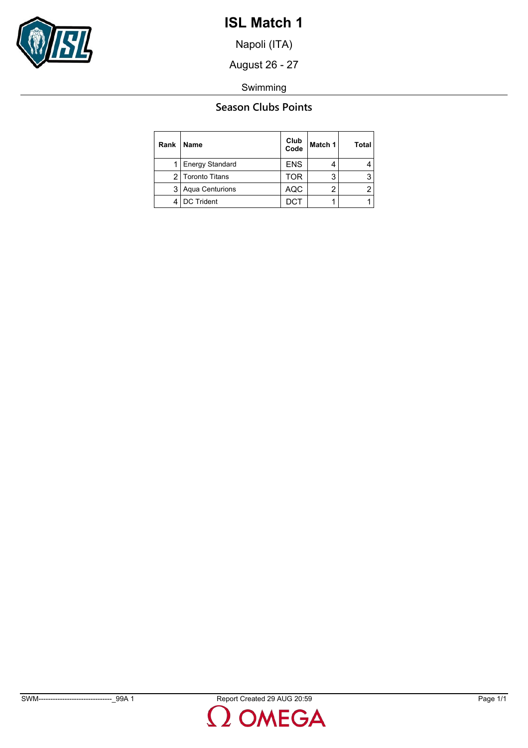# ISL Match 1

Napoli (ITA)

August 26 - 27

Swimming

## Season Clubs Points

| Rank | Name | Club Code | Match 1 | Total |
|---|---|---|---|---|
| 1 | Energy Standard | ENS | 4 | 4 |
| 2 | Toronto Titans | TOR | 3 | 3 |
| 3 | Aqua Centurions | AQC | 2 | 2 |
| 4 | DC Trident | DCT | 1 | 1 |

SWM-------------------------------_99A 1    Report Created 29 AUG 20:59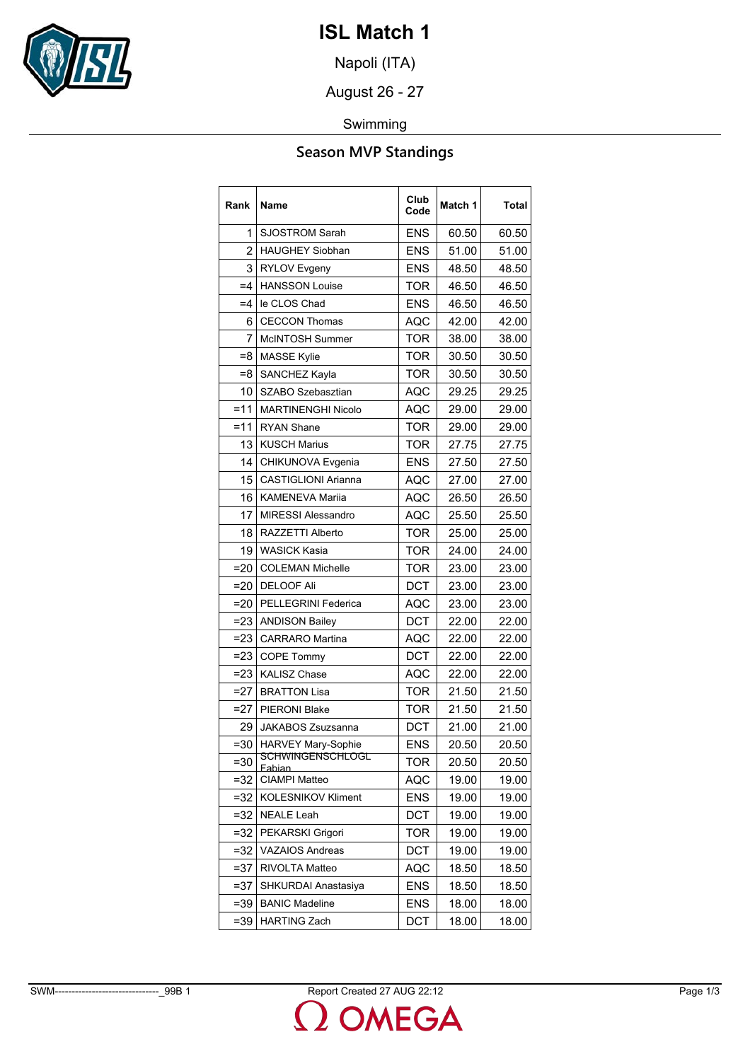# ISL Match 1

Napoli (ITA)

August 26 - 27

Swimming

## Season MVP Standings

| Rank | Name | Club Code | Match 1 | Total |
|---|---|---|---|---|
| 1 | SJOSTROM Sarah | ENS | 60.50 | 60.50 |
| 2 | HAUGHEY Siobhan | ENS | 51.00 | 51.00 |
| 3 | RYLOV Evgeny | ENS | 48.50 | 48.50 |
| =4 | HANSSON Louise | TOR | 46.50 | 46.50 |
| =4 | le CLOS Chad | ENS | 46.50 | 46.50 |
| 6 | CECCON Thomas | AQC | 42.00 | 42.00 |
| 7 | McINTOSH Summer | TOR | 38.00 | 38.00 |
| =8 | MASSE Kylie | TOR | 30.50 | 30.50 |
| =8 | SANCHEZ Kayla | TOR | 30.50 | 30.50 |
| 10 | SZABO Szebasztian | AQC | 29.25 | 29.25 |
| =11 | MARTINENGHI Nicolo | AQC | 29.00 | 29.00 |
| =11 | RYAN Shane | TOR | 29.00 | 29.00 |
| 13 | KUSCH Marius | TOR | 27.75 | 27.75 |
| 14 | CHIKUNOVA Evgenia | ENS | 27.50 | 27.50 |
| 15 | CASTIGLIONI Arianna | AQC | 27.00 | 27.00 |
| 16 | KAMENEVA Mariia | AQC | 26.50 | 26.50 |
| 17 | MIRESSI Alessandro | AQC | 25.50 | 25.50 |
| 18 | RAZZETTI Alberto | TOR | 25.00 | 25.00 |
| 19 | WASICK Kasia | TOR | 24.00 | 24.00 |
| =20 | COLEMAN Michelle | TOR | 23.00 | 23.00 |
| =20 | DELOOF Ali | DCT | 23.00 | 23.00 |
| =20 | PELLEGRINI Federica | AQC | 23.00 | 23.00 |
| =23 | ANDISON Bailey | DCT | 22.00 | 22.00 |
| =23 | CARRARO Martina | AQC | 22.00 | 22.00 |
| =23 | COPE Tommy | DCT | 22.00 | 22.00 |
| =23 | KALISZ Chase | AQC | 22.00 | 22.00 |
| =27 | BRATTON Lisa | TOR | 21.50 | 21.50 |
| =27 | PIERONI Blake | TOR | 21.50 | 21.50 |
| 29 | JAKABOS Zsuzsanna | DCT | 21.00 | 21.00 |
| =30 | HARVEY Mary-Sophie | ENS | 20.50 | 20.50 |
| =30 | SCHWINGENSCHLOGL Fabian | TOR | 20.50 | 20.50 |
| =32 | CIAMPI Matteo | AQC | 19.00 | 19.00 |
| =32 | KOLESNIKOV Kliment | ENS | 19.00 | 19.00 |
| =32 | NEALE Leah | DCT | 19.00 | 19.00 |
| =32 | PEKARSKI Grigori | TOR | 19.00 | 19.00 |
| =32 | VAZAIOS Andreas | DCT | 19.00 | 19.00 |
| =37 | RIVOLTA Matteo | AQC | 18.50 | 18.50 |
| =37 | SHKURDAI Anastasiya | ENS | 18.50 | 18.50 |
| =39 | BANIC Madeline | ENS | 18.00 | 18.00 |
| =39 | HARTING Zach | DCT | 18.00 | 18.00 |

SWM-------------------------------_99B 1 Report Created 27 AUG 22:12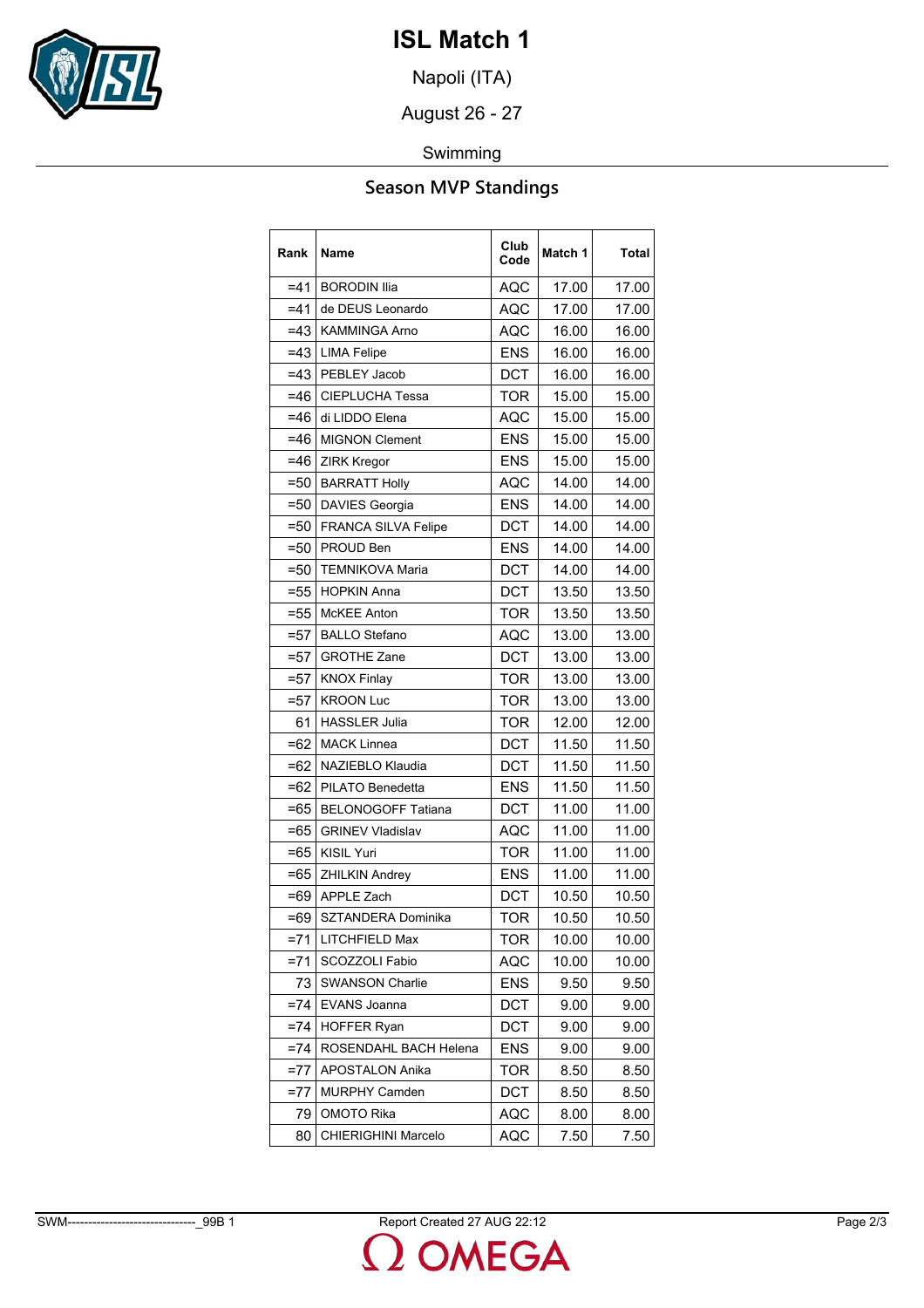# ISL Match 1

Napoli (ITA)

August 26 - 27

Swimming

## Season MVP Standings

| Rank | Name | Club Code | Match 1 | Total |
|---|---|---|---|---|
| =41 | BORODIN Ilia | AQC | 17.00 | 17.00 |
| =41 | de DEUS Leonardo | AQC | 17.00 | 17.00 |
| =43 | KAMMINGA Arno | AQC | 16.00 | 16.00 |
| =43 | LIMA Felipe | ENS | 16.00 | 16.00 |
| =43 | PEBLEY Jacob | DCT | 16.00 | 16.00 |
| =46 | CIEPLUCHA Tessa | TOR | 15.00 | 15.00 |
| =46 | di LIDDO Elena | AQC | 15.00 | 15.00 |
| =46 | MIGNON Clement | ENS | 15.00 | 15.00 |
| =46 | ZIRK Kregor | ENS | 15.00 | 15.00 |
| =50 | BARRATT Holly | AQC | 14.00 | 14.00 |
| =50 | DAVIES Georgia | ENS | 14.00 | 14.00 |
| =50 | FRANCA SILVA Felipe | DCT | 14.00 | 14.00 |
| =50 | PROUD Ben | ENS | 14.00 | 14.00 |
| =50 | TEMNIKOVA Maria | DCT | 14.00 | 14.00 |
| =55 | HOPKIN Anna | DCT | 13.50 | 13.50 |
| =55 | McKEE Anton | TOR | 13.50 | 13.50 |
| =57 | BALLO Stefano | AQC | 13.00 | 13.00 |
| =57 | GROTHE Zane | DCT | 13.00 | 13.00 |
| =57 | KNOX Finlay | TOR | 13.00 | 13.00 |
| =57 | KROON Luc | TOR | 13.00 | 13.00 |
| 61 | HASSLER Julia | TOR | 12.00 | 12.00 |
| =62 | MACK Linnea | DCT | 11.50 | 11.50 |
| =62 | NAZIEBLO Klaudia | DCT | 11.50 | 11.50 |
| =62 | PILATO Benedetta | ENS | 11.50 | 11.50 |
| =65 | BELONOGOFF Tatiana | DCT | 11.00 | 11.00 |
| =65 | GRINEV Vladislav | AQC | 11.00 | 11.00 |
| =65 | KISIL Yuri | TOR | 11.00 | 11.00 |
| =65 | ZHILKIN Andrey | ENS | 11.00 | 11.00 |
| =69 | APPLE Zach | DCT | 10.50 | 10.50 |
| =69 | SZTANDERA Dominika | TOR | 10.50 | 10.50 |
| =71 | LITCHFIELD Max | TOR | 10.00 | 10.00 |
| =71 | SCOZZOLI Fabio | AQC | 10.00 | 10.00 |
| 73 | SWANSON Charlie | ENS | 9.50 | 9.50 |
| =74 | EVANS Joanna | DCT | 9.00 | 9.00 |
| =74 | HOFFER Ryan | DCT | 9.00 | 9.00 |
| =74 | ROSENDAHL BACH Helena | ENS | 9.00 | 9.00 |
| =77 | APOSTALON Anika | TOR | 8.50 | 8.50 |
| =77 | MURPHY Camden | DCT | 8.50 | 8.50 |
| 79 | OMOTO Rika | AQC | 8.00 | 8.00 |
| 80 | CHIERIGHINI Marcelo | AQC | 7.50 | 7.50 |

SWM-------------------------------_99B 1 Report Created 27 AUG 22:12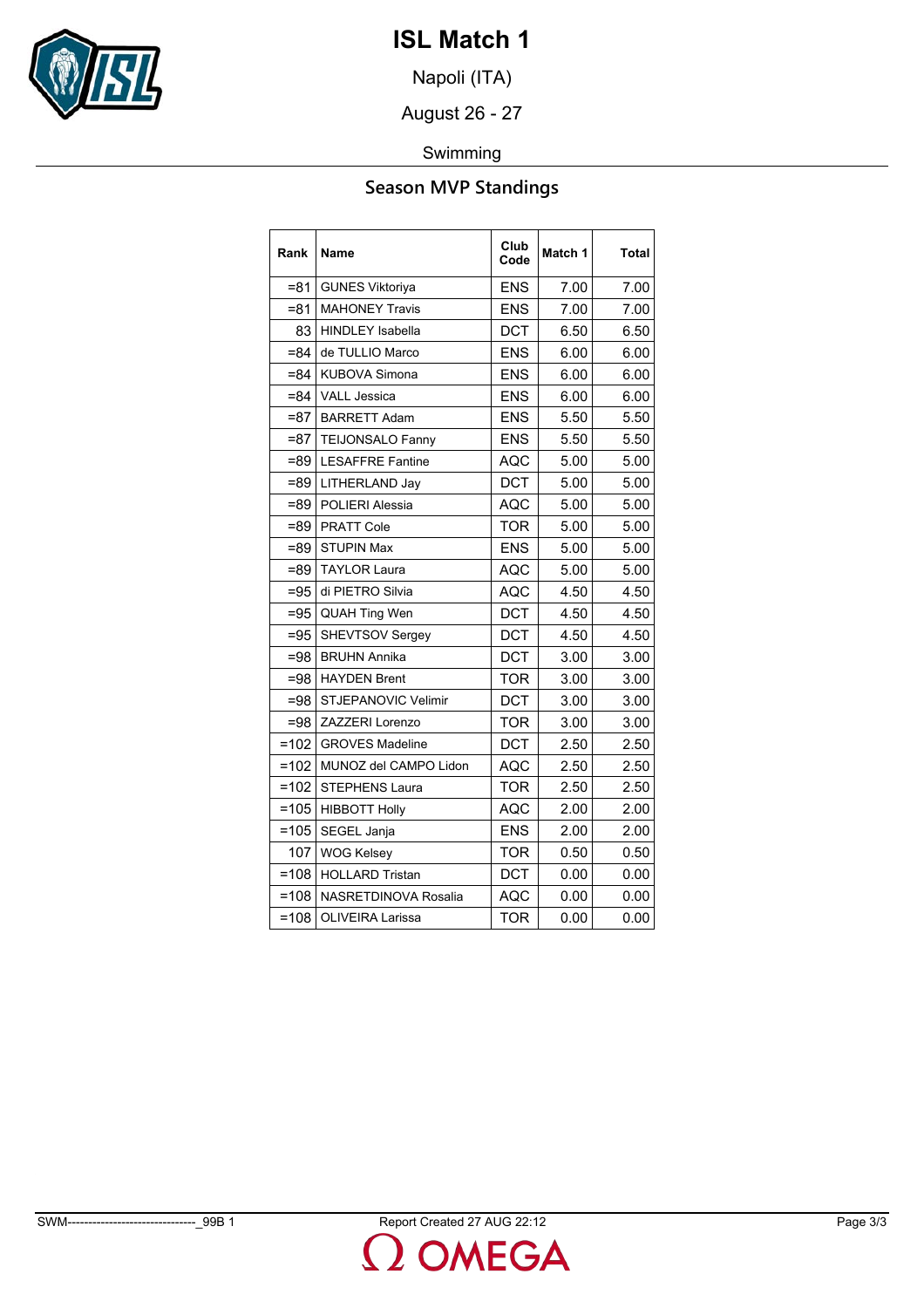# ISL Match 1

Napoli (ITA)

August 26 - 27

Swimming

## Season MVP Standings

| Rank | Name | Club Code | Match 1 | Total |
|---|---|---|---|---|
| =81 | GUNES Viktoriya | ENS | 7.00 | 7.00 |
| =81 | MAHONEY Travis | ENS | 7.00 | 7.00 |
| 83 | HINDLEY Isabella | DCT | 6.50 | 6.50 |
| =84 | de TULLIO Marco | ENS | 6.00 | 6.00 |
| =84 | KUBOVA Simona | ENS | 6.00 | 6.00 |
| =84 | VALL Jessica | ENS | 6.00 | 6.00 |
| =87 | BARRETT Adam | ENS | 5.50 | 5.50 |
| =87 | TEIJONSALO Fanny | ENS | 5.50 | 5.50 |
| =89 | LESAFFRE Fantine | AQC | 5.00 | 5.00 |
| =89 | LITHERLAND Jay | DCT | 5.00 | 5.00 |
| =89 | POLIERI Alessia | AQC | 5.00 | 5.00 |
| =89 | PRATT Cole | TOR | 5.00 | 5.00 |
| =89 | STUPIN Max | ENS | 5.00 | 5.00 |
| =89 | TAYLOR Laura | AQC | 5.00 | 5.00 |
| =95 | di PIETRO Silvia | AQC | 4.50 | 4.50 |
| =95 | QUAH Ting Wen | DCT | 4.50 | 4.50 |
| =95 | SHEVTSOV Sergey | DCT | 4.50 | 4.50 |
| =98 | BRUHN Annika | DCT | 3.00 | 3.00 |
| =98 | HAYDEN Brent | TOR | 3.00 | 3.00 |
| =98 | STJEPANOVIC Velimir | DCT | 3.00 | 3.00 |
| =98 | ZAZZERI Lorenzo | TOR | 3.00 | 3.00 |
| =102 | GROVES Madeline | DCT | 2.50 | 2.50 |
| =102 | MUNOZ del CAMPO Lidon | AQC | 2.50 | 2.50 |
| =102 | STEPHENS Laura | TOR | 2.50 | 2.50 |
| =105 | HIBBOTT Holly | AQC | 2.00 | 2.00 |
| =105 | SEGEL Janja | ENS | 2.00 | 2.00 |
| 107 | WOG Kelsey | TOR | 0.50 | 0.50 |
| =108 | HOLLARD Tristan | DCT | 0.00 | 0.00 |
| =108 | NASRETDINOVA Rosalia | AQC | 0.00 | 0.00 |
| =108 | OLIVEIRA Larissa | TOR | 0.00 | 0.00 |

SWM-------------------------------_99B 1

Report Created 27 AUG 22:12